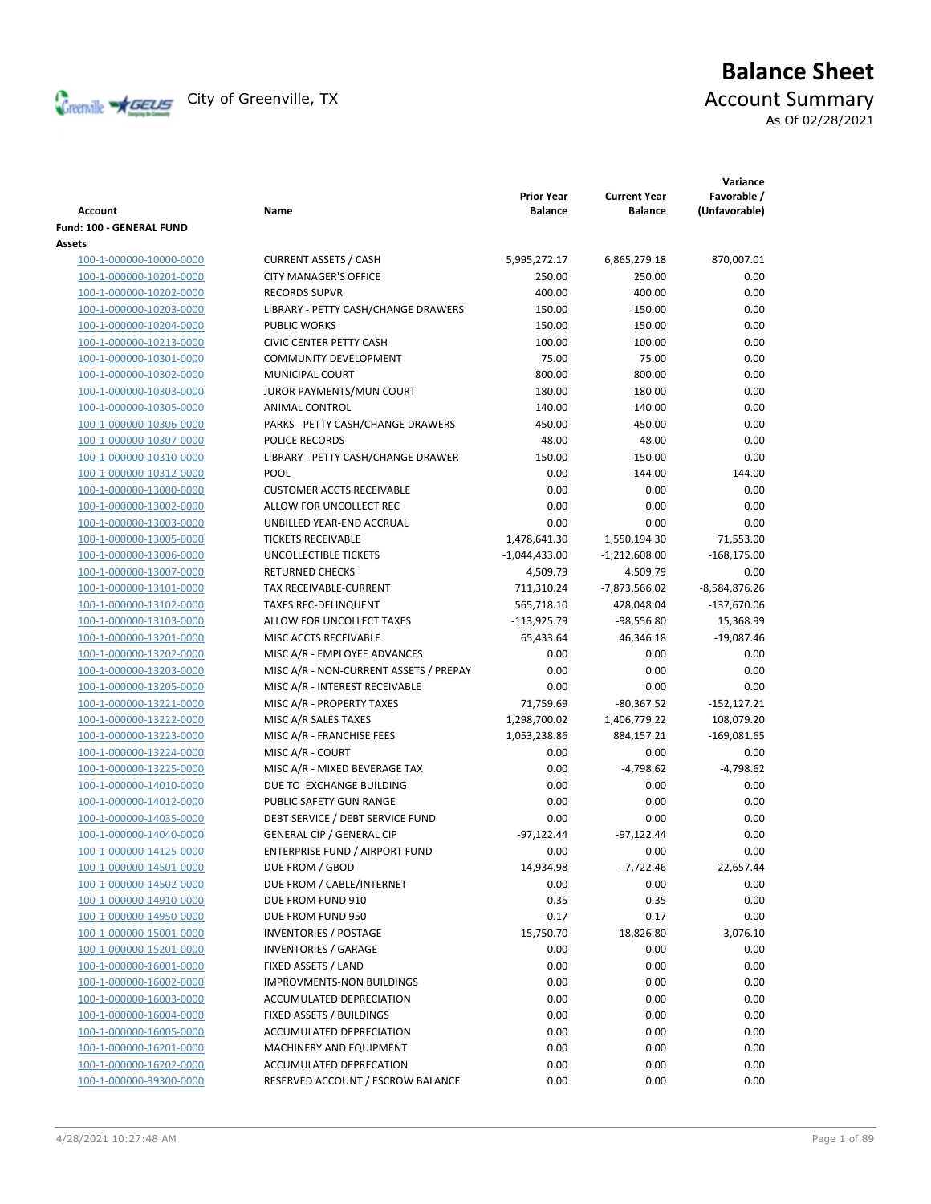# Balance Sheet

City of Greenville, TX

## Account Summary

As Of 02/28/2021

| Account | Name | Prior Year Balance | Current Year Balance | Variance Favorable / (Unfavorable) |
|---|---|---|---|---|
| **Fund: 100 - GENERAL FUND** | | | | |
| **Assets** | | | | |
| 100-1-000000-10000-0000 | CURRENT ASSETS / CASH | 5,995,272.17 | 6,865,279.18 | 870,007.01 |
| 100-1-000000-10201-0000 | CITY MANAGER'S OFFICE | 250.00 | 250.00 | 0.00 |
| 100-1-000000-10202-0000 | RECORDS SUPVR | 400.00 | 400.00 | 0.00 |
| 100-1-000000-10203-0000 | LIBRARY - PETTY CASH/CHANGE DRAWERS | 150.00 | 150.00 | 0.00 |
| 100-1-000000-10204-0000 | PUBLIC WORKS | 150.00 | 150.00 | 0.00 |
| 100-1-000000-10213-0000 | CIVIC CENTER PETTY CASH | 100.00 | 100.00 | 0.00 |
| 100-1-000000-10301-0000 | COMMUNITY DEVELOPMENT | 75.00 | 75.00 | 0.00 |
| 100-1-000000-10302-0000 | MUNICIPAL COURT | 800.00 | 800.00 | 0.00 |
| 100-1-000000-10303-0000 | JUROR PAYMENTS/MUN COURT | 180.00 | 180.00 | 0.00 |
| 100-1-000000-10305-0000 | ANIMAL CONTROL | 140.00 | 140.00 | 0.00 |
| 100-1-000000-10306-0000 | PARKS - PETTY CASH/CHANGE DRAWERS | 450.00 | 450.00 | 0.00 |
| 100-1-000000-10307-0000 | POLICE RECORDS | 48.00 | 48.00 | 0.00 |
| 100-1-000000-10310-0000 | LIBRARY - PETTY CASH/CHANGE DRAWER | 150.00 | 150.00 | 0.00 |
| 100-1-000000-10312-0000 | POOL | 0.00 | 144.00 | 144.00 |
| 100-1-000000-13000-0000 | CUSTOMER ACCTS RECEIVABLE | 0.00 | 0.00 | 0.00 |
| 100-1-000000-13002-0000 | ALLOW FOR UNCOLLECT REC | 0.00 | 0.00 | 0.00 |
| 100-1-000000-13003-0000 | UNBILLED YEAR-END ACCRUAL | 0.00 | 0.00 | 0.00 |
| 100-1-000000-13005-0000 | TICKETS RECEIVABLE | 1,478,641.30 | 1,550,194.30 | 71,553.00 |
| 100-1-000000-13006-0000 | UNCOLLECTIBLE TICKETS | -1,044,433.00 | -1,212,608.00 | -168,175.00 |
| 100-1-000000-13007-0000 | RETURNED CHECKS | 4,509.79 | 4,509.79 | 0.00 |
| 100-1-000000-13101-0000 | TAX RECEIVABLE-CURRENT | 711,310.24 | -7,873,566.02 | -8,584,876.26 |
| 100-1-000000-13102-0000 | TAXES REC-DELINQUENT | 565,718.10 | 428,048.04 | -137,670.06 |
| 100-1-000000-13103-0000 | ALLOW FOR UNCOLLECT TAXES | -113,925.79 | -98,556.80 | 15,368.99 |
| 100-1-000000-13201-0000 | MISC ACCTS RECEIVABLE | 65,433.64 | 46,346.18 | -19,087.46 |
| 100-1-000000-13202-0000 | MISC A/R - EMPLOYEE ADVANCES | 0.00 | 0.00 | 0.00 |
| 100-1-000000-13203-0000 | MISC A/R - NON-CURRENT ASSETS / PREPAY | 0.00 | 0.00 | 0.00 |
| 100-1-000000-13205-0000 | MISC A/R - INTEREST RECEIVABLE | 0.00 | 0.00 | 0.00 |
| 100-1-000000-13221-0000 | MISC A/R - PROPERTY TAXES | 71,759.69 | -80,367.52 | -152,127.21 |
| 100-1-000000-13222-0000 | MISC A/R SALES TAXES | 1,298,700.02 | 1,406,779.22 | 108,079.20 |
| 100-1-000000-13223-0000 | MISC A/R - FRANCHISE FEES | 1,053,238.86 | 884,157.21 | -169,081.65 |
| 100-1-000000-13224-0000 | MISC A/R - COURT | 0.00 | 0.00 | 0.00 |
| 100-1-000000-13225-0000 | MISC A/R - MIXED BEVERAGE TAX | 0.00 | -4,798.62 | -4,798.62 |
| 100-1-000000-14010-0000 | DUE TO EXCHANGE BUILDING | 0.00 | 0.00 | 0.00 |
| 100-1-000000-14012-0000 | PUBLIC SAFETY GUN RANGE | 0.00 | 0.00 | 0.00 |
| 100-1-000000-14035-0000 | DEBT SERVICE / DEBT SERVICE FUND | 0.00 | 0.00 | 0.00 |
| 100-1-000000-14040-0000 | GENERAL CIP / GENERAL CIP | -97,122.44 | -97,122.44 | 0.00 |
| 100-1-000000-14125-0000 | ENTERPRISE FUND / AIRPORT FUND | 0.00 | 0.00 | 0.00 |
| 100-1-000000-14501-0000 | DUE FROM / GBOD | 14,934.98 | -7,722.46 | -22,657.44 |
| 100-1-000000-14502-0000 | DUE FROM / CABLE/INTERNET | 0.00 | 0.00 | 0.00 |
| 100-1-000000-14910-0000 | DUE FROM FUND 910 | 0.35 | 0.35 | 0.00 |
| 100-1-000000-14950-0000 | DUE FROM FUND 950 | -0.17 | -0.17 | 0.00 |
| 100-1-000000-15001-0000 | INVENTORIES / POSTAGE | 15,750.70 | 18,826.80 | 3,076.10 |
| 100-1-000000-15201-0000 | INVENTORIES / GARAGE | 0.00 | 0.00 | 0.00 |
| 100-1-000000-16001-0000 | FIXED ASSETS / LAND | 0.00 | 0.00 | 0.00 |
| 100-1-000000-16002-0000 | IMPROVMENTS-NON BUILDINGS | 0.00 | 0.00 | 0.00 |
| 100-1-000000-16003-0000 | ACCUMULATED DEPRECIATION | 0.00 | 0.00 | 0.00 |
| 100-1-000000-16004-0000 | FIXED ASSETS / BUILDINGS | 0.00 | 0.00 | 0.00 |
| 100-1-000000-16005-0000 | ACCUMULATED DEPRECIATION | 0.00 | 0.00 | 0.00 |
| 100-1-000000-16201-0000 | MACHINERY AND EQUIPMENT | 0.00 | 0.00 | 0.00 |
| 100-1-000000-16202-0000 | ACCUMULATED DEPRECATION | 0.00 | 0.00 | 0.00 |
| 100-1-000000-39300-0000 | RESERVED ACCOUNT / ESCROW BALANCE | 0.00 | 0.00 | 0.00 |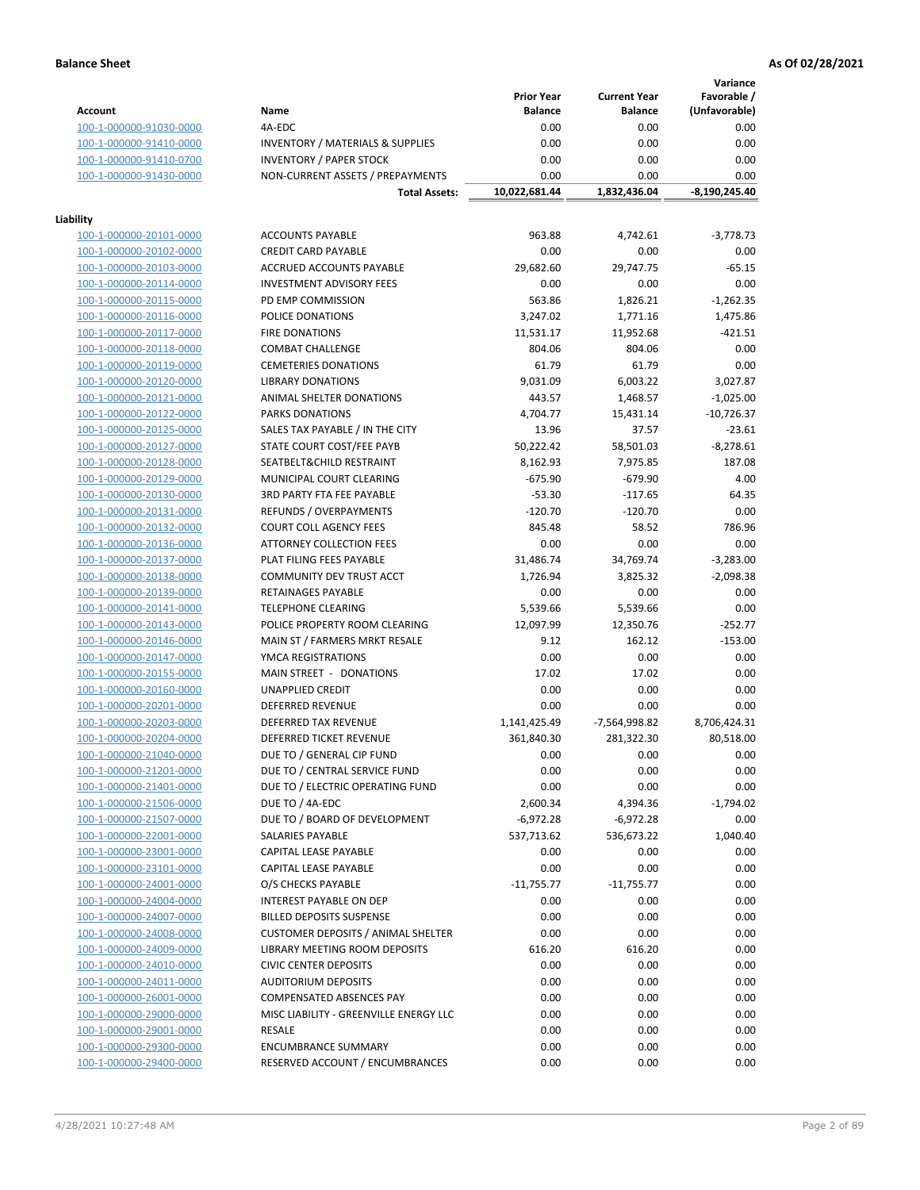**Balance Sheet** | **As Of 02/28/2021**

| Account | Name | Prior Year Balance | Current Year Balance | Variance Favorable / (Unfavorable) |
|---|---|---|---|---|
| 100-1-000000-91030-0000 | 4A-EDC | 0.00 | 0.00 | 0.00 |
| 100-1-000000-91410-0000 | INVENTORY / MATERIALS & SUPPLIES | 0.00 | 0.00 | 0.00 |
| 100-1-000000-91410-0700 | INVENTORY / PAPER STOCK | 0.00 | 0.00 | 0.00 |
| 100-1-000000-91430-0000 | NON-CURRENT ASSETS / PREPAYMENTS | 0.00 | 0.00 | 0.00 |
| | **Total Assets:** | **10,022,681.44** | **1,832,436.04** | **-8,190,245.40** |
| **Liability** | | | | |
| 100-1-000000-20101-0000 | ACCOUNTS PAYABLE | 963.88 | 4,742.61 | -3,778.73 |
| 100-1-000000-20102-0000 | CREDIT CARD PAYABLE | 0.00 | 0.00 | 0.00 |
| 100-1-000000-20103-0000 | ACCRUED ACCOUNTS PAYABLE | 29,682.60 | 29,747.75 | -65.15 |
| 100-1-000000-20114-0000 | INVESTMENT ADVISORY FEES | 0.00 | 0.00 | 0.00 |
| 100-1-000000-20115-0000 | PD EMP COMMISSION | 563.86 | 1,826.21 | -1,262.35 |
| 100-1-000000-20116-0000 | POLICE DONATIONS | 3,247.02 | 1,771.16 | 1,475.86 |
| 100-1-000000-20117-0000 | FIRE DONATIONS | 11,531.17 | 11,952.68 | -421.51 |
| 100-1-000000-20118-0000 | COMBAT CHALLENGE | 804.06 | 804.06 | 0.00 |
| 100-1-000000-20119-0000 | CEMETERIES DONATIONS | 61.79 | 61.79 | 0.00 |
| 100-1-000000-20120-0000 | LIBRARY DONATIONS | 9,031.09 | 6,003.22 | 3,027.87 |
| 100-1-000000-20121-0000 | ANIMAL SHELTER DONATIONS | 443.57 | 1,468.57 | -1,025.00 |
| 100-1-000000-20122-0000 | PARKS DONATIONS | 4,704.77 | 15,431.14 | -10,726.37 |
| 100-1-000000-20125-0000 | SALES TAX PAYABLE / IN THE CITY | 13.96 | 37.57 | -23.61 |
| 100-1-000000-20127-0000 | STATE COURT COST/FEE PAYB | 50,222.42 | 58,501.03 | -8,278.61 |
| 100-1-000000-20128-0000 | SEATBELT&CHILD RESTRAINT | 8,162.93 | 7,975.85 | 187.08 |
| 100-1-000000-20129-0000 | MUNICIPAL COURT CLEARING | -675.90 | -679.90 | 4.00 |
| 100-1-000000-20130-0000 | 3RD PARTY FTA FEE PAYABLE | -53.30 | -117.65 | 64.35 |
| 100-1-000000-20131-0000 | REFUNDS / OVERPAYMENTS | -120.70 | -120.70 | 0.00 |
| 100-1-000000-20132-0000 | COURT COLL AGENCY FEES | 845.48 | 58.52 | 786.96 |
| 100-1-000000-20136-0000 | ATTORNEY COLLECTION FEES | 0.00 | 0.00 | 0.00 |
| 100-1-000000-20137-0000 | PLAT FILING FEES PAYABLE | 31,486.74 | 34,769.74 | -3,283.00 |
| 100-1-000000-20138-0000 | COMMUNITY DEV TRUST ACCT | 1,726.94 | 3,825.32 | -2,098.38 |
| 100-1-000000-20139-0000 | RETAINAGES PAYABLE | 0.00 | 0.00 | 0.00 |
| 100-1-000000-20141-0000 | TELEPHONE CLEARING | 5,539.66 | 5,539.66 | 0.00 |
| 100-1-000000-20143-0000 | POLICE PROPERTY ROOM CLEARING | 12,097.99 | 12,350.76 | -252.77 |
| 100-1-000000-20146-0000 | MAIN ST / FARMERS MRKT RESALE | 9.12 | 162.12 | -153.00 |
| 100-1-000000-20147-0000 | YMCA REGISTRATIONS | 0.00 | 0.00 | 0.00 |
| 100-1-000000-20155-0000 | MAIN STREET - DONATIONS | 17.02 | 17.02 | 0.00 |
| 100-1-000000-20160-0000 | UNAPPLIED CREDIT | 0.00 | 0.00 | 0.00 |
| 100-1-000000-20201-0000 | DEFERRED REVENUE | 0.00 | 0.00 | 0.00 |
| 100-1-000000-20203-0000 | DEFERRED TAX REVENUE | 1,141,425.49 | -7,564,998.82 | 8,706,424.31 |
| 100-1-000000-20204-0000 | DEFERRED TICKET REVENUE | 361,840.30 | 281,322.30 | 80,518.00 |
| 100-1-000000-21040-0000 | DUE TO / GENERAL CIP FUND | 0.00 | 0.00 | 0.00 |
| 100-1-000000-21201-0000 | DUE TO / CENTRAL SERVICE FUND | 0.00 | 0.00 | 0.00 |
| 100-1-000000-21401-0000 | DUE TO / ELECTRIC OPERATING FUND | 0.00 | 0.00 | 0.00 |
| 100-1-000000-21506-0000 | DUE TO / 4A-EDC | 2,600.34 | 4,394.36 | -1,794.02 |
| 100-1-000000-21507-0000 | DUE TO / BOARD OF DEVELOPMENT | -6,972.28 | -6,972.28 | 0.00 |
| 100-1-000000-22001-0000 | SALARIES PAYABLE | 537,713.62 | 536,673.22 | 1,040.40 |
| 100-1-000000-23001-0000 | CAPITAL LEASE PAYABLE | 0.00 | 0.00 | 0.00 |
| 100-1-000000-23101-0000 | CAPITAL LEASE PAYABLE | 0.00 | 0.00 | 0.00 |
| 100-1-000000-24001-0000 | O/S CHECKS PAYABLE | -11,755.77 | -11,755.77 | 0.00 |
| 100-1-000000-24004-0000 | INTEREST PAYABLE ON DEP | 0.00 | 0.00 | 0.00 |
| 100-1-000000-24007-0000 | BILLED DEPOSITS SUSPENSE | 0.00 | 0.00 | 0.00 |
| 100-1-000000-24008-0000 | CUSTOMER DEPOSITS / ANIMAL SHELTER | 0.00 | 0.00 | 0.00 |
| 100-1-000000-24009-0000 | LIBRARY MEETING ROOM DEPOSITS | 616.20 | 616.20 | 0.00 |
| 100-1-000000-24010-0000 | CIVIC CENTER DEPOSITS | 0.00 | 0.00 | 0.00 |
| 100-1-000000-24011-0000 | AUDITORIUM DEPOSITS | 0.00 | 0.00 | 0.00 |
| 100-1-000000-26001-0000 | COMPENSATED ABSENCES PAY | 0.00 | 0.00 | 0.00 |
| 100-1-000000-29000-0000 | MISC LIABILITY - GREENVILLE ENERGY LLC | 0.00 | 0.00 | 0.00 |
| 100-1-000000-29001-0000 | RESALE | 0.00 | 0.00 | 0.00 |
| 100-1-000000-29300-0000 | ENCUMBRANCE SUMMARY | 0.00 | 0.00 | 0.00 |
| 100-1-000000-29400-0000 | RESERVED ACCOUNT / ENCUMBRANCES | 0.00 | 0.00 | 0.00 |

4/28/2021 10:27:48 AM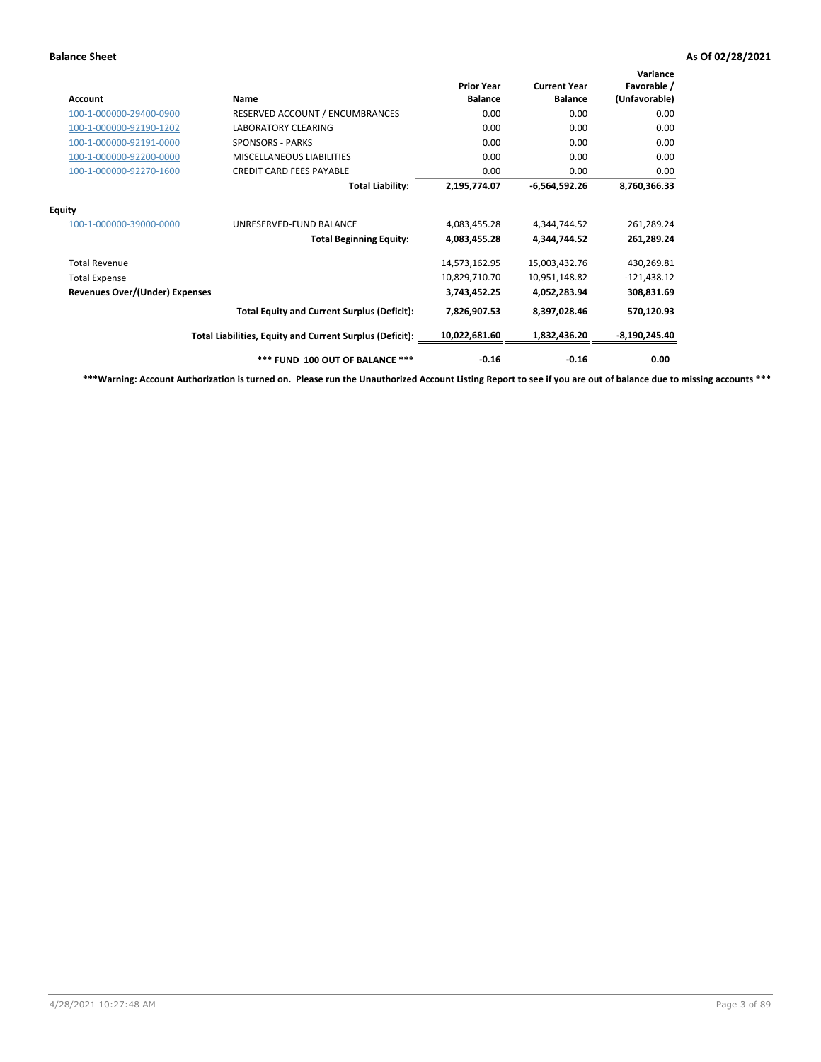**Balance Sheet** **As Of 02/28/2021**

| Account | Name | Prior Year Balance | Current Year Balance | Variance Favorable / (Unfavorable) |
|---|---|---|---|---|
| 100-1-000000-29400-0900 | RESERVED ACCOUNT / ENCUMBRANCES | 0.00 | 0.00 | 0.00 |
| 100-1-000000-92190-1202 | LABORATORY CLEARING | 0.00 | 0.00 | 0.00 |
| 100-1-000000-92191-0000 | SPONSORS - PARKS | 0.00 | 0.00 | 0.00 |
| 100-1-000000-92200-0000 | MISCELLANEOUS LIABILITIES | 0.00 | 0.00 | 0.00 |
| 100-1-000000-92270-1600 | CREDIT CARD FEES PAYABLE | 0.00 | 0.00 | 0.00 |
| | **Total Liability:** | **2,195,774.07** | **-6,564,592.26** | **8,760,366.33** |
| **Equity** | | | | |
| 100-1-000000-39000-0000 | UNRESERVED-FUND BALANCE | 4,083,455.28 | 4,344,744.52 | 261,289.24 |
| | **Total Beginning Equity:** | **4,083,455.28** | **4,344,744.52** | **261,289.24** |
| Total Revenue | | 14,573,162.95 | 15,003,432.76 | 430,269.81 |
| Total Expense | | 10,829,710.70 | 10,951,148.82 | -121,438.12 |
| **Revenues Over/(Under) Expenses** | | **3,743,452.25** | **4,052,283.94** | **308,831.69** |
| | **Total Equity and Current Surplus (Deficit):** | **7,826,907.53** | **8,397,028.46** | **570,120.93** |
| | **Total Liabilities, Equity and Current Surplus (Deficit):** | **10,022,681.60** | **1,832,436.20** | **-8,190,245.40** |
| | ***** FUND 100 OUT OF BALANCE ***** | **-0.16** | **-0.16** | **0.00** |

*****Warning: Account Authorization is turned on. Please run the Unauthorized Account Listing Report to see if you are out of balance due to missing accounts *****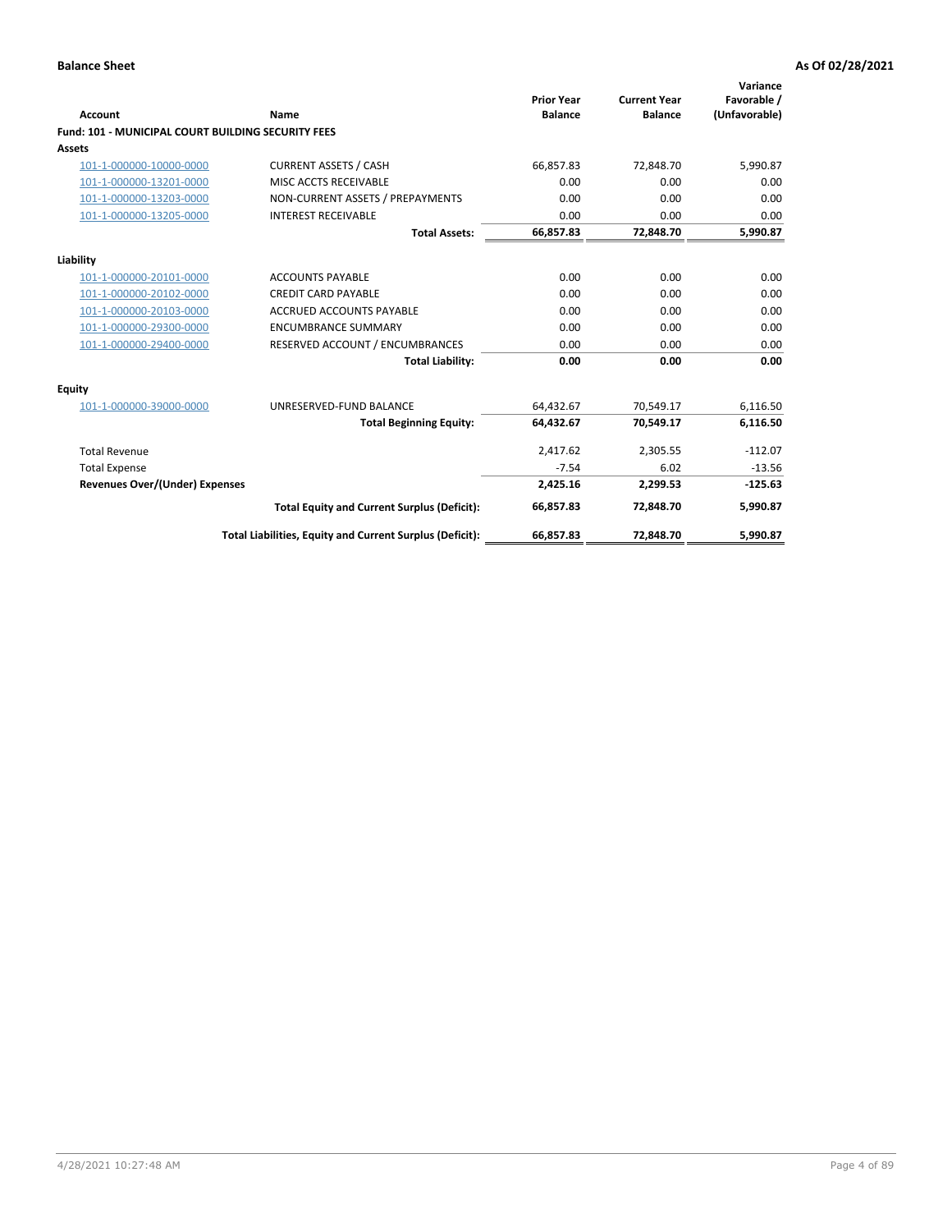**Balance Sheet** | **As Of 02/28/2021**

| Account | Name | Prior Year Balance | Current Year Balance | Variance Favorable / (Unfavorable) |
|---|---|---|---|---|
| **Fund: 101 - MUNICIPAL COURT BUILDING SECURITY FEES** | | | | |
| **Assets** | | | | |
| 101-1-000000-10000-0000 | CURRENT ASSETS / CASH | 66,857.83 | 72,848.70 | 5,990.87 |
| 101-1-000000-13201-0000 | MISC ACCTS RECEIVABLE | 0.00 | 0.00 | 0.00 |
| 101-1-000000-13203-0000 | NON-CURRENT ASSETS / PREPAYMENTS | 0.00 | 0.00 | 0.00 |
| 101-1-000000-13205-0000 | INTEREST RECEIVABLE | 0.00 | 0.00 | 0.00 |
| | **Total Assets:** | **66,857.83** | **72,848.70** | **5,990.87** |
| **Liability** | | | | |
| 101-1-000000-20101-0000 | ACCOUNTS PAYABLE | 0.00 | 0.00 | 0.00 |
| 101-1-000000-20102-0000 | CREDIT CARD PAYABLE | 0.00 | 0.00 | 0.00 |
| 101-1-000000-20103-0000 | ACCRUED ACCOUNTS PAYABLE | 0.00 | 0.00 | 0.00 |
| 101-1-000000-29300-0000 | ENCUMBRANCE SUMMARY | 0.00 | 0.00 | 0.00 |
| 101-1-000000-29400-0000 | RESERVED ACCOUNT / ENCUMBRANCES | 0.00 | 0.00 | 0.00 |
| | **Total Liability:** | **0.00** | **0.00** | **0.00** |
| **Equity** | | | | |
| 101-1-000000-39000-0000 | UNRESERVED-FUND BALANCE | 64,432.67 | 70,549.17 | 6,116.50 |
| | **Total Beginning Equity:** | **64,432.67** | **70,549.17** | **6,116.50** |
| Total Revenue | | 2,417.62 | 2,305.55 | -112.07 |
| Total Expense | | -7.54 | 6.02 | -13.56 |
| **Revenues Over/(Under) Expenses** | | **2,425.16** | **2,299.53** | **-125.63** |
| | **Total Equity and Current Surplus (Deficit):** | **66,857.83** | **72,848.70** | **5,990.87** |
| | **Total Liabilities, Equity and Current Surplus (Deficit):** | **66,857.83** | **72,848.70** | **5,990.87** |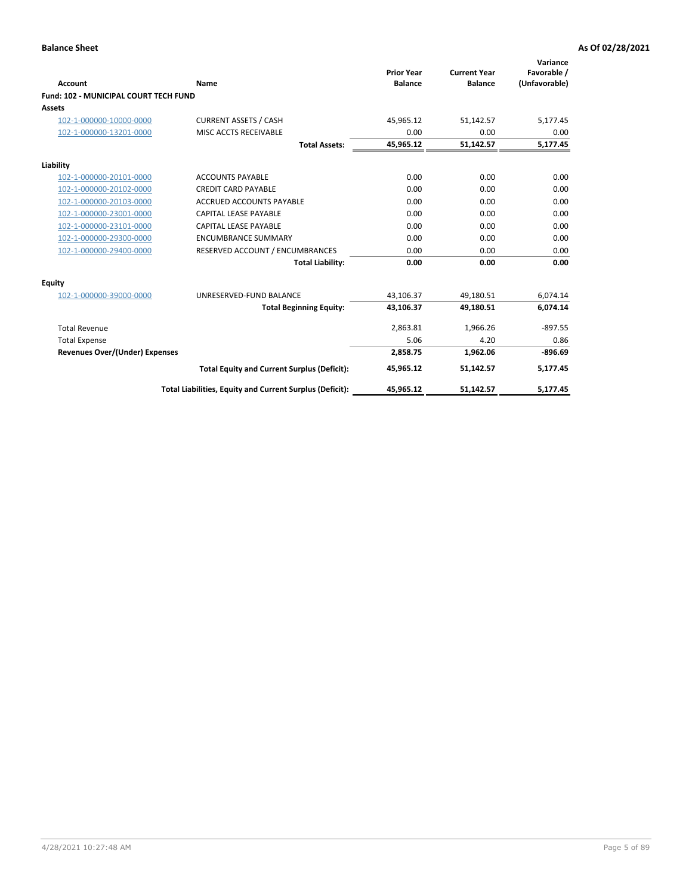**Balance Sheet** | **As Of 02/28/2021**

| Account | Name | Prior Year Balance | Current Year Balance | Variance Favorable / (Unfavorable) |
|---|---|---|---|---|
| **Fund: 102 - MUNICIPAL COURT TECH FUND** | | | | |
| **Assets** | | | | |
| 102-1-000000-10000-0000 | CURRENT ASSETS / CASH | 45,965.12 | 51,142.57 | 5,177.45 |
| 102-1-000000-13201-0000 | MISC ACCTS RECEIVABLE | 0.00 | 0.00 | 0.00 |
| | **Total Assets:** | **45,965.12** | **51,142.57** | **5,177.45** |
| **Liability** | | | | |
| 102-1-000000-20101-0000 | ACCOUNTS PAYABLE | 0.00 | 0.00 | 0.00 |
| 102-1-000000-20102-0000 | CREDIT CARD PAYABLE | 0.00 | 0.00 | 0.00 |
| 102-1-000000-20103-0000 | ACCRUED ACCOUNTS PAYABLE | 0.00 | 0.00 | 0.00 |
| 102-1-000000-23001-0000 | CAPITAL LEASE PAYABLE | 0.00 | 0.00 | 0.00 |
| 102-1-000000-23101-0000 | CAPITAL LEASE PAYABLE | 0.00 | 0.00 | 0.00 |
| 102-1-000000-29300-0000 | ENCUMBRANCE SUMMARY | 0.00 | 0.00 | 0.00 |
| 102-1-000000-29400-0000 | RESERVED ACCOUNT / ENCUMBRANCES | 0.00 | 0.00 | 0.00 |
| | **Total Liability:** | **0.00** | **0.00** | **0.00** |
| **Equity** | | | | |
| 102-1-000000-39000-0000 | UNRESERVED-FUND BALANCE | 43,106.37 | 49,180.51 | 6,074.14 |
| | **Total Beginning Equity:** | **43,106.37** | **49,180.51** | **6,074.14** |
| Total Revenue | | 2,863.81 | 1,966.26 | -897.55 |
| Total Expense | | 5.06 | 4.20 | 0.86 |
| **Revenues Over/(Under) Expenses** | | **2,858.75** | **1,962.06** | **-896.69** |
| | **Total Equity and Current Surplus (Deficit):** | **45,965.12** | **51,142.57** | **5,177.45** |
| | **Total Liabilities, Equity and Current Surplus (Deficit):** | **45,965.12** | **51,142.57** | **5,177.45** |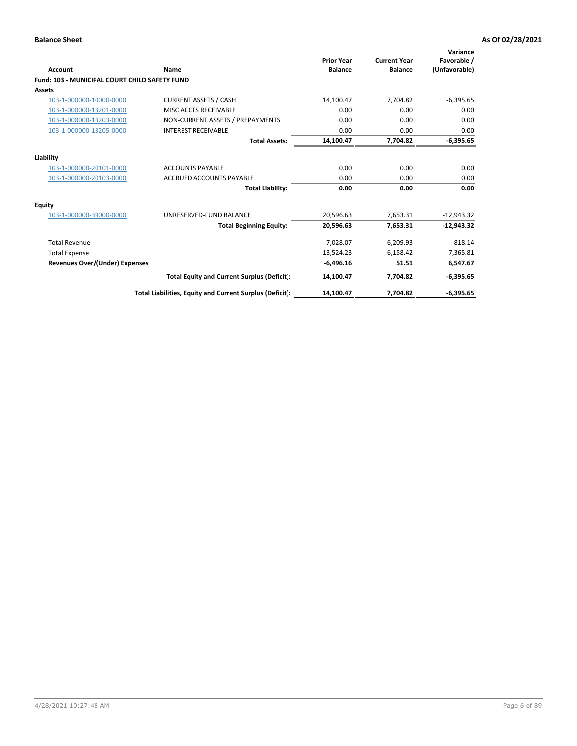**Balance Sheet** **As Of 02/28/2021**

| Account | Name | Prior Year Balance | Current Year Balance | Variance Favorable / (Unfavorable) |
|---|---|---|---|---|
| **Fund: 103 - MUNICIPAL COURT CHILD SAFETY FUND** | | | | |
| **Assets** | | | | |
| 103-1-000000-10000-0000 | CURRENT ASSETS / CASH | 14,100.47 | 7,704.82 | -6,395.65 |
| 103-1-000000-13201-0000 | MISC ACCTS RECEIVABLE | 0.00 | 0.00 | 0.00 |
| 103-1-000000-13203-0000 | NON-CURRENT ASSETS / PREPAYMENTS | 0.00 | 0.00 | 0.00 |
| 103-1-000000-13205-0000 | INTEREST RECEIVABLE | 0.00 | 0.00 | 0.00 |
| | **Total Assets:** | **14,100.47** | **7,704.82** | **-6,395.65** |
| **Liability** | | | | |
| 103-1-000000-20101-0000 | ACCOUNTS PAYABLE | 0.00 | 0.00 | 0.00 |
| 103-1-000000-20103-0000 | ACCRUED ACCOUNTS PAYABLE | 0.00 | 0.00 | 0.00 |
| | **Total Liability:** | **0.00** | **0.00** | **0.00** |
| **Equity** | | | | |
| 103-1-000000-39000-0000 | UNRESERVED-FUND BALANCE | 20,596.63 | 7,653.31 | -12,943.32 |
| | **Total Beginning Equity:** | **20,596.63** | **7,653.31** | **-12,943.32** |
| Total Revenue | | 7,028.07 | 6,209.93 | -818.14 |
| Total Expense | | 13,524.23 | 6,158.42 | 7,365.81 |
| **Revenues Over/(Under) Expenses** | | **-6,496.16** | **51.51** | **6,547.67** |
| | **Total Equity and Current Surplus (Deficit):** | **14,100.47** | **7,704.82** | **-6,395.65** |
| | **Total Liabilities, Equity and Current Surplus (Deficit):** | **14,100.47** | **7,704.82** | **-6,395.65** |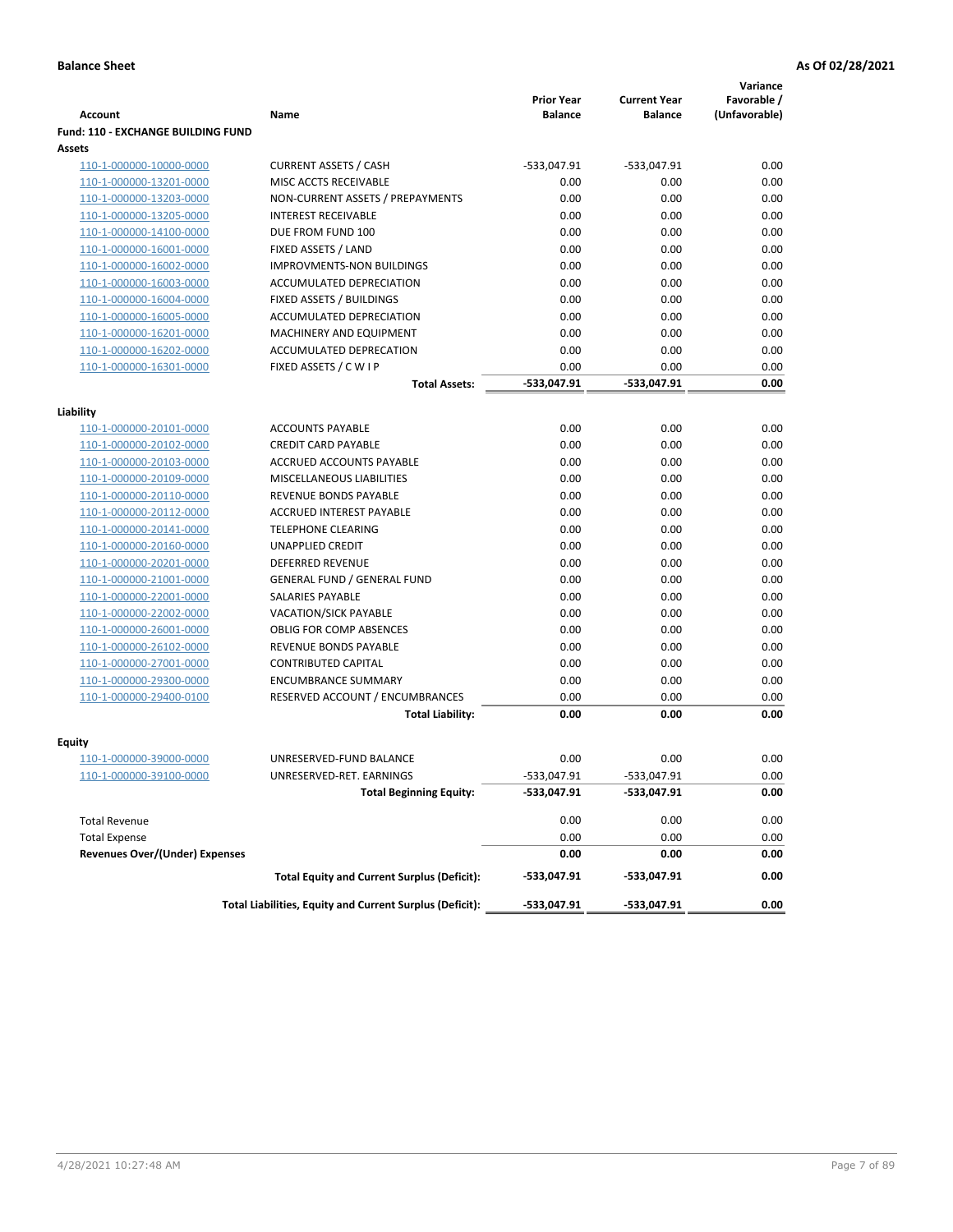**Balance Sheet** | **As Of 02/28/2021**

| Account | Name | Prior Year Balance | Current Year Balance | Variance Favorable / (Unfavorable) |
|---|---|---|---|---|
| **Fund: 110 - EXCHANGE BUILDING FUND** | | | | |
| **Assets** | | | | |
| 110-1-000000-10000-0000 | CURRENT ASSETS / CASH | -533,047.91 | -533,047.91 | 0.00 |
| 110-1-000000-13201-0000 | MISC ACCTS RECEIVABLE | 0.00 | 0.00 | 0.00 |
| 110-1-000000-13203-0000 | NON-CURRENT ASSETS / PREPAYMENTS | 0.00 | 0.00 | 0.00 |
| 110-1-000000-13205-0000 | INTEREST RECEIVABLE | 0.00 | 0.00 | 0.00 |
| 110-1-000000-14100-0000 | DUE FROM FUND 100 | 0.00 | 0.00 | 0.00 |
| 110-1-000000-16001-0000 | FIXED ASSETS / LAND | 0.00 | 0.00 | 0.00 |
| 110-1-000000-16002-0000 | IMPROVMENTS-NON BUILDINGS | 0.00 | 0.00 | 0.00 |
| 110-1-000000-16003-0000 | ACCUMULATED DEPRECIATION | 0.00 | 0.00 | 0.00 |
| 110-1-000000-16004-0000 | FIXED ASSETS / BUILDINGS | 0.00 | 0.00 | 0.00 |
| 110-1-000000-16005-0000 | ACCUMULATED DEPRECIATION | 0.00 | 0.00 | 0.00 |
| 110-1-000000-16201-0000 | MACHINERY AND EQUIPMENT | 0.00 | 0.00 | 0.00 |
| 110-1-000000-16202-0000 | ACCUMULATED DEPRECATION | 0.00 | 0.00 | 0.00 |
| 110-1-000000-16301-0000 | FIXED ASSETS / C W I P | 0.00 | 0.00 | 0.00 |
| | **Total Assets:** | **-533,047.91** | **-533,047.91** | **0.00** |
| **Liability** | | | | |
| 110-1-000000-20101-0000 | ACCOUNTS PAYABLE | 0.00 | 0.00 | 0.00 |
| 110-1-000000-20102-0000 | CREDIT CARD PAYABLE | 0.00 | 0.00 | 0.00 |
| 110-1-000000-20103-0000 | ACCRUED ACCOUNTS PAYABLE | 0.00 | 0.00 | 0.00 |
| 110-1-000000-20109-0000 | MISCELLANEOUS LIABILITIES | 0.00 | 0.00 | 0.00 |
| 110-1-000000-20110-0000 | REVENUE BONDS PAYABLE | 0.00 | 0.00 | 0.00 |
| 110-1-000000-20112-0000 | ACCRUED INTEREST PAYABLE | 0.00 | 0.00 | 0.00 |
| 110-1-000000-20141-0000 | TELEPHONE CLEARING | 0.00 | 0.00 | 0.00 |
| 110-1-000000-20160-0000 | UNAPPLIED CREDIT | 0.00 | 0.00 | 0.00 |
| 110-1-000000-20201-0000 | DEFERRED REVENUE | 0.00 | 0.00 | 0.00 |
| 110-1-000000-21001-0000 | GENERAL FUND / GENERAL FUND | 0.00 | 0.00 | 0.00 |
| 110-1-000000-22001-0000 | SALARIES PAYABLE | 0.00 | 0.00 | 0.00 |
| 110-1-000000-22002-0000 | VACATION/SICK PAYABLE | 0.00 | 0.00 | 0.00 |
| 110-1-000000-26001-0000 | OBLIG FOR COMP ABSENCES | 0.00 | 0.00 | 0.00 |
| 110-1-000000-26102-0000 | REVENUE BONDS PAYABLE | 0.00 | 0.00 | 0.00 |
| 110-1-000000-27001-0000 | CONTRIBUTED CAPITAL | 0.00 | 0.00 | 0.00 |
| 110-1-000000-29300-0000 | ENCUMBRANCE SUMMARY | 0.00 | 0.00 | 0.00 |
| 110-1-000000-29400-0100 | RESERVED ACCOUNT / ENCUMBRANCES | 0.00 | 0.00 | 0.00 |
| | **Total Liability:** | **0.00** | **0.00** | **0.00** |
| **Equity** | | | | |
| 110-1-000000-39000-0000 | UNRESERVED-FUND BALANCE | 0.00 | 0.00 | 0.00 |
| 110-1-000000-39100-0000 | UNRESERVED-RET. EARNINGS | -533,047.91 | -533,047.91 | 0.00 |
| | **Total Beginning Equity:** | **-533,047.91** | **-533,047.91** | **0.00** |
| Total Revenue | | 0.00 | 0.00 | 0.00 |
| Total Expense | | 0.00 | 0.00 | 0.00 |
| **Revenues Over/(Under) Expenses** | | **0.00** | **0.00** | **0.00** |
| | **Total Equity and Current Surplus (Deficit):** | **-533,047.91** | **-533,047.91** | **0.00** |
| | **Total Liabilities, Equity and Current Surplus (Deficit):** | **-533,047.91** | **-533,047.91** | **0.00** |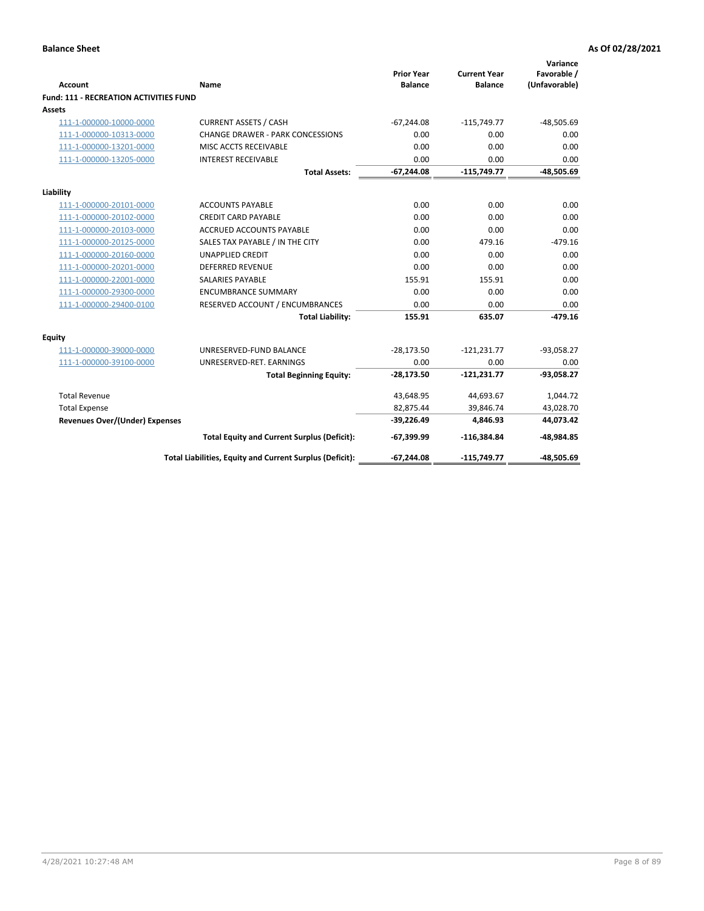**Balance Sheet** **As Of 02/28/2021**

| Account | Name | Prior Year Balance | Current Year Balance | Variance Favorable / (Unfavorable) |
|---|---|---|---|---|
| **Fund: 111 - RECREATION ACTIVITIES FUND** | | | | |
| **Assets** | | | | |
| 111-1-000000-10000-0000 | CURRENT ASSETS / CASH | -67,244.08 | -115,749.77 | -48,505.69 |
| 111-1-000000-10313-0000 | CHANGE DRAWER - PARK CONCESSIONS | 0.00 | 0.00 | 0.00 |
| 111-1-000000-13201-0000 | MISC ACCTS RECEIVABLE | 0.00 | 0.00 | 0.00 |
| 111-1-000000-13205-0000 | INTEREST RECEIVABLE | 0.00 | 0.00 | 0.00 |
| | **Total Assets:** | **-67,244.08** | **-115,749.77** | **-48,505.69** |
| **Liability** | | | | |
| 111-1-000000-20101-0000 | ACCOUNTS PAYABLE | 0.00 | 0.00 | 0.00 |
| 111-1-000000-20102-0000 | CREDIT CARD PAYABLE | 0.00 | 0.00 | 0.00 |
| 111-1-000000-20103-0000 | ACCRUED ACCOUNTS PAYABLE | 0.00 | 0.00 | 0.00 |
| 111-1-000000-20125-0000 | SALES TAX PAYABLE / IN THE CITY | 0.00 | 479.16 | -479.16 |
| 111-1-000000-20160-0000 | UNAPPLIED CREDIT | 0.00 | 0.00 | 0.00 |
| 111-1-000000-20201-0000 | DEFERRED REVENUE | 0.00 | 0.00 | 0.00 |
| 111-1-000000-22001-0000 | SALARIES PAYABLE | 155.91 | 155.91 | 0.00 |
| 111-1-000000-29300-0000 | ENCUMBRANCE SUMMARY | 0.00 | 0.00 | 0.00 |
| 111-1-000000-29400-0100 | RESERVED ACCOUNT / ENCUMBRANCES | 0.00 | 0.00 | 0.00 |
| | **Total Liability:** | **155.91** | **635.07** | **-479.16** |
| **Equity** | | | | |
| 111-1-000000-39000-0000 | UNRESERVED-FUND BALANCE | -28,173.50 | -121,231.77 | -93,058.27 |
| 111-1-000000-39100-0000 | UNRESERVED-RET. EARNINGS | 0.00 | 0.00 | 0.00 |
| | **Total Beginning Equity:** | **-28,173.50** | **-121,231.77** | **-93,058.27** |
| Total Revenue | | 43,648.95 | 44,693.67 | 1,044.72 |
| Total Expense | | 82,875.44 | 39,846.74 | 43,028.70 |
| **Revenues Over/(Under) Expenses** | | **-39,226.49** | **4,846.93** | **44,073.42** |
| | **Total Equity and Current Surplus (Deficit):** | **-67,399.99** | **-116,384.84** | **-48,984.85** |
| | **Total Liabilities, Equity and Current Surplus (Deficit):** | **-67,244.08** | **-115,749.77** | **-48,505.69** |

4/28/2021 10:27:48 AM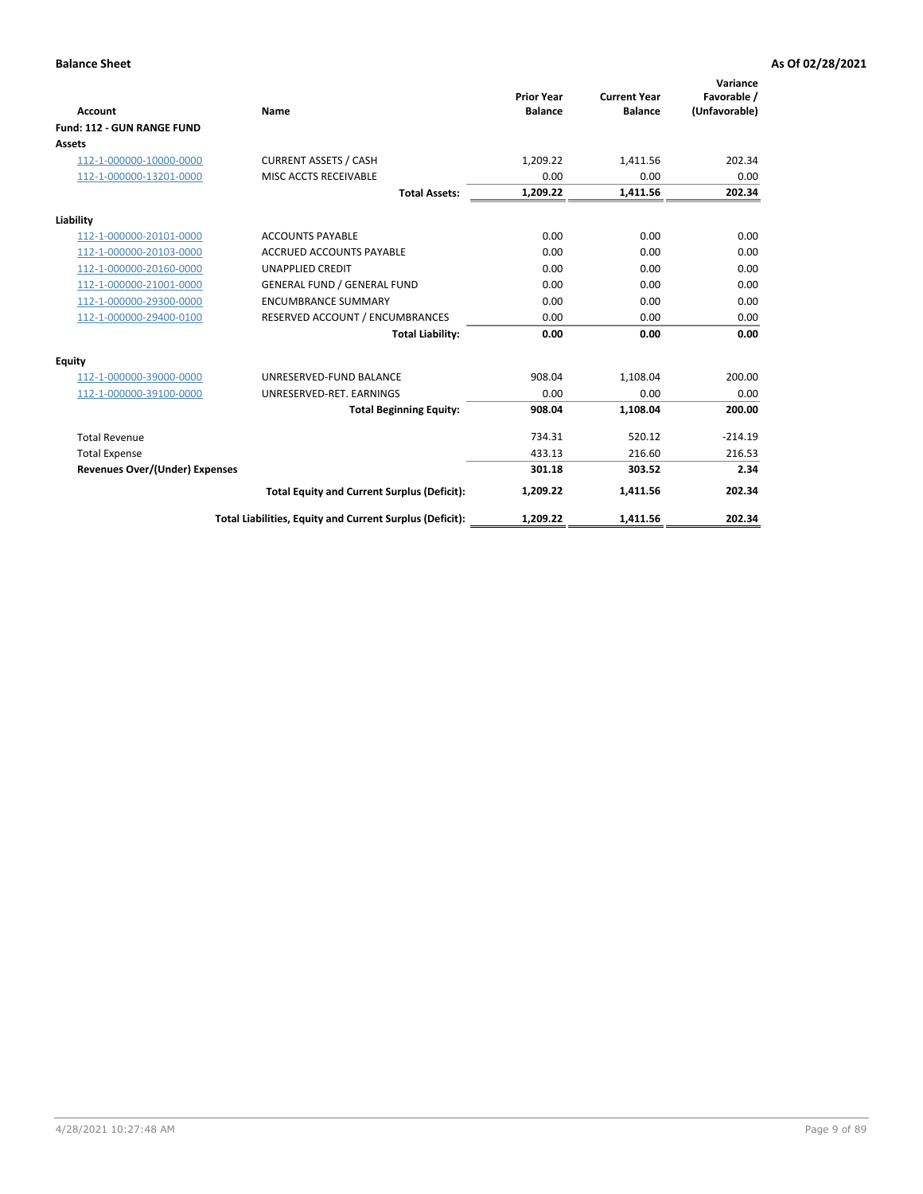**Balance Sheet** **As Of 02/28/2021**

| Account | Name | Prior Year Balance | Current Year Balance | Variance Favorable / (Unfavorable) |
|---|---|---|---|---|
| **Fund: 112 - GUN RANGE FUND** | | | | |
| **Assets** | | | | |
| 112-1-000000-10000-0000 | CURRENT ASSETS / CASH | 1,209.22 | 1,411.56 | 202.34 |
| 112-1-000000-13201-0000 | MISC ACCTS RECEIVABLE | 0.00 | 0.00 | 0.00 |
| | **Total Assets:** | **1,209.22** | **1,411.56** | **202.34** |
| **Liability** | | | | |
| 112-1-000000-20101-0000 | ACCOUNTS PAYABLE | 0.00 | 0.00 | 0.00 |
| 112-1-000000-20103-0000 | ACCRUED ACCOUNTS PAYABLE | 0.00 | 0.00 | 0.00 |
| 112-1-000000-20160-0000 | UNAPPLIED CREDIT | 0.00 | 0.00 | 0.00 |
| 112-1-000000-21001-0000 | GENERAL FUND / GENERAL FUND | 0.00 | 0.00 | 0.00 |
| 112-1-000000-29300-0000 | ENCUMBRANCE SUMMARY | 0.00 | 0.00 | 0.00 |
| 112-1-000000-29400-0100 | RESERVED ACCOUNT / ENCUMBRANCES | 0.00 | 0.00 | 0.00 |
| | **Total Liability:** | **0.00** | **0.00** | **0.00** |
| **Equity** | | | | |
| 112-1-000000-39000-0000 | UNRESERVED-FUND BALANCE | 908.04 | 1,108.04 | 200.00 |
| 112-1-000000-39100-0000 | UNRESERVED-RET. EARNINGS | 0.00 | 0.00 | 0.00 |
| | **Total Beginning Equity:** | **908.04** | **1,108.04** | **200.00** |
| Total Revenue | | 734.31 | 520.12 | -214.19 |
| Total Expense | | 433.13 | 216.60 | 216.53 |
| **Revenues Over/(Under) Expenses** | | **301.18** | **303.52** | **2.34** |
| | **Total Equity and Current Surplus (Deficit):** | **1,209.22** | **1,411.56** | **202.34** |
| | **Total Liabilities, Equity and Current Surplus (Deficit):** | **1,209.22** | **1,411.56** | **202.34** |

4/28/2021 10:27:48 AM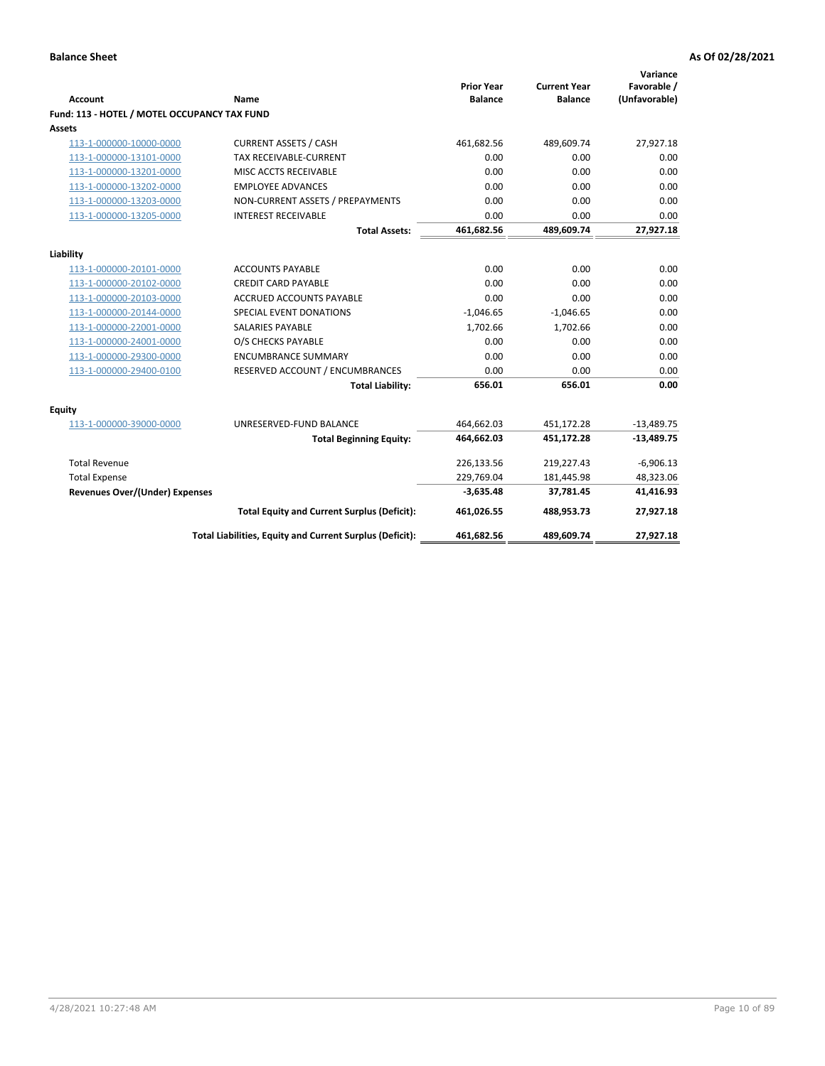**Balance Sheet** **As Of 02/28/2021**

| Account | Name | Prior Year Balance | Current Year Balance | Variance Favorable / (Unfavorable) |
|---|---|---|---|---|
| **Fund: 113 - HOTEL / MOTEL OCCUPANCY TAX FUND** | | | | |
| **Assets** | | | | |
| 113-1-000000-10000-0000 | CURRENT ASSETS / CASH | 461,682.56 | 489,609.74 | 27,927.18 |
| 113-1-000000-13101-0000 | TAX RECEIVABLE-CURRENT | 0.00 | 0.00 | 0.00 |
| 113-1-000000-13201-0000 | MISC ACCTS RECEIVABLE | 0.00 | 0.00 | 0.00 |
| 113-1-000000-13202-0000 | EMPLOYEE ADVANCES | 0.00 | 0.00 | 0.00 |
| 113-1-000000-13203-0000 | NON-CURRENT ASSETS / PREPAYMENTS | 0.00 | 0.00 | 0.00 |
| 113-1-000000-13205-0000 | INTEREST RECEIVABLE | 0.00 | 0.00 | 0.00 |
| | **Total Assets:** | **461,682.56** | **489,609.74** | **27,927.18** |
| **Liability** | | | | |
| 113-1-000000-20101-0000 | ACCOUNTS PAYABLE | 0.00 | 0.00 | 0.00 |
| 113-1-000000-20102-0000 | CREDIT CARD PAYABLE | 0.00 | 0.00 | 0.00 |
| 113-1-000000-20103-0000 | ACCRUED ACCOUNTS PAYABLE | 0.00 | 0.00 | 0.00 |
| 113-1-000000-20144-0000 | SPECIAL EVENT DONATIONS | -1,046.65 | -1,046.65 | 0.00 |
| 113-1-000000-22001-0000 | SALARIES PAYABLE | 1,702.66 | 1,702.66 | 0.00 |
| 113-1-000000-24001-0000 | O/S CHECKS PAYABLE | 0.00 | 0.00 | 0.00 |
| 113-1-000000-29300-0000 | ENCUMBRANCE SUMMARY | 0.00 | 0.00 | 0.00 |
| 113-1-000000-29400-0100 | RESERVED ACCOUNT / ENCUMBRANCES | 0.00 | 0.00 | 0.00 |
| | **Total Liability:** | **656.01** | **656.01** | **0.00** |
| **Equity** | | | | |
| 113-1-000000-39000-0000 | UNRESERVED-FUND BALANCE | 464,662.03 | 451,172.28 | -13,489.75 |
| | **Total Beginning Equity:** | **464,662.03** | **451,172.28** | **-13,489.75** |
| Total Revenue | | 226,133.56 | 219,227.43 | -6,906.13 |
| Total Expense | | 229,769.04 | 181,445.98 | 48,323.06 |
| **Revenues Over/(Under) Expenses** | | **-3,635.48** | **37,781.45** | **41,416.93** |
| | **Total Equity and Current Surplus (Deficit):** | **461,026.55** | **488,953.73** | **27,927.18** |
| | **Total Liabilities, Equity and Current Surplus (Deficit):** | **461,682.56** | **489,609.74** | **27,927.18** |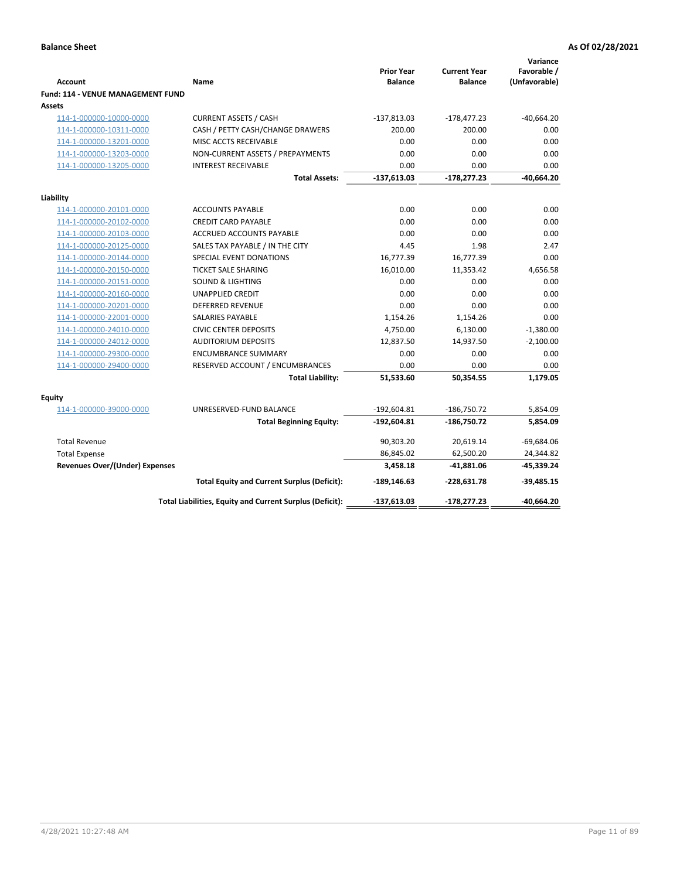**Balance Sheet** **As Of 02/28/2021**

| Account | Name | Prior Year Balance | Current Year Balance | Variance Favorable / (Unfavorable) |
|---|---|---|---|---|
| **Fund: 114 - VENUE MANAGEMENT FUND** | | | | |
| **Assets** | | | | |
| 114-1-000000-10000-0000 | CURRENT ASSETS / CASH | -137,813.03 | -178,477.23 | -40,664.20 |
| 114-1-000000-10311-0000 | CASH / PETTY CASH/CHANGE DRAWERS | 200.00 | 200.00 | 0.00 |
| 114-1-000000-13201-0000 | MISC ACCTS RECEIVABLE | 0.00 | 0.00 | 0.00 |
| 114-1-000000-13203-0000 | NON-CURRENT ASSETS / PREPAYMENTS | 0.00 | 0.00 | 0.00 |
| 114-1-000000-13205-0000 | INTEREST RECEIVABLE | 0.00 | 0.00 | 0.00 |
| | **Total Assets:** | **-137,613.03** | **-178,277.23** | **-40,664.20** |
| **Liability** | | | | |
| 114-1-000000-20101-0000 | ACCOUNTS PAYABLE | 0.00 | 0.00 | 0.00 |
| 114-1-000000-20102-0000 | CREDIT CARD PAYABLE | 0.00 | 0.00 | 0.00 |
| 114-1-000000-20103-0000 | ACCRUED ACCOUNTS PAYABLE | 0.00 | 0.00 | 0.00 |
| 114-1-000000-20125-0000 | SALES TAX PAYABLE / IN THE CITY | 4.45 | 1.98 | 2.47 |
| 114-1-000000-20144-0000 | SPECIAL EVENT DONATIONS | 16,777.39 | 16,777.39 | 0.00 |
| 114-1-000000-20150-0000 | TICKET SALE SHARING | 16,010.00 | 11,353.42 | 4,656.58 |
| 114-1-000000-20151-0000 | SOUND & LIGHTING | 0.00 | 0.00 | 0.00 |
| 114-1-000000-20160-0000 | UNAPPLIED CREDIT | 0.00 | 0.00 | 0.00 |
| 114-1-000000-20201-0000 | DEFERRED REVENUE | 0.00 | 0.00 | 0.00 |
| 114-1-000000-22001-0000 | SALARIES PAYABLE | 1,154.26 | 1,154.26 | 0.00 |
| 114-1-000000-24010-0000 | CIVIC CENTER DEPOSITS | 4,750.00 | 6,130.00 | -1,380.00 |
| 114-1-000000-24012-0000 | AUDITORIUM DEPOSITS | 12,837.50 | 14,937.50 | -2,100.00 |
| 114-1-000000-29300-0000 | ENCUMBRANCE SUMMARY | 0.00 | 0.00 | 0.00 |
| 114-1-000000-29400-0000 | RESERVED ACCOUNT / ENCUMBRANCES | 0.00 | 0.00 | 0.00 |
| | **Total Liability:** | **51,533.60** | **50,354.55** | **1,179.05** |
| **Equity** | | | | |
| 114-1-000000-39000-0000 | UNRESERVED-FUND BALANCE | -192,604.81 | -186,750.72 | 5,854.09 |
| | **Total Beginning Equity:** | **-192,604.81** | **-186,750.72** | **5,854.09** |
| Total Revenue | | 90,303.20 | 20,619.14 | -69,684.06 |
| Total Expense | | 86,845.02 | 62,500.20 | 24,344.82 |
| **Revenues Over/(Under) Expenses** | | **3,458.18** | **-41,881.06** | **-45,339.24** |
| | **Total Equity and Current Surplus (Deficit):** | **-189,146.63** | **-228,631.78** | **-39,485.15** |
| | **Total Liabilities, Equity and Current Surplus (Deficit):** | **-137,613.03** | **-178,277.23** | **-40,664.20** |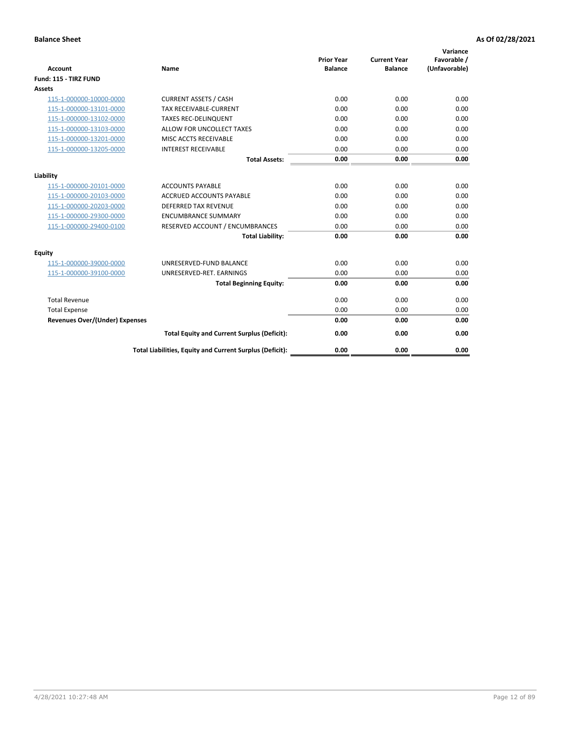**Balance Sheet** | **As Of 02/28/2021**

| Account | Name | Prior Year Balance | Current Year Balance | Variance Favorable / (Unfavorable) |
|---|---|---|---|---|
| **Fund: 115 - TIRZ FUND** | | | | |
| **Assets** | | | | |
| 115-1-000000-10000-0000 | CURRENT ASSETS / CASH | 0.00 | 0.00 | 0.00 |
| 115-1-000000-13101-0000 | TAX RECEIVABLE-CURRENT | 0.00 | 0.00 | 0.00 |
| 115-1-000000-13102-0000 | TAXES REC-DELINQUENT | 0.00 | 0.00 | 0.00 |
| 115-1-000000-13103-0000 | ALLOW FOR UNCOLLECT TAXES | 0.00 | 0.00 | 0.00 |
| 115-1-000000-13201-0000 | MISC ACCTS RECEIVABLE | 0.00 | 0.00 | 0.00 |
| 115-1-000000-13205-0000 | INTEREST RECEIVABLE | 0.00 | 0.00 | 0.00 |
| | **Total Assets:** | **0.00** | **0.00** | **0.00** |
| **Liability** | | | | |
| 115-1-000000-20101-0000 | ACCOUNTS PAYABLE | 0.00 | 0.00 | 0.00 |
| 115-1-000000-20103-0000 | ACCRUED ACCOUNTS PAYABLE | 0.00 | 0.00 | 0.00 |
| 115-1-000000-20203-0000 | DEFERRED TAX REVENUE | 0.00 | 0.00 | 0.00 |
| 115-1-000000-29300-0000 | ENCUMBRANCE SUMMARY | 0.00 | 0.00 | 0.00 |
| 115-1-000000-29400-0100 | RESERVED ACCOUNT / ENCUMBRANCES | 0.00 | 0.00 | 0.00 |
| | **Total Liability:** | **0.00** | **0.00** | **0.00** |
| **Equity** | | | | |
| 115-1-000000-39000-0000 | UNRESERVED-FUND BALANCE | 0.00 | 0.00 | 0.00 |
| 115-1-000000-39100-0000 | UNRESERVED-RET. EARNINGS | 0.00 | 0.00 | 0.00 |
| | **Total Beginning Equity:** | **0.00** | **0.00** | **0.00** |
| Total Revenue | | 0.00 | 0.00 | 0.00 |
| Total Expense | | 0.00 | 0.00 | 0.00 |
| **Revenues Over/(Under) Expenses** | | **0.00** | **0.00** | **0.00** |
| | **Total Equity and Current Surplus (Deficit):** | **0.00** | **0.00** | **0.00** |
| | **Total Liabilities, Equity and Current Surplus (Deficit):** | **0.00** | **0.00** | **0.00** |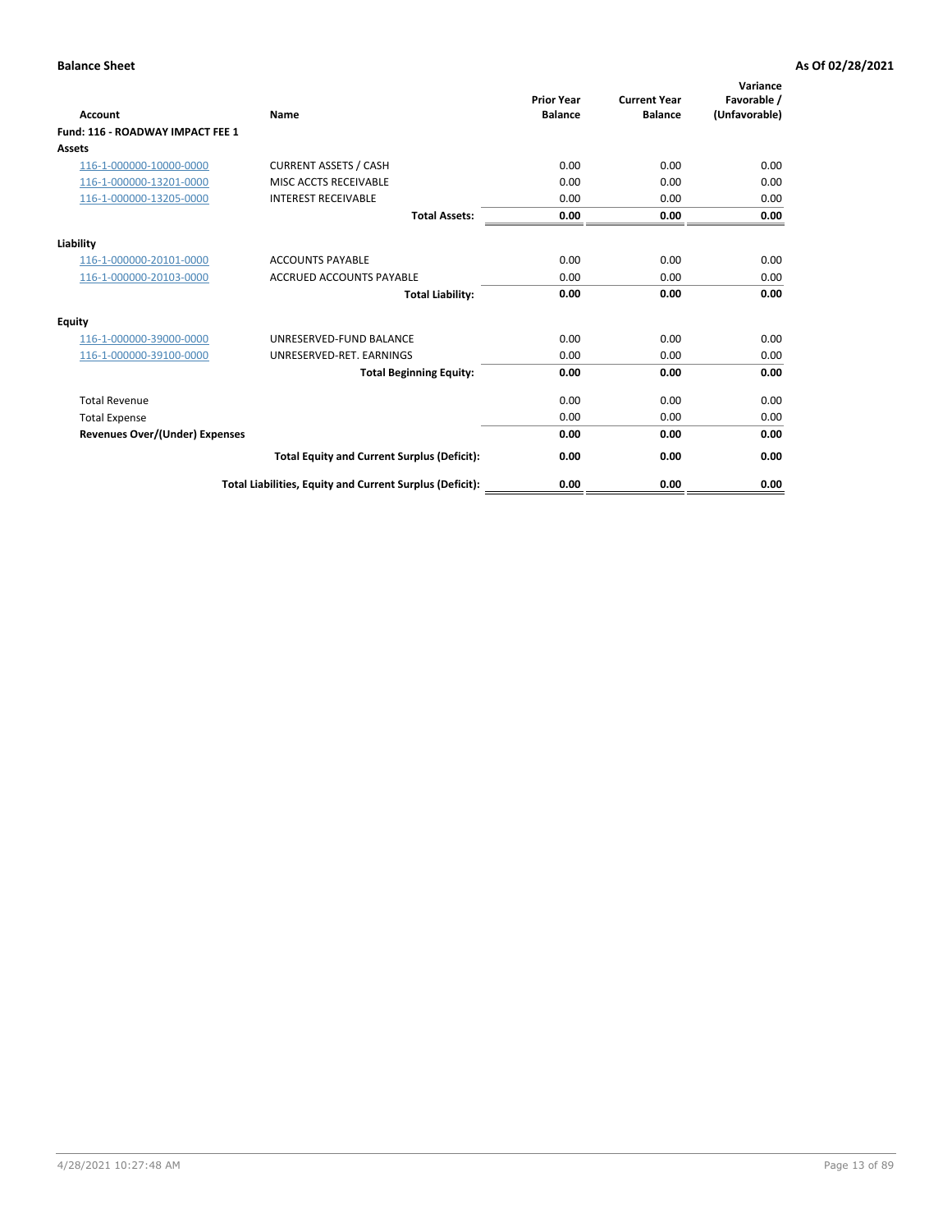| Account | Name | Prior Year Balance | Current Year Balance | Variance Favorable / (Unfavorable) |
|---|---|---|---|---|
| **Fund: 116 - ROADWAY IMPACT FEE 1** | | | | |
| **Assets** | | | | |
| 116-1-000000-10000-0000 | CURRENT ASSETS / CASH | 0.00 | 0.00 | 0.00 |
| 116-1-000000-13201-0000 | MISC ACCTS RECEIVABLE | 0.00 | 0.00 | 0.00 |
| 116-1-000000-13205-0000 | INTEREST RECEIVABLE | 0.00 | 0.00 | 0.00 |
| | **Total Assets:** | **0.00** | **0.00** | **0.00** |
| **Liability** | | | | |
| 116-1-000000-20101-0000 | ACCOUNTS PAYABLE | 0.00 | 0.00 | 0.00 |
| 116-1-000000-20103-0000 | ACCRUED ACCOUNTS PAYABLE | 0.00 | 0.00 | 0.00 |
| | **Total Liability:** | **0.00** | **0.00** | **0.00** |
| **Equity** | | | | |
| 116-1-000000-39000-0000 | UNRESERVED-FUND BALANCE | 0.00 | 0.00 | 0.00 |
| 116-1-000000-39100-0000 | UNRESERVED-RET. EARNINGS | 0.00 | 0.00 | 0.00 |
| | **Total Beginning Equity:** | **0.00** | **0.00** | **0.00** |
| Total Revenue | | 0.00 | 0.00 | 0.00 |
| Total Expense | | 0.00 | 0.00 | 0.00 |
| **Revenues Over/(Under) Expenses** | | **0.00** | **0.00** | **0.00** |
| | **Total Equity and Current Surplus (Deficit):** | **0.00** | **0.00** | **0.00** |
| | **Total Liabilities, Equity and Current Surplus (Deficit):** | **0.00** | **0.00** | **0.00** |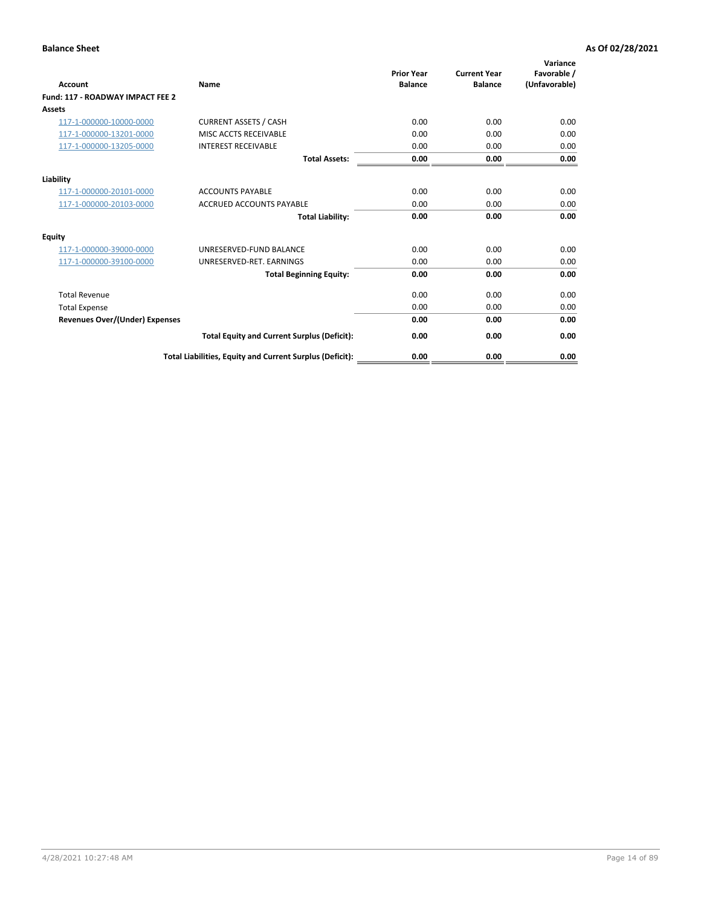**Balance Sheet** **As Of 02/28/2021**

| Account | Name | Prior Year Balance | Current Year Balance | Variance Favorable / (Unfavorable) |
|---|---|---|---|---|
| **Fund: 117 - ROADWAY IMPACT FEE 2** | | | | |
| **Assets** | | | | |
| 117-1-000000-10000-0000 | CURRENT ASSETS / CASH | 0.00 | 0.00 | 0.00 |
| 117-1-000000-13201-0000 | MISC ACCTS RECEIVABLE | 0.00 | 0.00 | 0.00 |
| 117-1-000000-13205-0000 | INTEREST RECEIVABLE | 0.00 | 0.00 | 0.00 |
| | **Total Assets:** | **0.00** | **0.00** | **0.00** |
| **Liability** | | | | |
| 117-1-000000-20101-0000 | ACCOUNTS PAYABLE | 0.00 | 0.00 | 0.00 |
| 117-1-000000-20103-0000 | ACCRUED ACCOUNTS PAYABLE | 0.00 | 0.00 | 0.00 |
| | **Total Liability:** | **0.00** | **0.00** | **0.00** |
| **Equity** | | | | |
| 117-1-000000-39000-0000 | UNRESERVED-FUND BALANCE | 0.00 | 0.00 | 0.00 |
| 117-1-000000-39100-0000 | UNRESERVED-RET. EARNINGS | 0.00 | 0.00 | 0.00 |
| | **Total Beginning Equity:** | **0.00** | **0.00** | **0.00** |
| Total Revenue | | 0.00 | 0.00 | 0.00 |
| Total Expense | | 0.00 | 0.00 | 0.00 |
| **Revenues Over/(Under) Expenses** | | **0.00** | **0.00** | **0.00** |
| | **Total Equity and Current Surplus (Deficit):** | **0.00** | **0.00** | **0.00** |
| | **Total Liabilities, Equity and Current Surplus (Deficit):** | **0.00** | **0.00** | **0.00** |

4/28/2021 10:27:48 AM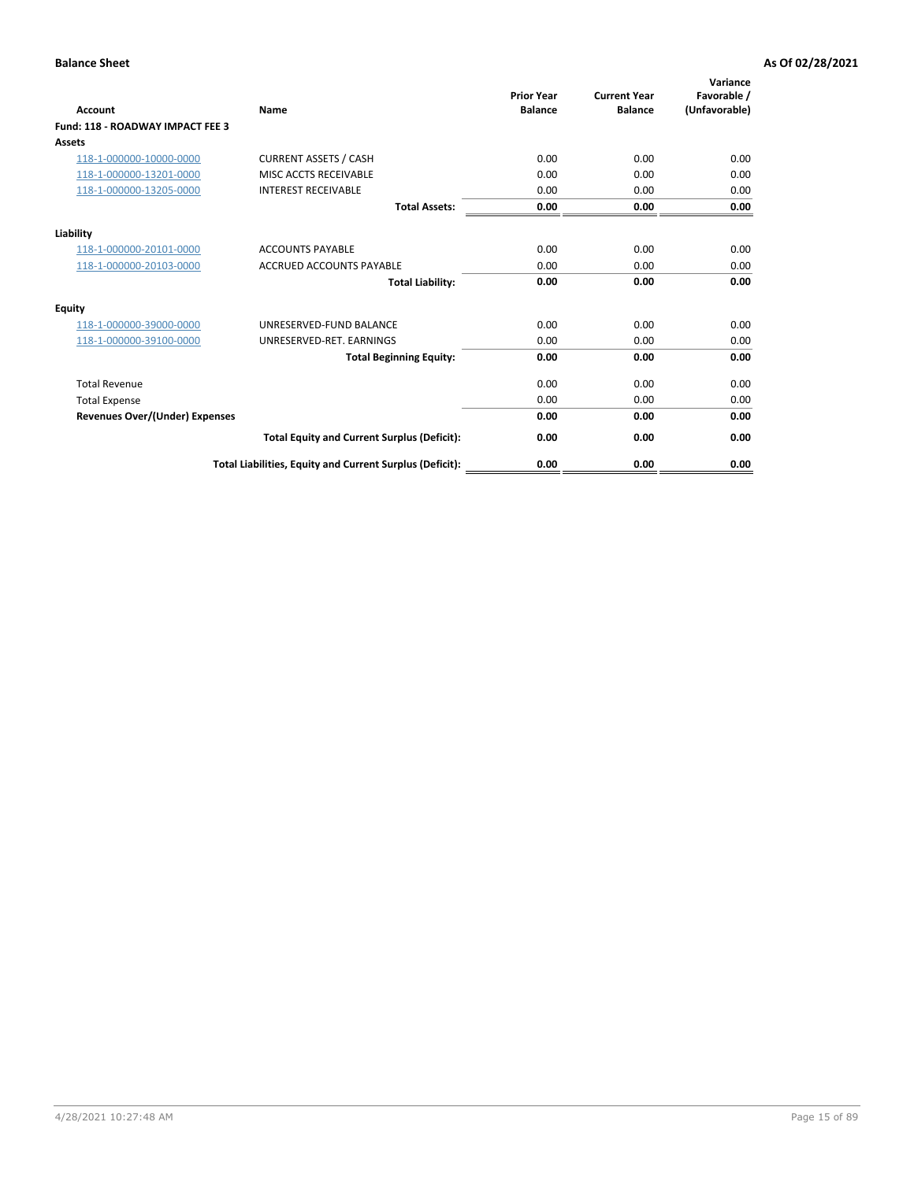**Balance Sheet** **As Of 02/28/2021**

| Account | Name | Prior Year Balance | Current Year Balance | Variance Favorable / (Unfavorable) |
|---|---|---|---|---|
| **Fund: 118 - ROADWAY IMPACT FEE 3** | | | | |
| **Assets** | | | | |
| 118-1-000000-10000-0000 | CURRENT ASSETS / CASH | 0.00 | 0.00 | 0.00 |
| 118-1-000000-13201-0000 | MISC ACCTS RECEIVABLE | 0.00 | 0.00 | 0.00 |
| 118-1-000000-13205-0000 | INTEREST RECEIVABLE | 0.00 | 0.00 | 0.00 |
| | **Total Assets:** | **0.00** | **0.00** | **0.00** |
| **Liability** | | | | |
| 118-1-000000-20101-0000 | ACCOUNTS PAYABLE | 0.00 | 0.00 | 0.00 |
| 118-1-000000-20103-0000 | ACCRUED ACCOUNTS PAYABLE | 0.00 | 0.00 | 0.00 |
| | **Total Liability:** | **0.00** | **0.00** | **0.00** |
| **Equity** | | | | |
| 118-1-000000-39000-0000 | UNRESERVED-FUND BALANCE | 0.00 | 0.00 | 0.00 |
| 118-1-000000-39100-0000 | UNRESERVED-RET. EARNINGS | 0.00 | 0.00 | 0.00 |
| | **Total Beginning Equity:** | **0.00** | **0.00** | **0.00** |
| Total Revenue | | 0.00 | 0.00 | 0.00 |
| Total Expense | | 0.00 | 0.00 | 0.00 |
| **Revenues Over/(Under) Expenses** | | **0.00** | **0.00** | **0.00** |
| | **Total Equity and Current Surplus (Deficit):** | **0.00** | **0.00** | **0.00** |
| | **Total Liabilities, Equity and Current Surplus (Deficit):** | **0.00** | **0.00** | **0.00** |

4/28/2021 10:27:48 AM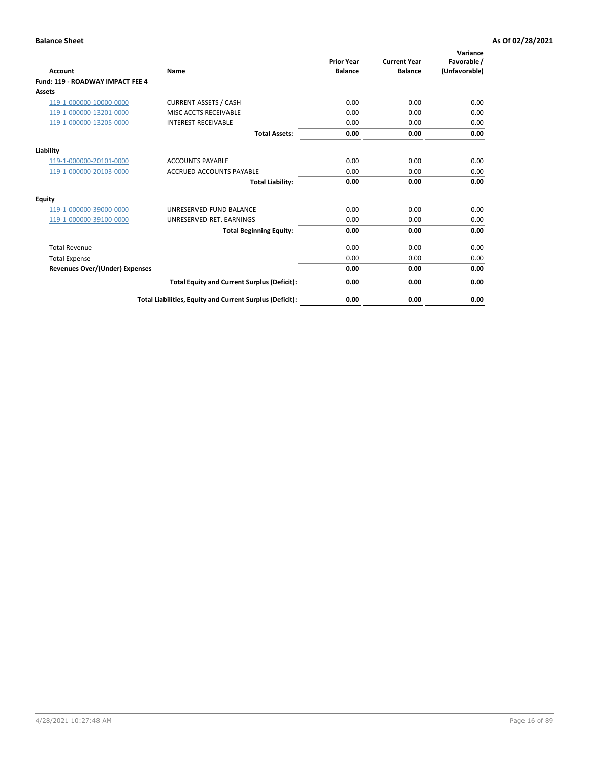**Balance Sheet** **As Of 02/28/2021**

| Account | Name | Prior Year Balance | Current Year Balance | Variance Favorable / (Unfavorable) |
|---|---|---|---|---|
| **Fund: 119 - ROADWAY IMPACT FEE 4** | | | | |
| **Assets** | | | | |
| 119-1-000000-10000-0000 | CURRENT ASSETS / CASH | 0.00 | 0.00 | 0.00 |
| 119-1-000000-13201-0000 | MISC ACCTS RECEIVABLE | 0.00 | 0.00 | 0.00 |
| 119-1-000000-13205-0000 | INTEREST RECEIVABLE | 0.00 | 0.00 | 0.00 |
| | **Total Assets:** | **0.00** | **0.00** | **0.00** |
| **Liability** | | | | |
| 119-1-000000-20101-0000 | ACCOUNTS PAYABLE | 0.00 | 0.00 | 0.00 |
| 119-1-000000-20103-0000 | ACCRUED ACCOUNTS PAYABLE | 0.00 | 0.00 | 0.00 |
| | **Total Liability:** | **0.00** | **0.00** | **0.00** |
| **Equity** | | | | |
| 119-1-000000-39000-0000 | UNRESERVED-FUND BALANCE | 0.00 | 0.00 | 0.00 |
| 119-1-000000-39100-0000 | UNRESERVED-RET. EARNINGS | 0.00 | 0.00 | 0.00 |
| | **Total Beginning Equity:** | **0.00** | **0.00** | **0.00** |
| Total Revenue | | 0.00 | 0.00 | 0.00 |
| Total Expense | | 0.00 | 0.00 | 0.00 |
| **Revenues Over/(Under) Expenses** | | **0.00** | **0.00** | **0.00** |
| | **Total Equity and Current Surplus (Deficit):** | **0.00** | **0.00** | **0.00** |
| | **Total Liabilities, Equity and Current Surplus (Deficit):** | **0.00** | **0.00** | **0.00** |

4/28/2021 10:27:48 AM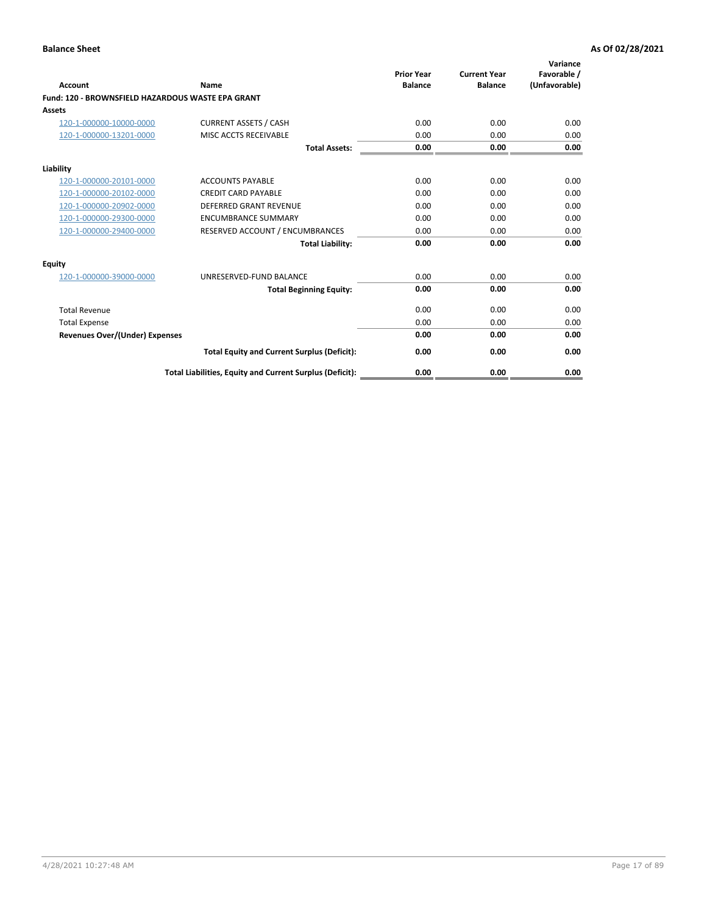**Balance Sheet** **As Of 02/28/2021**

| Account | Name | Prior Year Balance | Current Year Balance | Variance Favorable / (Unfavorable) |
|---|---|---|---|---|
| **Fund: 120 - BROWNSFIELD HAZARDOUS WASTE EPA GRANT** | | | | |
| **Assets** | | | | |
| 120-1-000000-10000-0000 | CURRENT ASSETS / CASH | 0.00 | 0.00 | 0.00 |
| 120-1-000000-13201-0000 | MISC ACCTS RECEIVABLE | 0.00 | 0.00 | 0.00 |
| | **Total Assets:** | **0.00** | **0.00** | **0.00** |
| **Liability** | | | | |
| 120-1-000000-20101-0000 | ACCOUNTS PAYABLE | 0.00 | 0.00 | 0.00 |
| 120-1-000000-20102-0000 | CREDIT CARD PAYABLE | 0.00 | 0.00 | 0.00 |
| 120-1-000000-20902-0000 | DEFERRED GRANT REVENUE | 0.00 | 0.00 | 0.00 |
| 120-1-000000-29300-0000 | ENCUMBRANCE SUMMARY | 0.00 | 0.00 | 0.00 |
| 120-1-000000-29400-0000 | RESERVED ACCOUNT / ENCUMBRANCES | 0.00 | 0.00 | 0.00 |
| | **Total Liability:** | **0.00** | **0.00** | **0.00** |
| **Equity** | | | | |
| 120-1-000000-39000-0000 | UNRESERVED-FUND BALANCE | 0.00 | 0.00 | 0.00 |
| | **Total Beginning Equity:** | **0.00** | **0.00** | **0.00** |
| Total Revenue | | 0.00 | 0.00 | 0.00 |
| Total Expense | | 0.00 | 0.00 | 0.00 |
| **Revenues Over/(Under) Expenses** | | **0.00** | **0.00** | **0.00** |
| | **Total Equity and Current Surplus (Deficit):** | **0.00** | **0.00** | **0.00** |
| | **Total Liabilities, Equity and Current Surplus (Deficit):** | **0.00** | **0.00** | **0.00** |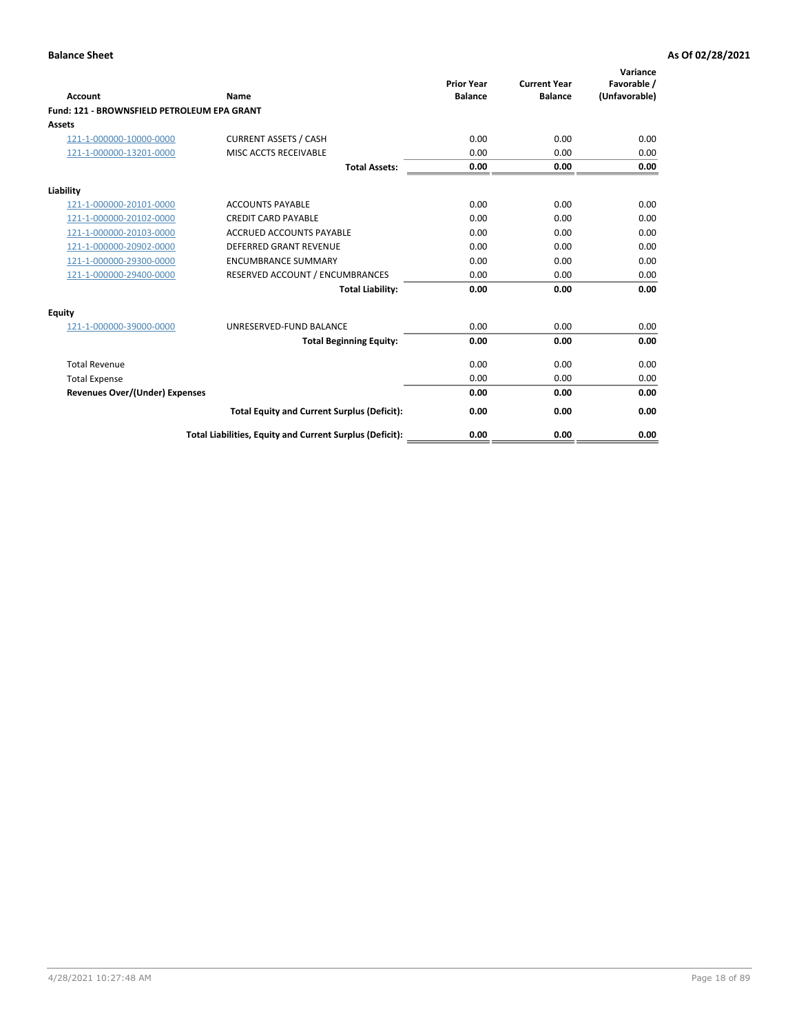**Balance Sheet** **As Of 02/28/2021**

| Account | Name | Prior Year Balance | Current Year Balance | Variance Favorable / (Unfavorable) |
|---|---|---|---|---|
| **Fund: 121 - BROWNSFIELD PETROLEUM EPA GRANT** | | | | |
| **Assets** | | | | |
| 121-1-000000-10000-0000 | CURRENT ASSETS / CASH | 0.00 | 0.00 | 0.00 |
| 121-1-000000-13201-0000 | MISC ACCTS RECEIVABLE | 0.00 | 0.00 | 0.00 |
| | **Total Assets:** | **0.00** | **0.00** | **0.00** |
| **Liability** | | | | |
| 121-1-000000-20101-0000 | ACCOUNTS PAYABLE | 0.00 | 0.00 | 0.00 |
| 121-1-000000-20102-0000 | CREDIT CARD PAYABLE | 0.00 | 0.00 | 0.00 |
| 121-1-000000-20103-0000 | ACCRUED ACCOUNTS PAYABLE | 0.00 | 0.00 | 0.00 |
| 121-1-000000-20902-0000 | DEFERRED GRANT REVENUE | 0.00 | 0.00 | 0.00 |
| 121-1-000000-29300-0000 | ENCUMBRANCE SUMMARY | 0.00 | 0.00 | 0.00 |
| 121-1-000000-29400-0000 | RESERVED ACCOUNT / ENCUMBRANCES | 0.00 | 0.00 | 0.00 |
| | **Total Liability:** | **0.00** | **0.00** | **0.00** |
| **Equity** | | | | |
| 121-1-000000-39000-0000 | UNRESERVED-FUND BALANCE | 0.00 | 0.00 | 0.00 |
| | **Total Beginning Equity:** | **0.00** | **0.00** | **0.00** |
| Total Revenue | | 0.00 | 0.00 | 0.00 |
| Total Expense | | 0.00 | 0.00 | 0.00 |
| **Revenues Over/(Under) Expenses** | | **0.00** | **0.00** | **0.00** |
| | **Total Equity and Current Surplus (Deficit):** | **0.00** | **0.00** | **0.00** |
| | **Total Liabilities, Equity and Current Surplus (Deficit):** | **0.00** | **0.00** | **0.00** |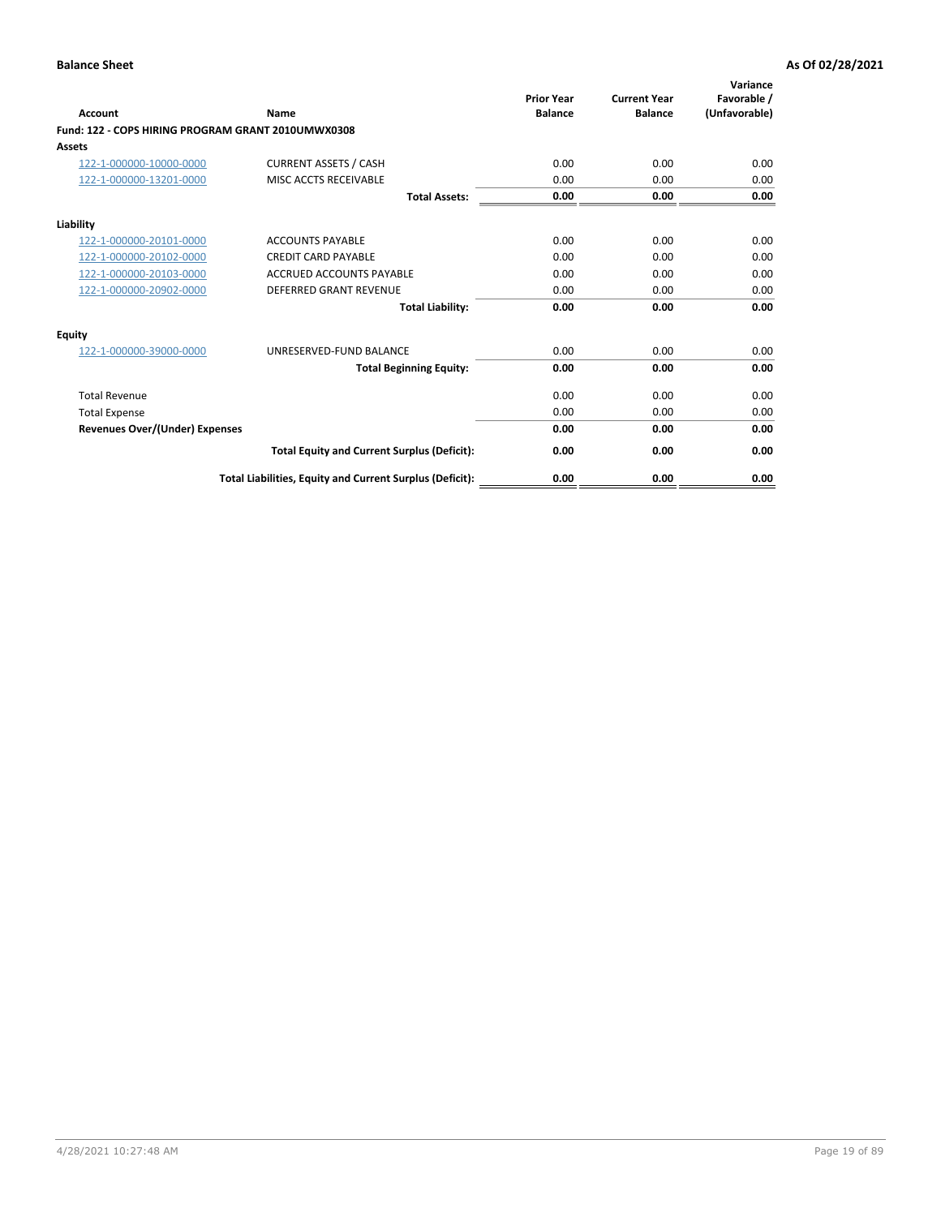**Balance Sheet** **As Of 02/28/2021**

| Account | Name | Prior Year Balance | Current Year Balance | Variance Favorable / (Unfavorable) |
|---|---|---|---|---|
| **Fund: 122 - COPS HIRING PROGRAM GRANT 2010UMWX0308** | | | | |
| **Assets** | | | | |
| 122-1-000000-10000-0000 | CURRENT ASSETS / CASH | 0.00 | 0.00 | 0.00 |
| 122-1-000000-13201-0000 | MISC ACCTS RECEIVABLE | 0.00 | 0.00 | 0.00 |
| | **Total Assets:** | **0.00** | **0.00** | **0.00** |
| **Liability** | | | | |
| 122-1-000000-20101-0000 | ACCOUNTS PAYABLE | 0.00 | 0.00 | 0.00 |
| 122-1-000000-20102-0000 | CREDIT CARD PAYABLE | 0.00 | 0.00 | 0.00 |
| 122-1-000000-20103-0000 | ACCRUED ACCOUNTS PAYABLE | 0.00 | 0.00 | 0.00 |
| 122-1-000000-20902-0000 | DEFERRED GRANT REVENUE | 0.00 | 0.00 | 0.00 |
| | **Total Liability:** | **0.00** | **0.00** | **0.00** |
| **Equity** | | | | |
| 122-1-000000-39000-0000 | UNRESERVED-FUND BALANCE | 0.00 | 0.00 | 0.00 |
| | **Total Beginning Equity:** | **0.00** | **0.00** | **0.00** |
| Total Revenue | | 0.00 | 0.00 | 0.00 |
| Total Expense | | 0.00 | 0.00 | 0.00 |
| **Revenues Over/(Under) Expenses** | | **0.00** | **0.00** | **0.00** |
| | **Total Equity and Current Surplus (Deficit):** | **0.00** | **0.00** | **0.00** |
| | **Total Liabilities, Equity and Current Surplus (Deficit):** | **0.00** | **0.00** | **0.00** |

4/28/2021 10:27:48 AM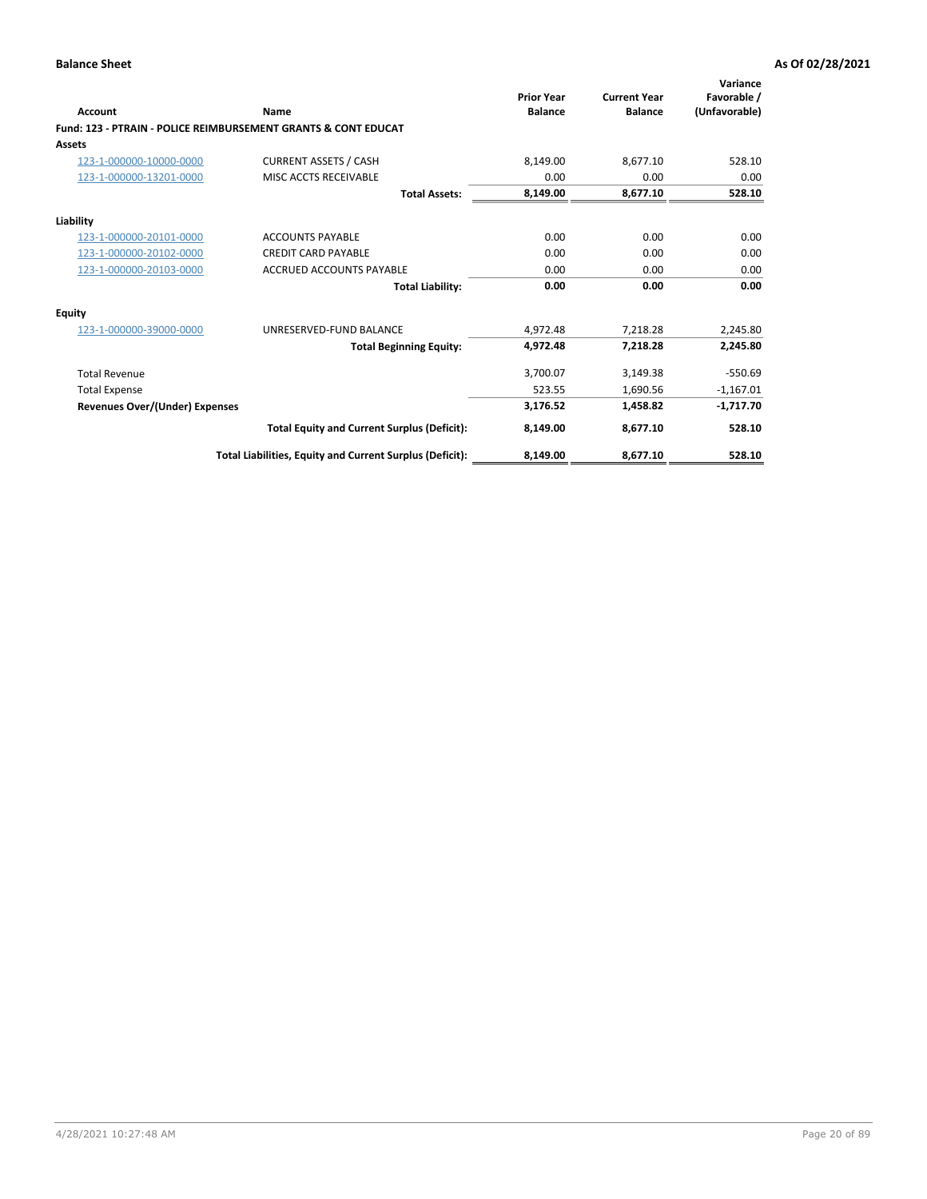**Balance Sheet** **As Of 02/28/2021**

| Account | Name | Prior Year Balance | Current Year Balance | Variance Favorable / (Unfavorable) |
|---|---|---|---|---|
| **Fund: 123 - PTRAIN - POLICE REIMBURSEMENT GRANTS & CONT EDUCAT** | | | | |
| **Assets** | | | | |
| 123-1-000000-10000-0000 | CURRENT ASSETS / CASH | 8,149.00 | 8,677.10 | 528.10 |
| 123-1-000000-13201-0000 | MISC ACCTS RECEIVABLE | 0.00 | 0.00 | 0.00 |
| | **Total Assets:** | **8,149.00** | **8,677.10** | **528.10** |
| **Liability** | | | | |
| 123-1-000000-20101-0000 | ACCOUNTS PAYABLE | 0.00 | 0.00 | 0.00 |
| 123-1-000000-20102-0000 | CREDIT CARD PAYABLE | 0.00 | 0.00 | 0.00 |
| 123-1-000000-20103-0000 | ACCRUED ACCOUNTS PAYABLE | 0.00 | 0.00 | 0.00 |
| | **Total Liability:** | **0.00** | **0.00** | **0.00** |
| **Equity** | | | | |
| 123-1-000000-39000-0000 | UNRESERVED-FUND BALANCE | 4,972.48 | 7,218.28 | 2,245.80 |
| | **Total Beginning Equity:** | **4,972.48** | **7,218.28** | **2,245.80** |
| Total Revenue | | 3,700.07 | 3,149.38 | -550.69 |
| Total Expense | | 523.55 | 1,690.56 | -1,167.01 |
| **Revenues Over/(Under) Expenses** | | **3,176.52** | **1,458.82** | **-1,717.70** |
| | **Total Equity and Current Surplus (Deficit):** | **8,149.00** | **8,677.10** | **528.10** |
| | **Total Liabilities, Equity and Current Surplus (Deficit):** | **8,149.00** | **8,677.10** | **528.10** |

4/28/2021 10:27:48 AM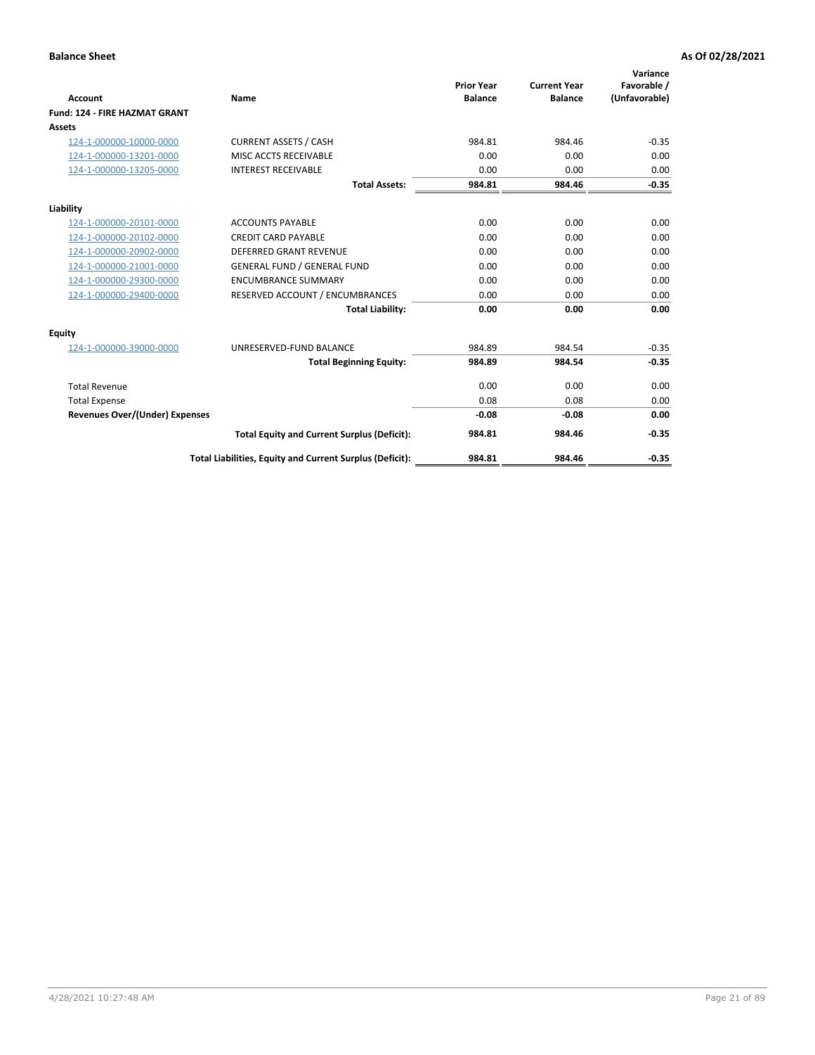**Balance Sheet** **As Of 02/28/2021**

| Account | Name | Prior Year Balance | Current Year Balance | Variance Favorable / (Unfavorable) |
|---|---|---|---|---|
| **Fund: 124 - FIRE HAZMAT GRANT** | | | | |
| **Assets** | | | | |
| 124-1-000000-10000-0000 | CURRENT ASSETS / CASH | 984.81 | 984.46 | -0.35 |
| 124-1-000000-13201-0000 | MISC ACCTS RECEIVABLE | 0.00 | 0.00 | 0.00 |
| 124-1-000000-13205-0000 | INTEREST RECEIVABLE | 0.00 | 0.00 | 0.00 |
| | **Total Assets:** | **984.81** | **984.46** | **-0.35** |
| **Liability** | | | | |
| 124-1-000000-20101-0000 | ACCOUNTS PAYABLE | 0.00 | 0.00 | 0.00 |
| 124-1-000000-20102-0000 | CREDIT CARD PAYABLE | 0.00 | 0.00 | 0.00 |
| 124-1-000000-20902-0000 | DEFERRED GRANT REVENUE | 0.00 | 0.00 | 0.00 |
| 124-1-000000-21001-0000 | GENERAL FUND / GENERAL FUND | 0.00 | 0.00 | 0.00 |
| 124-1-000000-29300-0000 | ENCUMBRANCE SUMMARY | 0.00 | 0.00 | 0.00 |
| 124-1-000000-29400-0000 | RESERVED ACCOUNT / ENCUMBRANCES | 0.00 | 0.00 | 0.00 |
| | **Total Liability:** | **0.00** | **0.00** | **0.00** |
| **Equity** | | | | |
| 124-1-000000-39000-0000 | UNRESERVED-FUND BALANCE | 984.89 | 984.54 | -0.35 |
| | **Total Beginning Equity:** | **984.89** | **984.54** | **-0.35** |
| Total Revenue | | 0.00 | 0.00 | 0.00 |
| Total Expense | | 0.08 | 0.08 | 0.00 |
| **Revenues Over/(Under) Expenses** | | **-0.08** | **-0.08** | **0.00** |
| | **Total Equity and Current Surplus (Deficit):** | **984.81** | **984.46** | **-0.35** |
| | **Total Liabilities, Equity and Current Surplus (Deficit):** | **984.81** | **984.46** | **-0.35** |

4/28/2021 10:27:48 AM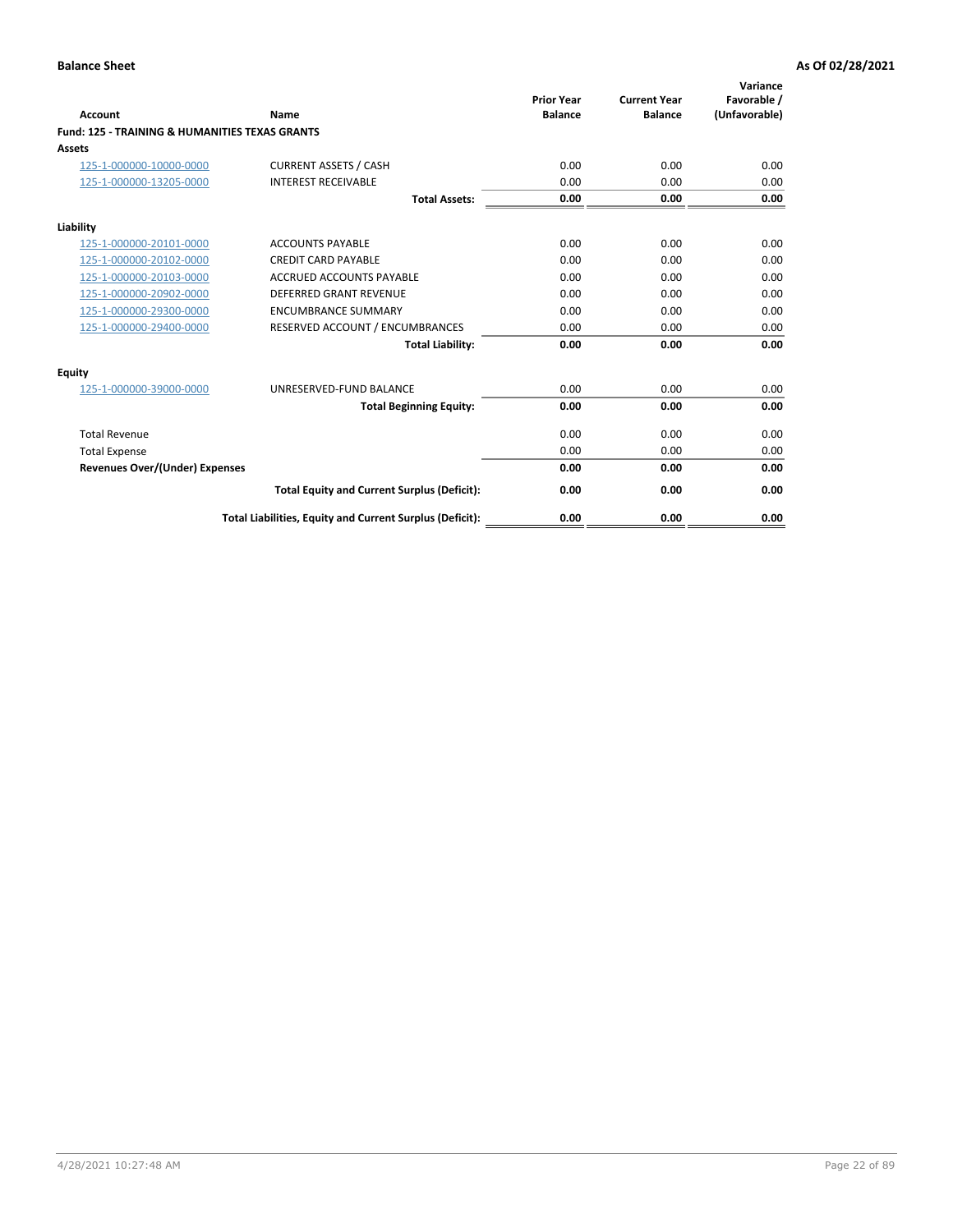**Balance Sheet** **As Of 02/28/2021**

| Account | Name | Prior Year Balance | Current Year Balance | Variance Favorable / (Unfavorable) |
|---|---|---|---|---|
| **Fund: 125 - TRAINING & HUMANITIES TEXAS GRANTS** | | | | |
| **Assets** | | | | |
| 125-1-000000-10000-0000 | CURRENT ASSETS / CASH | 0.00 | 0.00 | 0.00 |
| 125-1-000000-13205-0000 | INTEREST RECEIVABLE | 0.00 | 0.00 | 0.00 |
| | **Total Assets:** | **0.00** | **0.00** | **0.00** |
| **Liability** | | | | |
| 125-1-000000-20101-0000 | ACCOUNTS PAYABLE | 0.00 | 0.00 | 0.00 |
| 125-1-000000-20102-0000 | CREDIT CARD PAYABLE | 0.00 | 0.00 | 0.00 |
| 125-1-000000-20103-0000 | ACCRUED ACCOUNTS PAYABLE | 0.00 | 0.00 | 0.00 |
| 125-1-000000-20902-0000 | DEFERRED GRANT REVENUE | 0.00 | 0.00 | 0.00 |
| 125-1-000000-29300-0000 | ENCUMBRANCE SUMMARY | 0.00 | 0.00 | 0.00 |
| 125-1-000000-29400-0000 | RESERVED ACCOUNT / ENCUMBRANCES | 0.00 | 0.00 | 0.00 |
| | **Total Liability:** | **0.00** | **0.00** | **0.00** |
| **Equity** | | | | |
| 125-1-000000-39000-0000 | UNRESERVED-FUND BALANCE | 0.00 | 0.00 | 0.00 |
| | **Total Beginning Equity:** | **0.00** | **0.00** | **0.00** |
| Total Revenue | | 0.00 | 0.00 | 0.00 |
| Total Expense | | 0.00 | 0.00 | 0.00 |
| **Revenues Over/(Under) Expenses** | | **0.00** | **0.00** | **0.00** |
| | **Total Equity and Current Surplus (Deficit):** | **0.00** | **0.00** | **0.00** |
| | **Total Liabilities, Equity and Current Surplus (Deficit):** | **0.00** | **0.00** | **0.00** |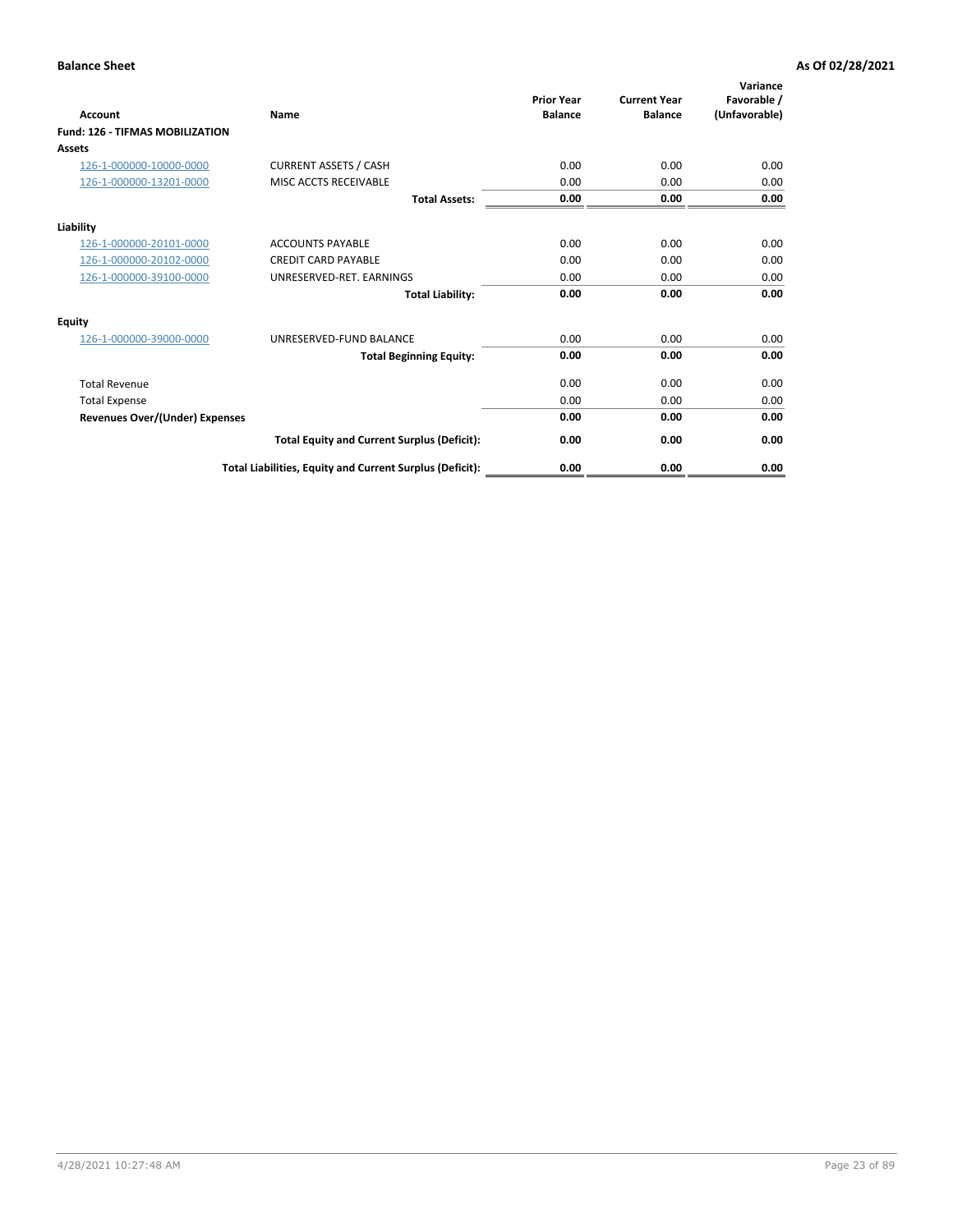| Account | Name | Prior Year Balance | Current Year Balance | Variance Favorable / (Unfavorable) |
|---|---|---|---|---|
| **Fund: 126 - TIFMAS MOBILIZATION** | | | | |
| **Assets** | | | | |
| 126-1-000000-10000-0000 | CURRENT ASSETS / CASH | 0.00 | 0.00 | 0.00 |
| 126-1-000000-13201-0000 | MISC ACCTS RECEIVABLE | 0.00 | 0.00 | 0.00 |
| | **Total Assets:** | **0.00** | **0.00** | **0.00** |
| **Liability** | | | | |
| 126-1-000000-20101-0000 | ACCOUNTS PAYABLE | 0.00 | 0.00 | 0.00 |
| 126-1-000000-20102-0000 | CREDIT CARD PAYABLE | 0.00 | 0.00 | 0.00 |
| 126-1-000000-39100-0000 | UNRESERVED-RET. EARNINGS | 0.00 | 0.00 | 0.00 |
| | **Total Liability:** | **0.00** | **0.00** | **0.00** |
| **Equity** | | | | |
| 126-1-000000-39000-0000 | UNRESERVED-FUND BALANCE | 0.00 | 0.00 | 0.00 |
| | **Total Beginning Equity:** | **0.00** | **0.00** | **0.00** |
| Total Revenue | | 0.00 | 0.00 | 0.00 |
| Total Expense | | 0.00 | 0.00 | 0.00 |
| **Revenues Over/(Under) Expenses** | | **0.00** | **0.00** | **0.00** |
| | **Total Equity and Current Surplus (Deficit):** | **0.00** | **0.00** | **0.00** |
| | **Total Liabilities, Equity and Current Surplus (Deficit):** | **0.00** | **0.00** | **0.00** |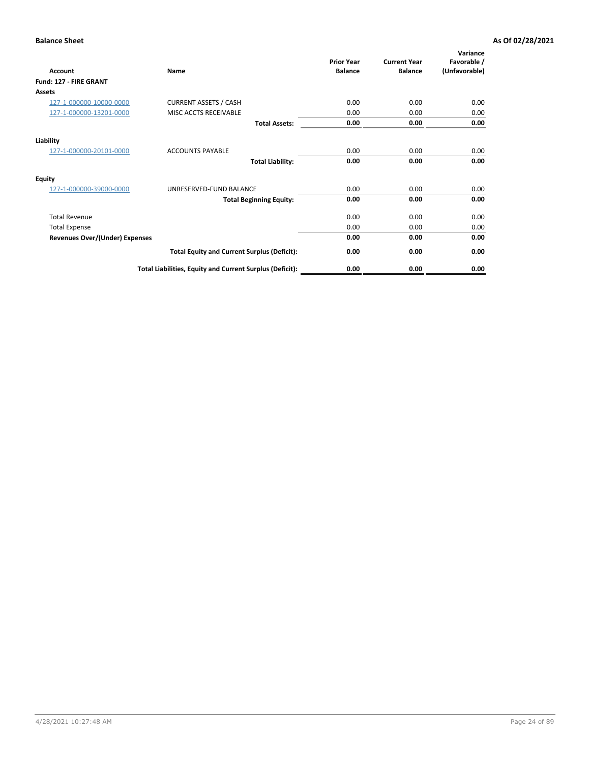| Account | Name | Prior Year Balance | Current Year Balance | Variance Favorable / (Unfavorable) |
|---|---|---|---|---|
| **Fund: 127 - FIRE GRANT** | | | | |
| **Assets** | | | | |
| 127-1-000000-10000-0000 | CURRENT ASSETS / CASH | 0.00 | 0.00 | 0.00 |
| 127-1-000000-13201-0000 | MISC ACCTS RECEIVABLE | 0.00 | 0.00 | 0.00 |
| | **Total Assets:** | **0.00** | **0.00** | **0.00** |
| **Liability** | | | | |
| 127-1-000000-20101-0000 | ACCOUNTS PAYABLE | 0.00 | 0.00 | 0.00 |
| | **Total Liability:** | **0.00** | **0.00** | **0.00** |
| **Equity** | | | | |
| 127-1-000000-39000-0000 | UNRESERVED-FUND BALANCE | 0.00 | 0.00 | 0.00 |
| | **Total Beginning Equity:** | **0.00** | **0.00** | **0.00** |
| Total Revenue | | 0.00 | 0.00 | 0.00 |
| Total Expense | | 0.00 | 0.00 | 0.00 |
| **Revenues Over/(Under) Expenses** | | **0.00** | **0.00** | **0.00** |
| | **Total Equity and Current Surplus (Deficit):** | **0.00** | **0.00** | **0.00** |
| | **Total Liabilities, Equity and Current Surplus (Deficit):** | **0.00** | **0.00** | **0.00** |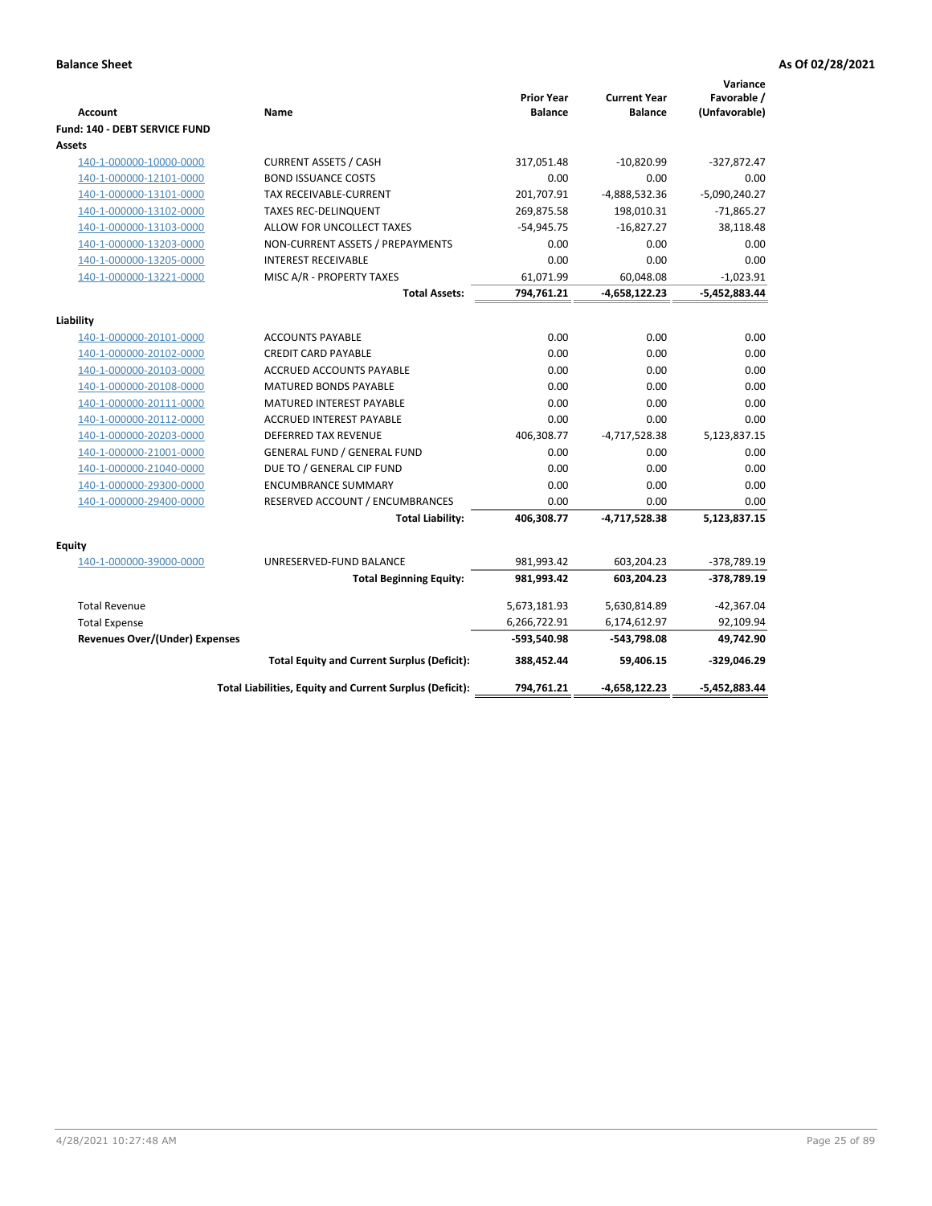**Balance Sheet** **As Of 02/28/2021**

| Account | Name | Prior Year Balance | Current Year Balance | Variance Favorable / (Unfavorable) |
|---|---|---|---|---|
| **Fund: 140 - DEBT SERVICE FUND** | | | | |
| **Assets** | | | | |
| 140-1-000000-10000-0000 | CURRENT ASSETS / CASH | 317,051.48 | -10,820.99 | -327,872.47 |
| 140-1-000000-12101-0000 | BOND ISSUANCE COSTS | 0.00 | 0.00 | 0.00 |
| 140-1-000000-13101-0000 | TAX RECEIVABLE-CURRENT | 201,707.91 | -4,888,532.36 | -5,090,240.27 |
| 140-1-000000-13102-0000 | TAXES REC-DELINQUENT | 269,875.58 | 198,010.31 | -71,865.27 |
| 140-1-000000-13103-0000 | ALLOW FOR UNCOLLECT TAXES | -54,945.75 | -16,827.27 | 38,118.48 |
| 140-1-000000-13203-0000 | NON-CURRENT ASSETS / PREPAYMENTS | 0.00 | 0.00 | 0.00 |
| 140-1-000000-13205-0000 | INTEREST RECEIVABLE | 0.00 | 0.00 | 0.00 |
| 140-1-000000-13221-0000 | MISC A/R - PROPERTY TAXES | 61,071.99 | 60,048.08 | -1,023.91 |
| | **Total Assets:** | **794,761.21** | **-4,658,122.23** | **-5,452,883.44** |
| **Liability** | | | | |
| 140-1-000000-20101-0000 | ACCOUNTS PAYABLE | 0.00 | 0.00 | 0.00 |
| 140-1-000000-20102-0000 | CREDIT CARD PAYABLE | 0.00 | 0.00 | 0.00 |
| 140-1-000000-20103-0000 | ACCRUED ACCOUNTS PAYABLE | 0.00 | 0.00 | 0.00 |
| 140-1-000000-20108-0000 | MATURED BONDS PAYABLE | 0.00 | 0.00 | 0.00 |
| 140-1-000000-20111-0000 | MATURED INTEREST PAYABLE | 0.00 | 0.00 | 0.00 |
| 140-1-000000-20112-0000 | ACCRUED INTEREST PAYABLE | 0.00 | 0.00 | 0.00 |
| 140-1-000000-20203-0000 | DEFERRED TAX REVENUE | 406,308.77 | -4,717,528.38 | 5,123,837.15 |
| 140-1-000000-21001-0000 | GENERAL FUND / GENERAL FUND | 0.00 | 0.00 | 0.00 |
| 140-1-000000-21040-0000 | DUE TO / GENERAL CIP FUND | 0.00 | 0.00 | 0.00 |
| 140-1-000000-29300-0000 | ENCUMBRANCE SUMMARY | 0.00 | 0.00 | 0.00 |
| 140-1-000000-29400-0000 | RESERVED ACCOUNT / ENCUMBRANCES | 0.00 | 0.00 | 0.00 |
| | **Total Liability:** | **406,308.77** | **-4,717,528.38** | **5,123,837.15** |
| **Equity** | | | | |
| 140-1-000000-39000-0000 | UNRESERVED-FUND BALANCE | 981,993.42 | 603,204.23 | -378,789.19 |
| | **Total Beginning Equity:** | **981,993.42** | **603,204.23** | **-378,789.19** |
| Total Revenue | | 5,673,181.93 | 5,630,814.89 | -42,367.04 |
| Total Expense | | 6,266,722.91 | 6,174,612.97 | 92,109.94 |
| **Revenues Over/(Under) Expenses** | | **-593,540.98** | **-543,798.08** | **49,742.90** |
| | **Total Equity and Current Surplus (Deficit):** | **388,452.44** | **59,406.15** | **-329,046.29** |
| | **Total Liabilities, Equity and Current Surplus (Deficit):** | **794,761.21** | **-4,658,122.23** | **-5,452,883.44** |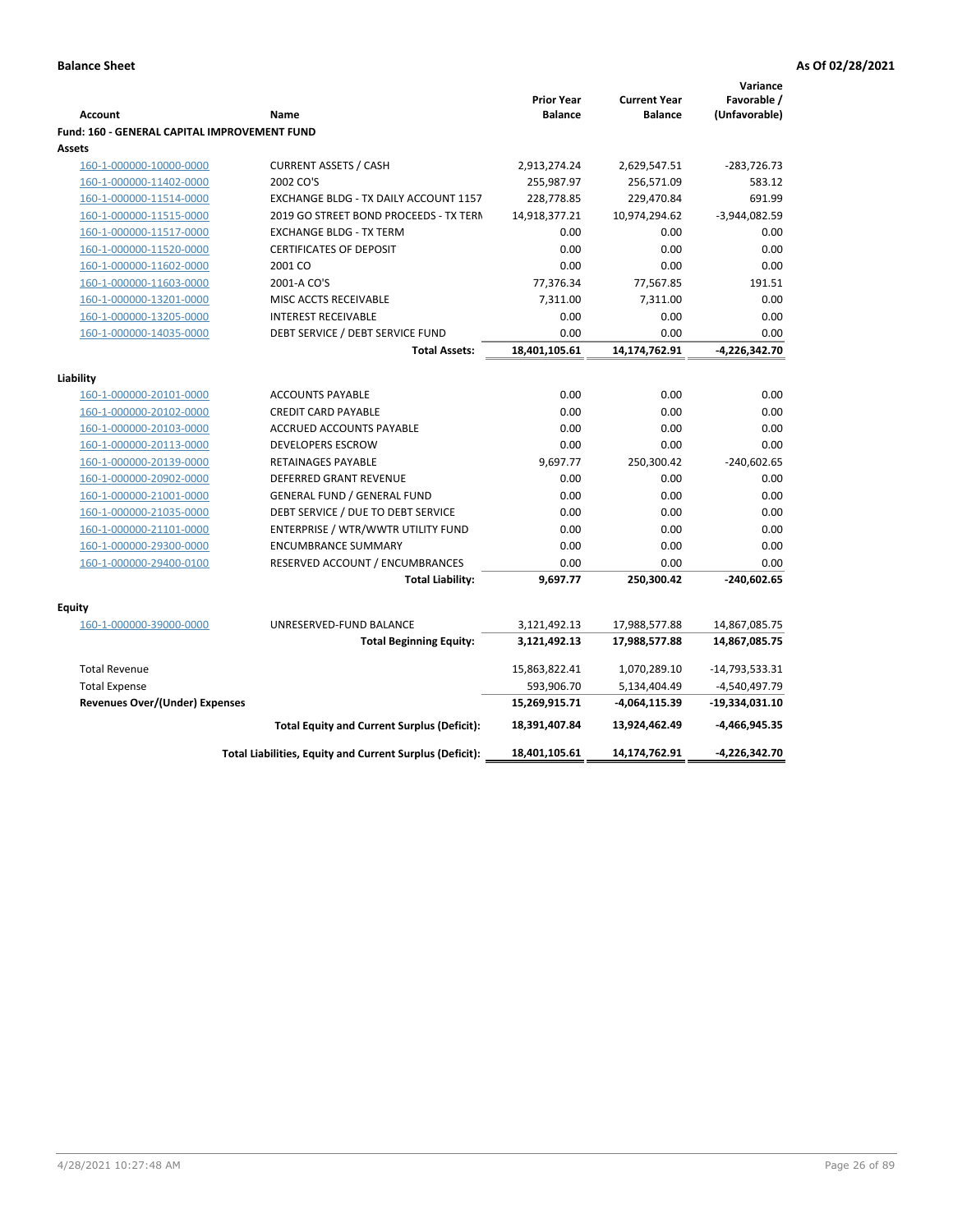**Balance Sheet** **As Of 02/28/2021**

| Account | Name | Prior Year Balance | Current Year Balance | Variance Favorable / (Unfavorable) |
|---|---|---|---|---|
| **Fund: 160 - GENERAL CAPITAL IMPROVEMENT FUND** | | | | |
| **Assets** | | | | |
| 160-1-000000-10000-0000 | CURRENT ASSETS / CASH | 2,913,274.24 | 2,629,547.51 | -283,726.73 |
| 160-1-000000-11402-0000 | 2002 CO'S | 255,987.97 | 256,571.09 | 583.12 |
| 160-1-000000-11514-0000 | EXCHANGE BLDG - TX DAILY ACCOUNT 1157 | 228,778.85 | 229,470.84 | 691.99 |
| 160-1-000000-11515-0000 | 2019 GO STREET BOND PROCEEDS - TX TERM | 14,918,377.21 | 10,974,294.62 | -3,944,082.59 |
| 160-1-000000-11517-0000 | EXCHANGE BLDG - TX TERM | 0.00 | 0.00 | 0.00 |
| 160-1-000000-11520-0000 | CERTIFICATES OF DEPOSIT | 0.00 | 0.00 | 0.00 |
| 160-1-000000-11602-0000 | 2001 CO | 0.00 | 0.00 | 0.00 |
| 160-1-000000-11603-0000 | 2001-A CO'S | 77,376.34 | 77,567.85 | 191.51 |
| 160-1-000000-13201-0000 | MISC ACCTS RECEIVABLE | 7,311.00 | 7,311.00 | 0.00 |
| 160-1-000000-13205-0000 | INTEREST RECEIVABLE | 0.00 | 0.00 | 0.00 |
| 160-1-000000-14035-0000 | DEBT SERVICE / DEBT SERVICE FUND | 0.00 | 0.00 | 0.00 |
| | **Total Assets:** | **18,401,105.61** | **14,174,762.91** | **-4,226,342.70** |
| **Liability** | | | | |
| 160-1-000000-20101-0000 | ACCOUNTS PAYABLE | 0.00 | 0.00 | 0.00 |
| 160-1-000000-20102-0000 | CREDIT CARD PAYABLE | 0.00 | 0.00 | 0.00 |
| 160-1-000000-20103-0000 | ACCRUED ACCOUNTS PAYABLE | 0.00 | 0.00 | 0.00 |
| 160-1-000000-20113-0000 | DEVELOPERS ESCROW | 0.00 | 0.00 | 0.00 |
| 160-1-000000-20139-0000 | RETAINAGES PAYABLE | 9,697.77 | 250,300.42 | -240,602.65 |
| 160-1-000000-20902-0000 | DEFERRED GRANT REVENUE | 0.00 | 0.00 | 0.00 |
| 160-1-000000-21001-0000 | GENERAL FUND / GENERAL FUND | 0.00 | 0.00 | 0.00 |
| 160-1-000000-21035-0000 | DEBT SERVICE / DUE TO DEBT SERVICE | 0.00 | 0.00 | 0.00 |
| 160-1-000000-21101-0000 | ENTERPRISE / WTR/WWTR UTILITY FUND | 0.00 | 0.00 | 0.00 |
| 160-1-000000-29300-0000 | ENCUMBRANCE SUMMARY | 0.00 | 0.00 | 0.00 |
| 160-1-000000-29400-0100 | RESERVED ACCOUNT / ENCUMBRANCES | 0.00 | 0.00 | 0.00 |
| | **Total Liability:** | **9,697.77** | **250,300.42** | **-240,602.65** |
| **Equity** | | | | |
| 160-1-000000-39000-0000 | UNRESERVED-FUND BALANCE | 3,121,492.13 | 17,988,577.88 | 14,867,085.75 |
| | **Total Beginning Equity:** | **3,121,492.13** | **17,988,577.88** | **14,867,085.75** |
| Total Revenue | | 15,863,822.41 | 1,070,289.10 | -14,793,533.31 |
| Total Expense | | 593,906.70 | 5,134,404.49 | -4,540,497.79 |
| **Revenues Over/(Under) Expenses** | | **15,269,915.71** | **-4,064,115.39** | **-19,334,031.10** |
| | **Total Equity and Current Surplus (Deficit):** | **18,391,407.84** | **13,924,462.49** | **-4,466,945.35** |
| | **Total Liabilities, Equity and Current Surplus (Deficit):** | **18,401,105.61** | **14,174,762.91** | **-4,226,342.70** |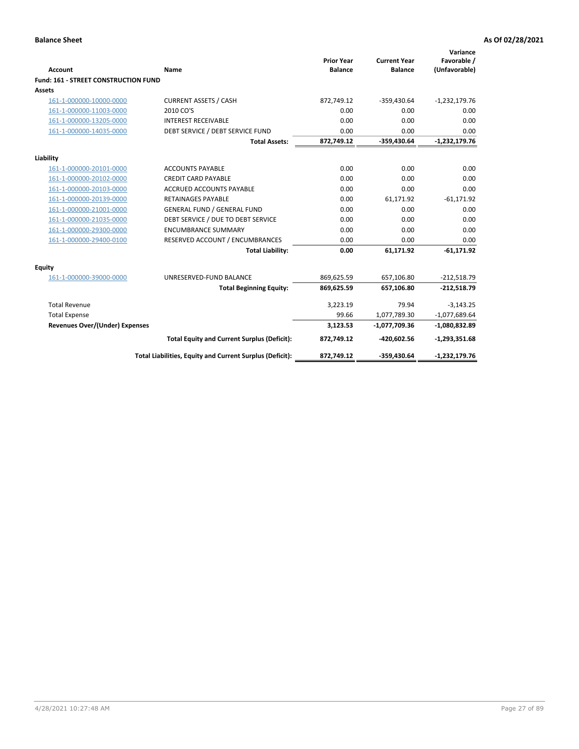**Balance Sheet** | **As Of 02/28/2021**

| Account | Name | Prior Year Balance | Current Year Balance | Variance Favorable / (Unfavorable) |
|---|---|---|---|---|
| **Fund: 161 - STREET CONSTRUCTION FUND** | | | | |
| **Assets** | | | | |
| 161-1-000000-10000-0000 | CURRENT ASSETS / CASH | 872,749.12 | -359,430.64 | -1,232,179.76 |
| 161-1-000000-11003-0000 | 2010 CO'S | 0.00 | 0.00 | 0.00 |
| 161-1-000000-13205-0000 | INTEREST RECEIVABLE | 0.00 | 0.00 | 0.00 |
| 161-1-000000-14035-0000 | DEBT SERVICE / DEBT SERVICE FUND | 0.00 | 0.00 | 0.00 |
| | **Total Assets:** | **872,749.12** | **-359,430.64** | **-1,232,179.76** |
| **Liability** | | | | |
| 161-1-000000-20101-0000 | ACCOUNTS PAYABLE | 0.00 | 0.00 | 0.00 |
| 161-1-000000-20102-0000 | CREDIT CARD PAYABLE | 0.00 | 0.00 | 0.00 |
| 161-1-000000-20103-0000 | ACCRUED ACCOUNTS PAYABLE | 0.00 | 0.00 | 0.00 |
| 161-1-000000-20139-0000 | RETAINAGES PAYABLE | 0.00 | 61,171.92 | -61,171.92 |
| 161-1-000000-21001-0000 | GENERAL FUND / GENERAL FUND | 0.00 | 0.00 | 0.00 |
| 161-1-000000-21035-0000 | DEBT SERVICE / DUE TO DEBT SERVICE | 0.00 | 0.00 | 0.00 |
| 161-1-000000-29300-0000 | ENCUMBRANCE SUMMARY | 0.00 | 0.00 | 0.00 |
| 161-1-000000-29400-0100 | RESERVED ACCOUNT / ENCUMBRANCES | 0.00 | 0.00 | 0.00 |
| | **Total Liability:** | **0.00** | **61,171.92** | **-61,171.92** |
| **Equity** | | | | |
| 161-1-000000-39000-0000 | UNRESERVED-FUND BALANCE | 869,625.59 | 657,106.80 | -212,518.79 |
| | **Total Beginning Equity:** | **869,625.59** | **657,106.80** | **-212,518.79** |
| Total Revenue | | 3,223.19 | 79.94 | -3,143.25 |
| Total Expense | | 99.66 | 1,077,789.30 | -1,077,689.64 |
| **Revenues Over/(Under) Expenses** | | **3,123.53** | **-1,077,709.36** | **-1,080,832.89** |
| | **Total Equity and Current Surplus (Deficit):** | **872,749.12** | **-420,602.56** | **-1,293,351.68** |
| | **Total Liabilities, Equity and Current Surplus (Deficit):** | **872,749.12** | **-359,430.64** | **-1,232,179.76** |

4/28/2021 10:27:48 AM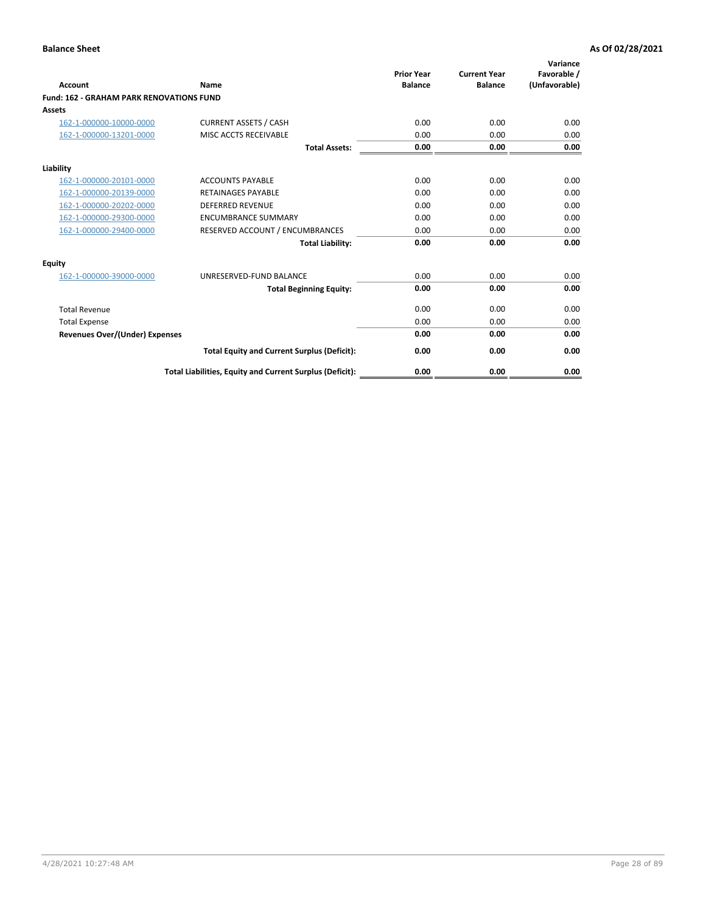**Balance Sheet** | **As Of 02/28/2021**

| Account | Name | Prior Year Balance | Current Year Balance | Variance Favorable / (Unfavorable) |
|---|---|---|---|---|
| **Fund: 162 - GRAHAM PARK RENOVATIONS FUND** | | | | |
| **Assets** | | | | |
| 162-1-000000-10000-0000 | CURRENT ASSETS / CASH | 0.00 | 0.00 | 0.00 |
| 162-1-000000-13201-0000 | MISC ACCTS RECEIVABLE | 0.00 | 0.00 | 0.00 |
| | **Total Assets:** | **0.00** | **0.00** | **0.00** |
| **Liability** | | | | |
| 162-1-000000-20101-0000 | ACCOUNTS PAYABLE | 0.00 | 0.00 | 0.00 |
| 162-1-000000-20139-0000 | RETAINAGES PAYABLE | 0.00 | 0.00 | 0.00 |
| 162-1-000000-20202-0000 | DEFERRED REVENUE | 0.00 | 0.00 | 0.00 |
| 162-1-000000-29300-0000 | ENCUMBRANCE SUMMARY | 0.00 | 0.00 | 0.00 |
| 162-1-000000-29400-0000 | RESERVED ACCOUNT / ENCUMBRANCES | 0.00 | 0.00 | 0.00 |
| | **Total Liability:** | **0.00** | **0.00** | **0.00** |
| **Equity** | | | | |
| 162-1-000000-39000-0000 | UNRESERVED-FUND BALANCE | 0.00 | 0.00 | 0.00 |
| | **Total Beginning Equity:** | **0.00** | **0.00** | **0.00** |
| Total Revenue | | 0.00 | 0.00 | 0.00 |
| Total Expense | | 0.00 | 0.00 | 0.00 |
| **Revenues Over/(Under) Expenses** | | **0.00** | **0.00** | **0.00** |
| | **Total Equity and Current Surplus (Deficit):** | **0.00** | **0.00** | **0.00** |
| | **Total Liabilities, Equity and Current Surplus (Deficit):** | **0.00** | **0.00** | **0.00** |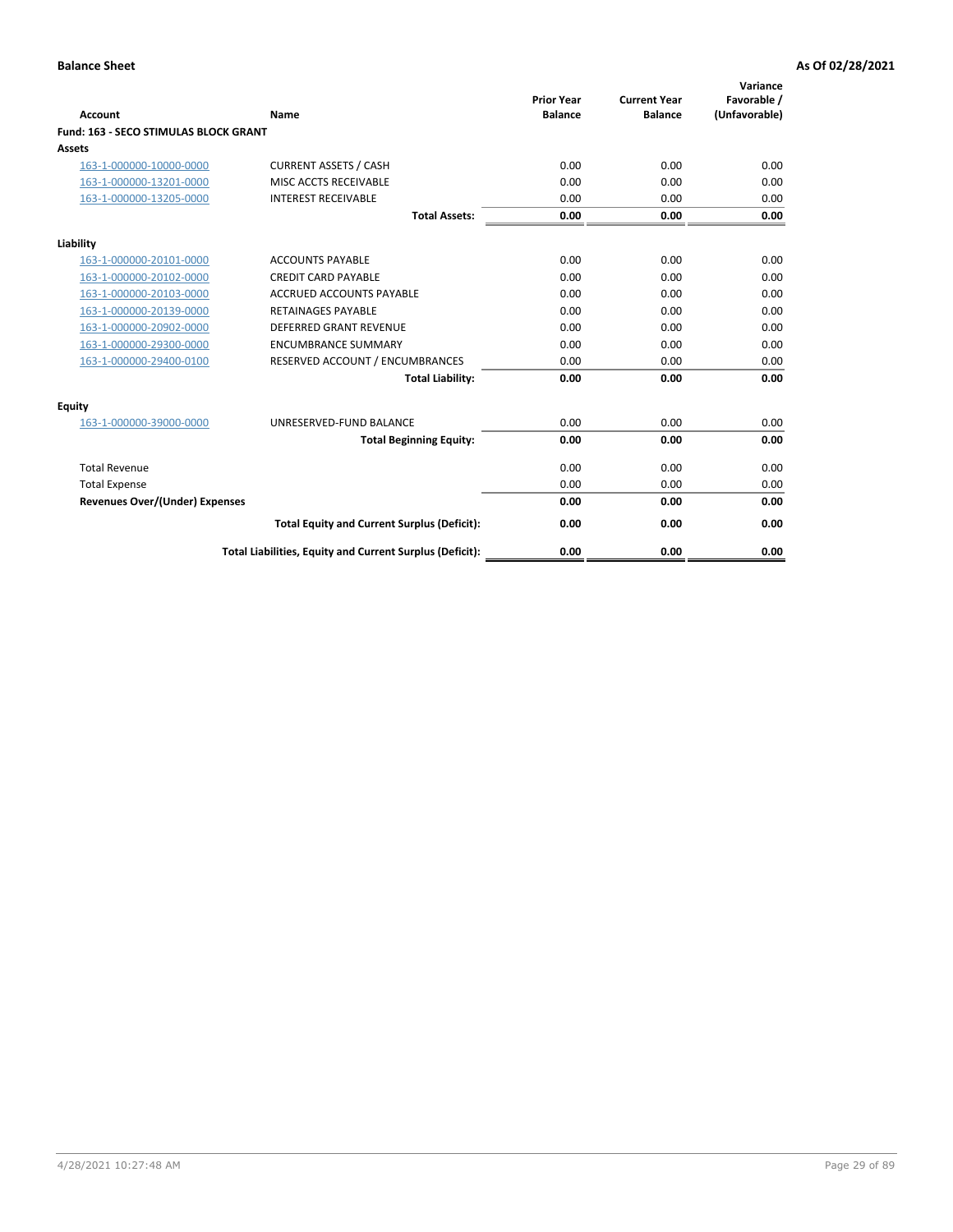**Balance Sheet** **As Of 02/28/2021**

| Account | Name | Prior Year Balance | Current Year Balance | Variance Favorable / (Unfavorable) |
|---|---|---|---|---|
| **Fund: 163 - SECO STIMULAS BLOCK GRANT** | | | | |
| **Assets** | | | | |
| 163-1-000000-10000-0000 | CURRENT ASSETS / CASH | 0.00 | 0.00 | 0.00 |
| 163-1-000000-13201-0000 | MISC ACCTS RECEIVABLE | 0.00 | 0.00 | 0.00 |
| 163-1-000000-13205-0000 | INTEREST RECEIVABLE | 0.00 | 0.00 | 0.00 |
| | **Total Assets:** | **0.00** | **0.00** | **0.00** |
| **Liability** | | | | |
| 163-1-000000-20101-0000 | ACCOUNTS PAYABLE | 0.00 | 0.00 | 0.00 |
| 163-1-000000-20102-0000 | CREDIT CARD PAYABLE | 0.00 | 0.00 | 0.00 |
| 163-1-000000-20103-0000 | ACCRUED ACCOUNTS PAYABLE | 0.00 | 0.00 | 0.00 |
| 163-1-000000-20139-0000 | RETAINAGES PAYABLE | 0.00 | 0.00 | 0.00 |
| 163-1-000000-20902-0000 | DEFERRED GRANT REVENUE | 0.00 | 0.00 | 0.00 |
| 163-1-000000-29300-0000 | ENCUMBRANCE SUMMARY | 0.00 | 0.00 | 0.00 |
| 163-1-000000-29400-0100 | RESERVED ACCOUNT / ENCUMBRANCES | 0.00 | 0.00 | 0.00 |
| | **Total Liability:** | **0.00** | **0.00** | **0.00** |
| **Equity** | | | | |
| 163-1-000000-39000-0000 | UNRESERVED-FUND BALANCE | 0.00 | 0.00 | 0.00 |
| | **Total Beginning Equity:** | **0.00** | **0.00** | **0.00** |
| Total Revenue | | 0.00 | 0.00 | 0.00 |
| Total Expense | | 0.00 | 0.00 | 0.00 |
| **Revenues Over/(Under) Expenses** | | **0.00** | **0.00** | **0.00** |
| | **Total Equity and Current Surplus (Deficit):** | **0.00** | **0.00** | **0.00** |
| | **Total Liabilities, Equity and Current Surplus (Deficit):** | **0.00** | **0.00** | **0.00** |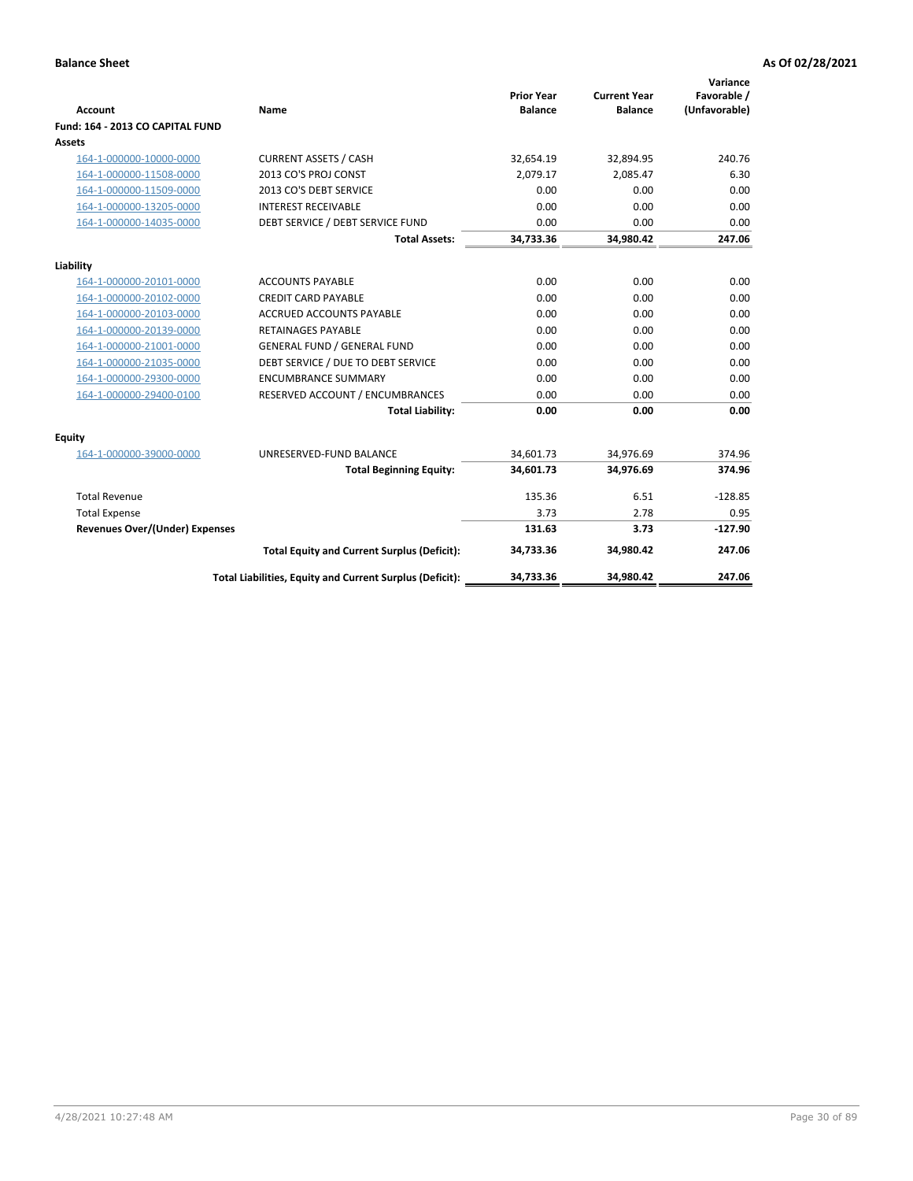**Balance Sheet** | **As Of 02/28/2021**

| Account | Name | Prior Year Balance | Current Year Balance | Variance Favorable / (Unfavorable) |
|---|---|---|---|---|
| **Fund: 164 - 2013 CO CAPITAL FUND** | | | | |
| **Assets** | | | | |
| 164-1-000000-10000-0000 | CURRENT ASSETS / CASH | 32,654.19 | 32,894.95 | 240.76 |
| 164-1-000000-11508-0000 | 2013 CO'S PROJ CONST | 2,079.17 | 2,085.47 | 6.30 |
| 164-1-000000-11509-0000 | 2013 CO'S DEBT SERVICE | 0.00 | 0.00 | 0.00 |
| 164-1-000000-13205-0000 | INTEREST RECEIVABLE | 0.00 | 0.00 | 0.00 |
| 164-1-000000-14035-0000 | DEBT SERVICE / DEBT SERVICE FUND | 0.00 | 0.00 | 0.00 |
| | **Total Assets:** | **34,733.36** | **34,980.42** | **247.06** |
| **Liability** | | | | |
| 164-1-000000-20101-0000 | ACCOUNTS PAYABLE | 0.00 | 0.00 | 0.00 |
| 164-1-000000-20102-0000 | CREDIT CARD PAYABLE | 0.00 | 0.00 | 0.00 |
| 164-1-000000-20103-0000 | ACCRUED ACCOUNTS PAYABLE | 0.00 | 0.00 | 0.00 |
| 164-1-000000-20139-0000 | RETAINAGES PAYABLE | 0.00 | 0.00 | 0.00 |
| 164-1-000000-21001-0000 | GENERAL FUND / GENERAL FUND | 0.00 | 0.00 | 0.00 |
| 164-1-000000-21035-0000 | DEBT SERVICE / DUE TO DEBT SERVICE | 0.00 | 0.00 | 0.00 |
| 164-1-000000-29300-0000 | ENCUMBRANCE SUMMARY | 0.00 | 0.00 | 0.00 |
| 164-1-000000-29400-0100 | RESERVED ACCOUNT / ENCUMBRANCES | 0.00 | 0.00 | 0.00 |
| | **Total Liability:** | **0.00** | **0.00** | **0.00** |
| **Equity** | | | | |
| 164-1-000000-39000-0000 | UNRESERVED-FUND BALANCE | 34,601.73 | 34,976.69 | 374.96 |
| | **Total Beginning Equity:** | **34,601.73** | **34,976.69** | **374.96** |
| Total Revenue | | 135.36 | 6.51 | -128.85 |
| Total Expense | | 3.73 | 2.78 | 0.95 |
| **Revenues Over/(Under) Expenses** | | **131.63** | **3.73** | **-127.90** |
| | **Total Equity and Current Surplus (Deficit):** | **34,733.36** | **34,980.42** | **247.06** |
| | **Total Liabilities, Equity and Current Surplus (Deficit):** | **34,733.36** | **34,980.42** | **247.06** |

4/28/2021 10:27:48 AM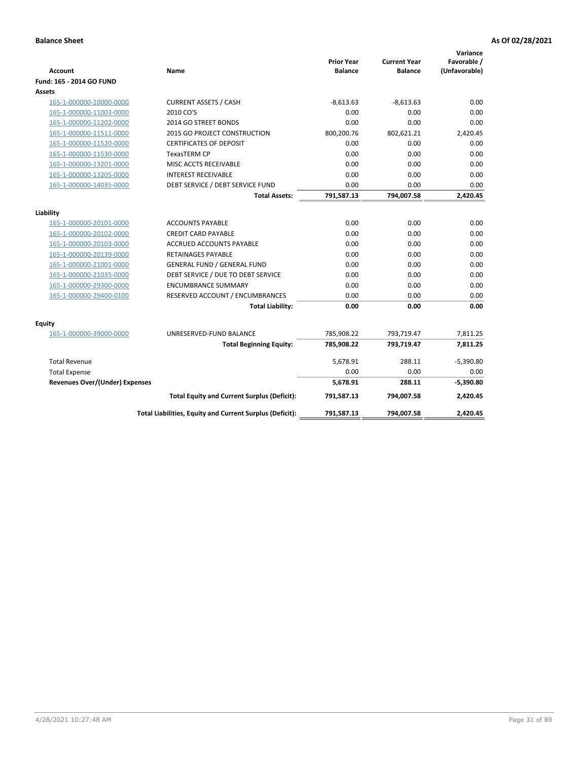**Balance Sheet** **As Of 02/28/2021**

| Account | Name | Prior Year Balance | Current Year Balance | Variance Favorable / (Unfavorable) |
|---|---|---|---|---|
| **Fund: 165 - 2014 GO FUND** | | | | |
| **Assets** | | | | |
| 165-1-000000-10000-0000 | CURRENT ASSETS / CASH | -8,613.63 | -8,613.63 | 0.00 |
| 165-1-000000-11003-0000 | 2010 CO'S | 0.00 | 0.00 | 0.00 |
| 165-1-000000-11202-0000 | 2014 GO STREET BONDS | 0.00 | 0.00 | 0.00 |
| 165-1-000000-11511-0000 | 2015 GO PROJECT CONSTRUCTION | 800,200.76 | 802,621.21 | 2,420.45 |
| 165-1-000000-11520-0000 | CERTIFICATES OF DEPOSIT | 0.00 | 0.00 | 0.00 |
| 165-1-000000-11530-0000 | TexasTERM CP | 0.00 | 0.00 | 0.00 |
| 165-1-000000-13201-0000 | MISC ACCTS RECEIVABLE | 0.00 | 0.00 | 0.00 |
| 165-1-000000-13205-0000 | INTEREST RECEIVABLE | 0.00 | 0.00 | 0.00 |
| 165-1-000000-14035-0000 | DEBT SERVICE / DEBT SERVICE FUND | 0.00 | 0.00 | 0.00 |
| | **Total Assets:** | **791,587.13** | **794,007.58** | **2,420.45** |
| **Liability** | | | | |
| 165-1-000000-20101-0000 | ACCOUNTS PAYABLE | 0.00 | 0.00 | 0.00 |
| 165-1-000000-20102-0000 | CREDIT CARD PAYABLE | 0.00 | 0.00 | 0.00 |
| 165-1-000000-20103-0000 | ACCRUED ACCOUNTS PAYABLE | 0.00 | 0.00 | 0.00 |
| 165-1-000000-20139-0000 | RETAINAGES PAYABLE | 0.00 | 0.00 | 0.00 |
| 165-1-000000-21001-0000 | GENERAL FUND / GENERAL FUND | 0.00 | 0.00 | 0.00 |
| 165-1-000000-21035-0000 | DEBT SERVICE / DUE TO DEBT SERVICE | 0.00 | 0.00 | 0.00 |
| 165-1-000000-29300-0000 | ENCUMBRANCE SUMMARY | 0.00 | 0.00 | 0.00 |
| 165-1-000000-29400-0100 | RESERVED ACCOUNT / ENCUMBRANCES | 0.00 | 0.00 | 0.00 |
| | **Total Liability:** | **0.00** | **0.00** | **0.00** |
| **Equity** | | | | |
| 165-1-000000-39000-0000 | UNRESERVED-FUND BALANCE | 785,908.22 | 793,719.47 | 7,811.25 |
| | **Total Beginning Equity:** | **785,908.22** | **793,719.47** | **7,811.25** |
| Total Revenue | | 5,678.91 | 288.11 | -5,390.80 |
| Total Expense | | 0.00 | 0.00 | 0.00 |
| **Revenues Over/(Under) Expenses** | | **5,678.91** | **288.11** | **-5,390.80** |
| | **Total Equity and Current Surplus (Deficit):** | **791,587.13** | **794,007.58** | **2,420.45** |
| | **Total Liabilities, Equity and Current Surplus (Deficit):** | **791,587.13** | **794,007.58** | **2,420.45** |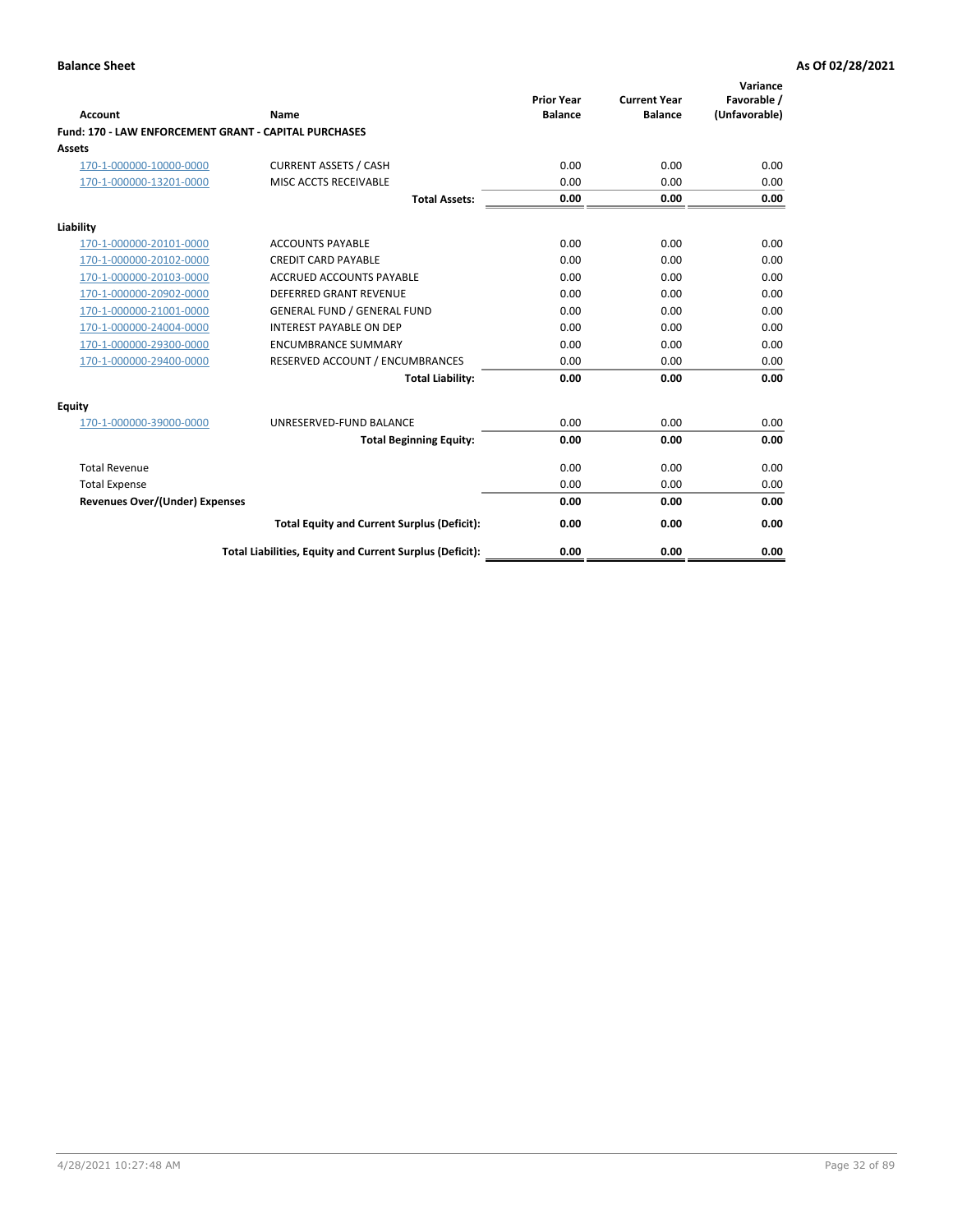**Balance Sheet** **As Of 02/28/2021**

| Account | Name | Prior Year Balance | Current Year Balance | Variance Favorable / (Unfavorable) |
|---|---|---|---|---|
| **Fund: 170 - LAW ENFORCEMENT GRANT - CAPITAL PURCHASES** | | | | |
| **Assets** | | | | |
| 170-1-000000-10000-0000 | CURRENT ASSETS / CASH | 0.00 | 0.00 | 0.00 |
| 170-1-000000-13201-0000 | MISC ACCTS RECEIVABLE | 0.00 | 0.00 | 0.00 |
| | **Total Assets:** | **0.00** | **0.00** | **0.00** |
| **Liability** | | | | |
| 170-1-000000-20101-0000 | ACCOUNTS PAYABLE | 0.00 | 0.00 | 0.00 |
| 170-1-000000-20102-0000 | CREDIT CARD PAYABLE | 0.00 | 0.00 | 0.00 |
| 170-1-000000-20103-0000 | ACCRUED ACCOUNTS PAYABLE | 0.00 | 0.00 | 0.00 |
| 170-1-000000-20902-0000 | DEFERRED GRANT REVENUE | 0.00 | 0.00 | 0.00 |
| 170-1-000000-21001-0000 | GENERAL FUND / GENERAL FUND | 0.00 | 0.00 | 0.00 |
| 170-1-000000-24004-0000 | INTEREST PAYABLE ON DEP | 0.00 | 0.00 | 0.00 |
| 170-1-000000-29300-0000 | ENCUMBRANCE SUMMARY | 0.00 | 0.00 | 0.00 |
| 170-1-000000-29400-0000 | RESERVED ACCOUNT / ENCUMBRANCES | 0.00 | 0.00 | 0.00 |
| | **Total Liability:** | **0.00** | **0.00** | **0.00** |
| **Equity** | | | | |
| 170-1-000000-39000-0000 | UNRESERVED-FUND BALANCE | 0.00 | 0.00 | 0.00 |
| | **Total Beginning Equity:** | **0.00** | **0.00** | **0.00** |
| Total Revenue | | 0.00 | 0.00 | 0.00 |
| Total Expense | | 0.00 | 0.00 | 0.00 |
| **Revenues Over/(Under) Expenses** | | **0.00** | **0.00** | **0.00** |
| | **Total Equity and Current Surplus (Deficit):** | **0.00** | **0.00** | **0.00** |
| | **Total Liabilities, Equity and Current Surplus (Deficit):** | **0.00** | **0.00** | **0.00** |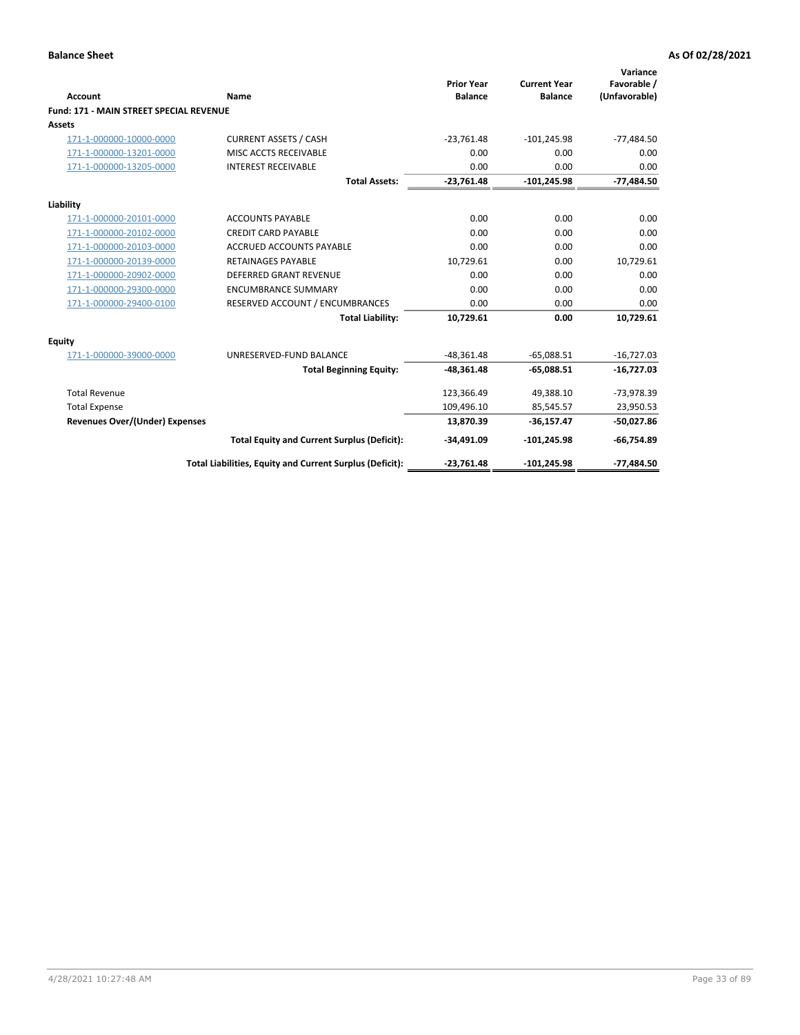**Balance Sheet** **As Of 02/28/2021**

| Account | Name | Prior Year Balance | Current Year Balance | Variance Favorable / (Unfavorable) |
|---|---|---|---|---|
| **Fund: 171 - MAIN STREET SPECIAL REVENUE** | | | | |
| **Assets** | | | | |
| 171-1-000000-10000-0000 | CURRENT ASSETS / CASH | -23,761.48 | -101,245.98 | -77,484.50 |
| 171-1-000000-13201-0000 | MISC ACCTS RECEIVABLE | 0.00 | 0.00 | 0.00 |
| 171-1-000000-13205-0000 | INTEREST RECEIVABLE | 0.00 | 0.00 | 0.00 |
| | **Total Assets:** | **-23,761.48** | **-101,245.98** | **-77,484.50** |
| **Liability** | | | | |
| 171-1-000000-20101-0000 | ACCOUNTS PAYABLE | 0.00 | 0.00 | 0.00 |
| 171-1-000000-20102-0000 | CREDIT CARD PAYABLE | 0.00 | 0.00 | 0.00 |
| 171-1-000000-20103-0000 | ACCRUED ACCOUNTS PAYABLE | 0.00 | 0.00 | 0.00 |
| 171-1-000000-20139-0000 | RETAINAGES PAYABLE | 10,729.61 | 0.00 | 10,729.61 |
| 171-1-000000-20902-0000 | DEFERRED GRANT REVENUE | 0.00 | 0.00 | 0.00 |
| 171-1-000000-29300-0000 | ENCUMBRANCE SUMMARY | 0.00 | 0.00 | 0.00 |
| 171-1-000000-29400-0100 | RESERVED ACCOUNT / ENCUMBRANCES | 0.00 | 0.00 | 0.00 |
| | **Total Liability:** | **10,729.61** | **0.00** | **10,729.61** |
| **Equity** | | | | |
| 171-1-000000-39000-0000 | UNRESERVED-FUND BALANCE | -48,361.48 | -65,088.51 | -16,727.03 |
| | **Total Beginning Equity:** | **-48,361.48** | **-65,088.51** | **-16,727.03** |
| Total Revenue | | 123,366.49 | 49,388.10 | -73,978.39 |
| Total Expense | | 109,496.10 | 85,545.57 | 23,950.53 |
| **Revenues Over/(Under) Expenses** | | **13,870.39** | **-36,157.47** | **-50,027.86** |
| | **Total Equity and Current Surplus (Deficit):** | **-34,491.09** | **-101,245.98** | **-66,754.89** |
| | **Total Liabilities, Equity and Current Surplus (Deficit):** | **-23,761.48** | **-101,245.98** | **-77,484.50** |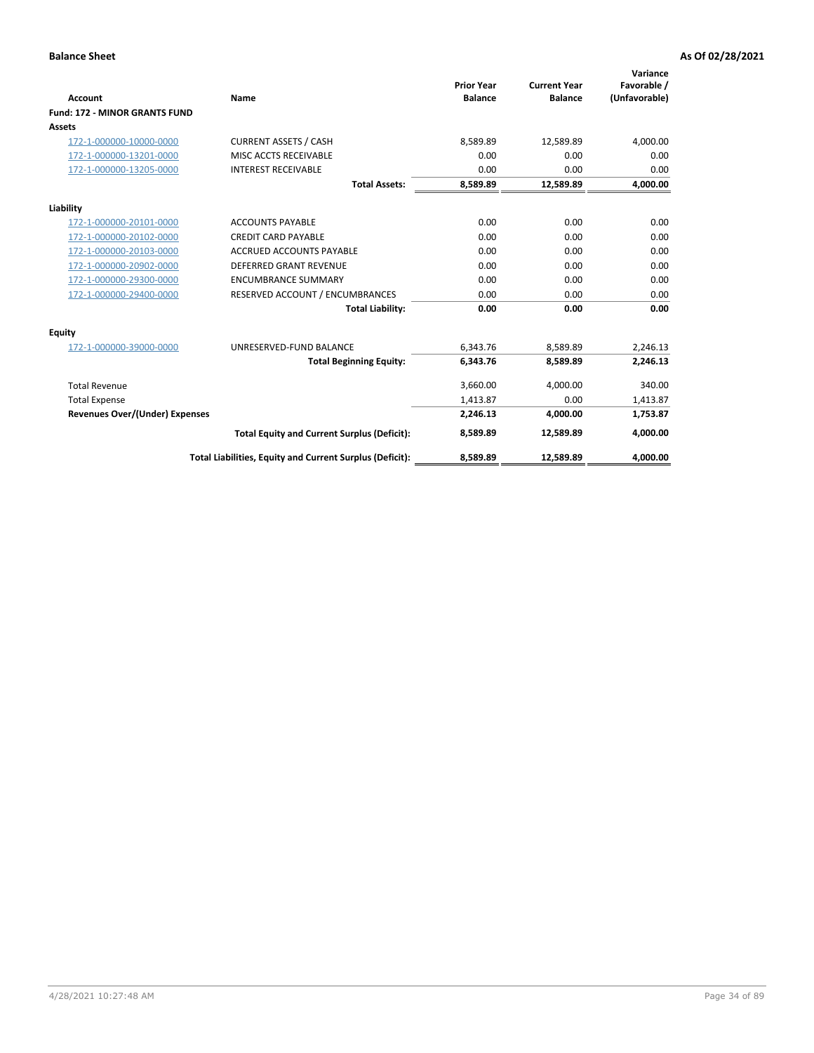**Balance Sheet** **As Of 02/28/2021**

| Account | Name | Prior Year Balance | Current Year Balance | Variance Favorable / (Unfavorable) |
|---|---|---|---|---|
| **Fund: 172 - MINOR GRANTS FUND** | | | | |
| **Assets** | | | | |
| 172-1-000000-10000-0000 | CURRENT ASSETS / CASH | 8,589.89 | 12,589.89 | 4,000.00 |
| 172-1-000000-13201-0000 | MISC ACCTS RECEIVABLE | 0.00 | 0.00 | 0.00 |
| 172-1-000000-13205-0000 | INTEREST RECEIVABLE | 0.00 | 0.00 | 0.00 |
| | **Total Assets:** | **8,589.89** | **12,589.89** | **4,000.00** |
| **Liability** | | | | |
| 172-1-000000-20101-0000 | ACCOUNTS PAYABLE | 0.00 | 0.00 | 0.00 |
| 172-1-000000-20102-0000 | CREDIT CARD PAYABLE | 0.00 | 0.00 | 0.00 |
| 172-1-000000-20103-0000 | ACCRUED ACCOUNTS PAYABLE | 0.00 | 0.00 | 0.00 |
| 172-1-000000-20902-0000 | DEFERRED GRANT REVENUE | 0.00 | 0.00 | 0.00 |
| 172-1-000000-29300-0000 | ENCUMBRANCE SUMMARY | 0.00 | 0.00 | 0.00 |
| 172-1-000000-29400-0000 | RESERVED ACCOUNT / ENCUMBRANCES | 0.00 | 0.00 | 0.00 |
| | **Total Liability:** | **0.00** | **0.00** | **0.00** |
| **Equity** | | | | |
| 172-1-000000-39000-0000 | UNRESERVED-FUND BALANCE | 6,343.76 | 8,589.89 | 2,246.13 |
| | **Total Beginning Equity:** | **6,343.76** | **8,589.89** | **2,246.13** |
| Total Revenue | | 3,660.00 | 4,000.00 | 340.00 |
| Total Expense | | 1,413.87 | 0.00 | 1,413.87 |
| **Revenues Over/(Under) Expenses** | | **2,246.13** | **4,000.00** | **1,753.87** |
| | **Total Equity and Current Surplus (Deficit):** | **8,589.89** | **12,589.89** | **4,000.00** |
| | **Total Liabilities, Equity and Current Surplus (Deficit):** | **8,589.89** | **12,589.89** | **4,000.00** |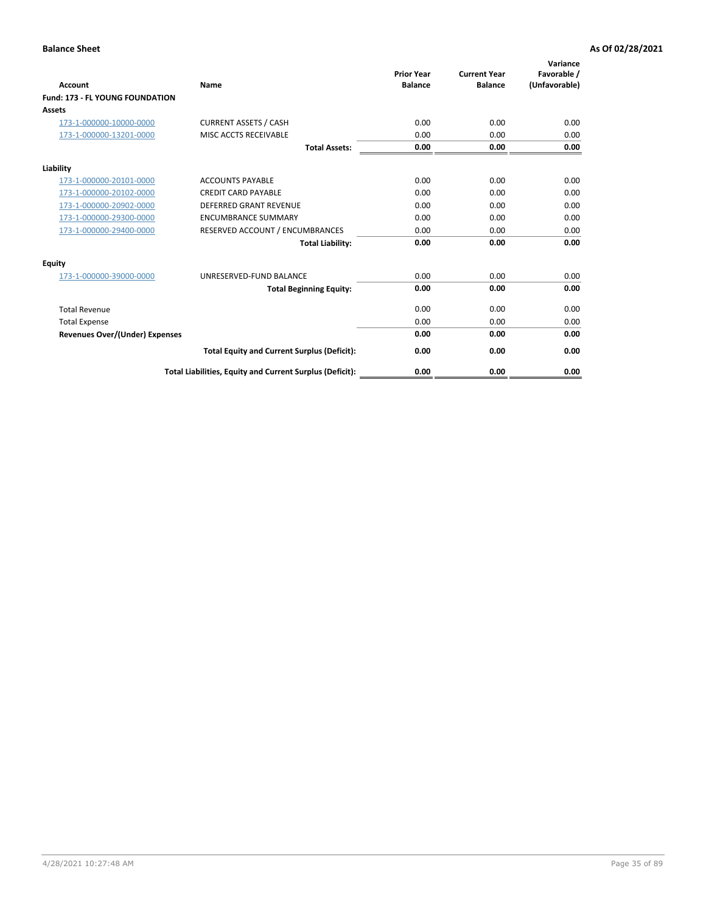**Balance Sheet** **As Of 02/28/2021**

| Account | Name | Prior Year Balance | Current Year Balance | Variance Favorable / (Unfavorable) |
|---|---|---|---|---|
| **Fund: 173 - FL YOUNG FOUNDATION** | | | | |
| **Assets** | | | | |
| 173-1-000000-10000-0000 | CURRENT ASSETS / CASH | 0.00 | 0.00 | 0.00 |
| 173-1-000000-13201-0000 | MISC ACCTS RECEIVABLE | 0.00 | 0.00 | 0.00 |
| | **Total Assets:** | **0.00** | **0.00** | **0.00** |
| **Liability** | | | | |
| 173-1-000000-20101-0000 | ACCOUNTS PAYABLE | 0.00 | 0.00 | 0.00 |
| 173-1-000000-20102-0000 | CREDIT CARD PAYABLE | 0.00 | 0.00 | 0.00 |
| 173-1-000000-20902-0000 | DEFERRED GRANT REVENUE | 0.00 | 0.00 | 0.00 |
| 173-1-000000-29300-0000 | ENCUMBRANCE SUMMARY | 0.00 | 0.00 | 0.00 |
| 173-1-000000-29400-0000 | RESERVED ACCOUNT / ENCUMBRANCES | 0.00 | 0.00 | 0.00 |
| | **Total Liability:** | **0.00** | **0.00** | **0.00** |
| **Equity** | | | | |
| 173-1-000000-39000-0000 | UNRESERVED-FUND BALANCE | 0.00 | 0.00 | 0.00 |
| | **Total Beginning Equity:** | **0.00** | **0.00** | **0.00** |
| Total Revenue | | 0.00 | 0.00 | 0.00 |
| Total Expense | | 0.00 | 0.00 | 0.00 |
| **Revenues Over/(Under) Expenses** | | **0.00** | **0.00** | **0.00** |
| | **Total Equity and Current Surplus (Deficit):** | **0.00** | **0.00** | **0.00** |
| | **Total Liabilities, Equity and Current Surplus (Deficit):** | **0.00** | **0.00** | **0.00** |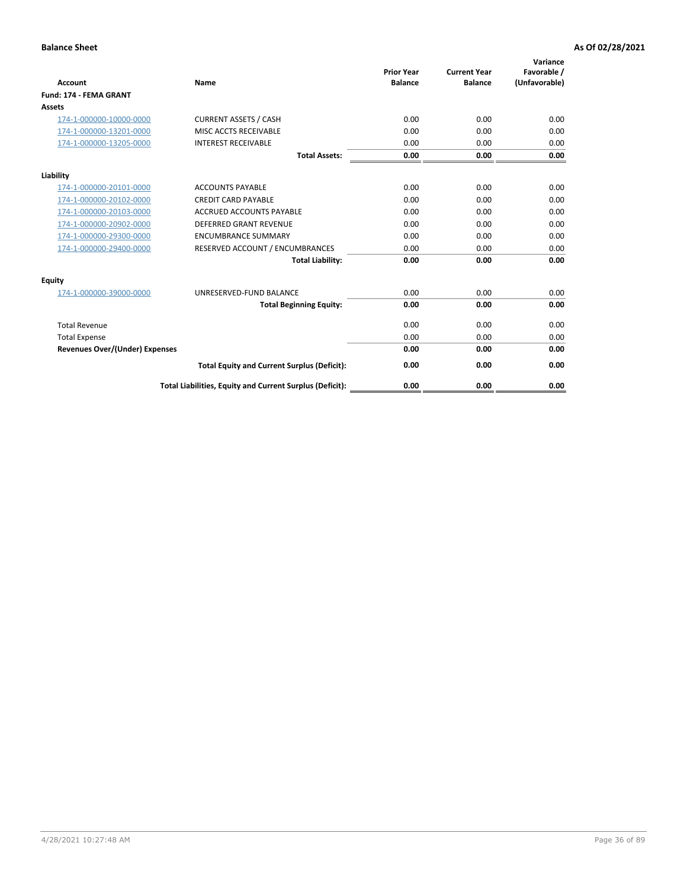**Balance Sheet** **As Of 02/28/2021**

| Account | Name | Prior Year Balance | Current Year Balance | Variance Favorable / (Unfavorable) |
|---|---|---|---|---|
| **Fund: 174 - FEMA GRANT** | | | | |
| **Assets** | | | | |
| 174-1-000000-10000-0000 | CURRENT ASSETS / CASH | 0.00 | 0.00 | 0.00 |
| 174-1-000000-13201-0000 | MISC ACCTS RECEIVABLE | 0.00 | 0.00 | 0.00 |
| 174-1-000000-13205-0000 | INTEREST RECEIVABLE | 0.00 | 0.00 | 0.00 |
| | **Total Assets:** | **0.00** | **0.00** | **0.00** |
| **Liability** | | | | |
| 174-1-000000-20101-0000 | ACCOUNTS PAYABLE | 0.00 | 0.00 | 0.00 |
| 174-1-000000-20102-0000 | CREDIT CARD PAYABLE | 0.00 | 0.00 | 0.00 |
| 174-1-000000-20103-0000 | ACCRUED ACCOUNTS PAYABLE | 0.00 | 0.00 | 0.00 |
| 174-1-000000-20902-0000 | DEFERRED GRANT REVENUE | 0.00 | 0.00 | 0.00 |
| 174-1-000000-29300-0000 | ENCUMBRANCE SUMMARY | 0.00 | 0.00 | 0.00 |
| 174-1-000000-29400-0000 | RESERVED ACCOUNT / ENCUMBRANCES | 0.00 | 0.00 | 0.00 |
| | **Total Liability:** | **0.00** | **0.00** | **0.00** |
| **Equity** | | | | |
| 174-1-000000-39000-0000 | UNRESERVED-FUND BALANCE | 0.00 | 0.00 | 0.00 |
| | **Total Beginning Equity:** | **0.00** | **0.00** | **0.00** |
| Total Revenue | | 0.00 | 0.00 | 0.00 |
| Total Expense | | 0.00 | 0.00 | 0.00 |
| **Revenues Over/(Under) Expenses** | | **0.00** | **0.00** | **0.00** |
| | **Total Equity and Current Surplus (Deficit):** | **0.00** | **0.00** | **0.00** |
| | **Total Liabilities, Equity and Current Surplus (Deficit):** | **0.00** | **0.00** | **0.00** |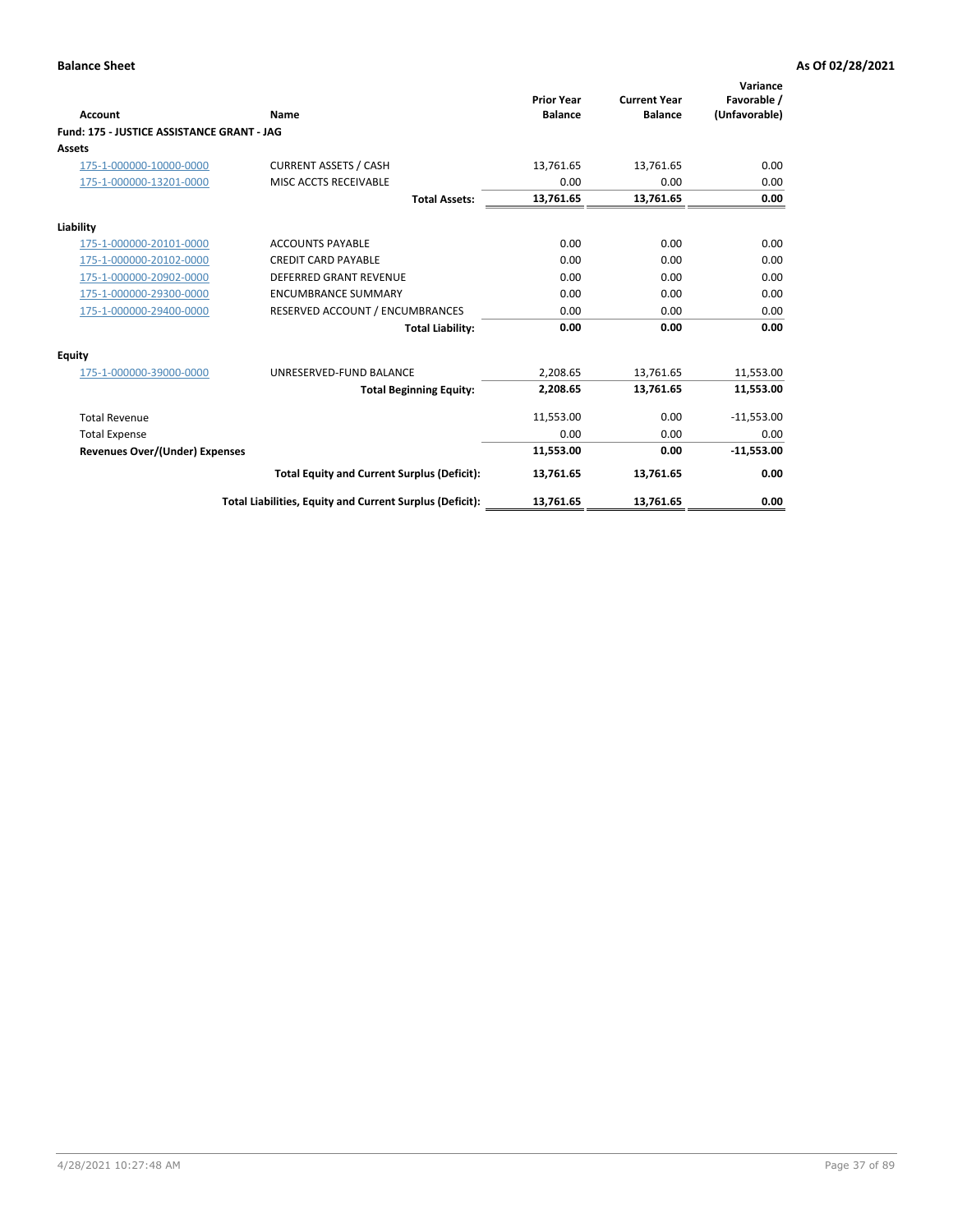**Balance Sheet** | **As Of 02/28/2021**

| Account | Name | Prior Year Balance | Current Year Balance | Variance Favorable / (Unfavorable) |
|---|---|---|---|---|
| **Fund: 175 - JUSTICE ASSISTANCE GRANT - JAG** | | | | |
| **Assets** | | | | |
| 175-1-000000-10000-0000 | CURRENT ASSETS / CASH | 13,761.65 | 13,761.65 | 0.00 |
| 175-1-000000-13201-0000 | MISC ACCTS RECEIVABLE | 0.00 | 0.00 | 0.00 |
| | **Total Assets:** | **13,761.65** | **13,761.65** | **0.00** |
| **Liability** | | | | |
| 175-1-000000-20101-0000 | ACCOUNTS PAYABLE | 0.00 | 0.00 | 0.00 |
| 175-1-000000-20102-0000 | CREDIT CARD PAYABLE | 0.00 | 0.00 | 0.00 |
| 175-1-000000-20902-0000 | DEFERRED GRANT REVENUE | 0.00 | 0.00 | 0.00 |
| 175-1-000000-29300-0000 | ENCUMBRANCE SUMMARY | 0.00 | 0.00 | 0.00 |
| 175-1-000000-29400-0000 | RESERVED ACCOUNT / ENCUMBRANCES | 0.00 | 0.00 | 0.00 |
| | **Total Liability:** | **0.00** | **0.00** | **0.00** |
| **Equity** | | | | |
| 175-1-000000-39000-0000 | UNRESERVED-FUND BALANCE | 2,208.65 | 13,761.65 | 11,553.00 |
| | **Total Beginning Equity:** | **2,208.65** | **13,761.65** | **11,553.00** |
| Total Revenue | | 11,553.00 | 0.00 | -11,553.00 |
| Total Expense | | 0.00 | 0.00 | 0.00 |
| **Revenues Over/(Under) Expenses** | | **11,553.00** | **0.00** | **-11,553.00** |
| | **Total Equity and Current Surplus (Deficit):** | **13,761.65** | **13,761.65** | **0.00** |
| | **Total Liabilities, Equity and Current Surplus (Deficit):** | **13,761.65** | **13,761.65** | **0.00** |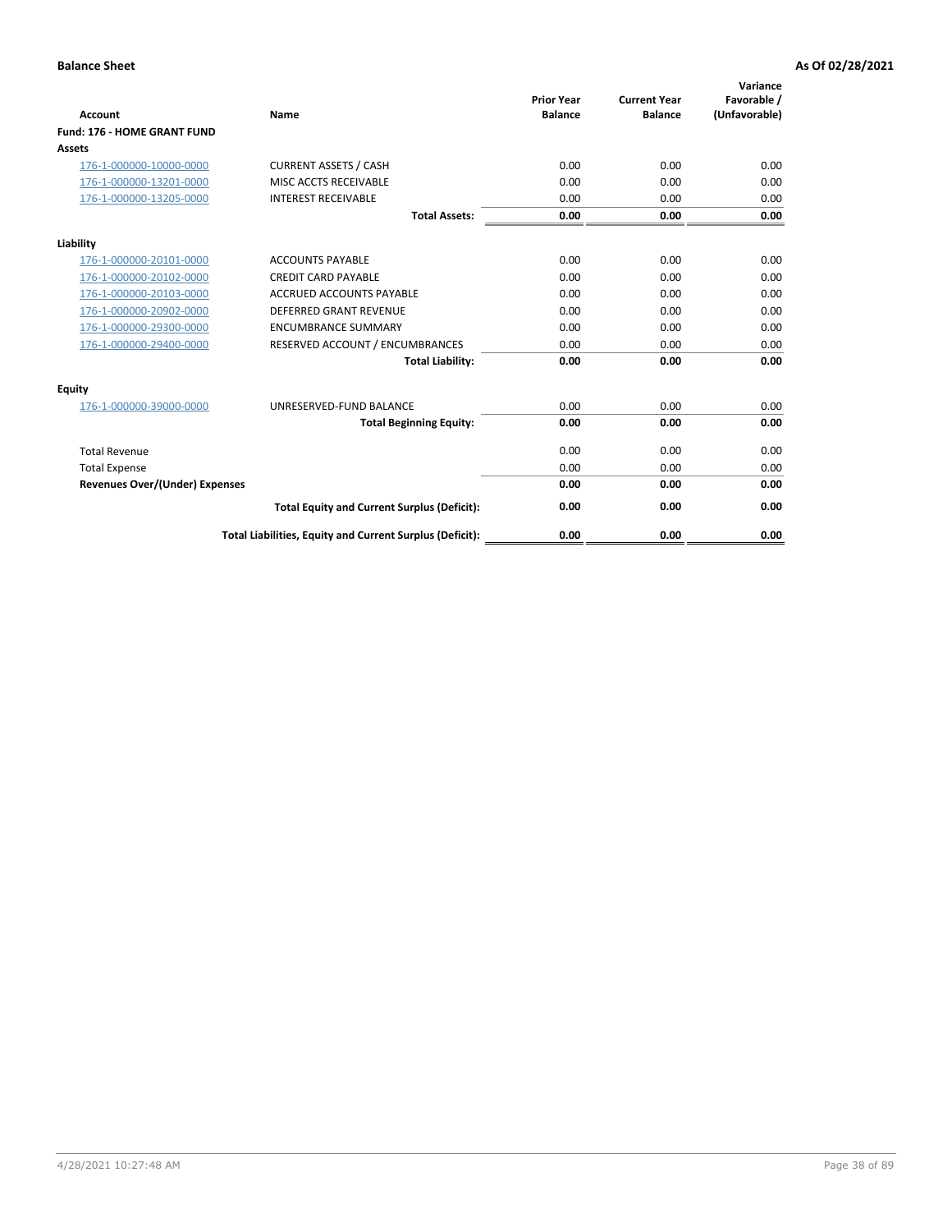**Balance Sheet** **As Of 02/28/2021**

| Account | Name | Prior Year Balance | Current Year Balance | Variance Favorable / (Unfavorable) |
|---|---|---|---|---|
| **Fund: 176 - HOME GRANT FUND** | | | | |
| **Assets** | | | | |
| 176-1-000000-10000-0000 | CURRENT ASSETS / CASH | 0.00 | 0.00 | 0.00 |
| 176-1-000000-13201-0000 | MISC ACCTS RECEIVABLE | 0.00 | 0.00 | 0.00 |
| 176-1-000000-13205-0000 | INTEREST RECEIVABLE | 0.00 | 0.00 | 0.00 |
| | **Total Assets:** | **0.00** | **0.00** | **0.00** |
| **Liability** | | | | |
| 176-1-000000-20101-0000 | ACCOUNTS PAYABLE | 0.00 | 0.00 | 0.00 |
| 176-1-000000-20102-0000 | CREDIT CARD PAYABLE | 0.00 | 0.00 | 0.00 |
| 176-1-000000-20103-0000 | ACCRUED ACCOUNTS PAYABLE | 0.00 | 0.00 | 0.00 |
| 176-1-000000-20902-0000 | DEFERRED GRANT REVENUE | 0.00 | 0.00 | 0.00 |
| 176-1-000000-29300-0000 | ENCUMBRANCE SUMMARY | 0.00 | 0.00 | 0.00 |
| 176-1-000000-29400-0000 | RESERVED ACCOUNT / ENCUMBRANCES | 0.00 | 0.00 | 0.00 |
| | **Total Liability:** | **0.00** | **0.00** | **0.00** |
| **Equity** | | | | |
| 176-1-000000-39000-0000 | UNRESERVED-FUND BALANCE | 0.00 | 0.00 | 0.00 |
| | **Total Beginning Equity:** | **0.00** | **0.00** | **0.00** |
| Total Revenue | | 0.00 | 0.00 | 0.00 |
| Total Expense | | 0.00 | 0.00 | 0.00 |
| **Revenues Over/(Under) Expenses** | | **0.00** | **0.00** | **0.00** |
| | **Total Equity and Current Surplus (Deficit):** | **0.00** | **0.00** | **0.00** |
| | **Total Liabilities, Equity and Current Surplus (Deficit):** | **0.00** | **0.00** | **0.00** |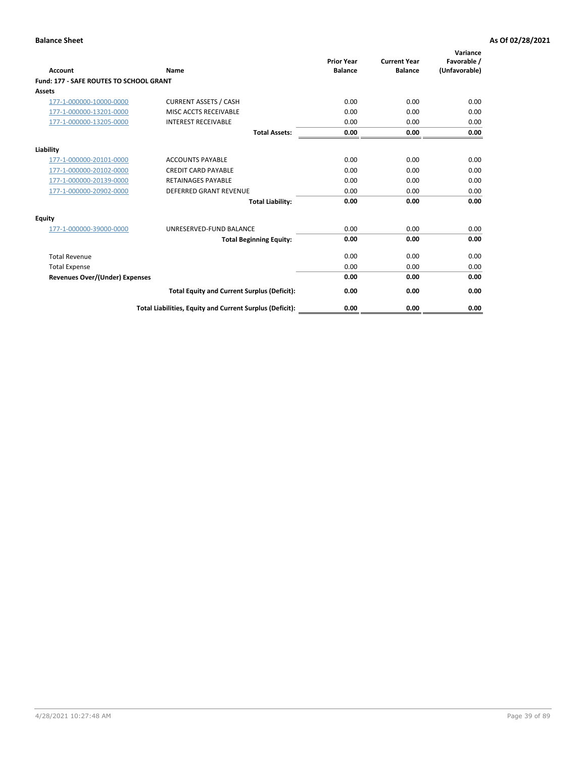**Balance Sheet** | **As Of 02/28/2021**

| Account | Name | Prior Year Balance | Current Year Balance | Variance Favorable / (Unfavorable) |
|---|---|---|---|---|
| **Fund: 177 - SAFE ROUTES TO SCHOOL GRANT** | | | | |
| **Assets** | | | | |
| 177-1-000000-10000-0000 | CURRENT ASSETS / CASH | 0.00 | 0.00 | 0.00 |
| 177-1-000000-13201-0000 | MISC ACCTS RECEIVABLE | 0.00 | 0.00 | 0.00 |
| 177-1-000000-13205-0000 | INTEREST RECEIVABLE | 0.00 | 0.00 | 0.00 |
| | **Total Assets:** | **0.00** | **0.00** | **0.00** |
| **Liability** | | | | |
| 177-1-000000-20101-0000 | ACCOUNTS PAYABLE | 0.00 | 0.00 | 0.00 |
| 177-1-000000-20102-0000 | CREDIT CARD PAYABLE | 0.00 | 0.00 | 0.00 |
| 177-1-000000-20139-0000 | RETAINAGES PAYABLE | 0.00 | 0.00 | 0.00 |
| 177-1-000000-20902-0000 | DEFERRED GRANT REVENUE | 0.00 | 0.00 | 0.00 |
| | **Total Liability:** | **0.00** | **0.00** | **0.00** |
| **Equity** | | | | |
| 177-1-000000-39000-0000 | UNRESERVED-FUND BALANCE | 0.00 | 0.00 | 0.00 |
| | **Total Beginning Equity:** | **0.00** | **0.00** | **0.00** |
| Total Revenue | | 0.00 | 0.00 | 0.00 |
| Total Expense | | 0.00 | 0.00 | 0.00 |
| **Revenues Over/(Under) Expenses** | | **0.00** | **0.00** | **0.00** |
| | **Total Equity and Current Surplus (Deficit):** | **0.00** | **0.00** | **0.00** |
| | **Total Liabilities, Equity and Current Surplus (Deficit):** | **0.00** | **0.00** | **0.00** |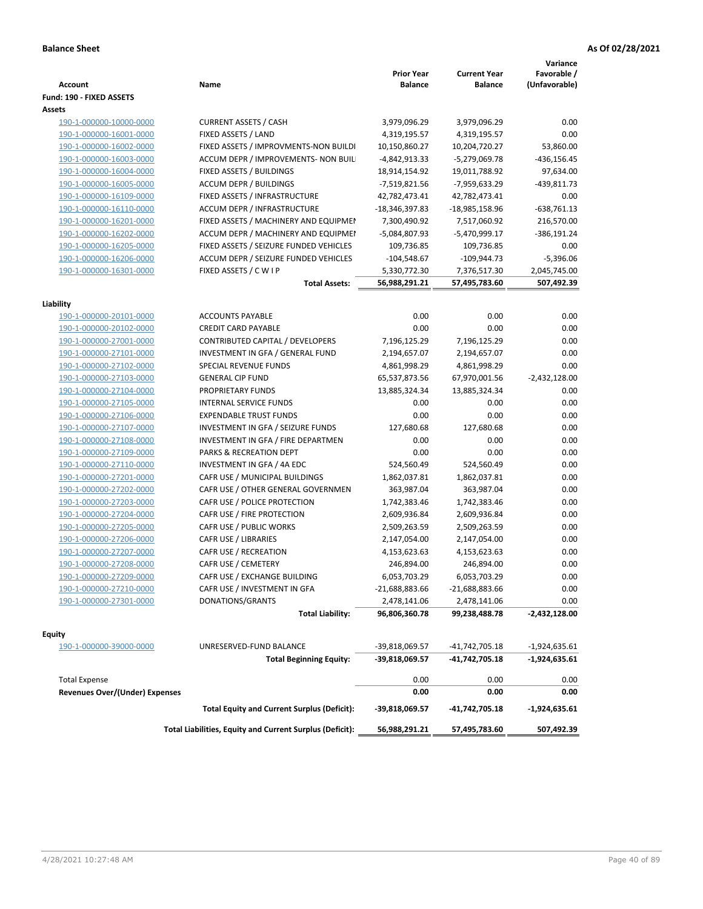**Balance Sheet** **As Of 02/28/2021**

| Account | Name | Prior Year Balance | Current Year Balance | Variance Favorable / (Unfavorable) |
|---|---|---|---|---|
| **Fund: 190 - FIXED ASSETS** | | | | |
| **Assets** | | | | |
| 190-1-000000-10000-0000 | CURRENT ASSETS / CASH | 3,979,096.29 | 3,979,096.29 | 0.00 |
| 190-1-000000-16001-0000 | FIXED ASSETS / LAND | 4,319,195.57 | 4,319,195.57 | 0.00 |
| 190-1-000000-16002-0000 | FIXED ASSETS / IMPROVMENTS-NON BUILDI | 10,150,860.27 | 10,204,720.27 | 53,860.00 |
| 190-1-000000-16003-0000 | ACCUM DEPR / IMPROVEMENTS- NON BUIL | -4,842,913.33 | -5,279,069.78 | -436,156.45 |
| 190-1-000000-16004-0000 | FIXED ASSETS / BUILDINGS | 18,914,154.92 | 19,011,788.92 | 97,634.00 |
| 190-1-000000-16005-0000 | ACCUM DEPR / BUILDINGS | -7,519,821.56 | -7,959,633.29 | -439,811.73 |
| 190-1-000000-16109-0000 | FIXED ASSETS / INFRASTRUCTURE | 42,782,473.41 | 42,782,473.41 | 0.00 |
| 190-1-000000-16110-0000 | ACCUM DEPR / INFRASTRUCTURE | -18,346,397.83 | -18,985,158.96 | -638,761.13 |
| 190-1-000000-16201-0000 | FIXED ASSETS / MACHINERY AND EQUIPMEI | 7,300,490.92 | 7,517,060.92 | 216,570.00 |
| 190-1-000000-16202-0000 | ACCUM DEPR / MACHINERY AND EQUIPMEI | -5,084,807.93 | -5,470,999.17 | -386,191.24 |
| 190-1-000000-16205-0000 | FIXED ASSETS / SEIZURE FUNDED VEHICLES | 109,736.85 | 109,736.85 | 0.00 |
| 190-1-000000-16206-0000 | ACCUM DEPR / SEIZURE FUNDED VEHICLES | -104,548.67 | -109,944.73 | -5,396.06 |
| 190-1-000000-16301-0000 | FIXED ASSETS / C W I P | 5,330,772.30 | 7,376,517.30 | 2,045,745.00 |
| | **Total Assets:** | **56,988,291.21** | **57,495,783.60** | **507,492.39** |
| **Liability** | | | | |
| 190-1-000000-20101-0000 | ACCOUNTS PAYABLE | 0.00 | 0.00 | 0.00 |
| 190-1-000000-20102-0000 | CREDIT CARD PAYABLE | 0.00 | 0.00 | 0.00 |
| 190-1-000000-27001-0000 | CONTRIBUTED CAPITAL / DEVELOPERS | 7,196,125.29 | 7,196,125.29 | 0.00 |
| 190-1-000000-27101-0000 | INVESTMENT IN GFA / GENERAL FUND | 2,194,657.07 | 2,194,657.07 | 0.00 |
| 190-1-000000-27102-0000 | SPECIAL REVENUE FUNDS | 4,861,998.29 | 4,861,998.29 | 0.00 |
| 190-1-000000-27103-0000 | GENERAL CIP FUND | 65,537,873.56 | 67,970,001.56 | -2,432,128.00 |
| 190-1-000000-27104-0000 | PROPRIETARY FUNDS | 13,885,324.34 | 13,885,324.34 | 0.00 |
| 190-1-000000-27105-0000 | INTERNAL SERVICE FUNDS | 0.00 | 0.00 | 0.00 |
| 190-1-000000-27106-0000 | EXPENDABLE TRUST FUNDS | 0.00 | 0.00 | 0.00 |
| 190-1-000000-27107-0000 | INVESTMENT IN GFA / SEIZURE FUNDS | 127,680.68 | 127,680.68 | 0.00 |
| 190-1-000000-27108-0000 | INVESTMENT IN GFA / FIRE DEPARTMEN | 0.00 | 0.00 | 0.00 |
| 190-1-000000-27109-0000 | PARKS & RECREATION DEPT | 0.00 | 0.00 | 0.00 |
| 190-1-000000-27110-0000 | INVESTMENT IN GFA / 4A EDC | 524,560.49 | 524,560.49 | 0.00 |
| 190-1-000000-27201-0000 | CAFR USE / MUNICIPAL BUILDINGS | 1,862,037.81 | 1,862,037.81 | 0.00 |
| 190-1-000000-27202-0000 | CAFR USE / OTHER GENERAL GOVERNMEN | 363,987.04 | 363,987.04 | 0.00 |
| 190-1-000000-27203-0000 | CAFR USE / POLICE PROTECTION | 1,742,383.46 | 1,742,383.46 | 0.00 |
| 190-1-000000-27204-0000 | CAFR USE / FIRE PROTECTION | 2,609,936.84 | 2,609,936.84 | 0.00 |
| 190-1-000000-27205-0000 | CAFR USE / PUBLIC WORKS | 2,509,263.59 | 2,509,263.59 | 0.00 |
| 190-1-000000-27206-0000 | CAFR USE / LIBRARIES | 2,147,054.00 | 2,147,054.00 | 0.00 |
| 190-1-000000-27207-0000 | CAFR USE / RECREATION | 4,153,623.63 | 4,153,623.63 | 0.00 |
| 190-1-000000-27208-0000 | CAFR USE / CEMETERY | 246,894.00 | 246,894.00 | 0.00 |
| 190-1-000000-27209-0000 | CAFR USE / EXCHANGE BUILDING | 6,053,703.29 | 6,053,703.29 | 0.00 |
| 190-1-000000-27210-0000 | CAFR USE / INVESTMENT IN GFA | -21,688,883.66 | -21,688,883.66 | 0.00 |
| 190-1-000000-27301-0000 | DONATIONS/GRANTS | 2,478,141.06 | 2,478,141.06 | 0.00 |
| | **Total Liability:** | **96,806,360.78** | **99,238,488.78** | **-2,432,128.00** |
| **Equity** | | | | |
| 190-1-000000-39000-0000 | UNRESERVED-FUND BALANCE | -39,818,069.57 | -41,742,705.18 | -1,924,635.61 |
| | **Total Beginning Equity:** | **-39,818,069.57** | **-41,742,705.18** | **-1,924,635.61** |
| Total Expense | | 0.00 | 0.00 | 0.00 |
| **Revenues Over/(Under) Expenses** | | **0.00** | **0.00** | **0.00** |
| | **Total Equity and Current Surplus (Deficit):** | **-39,818,069.57** | **-41,742,705.18** | **-1,924,635.61** |
| | **Total Liabilities, Equity and Current Surplus (Deficit):** | **56,988,291.21** | **57,495,783.60** | **507,492.39** |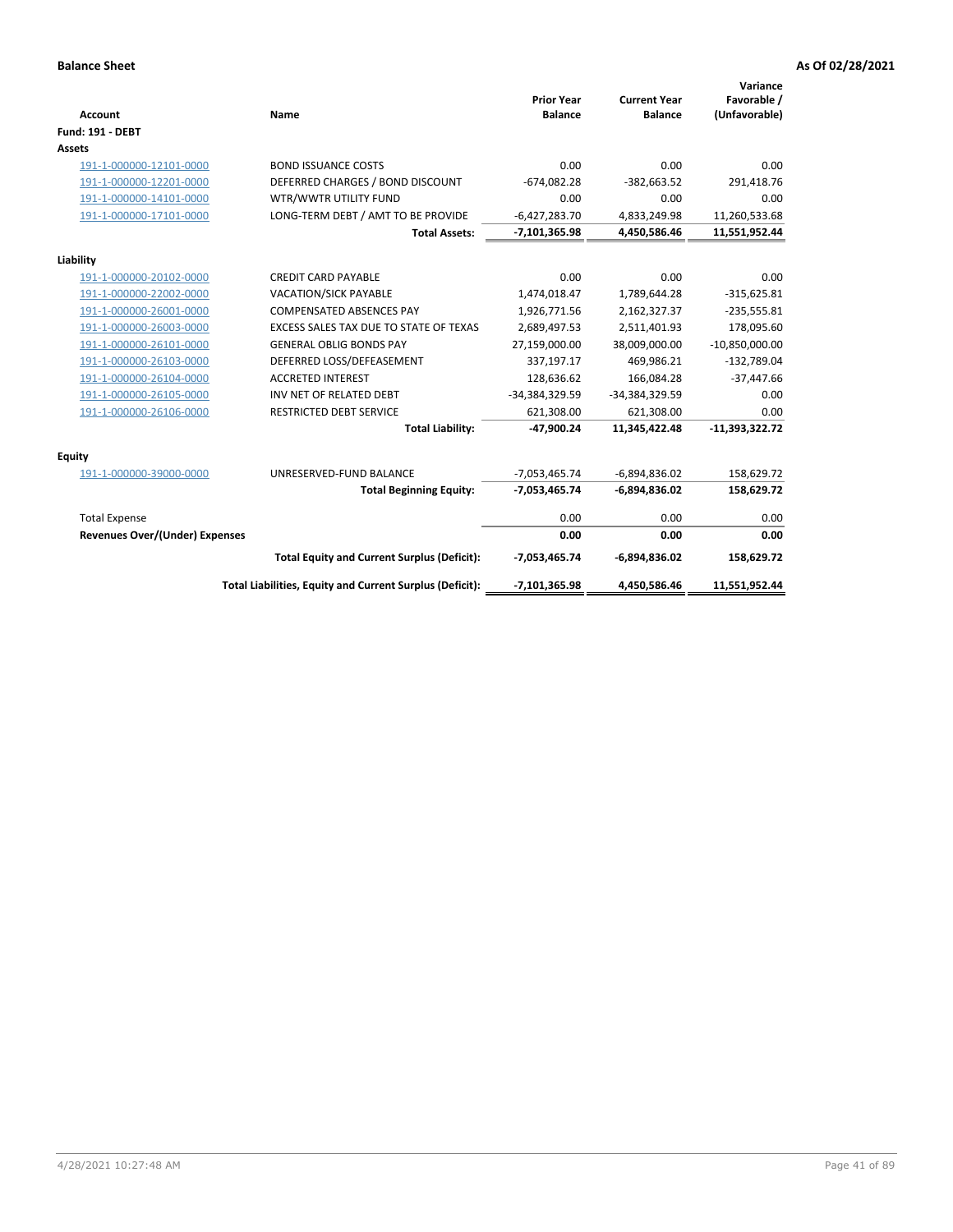**Balance Sheet** **As Of 02/28/2021**

| Account | Name | Prior Year Balance | Current Year Balance | Variance Favorable / (Unfavorable) |
|---|---|---|---|---|
| **Fund: 191 - DEBT** | | | | |
| **Assets** | | | | |
| 191-1-000000-12101-0000 | BOND ISSUANCE COSTS | 0.00 | 0.00 | 0.00 |
| 191-1-000000-12201-0000 | DEFERRED CHARGES / BOND DISCOUNT | -674,082.28 | -382,663.52 | 291,418.76 |
| 191-1-000000-14101-0000 | WTR/WWTR UTILITY FUND | 0.00 | 0.00 | 0.00 |
| 191-1-000000-17101-0000 | LONG-TERM DEBT / AMT TO BE PROVIDE | -6,427,283.70 | 4,833,249.98 | 11,260,533.68 |
| | **Total Assets:** | **-7,101,365.98** | **4,450,586.46** | **11,551,952.44** |
| **Liability** | | | | |
| 191-1-000000-20102-0000 | CREDIT CARD PAYABLE | 0.00 | 0.00 | 0.00 |
| 191-1-000000-22002-0000 | VACATION/SICK PAYABLE | 1,474,018.47 | 1,789,644.28 | -315,625.81 |
| 191-1-000000-26001-0000 | COMPENSATED ABSENCES PAY | 1,926,771.56 | 2,162,327.37 | -235,555.81 |
| 191-1-000000-26003-0000 | EXCESS SALES TAX DUE TO STATE OF TEXAS | 2,689,497.53 | 2,511,401.93 | 178,095.60 |
| 191-1-000000-26101-0000 | GENERAL OBLIG BONDS PAY | 27,159,000.00 | 38,009,000.00 | -10,850,000.00 |
| 191-1-000000-26103-0000 | DEFERRED LOSS/DEFEASEMENT | 337,197.17 | 469,986.21 | -132,789.04 |
| 191-1-000000-26104-0000 | ACCRETED INTEREST | 128,636.62 | 166,084.28 | -37,447.66 |
| 191-1-000000-26105-0000 | INV NET OF RELATED DEBT | -34,384,329.59 | -34,384,329.59 | 0.00 |
| 191-1-000000-26106-0000 | RESTRICTED DEBT SERVICE | 621,308.00 | 621,308.00 | 0.00 |
| | **Total Liability:** | **-47,900.24** | **11,345,422.48** | **-11,393,322.72** |
| **Equity** | | | | |
| 191-1-000000-39000-0000 | UNRESERVED-FUND BALANCE | -7,053,465.74 | -6,894,836.02 | 158,629.72 |
| | **Total Beginning Equity:** | **-7,053,465.74** | **-6,894,836.02** | **158,629.72** |
| Total Expense | | 0.00 | 0.00 | 0.00 |
| **Revenues Over/(Under) Expenses** | | **0.00** | **0.00** | **0.00** |
| | **Total Equity and Current Surplus (Deficit):** | **-7,053,465.74** | **-6,894,836.02** | **158,629.72** |
| | **Total Liabilities, Equity and Current Surplus (Deficit):** | **-7,101,365.98** | **4,450,586.46** | **11,551,952.44** |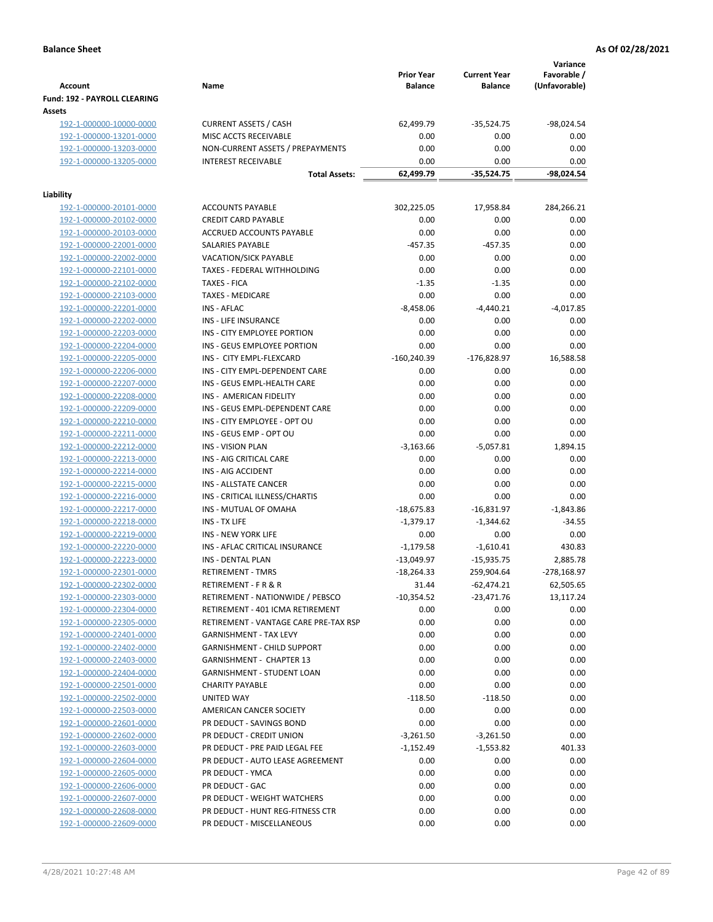**Balance Sheet** **As Of 02/28/2021**

| Account | Name | Prior Year Balance | Current Year Balance | Variance Favorable / (Unfavorable) |
|---|---|---|---|---|
| **Fund: 192 - PAYROLL CLEARING** | | | | |
| **Assets** | | | | |
| 192-1-000000-10000-0000 | CURRENT ASSETS / CASH | 62,499.79 | -35,524.75 | -98,024.54 |
| 192-1-000000-13201-0000 | MISC ACCTS RECEIVABLE | 0.00 | 0.00 | 0.00 |
| 192-1-000000-13203-0000 | NON-CURRENT ASSETS / PREPAYMENTS | 0.00 | 0.00 | 0.00 |
| 192-1-000000-13205-0000 | INTEREST RECEIVABLE | 0.00 | 0.00 | 0.00 |
| | **Total Assets:** | **62,499.79** | **-35,524.75** | **-98,024.54** |
| **Liability** | | | | |
| 192-1-000000-20101-0000 | ACCOUNTS PAYABLE | 302,225.05 | 17,958.84 | 284,266.21 |
| 192-1-000000-20102-0000 | CREDIT CARD PAYABLE | 0.00 | 0.00 | 0.00 |
| 192-1-000000-20103-0000 | ACCRUED ACCOUNTS PAYABLE | 0.00 | 0.00 | 0.00 |
| 192-1-000000-22001-0000 | SALARIES PAYABLE | -457.35 | -457.35 | 0.00 |
| 192-1-000000-22002-0000 | VACATION/SICK PAYABLE | 0.00 | 0.00 | 0.00 |
| 192-1-000000-22101-0000 | TAXES - FEDERAL WITHHOLDING | 0.00 | 0.00 | 0.00 |
| 192-1-000000-22102-0000 | TAXES - FICA | -1.35 | -1.35 | 0.00 |
| 192-1-000000-22103-0000 | TAXES - MEDICARE | 0.00 | 0.00 | 0.00 |
| 192-1-000000-22201-0000 | INS - AFLAC | -8,458.06 | -4,440.21 | -4,017.85 |
| 192-1-000000-22202-0000 | INS - LIFE INSURANCE | 0.00 | 0.00 | 0.00 |
| 192-1-000000-22203-0000 | INS - CITY EMPLOYEE PORTION | 0.00 | 0.00 | 0.00 |
| 192-1-000000-22204-0000 | INS - GEUS EMPLOYEE PORTION | 0.00 | 0.00 | 0.00 |
| 192-1-000000-22205-0000 | INS - CITY EMPL-FLEXCARD | -160,240.39 | -176,828.97 | 16,588.58 |
| 192-1-000000-22206-0000 | INS - CITY EMPL-DEPENDENT CARE | 0.00 | 0.00 | 0.00 |
| 192-1-000000-22207-0000 | INS - GEUS EMPL-HEALTH CARE | 0.00 | 0.00 | 0.00 |
| 192-1-000000-22208-0000 | INS - AMERICAN FIDELITY | 0.00 | 0.00 | 0.00 |
| 192-1-000000-22209-0000 | INS - GEUS EMPL-DEPENDENT CARE | 0.00 | 0.00 | 0.00 |
| 192-1-000000-22210-0000 | INS - CITY EMPLOYEE - OPT OU | 0.00 | 0.00 | 0.00 |
| 192-1-000000-22211-0000 | INS - GEUS EMP - OPT OU | 0.00 | 0.00 | 0.00 |
| 192-1-000000-22212-0000 | INS - VISION PLAN | -3,163.66 | -5,057.81 | 1,894.15 |
| 192-1-000000-22213-0000 | INS - AIG CRITICAL CARE | 0.00 | 0.00 | 0.00 |
| 192-1-000000-22214-0000 | INS - AIG ACCIDENT | 0.00 | 0.00 | 0.00 |
| 192-1-000000-22215-0000 | INS - ALLSTATE CANCER | 0.00 | 0.00 | 0.00 |
| 192-1-000000-22216-0000 | INS - CRITICAL ILLNESS/CHARTIS | 0.00 | 0.00 | 0.00 |
| 192-1-000000-22217-0000 | INS - MUTUAL OF OMAHA | -18,675.83 | -16,831.97 | -1,843.86 |
| 192-1-000000-22218-0000 | INS - TX LIFE | -1,379.17 | -1,344.62 | -34.55 |
| 192-1-000000-22219-0000 | INS - NEW YORK LIFE | 0.00 | 0.00 | 0.00 |
| 192-1-000000-22220-0000 | INS - AFLAC CRITICAL INSURANCE | -1,179.58 | -1,610.41 | 430.83 |
| 192-1-000000-22223-0000 | INS - DENTAL PLAN | -13,049.97 | -15,935.75 | 2,885.78 |
| 192-1-000000-22301-0000 | RETIREMENT - TMRS | -18,264.33 | 259,904.64 | -278,168.97 |
| 192-1-000000-22302-0000 | RETIREMENT - F R & R | 31.44 | -62,474.21 | 62,505.65 |
| 192-1-000000-22303-0000 | RETIREMENT - NATIONWIDE / PEBSCO | -10,354.52 | -23,471.76 | 13,117.24 |
| 192-1-000000-22304-0000 | RETIREMENT - 401 ICMA RETIREMENT | 0.00 | 0.00 | 0.00 |
| 192-1-000000-22305-0000 | RETIREMENT - VANTAGE CARE PRE-TAX RSP | 0.00 | 0.00 | 0.00 |
| 192-1-000000-22401-0000 | GARNISHMENT - TAX LEVY | 0.00 | 0.00 | 0.00 |
| 192-1-000000-22402-0000 | GARNISHMENT - CHILD SUPPORT | 0.00 | 0.00 | 0.00 |
| 192-1-000000-22403-0000 | GARNISHMENT - CHAPTER 13 | 0.00 | 0.00 | 0.00 |
| 192-1-000000-22404-0000 | GARNISHMENT - STUDENT LOAN | 0.00 | 0.00 | 0.00 |
| 192-1-000000-22501-0000 | CHARITY PAYABLE | 0.00 | 0.00 | 0.00 |
| 192-1-000000-22502-0000 | UNITED WAY | -118.50 | -118.50 | 0.00 |
| 192-1-000000-22503-0000 | AMERICAN CANCER SOCIETY | 0.00 | 0.00 | 0.00 |
| 192-1-000000-22601-0000 | PR DEDUCT - SAVINGS BOND | 0.00 | 0.00 | 0.00 |
| 192-1-000000-22602-0000 | PR DEDUCT - CREDIT UNION | -3,261.50 | -3,261.50 | 0.00 |
| 192-1-000000-22603-0000 | PR DEDUCT - PRE PAID LEGAL FEE | -1,152.49 | -1,553.82 | 401.33 |
| 192-1-000000-22604-0000 | PR DEDUCT - AUTO LEASE AGREEMENT | 0.00 | 0.00 | 0.00 |
| 192-1-000000-22605-0000 | PR DEDUCT - YMCA | 0.00 | 0.00 | 0.00 |
| 192-1-000000-22606-0000 | PR DEDUCT - GAC | 0.00 | 0.00 | 0.00 |
| 192-1-000000-22607-0000 | PR DEDUCT - WEIGHT WATCHERS | 0.00 | 0.00 | 0.00 |
| 192-1-000000-22608-0000 | PR DEDUCT - HUNT REG-FITNESS CTR | 0.00 | 0.00 | 0.00 |
| 192-1-000000-22609-0000 | PR DEDUCT - MISCELLANEOUS | 0.00 | 0.00 | 0.00 |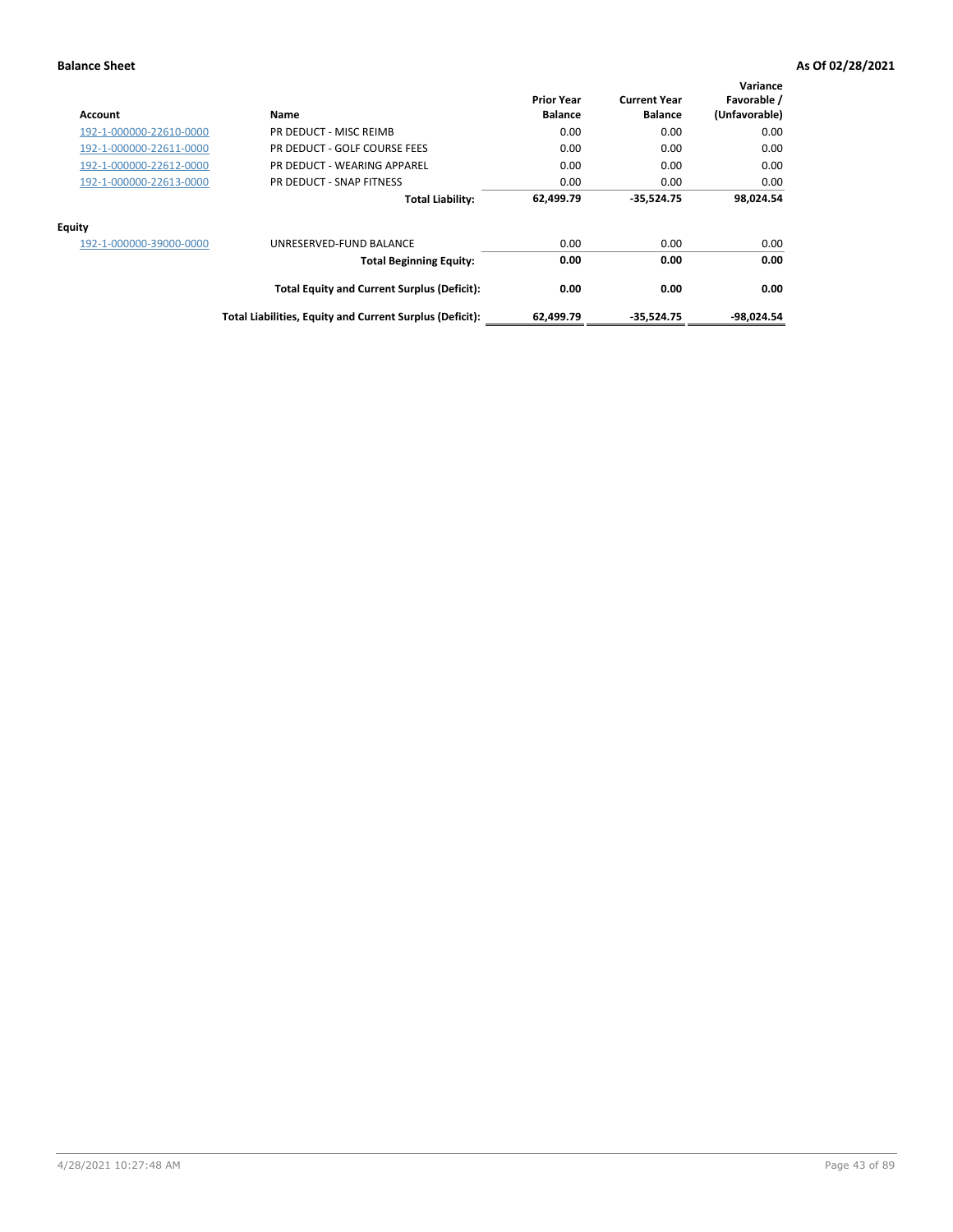**Balance Sheet** **As Of 02/28/2021**

| Account | Name | Prior Year Balance | Current Year Balance | Variance Favorable / (Unfavorable) |
|---|---|---|---|---|
| 192-1-000000-22610-0000 | PR DEDUCT - MISC REIMB | 0.00 | 0.00 | 0.00 |
| 192-1-000000-22611-0000 | PR DEDUCT - GOLF COURSE FEES | 0.00 | 0.00 | 0.00 |
| 192-1-000000-22612-0000 | PR DEDUCT - WEARING APPAREL | 0.00 | 0.00 | 0.00 |
| 192-1-000000-22613-0000 | PR DEDUCT - SNAP FITNESS | 0.00 | 0.00 | 0.00 |
| | **Total Liability:** | **62,499.79** | **-35,524.75** | **98,024.54** |
| **Equity** | | | | |
| 192-1-000000-39000-0000 | UNRESERVED-FUND BALANCE | 0.00 | 0.00 | 0.00 |
| | **Total Beginning Equity:** | **0.00** | **0.00** | **0.00** |
| | **Total Equity and Current Surplus (Deficit):** | **0.00** | **0.00** | **0.00** |
| | **Total Liabilities, Equity and Current Surplus (Deficit):** | **62,499.79** | **-35,524.75** | **-98,024.54** |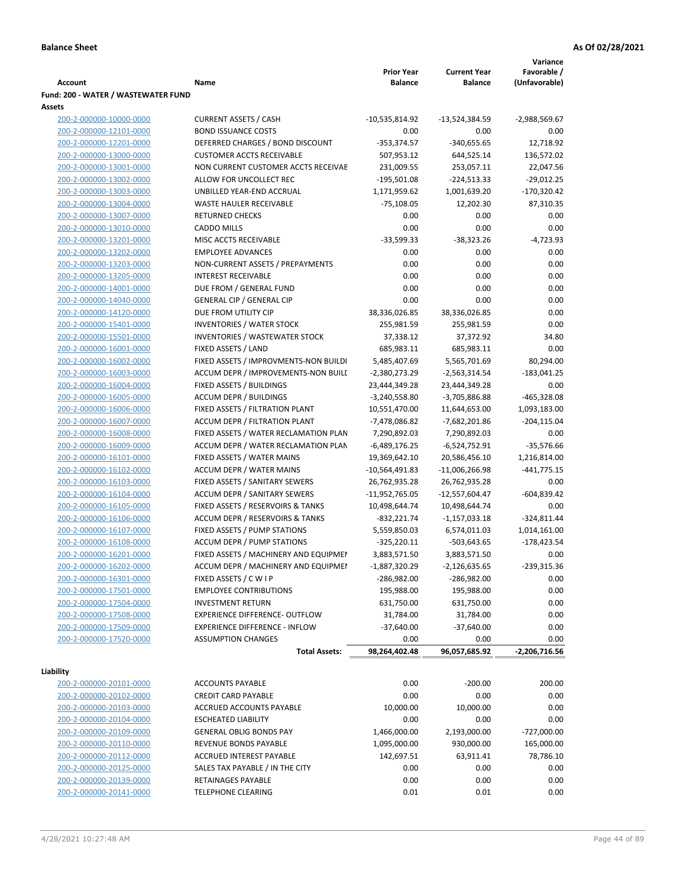**Balance Sheet** **As Of 02/28/2021**

| Account | Name | Prior Year Balance | Current Year Balance | Variance Favorable / (Unfavorable) |
|---|---|---|---|---|
| **Fund: 200 - WATER / WASTEWATER FUND** | | | | |
| **Assets** | | | | |
| 200-2-000000-10000-0000 | CURRENT ASSETS / CASH | -10,535,814.92 | -13,524,384.59 | -2,988,569.67 |
| 200-2-000000-12101-0000 | BOND ISSUANCE COSTS | 0.00 | 0.00 | 0.00 |
| 200-2-000000-12201-0000 | DEFERRED CHARGES / BOND DISCOUNT | -353,374.57 | -340,655.65 | 12,718.92 |
| 200-2-000000-13000-0000 | CUSTOMER ACCTS RECEIVABLE | 507,953.12 | 644,525.14 | 136,572.02 |
| 200-2-000000-13001-0000 | NON CURRENT CUSTOMER ACCTS RECEIVAE | 231,009.55 | 253,057.11 | 22,047.56 |
| 200-2-000000-13002-0000 | ALLOW FOR UNCOLLECT REC | -195,501.08 | -224,513.33 | -29,012.25 |
| 200-2-000000-13003-0000 | UNBILLED YEAR-END ACCRUAL | 1,171,959.62 | 1,001,639.20 | -170,320.42 |
| 200-2-000000-13004-0000 | WASTE HAULER RECEIVABLE | -75,108.05 | 12,202.30 | 87,310.35 |
| 200-2-000000-13007-0000 | RETURNED CHECKS | 0.00 | 0.00 | 0.00 |
| 200-2-000000-13010-0000 | CADDO MILLS | 0.00 | 0.00 | 0.00 |
| 200-2-000000-13201-0000 | MISC ACCTS RECEIVABLE | -33,599.33 | -38,323.26 | -4,723.93 |
| 200-2-000000-13202-0000 | EMPLOYEE ADVANCES | 0.00 | 0.00 | 0.00 |
| 200-2-000000-13203-0000 | NON-CURRENT ASSETS / PREPAYMENTS | 0.00 | 0.00 | 0.00 |
| 200-2-000000-13205-0000 | INTEREST RECEIVABLE | 0.00 | 0.00 | 0.00 |
| 200-2-000000-14001-0000 | DUE FROM / GENERAL FUND | 0.00 | 0.00 | 0.00 |
| 200-2-000000-14040-0000 | GENERAL CIP / GENERAL CIP | 0.00 | 0.00 | 0.00 |
| 200-2-000000-14120-0000 | DUE FROM UTILITY CIP | 38,336,026.85 | 38,336,026.85 | 0.00 |
| 200-2-000000-15401-0000 | INVENTORIES / WATER STOCK | 255,981.59 | 255,981.59 | 0.00 |
| 200-2-000000-15501-0000 | INVENTORIES / WASTEWATER STOCK | 37,338.12 | 37,372.92 | 34.80 |
| 200-2-000000-16001-0000 | FIXED ASSETS / LAND | 685,983.11 | 685,983.11 | 0.00 |
| 200-2-000000-16002-0000 | FIXED ASSETS / IMPROVMENTS-NON BUILDI | 5,485,407.69 | 5,565,701.69 | 80,294.00 |
| 200-2-000000-16003-0000 | ACCUM DEPR / IMPROVEMENTS-NON BUILD | -2,380,273.29 | -2,563,314.54 | -183,041.25 |
| 200-2-000000-16004-0000 | FIXED ASSETS / BUILDINGS | 23,444,349.28 | 23,444,349.28 | 0.00 |
| 200-2-000000-16005-0000 | ACCUM DEPR / BUILDINGS | -3,240,558.80 | -3,705,886.88 | -465,328.08 |
| 200-2-000000-16006-0000 | FIXED ASSETS / FILTRATION PLANT | 10,551,470.00 | 11,644,653.00 | 1,093,183.00 |
| 200-2-000000-16007-0000 | ACCUM DEPR / FILTRATION PLANT | -7,478,086.82 | -7,682,201.86 | -204,115.04 |
| 200-2-000000-16008-0000 | FIXED ASSETS / WATER RECLAMATION PLAN | 7,290,892.03 | 7,290,892.03 | 0.00 |
| 200-2-000000-16009-0000 | ACCUM DEPR / WATER RECLAMATION PLAN | -6,489,176.25 | -6,524,752.91 | -35,576.66 |
| 200-2-000000-16101-0000 | FIXED ASSETS / WATER MAINS | 19,369,642.10 | 20,586,456.10 | 1,216,814.00 |
| 200-2-000000-16102-0000 | ACCUM DEPR / WATER MAINS | -10,564,491.83 | -11,006,266.98 | -441,775.15 |
| 200-2-000000-16103-0000 | FIXED ASSETS / SANITARY SEWERS | 26,762,935.28 | 26,762,935.28 | 0.00 |
| 200-2-000000-16104-0000 | ACCUM DEPR / SANITARY SEWERS | -11,952,765.05 | -12,557,604.47 | -604,839.42 |
| 200-2-000000-16105-0000 | FIXED ASSETS / RESERVOIRS & TANKS | 10,498,644.74 | 10,498,644.74 | 0.00 |
| 200-2-000000-16106-0000 | ACCUM DEPR / RESERVOIRS & TANKS | -832,221.74 | -1,157,033.18 | -324,811.44 |
| 200-2-000000-16107-0000 | FIXED ASSETS / PUMP STATIONS | 5,559,850.03 | 6,574,011.03 | 1,014,161.00 |
| 200-2-000000-16108-0000 | ACCUM DEPR / PUMP STATIONS | -325,220.11 | -503,643.65 | -178,423.54 |
| 200-2-000000-16201-0000 | FIXED ASSETS / MACHINERY AND EQUIPMEN | 3,883,571.50 | 3,883,571.50 | 0.00 |
| 200-2-000000-16202-0000 | ACCUM DEPR / MACHINERY AND EQUIPMEI | -1,887,320.29 | -2,126,635.65 | -239,315.36 |
| 200-2-000000-16301-0000 | FIXED ASSETS / C W I P | -286,982.00 | -286,982.00 | 0.00 |
| 200-2-000000-17501-0000 | EMPLOYEE CONTRIBUTIONS | 195,988.00 | 195,988.00 | 0.00 |
| 200-2-000000-17504-0000 | INVESTMENT RETURN | 631,750.00 | 631,750.00 | 0.00 |
| 200-2-000000-17508-0000 | EXPERIENCE DIFFERENCE- OUTFLOW | 31,784.00 | 31,784.00 | 0.00 |
| 200-2-000000-17509-0000 | EXPERIENCE DIFFERENCE - INFLOW | -37,640.00 | -37,640.00 | 0.00 |
| 200-2-000000-17520-0000 | ASSUMPTION CHANGES | 0.00 | 0.00 | 0.00 |
| | **Total Assets:** | **98,264,402.48** | **96,057,685.92** | **-2,206,716.56** |
| **Liability** | | | | |
| 200-2-000000-20101-0000 | ACCOUNTS PAYABLE | 0.00 | -200.00 | 200.00 |
| 200-2-000000-20102-0000 | CREDIT CARD PAYABLE | 0.00 | 0.00 | 0.00 |
| 200-2-000000-20103-0000 | ACCRUED ACCOUNTS PAYABLE | 10,000.00 | 10,000.00 | 0.00 |
| 200-2-000000-20104-0000 | ESCHEATED LIABILITY | 0.00 | 0.00 | 0.00 |
| 200-2-000000-20109-0000 | GENERAL OBLIG BONDS PAY | 1,466,000.00 | 2,193,000.00 | -727,000.00 |
| 200-2-000000-20110-0000 | REVENUE BONDS PAYABLE | 1,095,000.00 | 930,000.00 | 165,000.00 |
| 200-2-000000-20112-0000 | ACCRUED INTEREST PAYABLE | 142,697.51 | 63,911.41 | 78,786.10 |
| 200-2-000000-20125-0000 | SALES TAX PAYABLE / IN THE CITY | 0.00 | 0.00 | 0.00 |
| 200-2-000000-20139-0000 | RETAINAGES PAYABLE | 0.00 | 0.00 | 0.00 |
| 200-2-000000-20141-0000 | TELEPHONE CLEARING | 0.01 | 0.01 | 0.00 |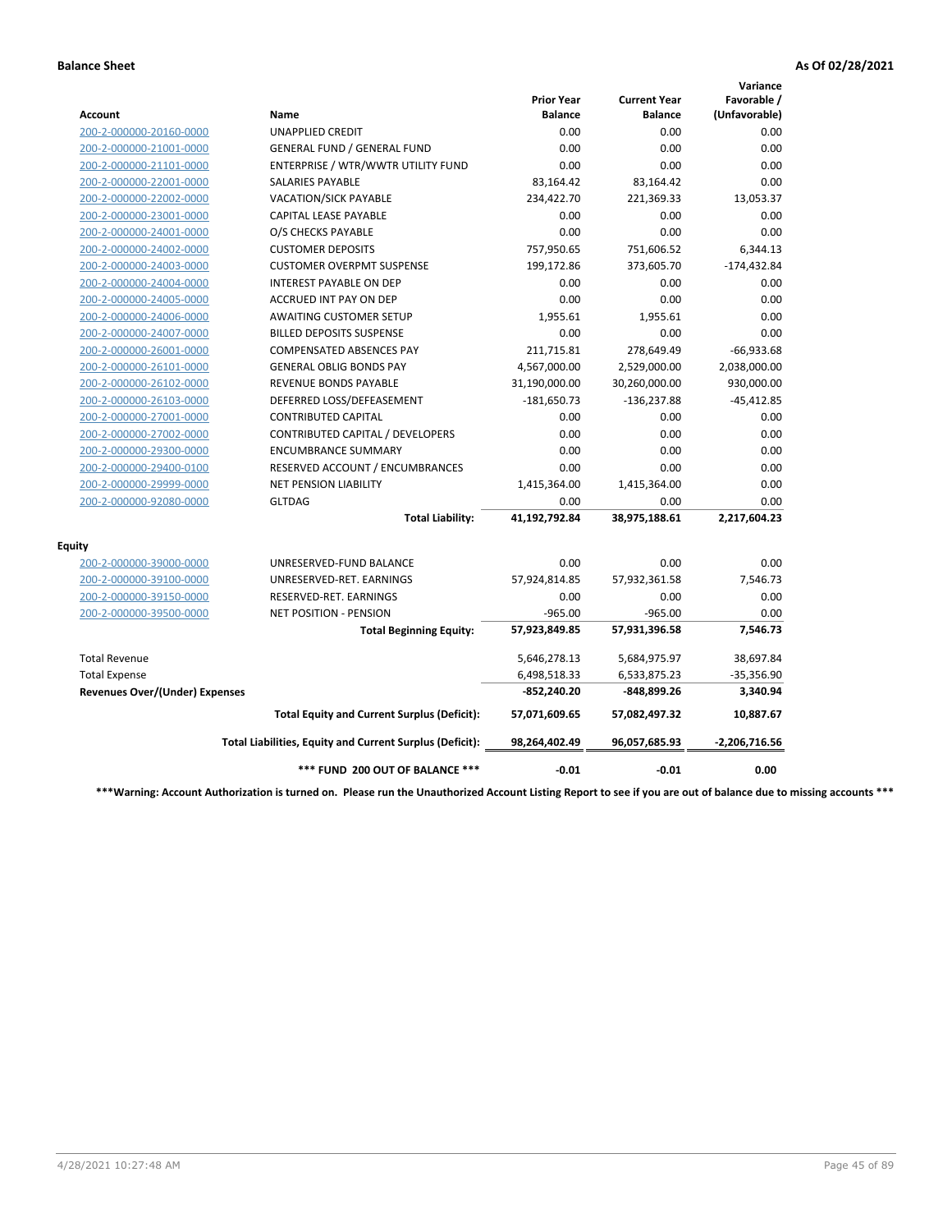**Balance Sheet** **As Of 02/28/2021**

| Account | Name | Prior Year Balance | Current Year Balance | Variance Favorable / (Unfavorable) |
|---|---|---|---|---|
| 200-2-000000-20160-0000 | UNAPPLIED CREDIT | 0.00 | 0.00 | 0.00 |
| 200-2-000000-21001-0000 | GENERAL FUND / GENERAL FUND | 0.00 | 0.00 | 0.00 |
| 200-2-000000-21101-0000 | ENTERPRISE / WTR/WWTR UTILITY FUND | 0.00 | 0.00 | 0.00 |
| 200-2-000000-22001-0000 | SALARIES PAYABLE | 83,164.42 | 83,164.42 | 0.00 |
| 200-2-000000-22002-0000 | VACATION/SICK PAYABLE | 234,422.70 | 221,369.33 | 13,053.37 |
| 200-2-000000-23001-0000 | CAPITAL LEASE PAYABLE | 0.00 | 0.00 | 0.00 |
| 200-2-000000-24001-0000 | O/S CHECKS PAYABLE | 0.00 | 0.00 | 0.00 |
| 200-2-000000-24002-0000 | CUSTOMER DEPOSITS | 757,950.65 | 751,606.52 | 6,344.13 |
| 200-2-000000-24003-0000 | CUSTOMER OVERPMT SUSPENSE | 199,172.86 | 373,605.70 | -174,432.84 |
| 200-2-000000-24004-0000 | INTEREST PAYABLE ON DEP | 0.00 | 0.00 | 0.00 |
| 200-2-000000-24005-0000 | ACCRUED INT PAY ON DEP | 0.00 | 0.00 | 0.00 |
| 200-2-000000-24006-0000 | AWAITING CUSTOMER SETUP | 1,955.61 | 1,955.61 | 0.00 |
| 200-2-000000-24007-0000 | BILLED DEPOSITS SUSPENSE | 0.00 | 0.00 | 0.00 |
| 200-2-000000-26001-0000 | COMPENSATED ABSENCES PAY | 211,715.81 | 278,649.49 | -66,933.68 |
| 200-2-000000-26101-0000 | GENERAL OBLIG BONDS PAY | 4,567,000.00 | 2,529,000.00 | 2,038,000.00 |
| 200-2-000000-26102-0000 | REVENUE BONDS PAYABLE | 31,190,000.00 | 30,260,000.00 | 930,000.00 |
| 200-2-000000-26103-0000 | DEFERRED LOSS/DEFEASEMENT | -181,650.73 | -136,237.88 | -45,412.85 |
| 200-2-000000-27001-0000 | CONTRIBUTED CAPITAL | 0.00 | 0.00 | 0.00 |
| 200-2-000000-27002-0000 | CONTRIBUTED CAPITAL / DEVELOPERS | 0.00 | 0.00 | 0.00 |
| 200-2-000000-29300-0000 | ENCUMBRANCE SUMMARY | 0.00 | 0.00 | 0.00 |
| 200-2-000000-29400-0100 | RESERVED ACCOUNT / ENCUMBRANCES | 0.00 | 0.00 | 0.00 |
| 200-2-000000-29999-0000 | NET PENSION LIABILITY | 1,415,364.00 | 1,415,364.00 | 0.00 |
| 200-2-000000-92080-0000 | GLTDAG | 0.00 | 0.00 | 0.00 |
| | **Total Liability:** | **41,192,792.84** | **38,975,188.61** | **2,217,604.23** |
| **Equity** | | | | |
| 200-2-000000-39000-0000 | UNRESERVED-FUND BALANCE | 0.00 | 0.00 | 0.00 |
| 200-2-000000-39100-0000 | UNRESERVED-RET. EARNINGS | 57,924,814.85 | 57,932,361.58 | 7,546.73 |
| 200-2-000000-39150-0000 | RESERVED-RET. EARNINGS | 0.00 | 0.00 | 0.00 |
| 200-2-000000-39500-0000 | NET POSITION - PENSION | -965.00 | -965.00 | 0.00 |
| | **Total Beginning Equity:** | **57,923,849.85** | **57,931,396.58** | **7,546.73** |
| Total Revenue | | 5,646,278.13 | 5,684,975.97 | 38,697.84 |
| Total Expense | | 6,498,518.33 | 6,533,875.23 | -35,356.90 |
| **Revenues Over/(Under) Expenses** | | **-852,240.20** | **-848,899.26** | **3,340.94** |
| | **Total Equity and Current Surplus (Deficit):** | **57,071,609.65** | **57,082,497.32** | **10,887.67** |
| | **Total Liabilities, Equity and Current Surplus (Deficit):** | **98,264,402.49** | **96,057,685.93** | **-2,206,716.56** |
| | **\*\*\* FUND 200 OUT OF BALANCE \*\*\*** | **-0.01** | **-0.01** | **0.00** |

**\*\*\*Warning: Account Authorization is turned on. Please run the Unauthorized Account Listing Report to see if you are out of balance due to missing accounts \*\*\***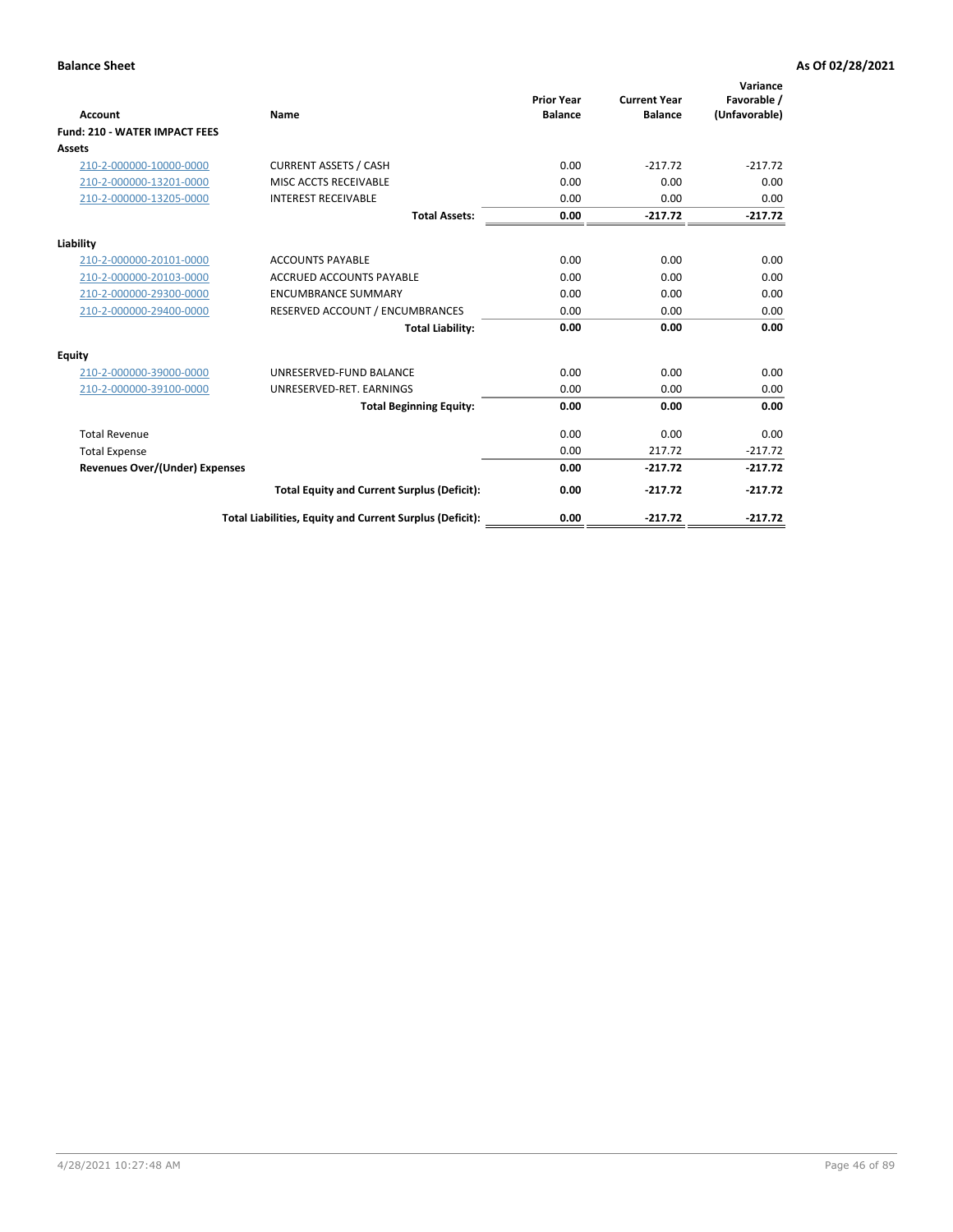**Balance Sheet** **As Of 02/28/2021**

| Account | Name | Prior Year Balance | Current Year Balance | Variance Favorable / (Unfavorable) |
|---|---|---|---|---|
| **Fund: 210 - WATER IMPACT FEES** | | | | |
| **Assets** | | | | |
| 210-2-000000-10000-0000 | CURRENT ASSETS / CASH | 0.00 | -217.72 | -217.72 |
| 210-2-000000-13201-0000 | MISC ACCTS RECEIVABLE | 0.00 | 0.00 | 0.00 |
| 210-2-000000-13205-0000 | INTEREST RECEIVABLE | 0.00 | 0.00 | 0.00 |
| | **Total Assets:** | **0.00** | **-217.72** | **-217.72** |
| **Liability** | | | | |
| 210-2-000000-20101-0000 | ACCOUNTS PAYABLE | 0.00 | 0.00 | 0.00 |
| 210-2-000000-20103-0000 | ACCRUED ACCOUNTS PAYABLE | 0.00 | 0.00 | 0.00 |
| 210-2-000000-29300-0000 | ENCUMBRANCE SUMMARY | 0.00 | 0.00 | 0.00 |
| 210-2-000000-29400-0000 | RESERVED ACCOUNT / ENCUMBRANCES | 0.00 | 0.00 | 0.00 |
| | **Total Liability:** | **0.00** | **0.00** | **0.00** |
| **Equity** | | | | |
| 210-2-000000-39000-0000 | UNRESERVED-FUND BALANCE | 0.00 | 0.00 | 0.00 |
| 210-2-000000-39100-0000 | UNRESERVED-RET. EARNINGS | 0.00 | 0.00 | 0.00 |
| | **Total Beginning Equity:** | **0.00** | **0.00** | **0.00** |
| Total Revenue | | 0.00 | 0.00 | 0.00 |
| Total Expense | | 0.00 | 217.72 | -217.72 |
| **Revenues Over/(Under) Expenses** | | **0.00** | **-217.72** | **-217.72** |
| | **Total Equity and Current Surplus (Deficit):** | **0.00** | **-217.72** | **-217.72** |
| | **Total Liabilities, Equity and Current Surplus (Deficit):** | **0.00** | **-217.72** | **-217.72** |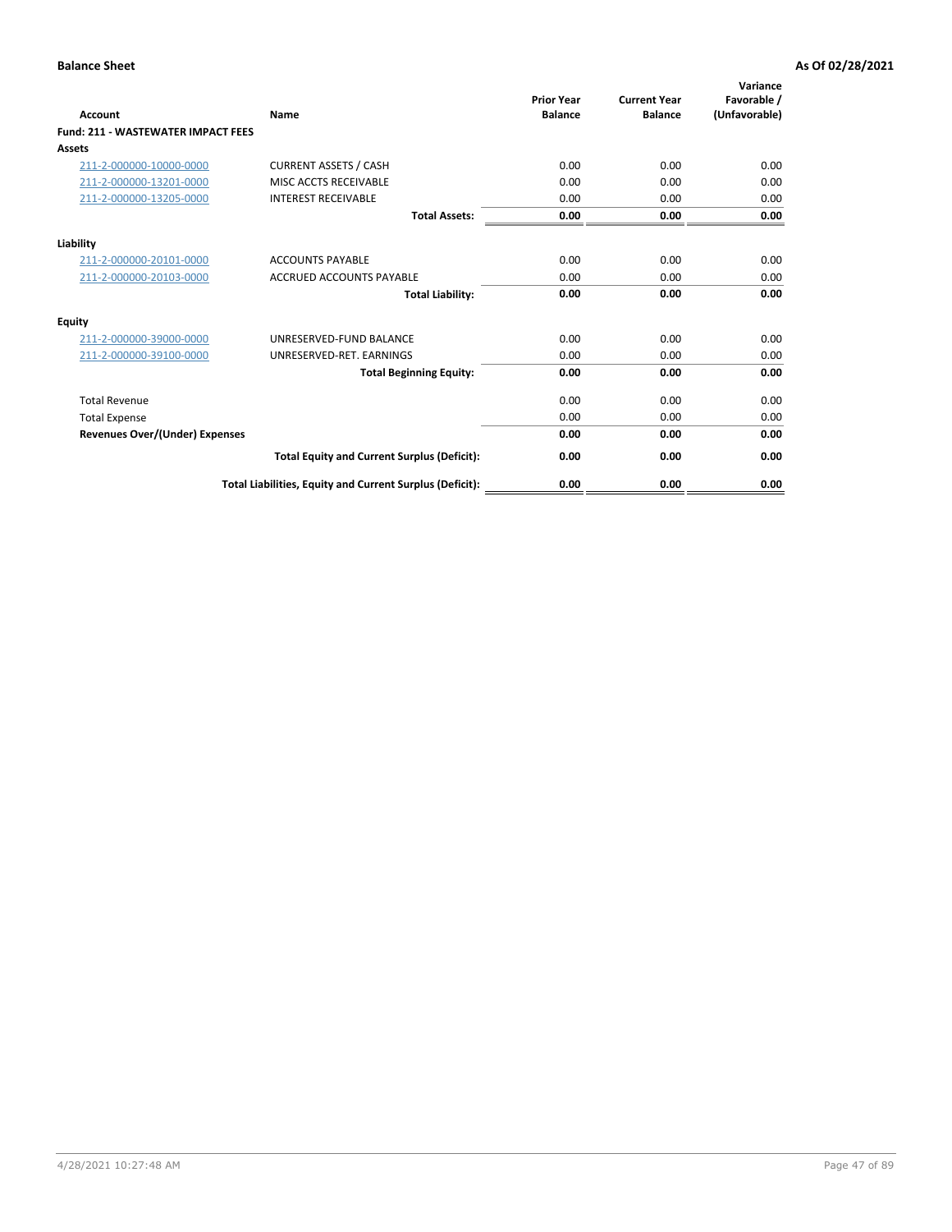**Balance Sheet** — **As Of 02/28/2021**

| Account | Name | Prior Year Balance | Current Year Balance | Variance Favorable / (Unfavorable) |
|---|---|---|---|---|
| **Fund: 211 - WASTEWATER IMPACT FEES** | | | | |
| **Assets** | | | | |
| 211-2-000000-10000-0000 | CURRENT ASSETS / CASH | 0.00 | 0.00 | 0.00 |
| 211-2-000000-13201-0000 | MISC ACCTS RECEIVABLE | 0.00 | 0.00 | 0.00 |
| 211-2-000000-13205-0000 | INTEREST RECEIVABLE | 0.00 | 0.00 | 0.00 |
| | **Total Assets:** | **0.00** | **0.00** | **0.00** |
| **Liability** | | | | |
| 211-2-000000-20101-0000 | ACCOUNTS PAYABLE | 0.00 | 0.00 | 0.00 |
| 211-2-000000-20103-0000 | ACCRUED ACCOUNTS PAYABLE | 0.00 | 0.00 | 0.00 |
| | **Total Liability:** | **0.00** | **0.00** | **0.00** |
| **Equity** | | | | |
| 211-2-000000-39000-0000 | UNRESERVED-FUND BALANCE | 0.00 | 0.00 | 0.00 |
| 211-2-000000-39100-0000 | UNRESERVED-RET. EARNINGS | 0.00 | 0.00 | 0.00 |
| | **Total Beginning Equity:** | **0.00** | **0.00** | **0.00** |
| Total Revenue | | 0.00 | 0.00 | 0.00 |
| Total Expense | | 0.00 | 0.00 | 0.00 |
| **Revenues Over/(Under) Expenses** | | **0.00** | **0.00** | **0.00** |
| | **Total Equity and Current Surplus (Deficit):** | **0.00** | **0.00** | **0.00** |
| | **Total Liabilities, Equity and Current Surplus (Deficit):** | **0.00** | **0.00** | **0.00** |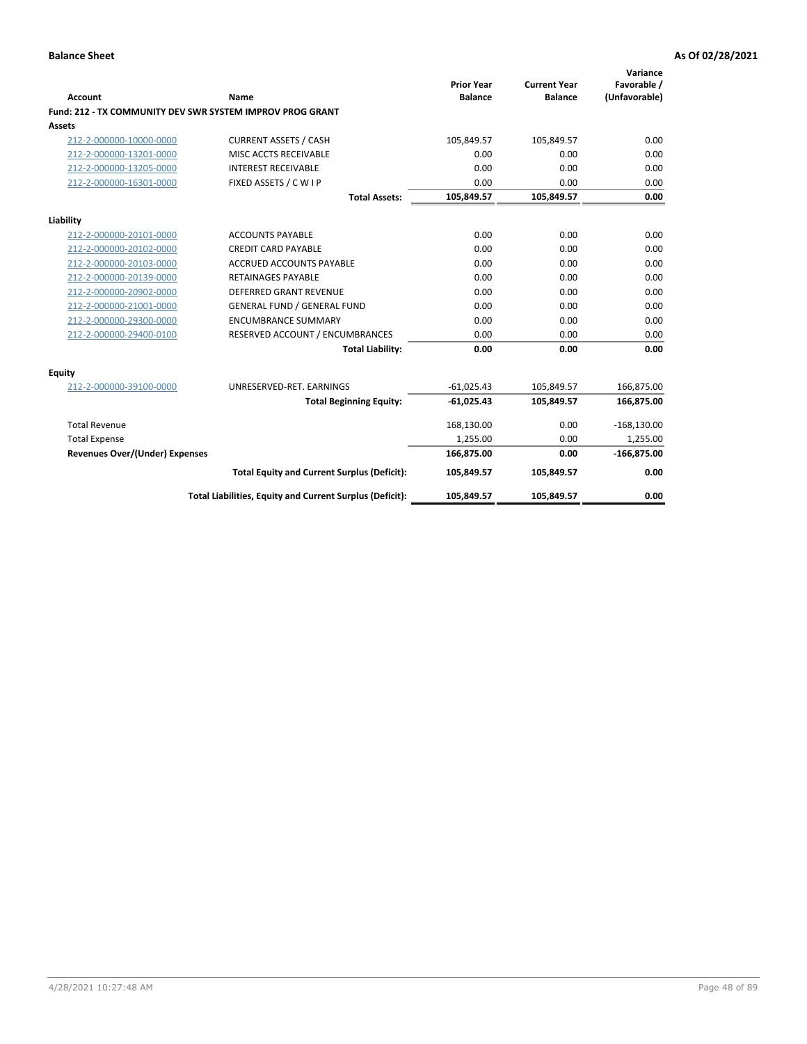**Balance Sheet** **As Of 02/28/2021**

| Account | Name | Prior Year Balance | Current Year Balance | Variance Favorable / (Unfavorable) |
|---|---|---|---|---|
| **Fund: 212 - TX COMMUNITY DEV SWR SYSTEM IMPROV PROG GRANT** | | | | |
| **Assets** | | | | |
| 212-2-000000-10000-0000 | CURRENT ASSETS / CASH | 105,849.57 | 105,849.57 | 0.00 |
| 212-2-000000-13201-0000 | MISC ACCTS RECEIVABLE | 0.00 | 0.00 | 0.00 |
| 212-2-000000-13205-0000 | INTEREST RECEIVABLE | 0.00 | 0.00 | 0.00 |
| 212-2-000000-16301-0000 | FIXED ASSETS / C W I P | 0.00 | 0.00 | 0.00 |
| | **Total Assets:** | **105,849.57** | **105,849.57** | **0.00** |
| **Liability** | | | | |
| 212-2-000000-20101-0000 | ACCOUNTS PAYABLE | 0.00 | 0.00 | 0.00 |
| 212-2-000000-20102-0000 | CREDIT CARD PAYABLE | 0.00 | 0.00 | 0.00 |
| 212-2-000000-20103-0000 | ACCRUED ACCOUNTS PAYABLE | 0.00 | 0.00 | 0.00 |
| 212-2-000000-20139-0000 | RETAINAGES PAYABLE | 0.00 | 0.00 | 0.00 |
| 212-2-000000-20902-0000 | DEFERRED GRANT REVENUE | 0.00 | 0.00 | 0.00 |
| 212-2-000000-21001-0000 | GENERAL FUND / GENERAL FUND | 0.00 | 0.00 | 0.00 |
| 212-2-000000-29300-0000 | ENCUMBRANCE SUMMARY | 0.00 | 0.00 | 0.00 |
| 212-2-000000-29400-0100 | RESERVED ACCOUNT / ENCUMBRANCES | 0.00 | 0.00 | 0.00 |
| | **Total Liability:** | **0.00** | **0.00** | **0.00** |
| **Equity** | | | | |
| 212-2-000000-39100-0000 | UNRESERVED-RET. EARNINGS | -61,025.43 | 105,849.57 | 166,875.00 |
| | **Total Beginning Equity:** | **-61,025.43** | **105,849.57** | **166,875.00** |
| Total Revenue | | 168,130.00 | 0.00 | -168,130.00 |
| Total Expense | | 1,255.00 | 0.00 | 1,255.00 |
| **Revenues Over/(Under) Expenses** | | **166,875.00** | **0.00** | **-166,875.00** |
| | **Total Equity and Current Surplus (Deficit):** | **105,849.57** | **105,849.57** | **0.00** |
| | **Total Liabilities, Equity and Current Surplus (Deficit):** | **105,849.57** | **105,849.57** | **0.00** |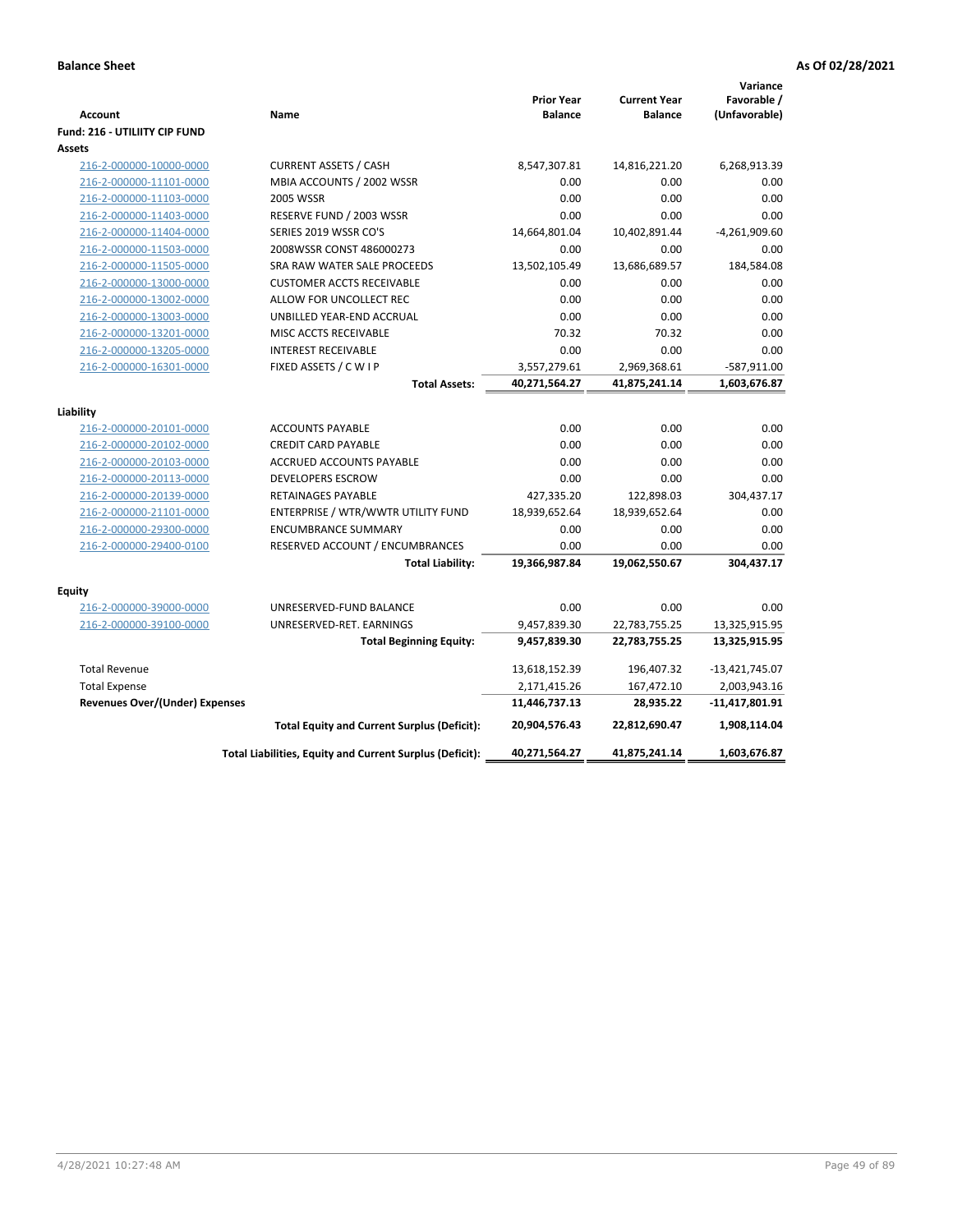**Balance Sheet** **As Of 02/28/2021**

| Account | Name | Prior Year Balance | Current Year Balance | Variance Favorable / (Unfavorable) |
|---|---|---|---|---|
| **Fund: 216 - UTILIITY CIP FUND** | | | | |
| **Assets** | | | | |
| 216-2-000000-10000-0000 | CURRENT ASSETS / CASH | 8,547,307.81 | 14,816,221.20 | 6,268,913.39 |
| 216-2-000000-11101-0000 | MBIA ACCOUNTS / 2002 WSSR | 0.00 | 0.00 | 0.00 |
| 216-2-000000-11103-0000 | 2005 WSSR | 0.00 | 0.00 | 0.00 |
| 216-2-000000-11403-0000 | RESERVE FUND / 2003 WSSR | 0.00 | 0.00 | 0.00 |
| 216-2-000000-11404-0000 | SERIES 2019 WSSR CO'S | 14,664,801.04 | 10,402,891.44 | -4,261,909.60 |
| 216-2-000000-11503-0000 | 2008WSSR CONST 486000273 | 0.00 | 0.00 | 0.00 |
| 216-2-000000-11505-0000 | SRA RAW WATER SALE PROCEEDS | 13,502,105.49 | 13,686,689.57 | 184,584.08 |
| 216-2-000000-13000-0000 | CUSTOMER ACCTS RECEIVABLE | 0.00 | 0.00 | 0.00 |
| 216-2-000000-13002-0000 | ALLOW FOR UNCOLLECT REC | 0.00 | 0.00 | 0.00 |
| 216-2-000000-13003-0000 | UNBILLED YEAR-END ACCRUAL | 0.00 | 0.00 | 0.00 |
| 216-2-000000-13201-0000 | MISC ACCTS RECEIVABLE | 70.32 | 70.32 | 0.00 |
| 216-2-000000-13205-0000 | INTEREST RECEIVABLE | 0.00 | 0.00 | 0.00 |
| 216-2-000000-16301-0000 | FIXED ASSETS / C W I P | 3,557,279.61 | 2,969,368.61 | -587,911.00 |
| | **Total Assets:** | **40,271,564.27** | **41,875,241.14** | **1,603,676.87** |
| **Liability** | | | | |
| 216-2-000000-20101-0000 | ACCOUNTS PAYABLE | 0.00 | 0.00 | 0.00 |
| 216-2-000000-20102-0000 | CREDIT CARD PAYABLE | 0.00 | 0.00 | 0.00 |
| 216-2-000000-20103-0000 | ACCRUED ACCOUNTS PAYABLE | 0.00 | 0.00 | 0.00 |
| 216-2-000000-20113-0000 | DEVELOPERS ESCROW | 0.00 | 0.00 | 0.00 |
| 216-2-000000-20139-0000 | RETAINAGES PAYABLE | 427,335.20 | 122,898.03 | 304,437.17 |
| 216-2-000000-21101-0000 | ENTERPRISE / WTR/WWTR UTILITY FUND | 18,939,652.64 | 18,939,652.64 | 0.00 |
| 216-2-000000-29300-0000 | ENCUMBRANCE SUMMARY | 0.00 | 0.00 | 0.00 |
| 216-2-000000-29400-0100 | RESERVED ACCOUNT / ENCUMBRANCES | 0.00 | 0.00 | 0.00 |
| | **Total Liability:** | **19,366,987.84** | **19,062,550.67** | **304,437.17** |
| **Equity** | | | | |
| 216-2-000000-39000-0000 | UNRESERVED-FUND BALANCE | 0.00 | 0.00 | 0.00 |
| 216-2-000000-39100-0000 | UNRESERVED-RET. EARNINGS | 9,457,839.30 | 22,783,755.25 | 13,325,915.95 |
| | **Total Beginning Equity:** | **9,457,839.30** | **22,783,755.25** | **13,325,915.95** |
| Total Revenue | | 13,618,152.39 | 196,407.32 | -13,421,745.07 |
| Total Expense | | 2,171,415.26 | 167,472.10 | 2,003,943.16 |
| **Revenues Over/(Under) Expenses** | | **11,446,737.13** | **28,935.22** | **-11,417,801.91** |
| | **Total Equity and Current Surplus (Deficit):** | **20,904,576.43** | **22,812,690.47** | **1,908,114.04** |
| | **Total Liabilities, Equity and Current Surplus (Deficit):** | **40,271,564.27** | **41,875,241.14** | **1,603,676.87** |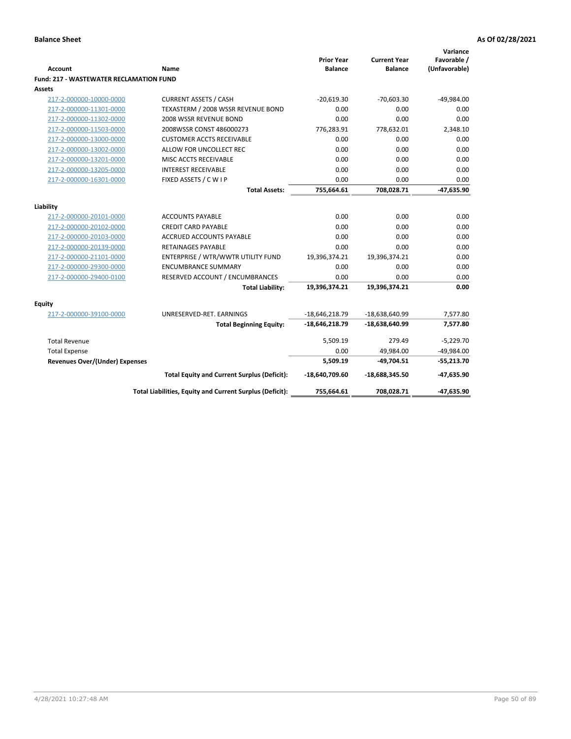**Balance Sheet** **As Of 02/28/2021**

| Account | Name | Prior Year Balance | Current Year Balance | Variance Favorable / (Unfavorable) |
|---|---|---|---|---|
| **Fund: 217 - WASTEWATER RECLAMATION FUND** | | | | |
| **Assets** | | | | |
| 217-2-000000-10000-0000 | CURRENT ASSETS / CASH | -20,619.30 | -70,603.30 | -49,984.00 |
| 217-2-000000-11301-0000 | TEXASTERM / 2008 WSSR REVENUE BOND | 0.00 | 0.00 | 0.00 |
| 217-2-000000-11302-0000 | 2008 WSSR REVENUE BOND | 0.00 | 0.00 | 0.00 |
| 217-2-000000-11503-0000 | 2008WSSR CONST 486000273 | 776,283.91 | 778,632.01 | 2,348.10 |
| 217-2-000000-13000-0000 | CUSTOMER ACCTS RECEIVABLE | 0.00 | 0.00 | 0.00 |
| 217-2-000000-13002-0000 | ALLOW FOR UNCOLLECT REC | 0.00 | 0.00 | 0.00 |
| 217-2-000000-13201-0000 | MISC ACCTS RECEIVABLE | 0.00 | 0.00 | 0.00 |
| 217-2-000000-13205-0000 | INTEREST RECEIVABLE | 0.00 | 0.00 | 0.00 |
| 217-2-000000-16301-0000 | FIXED ASSETS / C W I P | 0.00 | 0.00 | 0.00 |
| | **Total Assets:** | **755,664.61** | **708,028.71** | **-47,635.90** |
| **Liability** | | | | |
| 217-2-000000-20101-0000 | ACCOUNTS PAYABLE | 0.00 | 0.00 | 0.00 |
| 217-2-000000-20102-0000 | CREDIT CARD PAYABLE | 0.00 | 0.00 | 0.00 |
| 217-2-000000-20103-0000 | ACCRUED ACCOUNTS PAYABLE | 0.00 | 0.00 | 0.00 |
| 217-2-000000-20139-0000 | RETAINAGES PAYABLE | 0.00 | 0.00 | 0.00 |
| 217-2-000000-21101-0000 | ENTERPRISE / WTR/WWTR UTILITY FUND | 19,396,374.21 | 19,396,374.21 | 0.00 |
| 217-2-000000-29300-0000 | ENCUMBRANCE SUMMARY | 0.00 | 0.00 | 0.00 |
| 217-2-000000-29400-0100 | RESERVED ACCOUNT / ENCUMBRANCES | 0.00 | 0.00 | 0.00 |
| | **Total Liability:** | **19,396,374.21** | **19,396,374.21** | **0.00** |
| **Equity** | | | | |
| 217-2-000000-39100-0000 | UNRESERVED-RET. EARNINGS | -18,646,218.79 | -18,638,640.99 | 7,577.80 |
| | **Total Beginning Equity:** | **-18,646,218.79** | **-18,638,640.99** | **7,577.80** |
| Total Revenue | | 5,509.19 | 279.49 | -5,229.70 |
| Total Expense | | 0.00 | 49,984.00 | -49,984.00 |
| **Revenues Over/(Under) Expenses** | | **5,509.19** | **-49,704.51** | **-55,213.70** |
| | **Total Equity and Current Surplus (Deficit):** | **-18,640,709.60** | **-18,688,345.50** | **-47,635.90** |
| | **Total Liabilities, Equity and Current Surplus (Deficit):** | **755,664.61** | **708,028.71** | **-47,635.90** |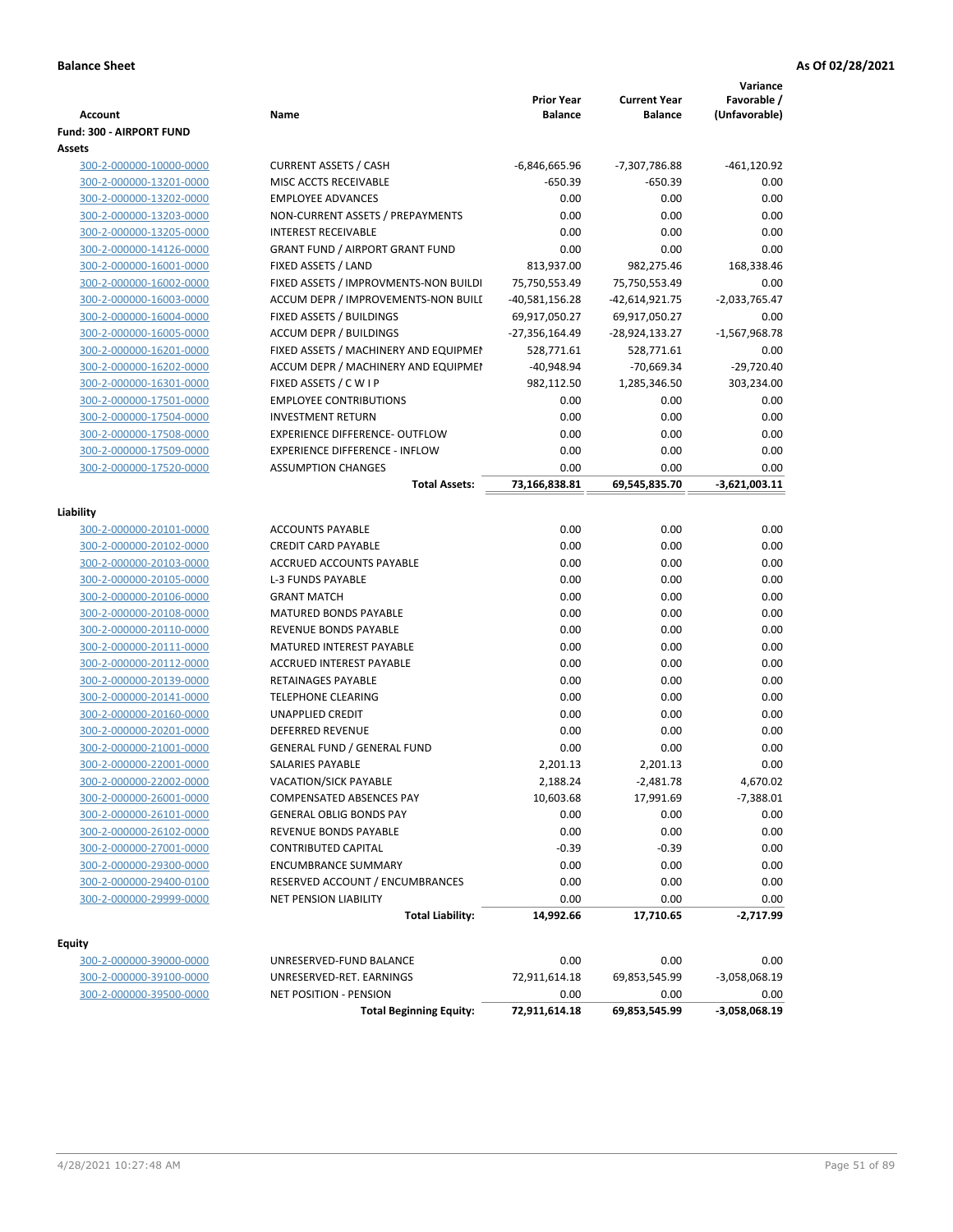**Balance Sheet** | **As Of 02/28/2021**

| Account | Name | Prior Year Balance | Current Year Balance | Variance Favorable / (Unfavorable) |
|---|---|---|---|---|
| **Fund: 300 - AIRPORT FUND** | | | | |
| **Assets** | | | | |
| 300-2-000000-10000-0000 | CURRENT ASSETS / CASH | -6,846,665.96 | -7,307,786.88 | -461,120.92 |
| 300-2-000000-13201-0000 | MISC ACCTS RECEIVABLE | -650.39 | -650.39 | 0.00 |
| 300-2-000000-13202-0000 | EMPLOYEE ADVANCES | 0.00 | 0.00 | 0.00 |
| 300-2-000000-13203-0000 | NON-CURRENT ASSETS / PREPAYMENTS | 0.00 | 0.00 | 0.00 |
| 300-2-000000-13205-0000 | INTEREST RECEIVABLE | 0.00 | 0.00 | 0.00 |
| 300-2-000000-14126-0000 | GRANT FUND / AIRPORT GRANT FUND | 0.00 | 0.00 | 0.00 |
| 300-2-000000-16001-0000 | FIXED ASSETS / LAND | 813,937.00 | 982,275.46 | 168,338.46 |
| 300-2-000000-16002-0000 | FIXED ASSETS / IMPROVMENTS-NON BUILDI | 75,750,553.49 | 75,750,553.49 | 0.00 |
| 300-2-000000-16003-0000 | ACCUM DEPR / IMPROVEMENTS-NON BUILI | -40,581,156.28 | -42,614,921.75 | -2,033,765.47 |
| 300-2-000000-16004-0000 | FIXED ASSETS / BUILDINGS | 69,917,050.27 | 69,917,050.27 | 0.00 |
| 300-2-000000-16005-0000 | ACCUM DEPR / BUILDINGS | -27,356,164.49 | -28,924,133.27 | -1,567,968.78 |
| 300-2-000000-16201-0000 | FIXED ASSETS / MACHINERY AND EQUIPMEI | 528,771.61 | 528,771.61 | 0.00 |
| 300-2-000000-16202-0000 | ACCUM DEPR / MACHINERY AND EQUIPMEI | -40,948.94 | -70,669.34 | -29,720.40 |
| 300-2-000000-16301-0000 | FIXED ASSETS / C W I P | 982,112.50 | 1,285,346.50 | 303,234.00 |
| 300-2-000000-17501-0000 | EMPLOYEE CONTRIBUTIONS | 0.00 | 0.00 | 0.00 |
| 300-2-000000-17504-0000 | INVESTMENT RETURN | 0.00 | 0.00 | 0.00 |
| 300-2-000000-17508-0000 | EXPERIENCE DIFFERENCE- OUTFLOW | 0.00 | 0.00 | 0.00 |
| 300-2-000000-17509-0000 | EXPERIENCE DIFFERENCE - INFLOW | 0.00 | 0.00 | 0.00 |
| 300-2-000000-17520-0000 | ASSUMPTION CHANGES | 0.00 | 0.00 | 0.00 |
| | **Total Assets:** | **73,166,838.81** | **69,545,835.70** | **-3,621,003.11** |
| **Liability** | | | | |
| 300-2-000000-20101-0000 | ACCOUNTS PAYABLE | 0.00 | 0.00 | 0.00 |
| 300-2-000000-20102-0000 | CREDIT CARD PAYABLE | 0.00 | 0.00 | 0.00 |
| 300-2-000000-20103-0000 | ACCRUED ACCOUNTS PAYABLE | 0.00 | 0.00 | 0.00 |
| 300-2-000000-20105-0000 | L-3 FUNDS PAYABLE | 0.00 | 0.00 | 0.00 |
| 300-2-000000-20106-0000 | GRANT MATCH | 0.00 | 0.00 | 0.00 |
| 300-2-000000-20108-0000 | MATURED BONDS PAYABLE | 0.00 | 0.00 | 0.00 |
| 300-2-000000-20110-0000 | REVENUE BONDS PAYABLE | 0.00 | 0.00 | 0.00 |
| 300-2-000000-20111-0000 | MATURED INTEREST PAYABLE | 0.00 | 0.00 | 0.00 |
| 300-2-000000-20112-0000 | ACCRUED INTEREST PAYABLE | 0.00 | 0.00 | 0.00 |
| 300-2-000000-20139-0000 | RETAINAGES PAYABLE | 0.00 | 0.00 | 0.00 |
| 300-2-000000-20141-0000 | TELEPHONE CLEARING | 0.00 | 0.00 | 0.00 |
| 300-2-000000-20160-0000 | UNAPPLIED CREDIT | 0.00 | 0.00 | 0.00 |
| 300-2-000000-20201-0000 | DEFERRED REVENUE | 0.00 | 0.00 | 0.00 |
| 300-2-000000-21001-0000 | GENERAL FUND / GENERAL FUND | 0.00 | 0.00 | 0.00 |
| 300-2-000000-22001-0000 | SALARIES PAYABLE | 2,201.13 | 2,201.13 | 0.00 |
| 300-2-000000-22002-0000 | VACATION/SICK PAYABLE | 2,188.24 | -2,481.78 | 4,670.02 |
| 300-2-000000-26001-0000 | COMPENSATED ABSENCES PAY | 10,603.68 | 17,991.69 | -7,388.01 |
| 300-2-000000-26101-0000 | GENERAL OBLIG BONDS PAY | 0.00 | 0.00 | 0.00 |
| 300-2-000000-26102-0000 | REVENUE BONDS PAYABLE | 0.00 | 0.00 | 0.00 |
| 300-2-000000-27001-0000 | CONTRIBUTED CAPITAL | -0.39 | -0.39 | 0.00 |
| 300-2-000000-29300-0000 | ENCUMBRANCE SUMMARY | 0.00 | 0.00 | 0.00 |
| 300-2-000000-29400-0100 | RESERVED ACCOUNT / ENCUMBRANCES | 0.00 | 0.00 | 0.00 |
| 300-2-000000-29999-0000 | NET PENSION LIABILITY | 0.00 | 0.00 | 0.00 |
| | **Total Liability:** | **14,992.66** | **17,710.65** | **-2,717.99** |
| **Equity** | | | | |
| 300-2-000000-39000-0000 | UNRESERVED-FUND BALANCE | 0.00 | 0.00 | 0.00 |
| 300-2-000000-39100-0000 | UNRESERVED-RET. EARNINGS | 72,911,614.18 | 69,853,545.99 | -3,058,068.19 |
| 300-2-000000-39500-0000 | NET POSITION - PENSION | 0.00 | 0.00 | 0.00 |
| | **Total Beginning Equity:** | **72,911,614.18** | **69,853,545.99** | **-3,058,068.19** |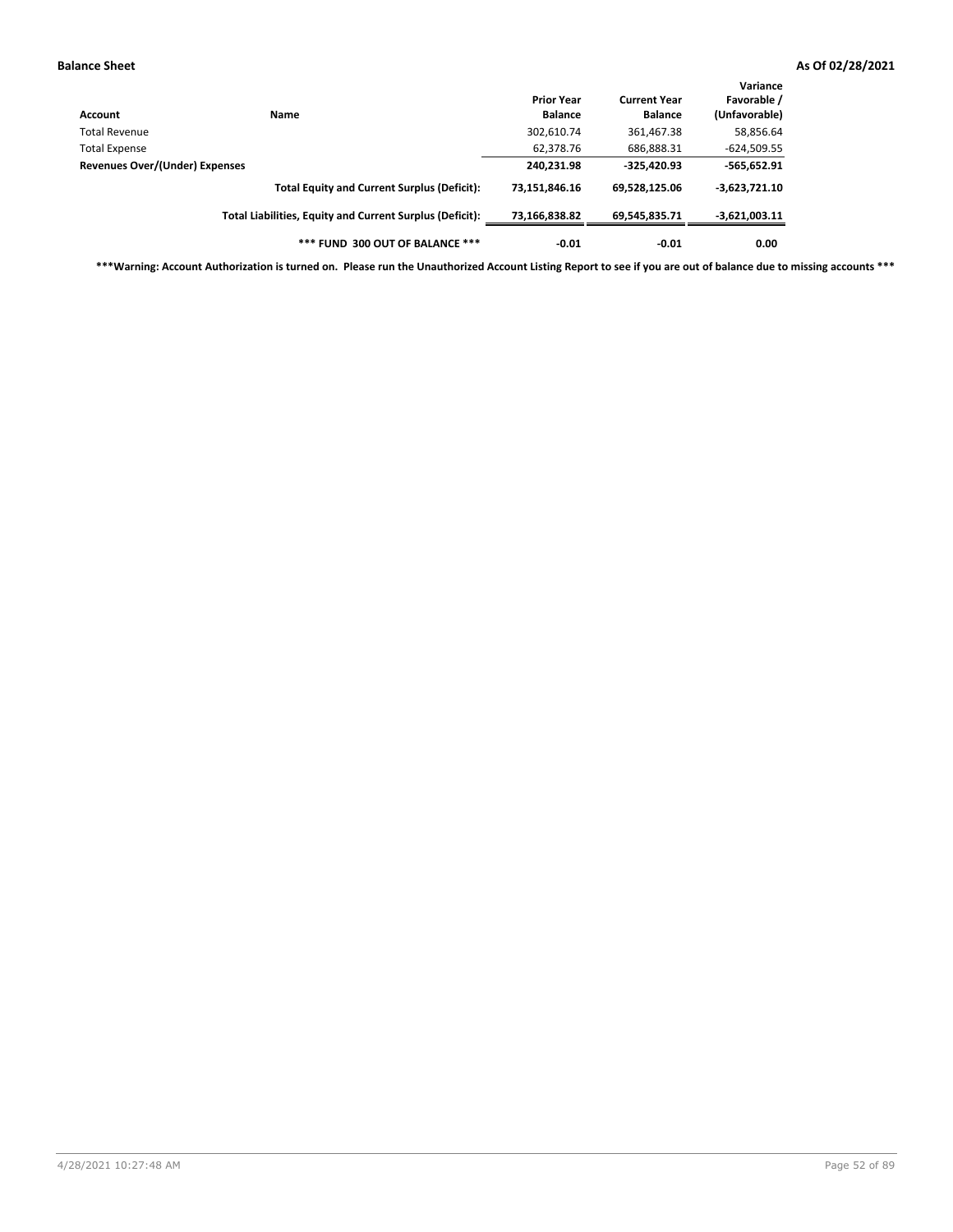| Account | Name | Prior Year Balance | Current Year Balance | Variance Favorable / (Unfavorable) |
|---|---|---|---|---|
| Total Revenue | | 302,610.74 | 361,467.38 | 58,856.64 |
| Total Expense | | 62,378.76 | 686,888.31 | -624,509.55 |
| **Revenues Over/(Under) Expenses** | | **240,231.98** | **-325,420.93** | **-565,652.91** |
| | **Total Equity and Current Surplus (Deficit):** | **73,151,846.16** | **69,528,125.06** | **-3,623,721.10** |
| | **Total Liabilities, Equity and Current Surplus (Deficit):** | **73,166,838.82** | **69,545,835.71** | **-3,621,003.11** |
| | **\*\*\* FUND 300 OUT OF BALANCE \*\*\*** | **-0.01** | **-0.01** | **0.00** |

**\*\*\*Warning: Account Authorization is turned on. Please run the Unauthorized Account Listing Report to see if you are out of balance due to missing accounts \*\*\***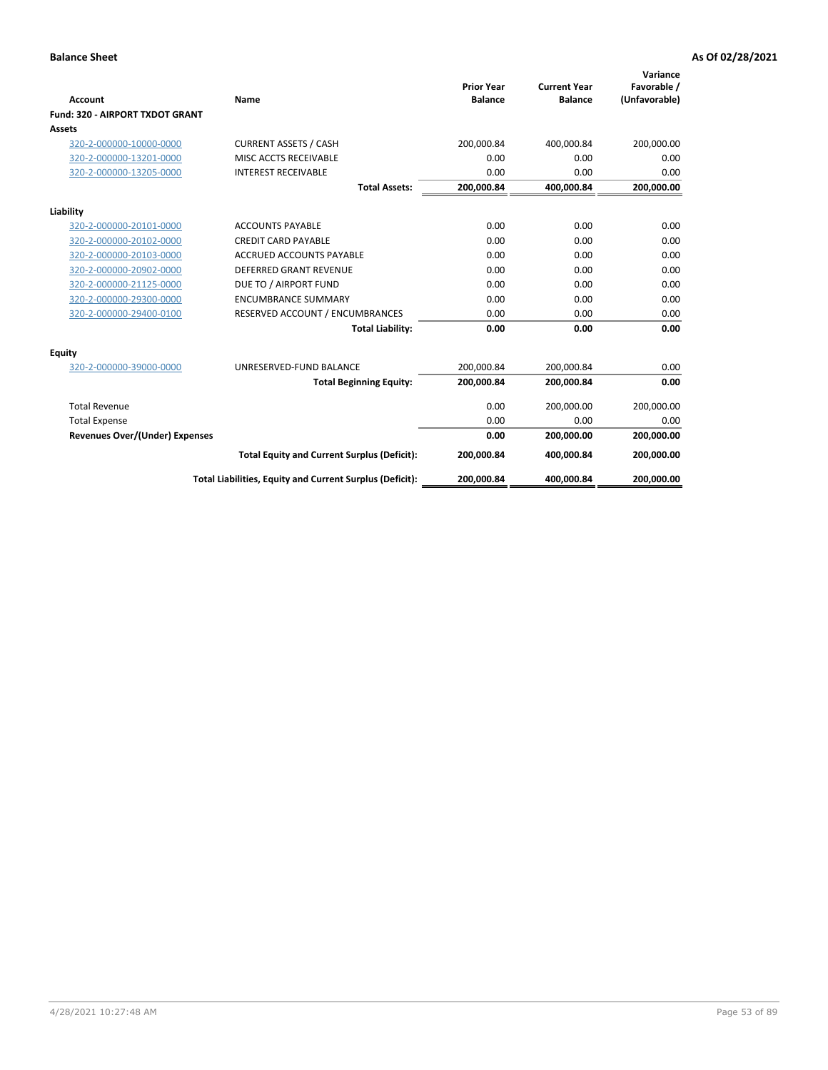**Balance Sheet** **As Of 02/28/2021**

| Account | Name | Prior Year Balance | Current Year Balance | Variance Favorable / (Unfavorable) |
|---|---|---|---|---|
| **Fund: 320 - AIRPORT TXDOT GRANT** | | | | |
| **Assets** | | | | |
| 320-2-000000-10000-0000 | CURRENT ASSETS / CASH | 200,000.84 | 400,000.84 | 200,000.00 |
| 320-2-000000-13201-0000 | MISC ACCTS RECEIVABLE | 0.00 | 0.00 | 0.00 |
| 320-2-000000-13205-0000 | INTEREST RECEIVABLE | 0.00 | 0.00 | 0.00 |
| | **Total Assets:** | **200,000.84** | **400,000.84** | **200,000.00** |
| **Liability** | | | | |
| 320-2-000000-20101-0000 | ACCOUNTS PAYABLE | 0.00 | 0.00 | 0.00 |
| 320-2-000000-20102-0000 | CREDIT CARD PAYABLE | 0.00 | 0.00 | 0.00 |
| 320-2-000000-20103-0000 | ACCRUED ACCOUNTS PAYABLE | 0.00 | 0.00 | 0.00 |
| 320-2-000000-20902-0000 | DEFERRED GRANT REVENUE | 0.00 | 0.00 | 0.00 |
| 320-2-000000-21125-0000 | DUE TO / AIRPORT FUND | 0.00 | 0.00 | 0.00 |
| 320-2-000000-29300-0000 | ENCUMBRANCE SUMMARY | 0.00 | 0.00 | 0.00 |
| 320-2-000000-29400-0100 | RESERVED ACCOUNT / ENCUMBRANCES | 0.00 | 0.00 | 0.00 |
| | **Total Liability:** | **0.00** | **0.00** | **0.00** |
| **Equity** | | | | |
| 320-2-000000-39000-0000 | UNRESERVED-FUND BALANCE | 200,000.84 | 200,000.84 | 0.00 |
| | **Total Beginning Equity:** | **200,000.84** | **200,000.84** | **0.00** |
| Total Revenue | | 0.00 | 200,000.00 | 200,000.00 |
| Total Expense | | 0.00 | 0.00 | 0.00 |
| **Revenues Over/(Under) Expenses** | | **0.00** | **200,000.00** | **200,000.00** |
| | **Total Equity and Current Surplus (Deficit):** | **200,000.84** | **400,000.84** | **200,000.00** |
| | **Total Liabilities, Equity and Current Surplus (Deficit):** | **200,000.84** | **400,000.84** | **200,000.00** |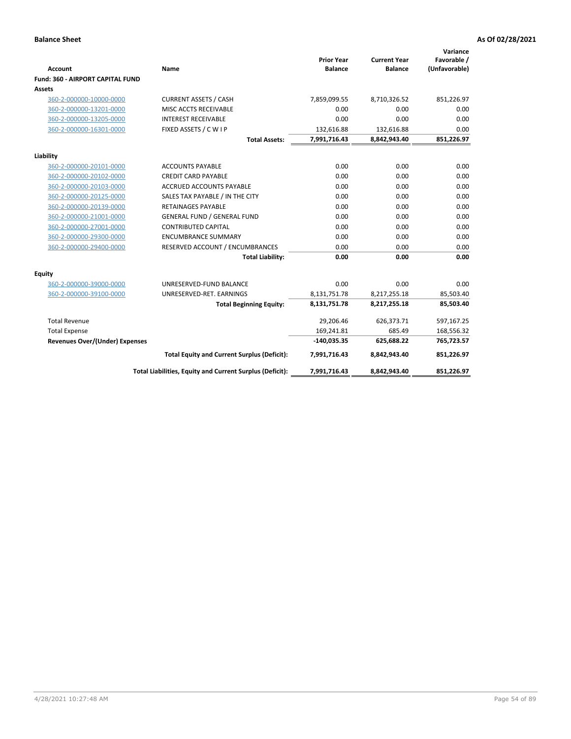**Balance Sheet** **As Of 02/28/2021**

| Account | Name | Prior Year Balance | Current Year Balance | Variance Favorable / (Unfavorable) |
|---|---|---|---|---|
| **Fund: 360 - AIRPORT CAPITAL FUND** | | | | |
| **Assets** | | | | |
| 360-2-000000-10000-0000 | CURRENT ASSETS / CASH | 7,859,099.55 | 8,710,326.52 | 851,226.97 |
| 360-2-000000-13201-0000 | MISC ACCTS RECEIVABLE | 0.00 | 0.00 | 0.00 |
| 360-2-000000-13205-0000 | INTEREST RECEIVABLE | 0.00 | 0.00 | 0.00 |
| 360-2-000000-16301-0000 | FIXED ASSETS / C W I P | 132,616.88 | 132,616.88 | 0.00 |
| | **Total Assets:** | **7,991,716.43** | **8,842,943.40** | **851,226.97** |
| **Liability** | | | | |
| 360-2-000000-20101-0000 | ACCOUNTS PAYABLE | 0.00 | 0.00 | 0.00 |
| 360-2-000000-20102-0000 | CREDIT CARD PAYABLE | 0.00 | 0.00 | 0.00 |
| 360-2-000000-20103-0000 | ACCRUED ACCOUNTS PAYABLE | 0.00 | 0.00 | 0.00 |
| 360-2-000000-20125-0000 | SALES TAX PAYABLE / IN THE CITY | 0.00 | 0.00 | 0.00 |
| 360-2-000000-20139-0000 | RETAINAGES PAYABLE | 0.00 | 0.00 | 0.00 |
| 360-2-000000-21001-0000 | GENERAL FUND / GENERAL FUND | 0.00 | 0.00 | 0.00 |
| 360-2-000000-27001-0000 | CONTRIBUTED CAPITAL | 0.00 | 0.00 | 0.00 |
| 360-2-000000-29300-0000 | ENCUMBRANCE SUMMARY | 0.00 | 0.00 | 0.00 |
| 360-2-000000-29400-0000 | RESERVED ACCOUNT / ENCUMBRANCES | 0.00 | 0.00 | 0.00 |
| | **Total Liability:** | **0.00** | **0.00** | **0.00** |
| **Equity** | | | | |
| 360-2-000000-39000-0000 | UNRESERVED-FUND BALANCE | 0.00 | 0.00 | 0.00 |
| 360-2-000000-39100-0000 | UNRESERVED-RET. EARNINGS | 8,131,751.78 | 8,217,255.18 | 85,503.40 |
| | **Total Beginning Equity:** | **8,131,751.78** | **8,217,255.18** | **85,503.40** |
| Total Revenue | | 29,206.46 | 626,373.71 | 597,167.25 |
| Total Expense | | 169,241.81 | 685.49 | 168,556.32 |
| **Revenues Over/(Under) Expenses** | | **-140,035.35** | **625,688.22** | **765,723.57** |
| | **Total Equity and Current Surplus (Deficit):** | **7,991,716.43** | **8,842,943.40** | **851,226.97** |
| | **Total Liabilities, Equity and Current Surplus (Deficit):** | **7,991,716.43** | **8,842,943.40** | **851,226.97** |

4/28/2021 10:27:48 AM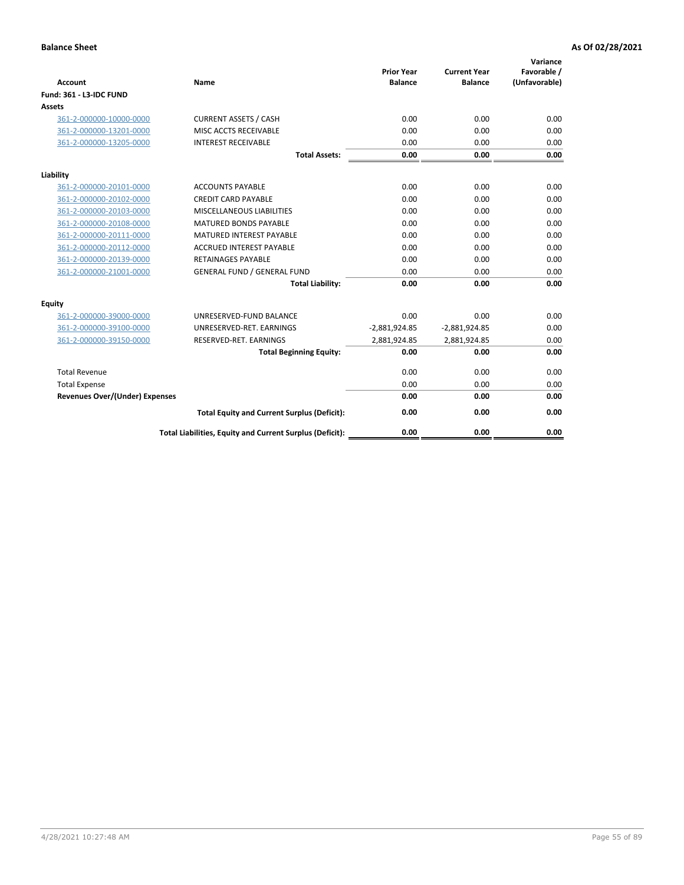**Balance Sheet** **As Of 02/28/2021**

| Account | Name | Prior Year Balance | Current Year Balance | Variance Favorable / (Unfavorable) |
|---|---|---|---|---|
| **Fund: 361 - L3-IDC FUND** | | | | |
| **Assets** | | | | |
| 361-2-000000-10000-0000 | CURRENT ASSETS / CASH | 0.00 | 0.00 | 0.00 |
| 361-2-000000-13201-0000 | MISC ACCTS RECEIVABLE | 0.00 | 0.00 | 0.00 |
| 361-2-000000-13205-0000 | INTEREST RECEIVABLE | 0.00 | 0.00 | 0.00 |
| | **Total Assets:** | **0.00** | **0.00** | **0.00** |
| **Liability** | | | | |
| 361-2-000000-20101-0000 | ACCOUNTS PAYABLE | 0.00 | 0.00 | 0.00 |
| 361-2-000000-20102-0000 | CREDIT CARD PAYABLE | 0.00 | 0.00 | 0.00 |
| 361-2-000000-20103-0000 | MISCELLANEOUS LIABILITIES | 0.00 | 0.00 | 0.00 |
| 361-2-000000-20108-0000 | MATURED BONDS PAYABLE | 0.00 | 0.00 | 0.00 |
| 361-2-000000-20111-0000 | MATURED INTEREST PAYABLE | 0.00 | 0.00 | 0.00 |
| 361-2-000000-20112-0000 | ACCRUED INTEREST PAYABLE | 0.00 | 0.00 | 0.00 |
| 361-2-000000-20139-0000 | RETAINAGES PAYABLE | 0.00 | 0.00 | 0.00 |
| 361-2-000000-21001-0000 | GENERAL FUND / GENERAL FUND | 0.00 | 0.00 | 0.00 |
| | **Total Liability:** | **0.00** | **0.00** | **0.00** |
| **Equity** | | | | |
| 361-2-000000-39000-0000 | UNRESERVED-FUND BALANCE | 0.00 | 0.00 | 0.00 |
| 361-2-000000-39100-0000 | UNRESERVED-RET. EARNINGS | -2,881,924.85 | -2,881,924.85 | 0.00 |
| 361-2-000000-39150-0000 | RESERVED-RET. EARNINGS | 2,881,924.85 | 2,881,924.85 | 0.00 |
| | **Total Beginning Equity:** | **0.00** | **0.00** | **0.00** |
| Total Revenue | | 0.00 | 0.00 | 0.00 |
| Total Expense | | 0.00 | 0.00 | 0.00 |
| **Revenues Over/(Under) Expenses** | | **0.00** | **0.00** | **0.00** |
| | **Total Equity and Current Surplus (Deficit):** | **0.00** | **0.00** | **0.00** |
| | **Total Liabilities, Equity and Current Surplus (Deficit):** | **0.00** | **0.00** | **0.00** |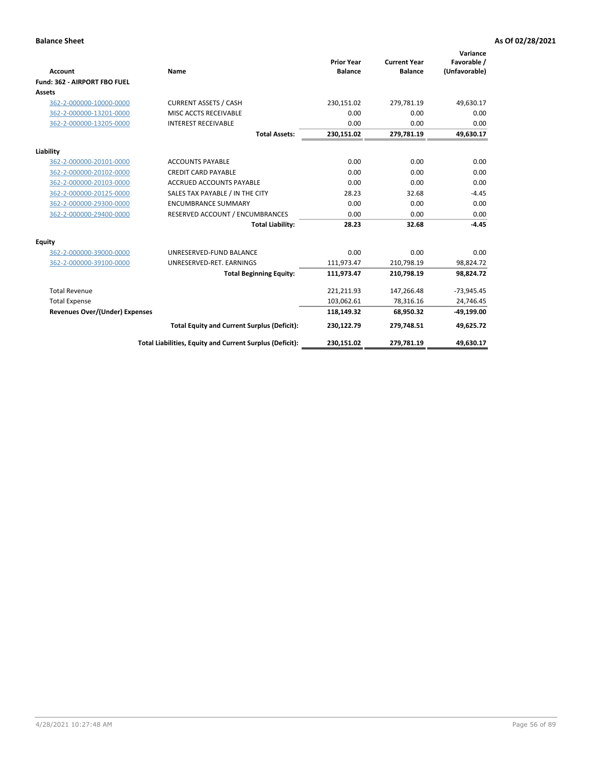**Balance Sheet** **As Of 02/28/2021**

| Account | Name | Prior Year Balance | Current Year Balance | Variance Favorable / (Unfavorable) |
|---|---|---|---|---|
| **Fund: 362 - AIRPORT FBO FUEL** | | | | |
| **Assets** | | | | |
| 362-2-000000-10000-0000 | CURRENT ASSETS / CASH | 230,151.02 | 279,781.19 | 49,630.17 |
| 362-2-000000-13201-0000 | MISC ACCTS RECEIVABLE | 0.00 | 0.00 | 0.00 |
| 362-2-000000-13205-0000 | INTEREST RECEIVABLE | 0.00 | 0.00 | 0.00 |
| | **Total Assets:** | **230,151.02** | **279,781.19** | **49,630.17** |
| **Liability** | | | | |
| 362-2-000000-20101-0000 | ACCOUNTS PAYABLE | 0.00 | 0.00 | 0.00 |
| 362-2-000000-20102-0000 | CREDIT CARD PAYABLE | 0.00 | 0.00 | 0.00 |
| 362-2-000000-20103-0000 | ACCRUED ACCOUNTS PAYABLE | 0.00 | 0.00 | 0.00 |
| 362-2-000000-20125-0000 | SALES TAX PAYABLE / IN THE CITY | 28.23 | 32.68 | -4.45 |
| 362-2-000000-29300-0000 | ENCUMBRANCE SUMMARY | 0.00 | 0.00 | 0.00 |
| 362-2-000000-29400-0000 | RESERVED ACCOUNT / ENCUMBRANCES | 0.00 | 0.00 | 0.00 |
| | **Total Liability:** | **28.23** | **32.68** | **-4.45** |
| **Equity** | | | | |
| 362-2-000000-39000-0000 | UNRESERVED-FUND BALANCE | 0.00 | 0.00 | 0.00 |
| 362-2-000000-39100-0000 | UNRESERVED-RET. EARNINGS | 111,973.47 | 210,798.19 | 98,824.72 |
| | **Total Beginning Equity:** | **111,973.47** | **210,798.19** | **98,824.72** |
| Total Revenue | | 221,211.93 | 147,266.48 | -73,945.45 |
| Total Expense | | 103,062.61 | 78,316.16 | 24,746.45 |
| **Revenues Over/(Under) Expenses** | | **118,149.32** | **68,950.32** | **-49,199.00** |
| | **Total Equity and Current Surplus (Deficit):** | **230,122.79** | **279,748.51** | **49,625.72** |
| | **Total Liabilities, Equity and Current Surplus (Deficit):** | **230,151.02** | **279,781.19** | **49,630.17** |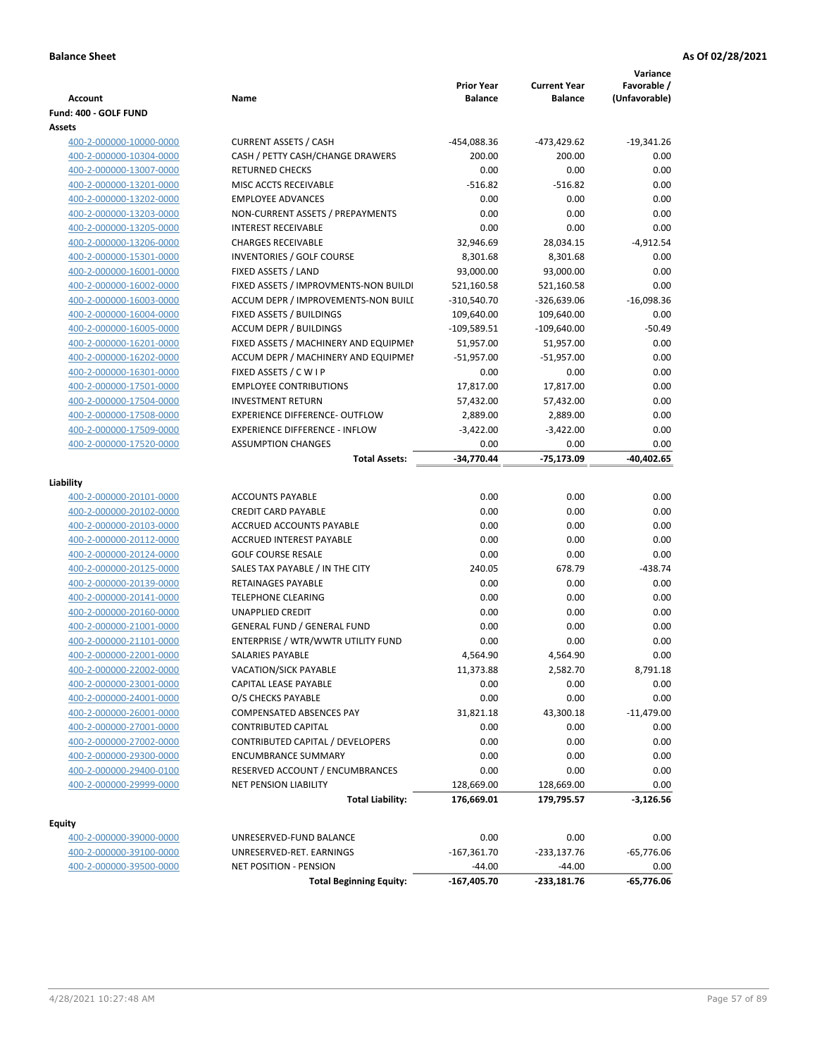**Balance Sheet** **As Of 02/28/2021**

| Account | Name | Prior Year Balance | Current Year Balance | Variance Favorable / (Unfavorable) |
|---|---|---|---|---|
| **Fund: 400 - GOLF FUND** | | | | |
| **Assets** | | | | |
| 400-2-000000-10000-0000 | CURRENT ASSETS / CASH | -454,088.36 | -473,429.62 | -19,341.26 |
| 400-2-000000-10304-0000 | CASH / PETTY CASH/CHANGE DRAWERS | 200.00 | 200.00 | 0.00 |
| 400-2-000000-13007-0000 | RETURNED CHECKS | 0.00 | 0.00 | 0.00 |
| 400-2-000000-13201-0000 | MISC ACCTS RECEIVABLE | -516.82 | -516.82 | 0.00 |
| 400-2-000000-13202-0000 | EMPLOYEE ADVANCES | 0.00 | 0.00 | 0.00 |
| 400-2-000000-13203-0000 | NON-CURRENT ASSETS / PREPAYMENTS | 0.00 | 0.00 | 0.00 |
| 400-2-000000-13205-0000 | INTEREST RECEIVABLE | 0.00 | 0.00 | 0.00 |
| 400-2-000000-13206-0000 | CHARGES RECEIVABLE | 32,946.69 | 28,034.15 | -4,912.54 |
| 400-2-000000-15301-0000 | INVENTORIES / GOLF COURSE | 8,301.68 | 8,301.68 | 0.00 |
| 400-2-000000-16001-0000 | FIXED ASSETS / LAND | 93,000.00 | 93,000.00 | 0.00 |
| 400-2-000000-16002-0000 | FIXED ASSETS / IMPROVMENTS-NON BUILDI | 521,160.58 | 521,160.58 | 0.00 |
| 400-2-000000-16003-0000 | ACCUM DEPR / IMPROVEMENTS-NON BUILI | -310,540.70 | -326,639.06 | -16,098.36 |
| 400-2-000000-16004-0000 | FIXED ASSETS / BUILDINGS | 109,640.00 | 109,640.00 | 0.00 |
| 400-2-000000-16005-0000 | ACCUM DEPR / BUILDINGS | -109,589.51 | -109,640.00 | -50.49 |
| 400-2-000000-16201-0000 | FIXED ASSETS / MACHINERY AND EQUIPMEI | 51,957.00 | 51,957.00 | 0.00 |
| 400-2-000000-16202-0000 | ACCUM DEPR / MACHINERY AND EQUIPMEI | -51,957.00 | -51,957.00 | 0.00 |
| 400-2-000000-16301-0000 | FIXED ASSETS / C W I P | 0.00 | 0.00 | 0.00 |
| 400-2-000000-17501-0000 | EMPLOYEE CONTRIBUTIONS | 17,817.00 | 17,817.00 | 0.00 |
| 400-2-000000-17504-0000 | INVESTMENT RETURN | 57,432.00 | 57,432.00 | 0.00 |
| 400-2-000000-17508-0000 | EXPERIENCE DIFFERENCE- OUTFLOW | 2,889.00 | 2,889.00 | 0.00 |
| 400-2-000000-17509-0000 | EXPERIENCE DIFFERENCE - INFLOW | -3,422.00 | -3,422.00 | 0.00 |
| 400-2-000000-17520-0000 | ASSUMPTION CHANGES | 0.00 | 0.00 | 0.00 |
| | **Total Assets:** | **-34,770.44** | **-75,173.09** | **-40,402.65** |
| **Liability** | | | | |
| 400-2-000000-20101-0000 | ACCOUNTS PAYABLE | 0.00 | 0.00 | 0.00 |
| 400-2-000000-20102-0000 | CREDIT CARD PAYABLE | 0.00 | 0.00 | 0.00 |
| 400-2-000000-20103-0000 | ACCRUED ACCOUNTS PAYABLE | 0.00 | 0.00 | 0.00 |
| 400-2-000000-20112-0000 | ACCRUED INTEREST PAYABLE | 0.00 | 0.00 | 0.00 |
| 400-2-000000-20124-0000 | GOLF COURSE RESALE | 0.00 | 0.00 | 0.00 |
| 400-2-000000-20125-0000 | SALES TAX PAYABLE / IN THE CITY | 240.05 | 678.79 | -438.74 |
| 400-2-000000-20139-0000 | RETAINAGES PAYABLE | 0.00 | 0.00 | 0.00 |
| 400-2-000000-20141-0000 | TELEPHONE CLEARING | 0.00 | 0.00 | 0.00 |
| 400-2-000000-20160-0000 | UNAPPLIED CREDIT | 0.00 | 0.00 | 0.00 |
| 400-2-000000-21001-0000 | GENERAL FUND / GENERAL FUND | 0.00 | 0.00 | 0.00 |
| 400-2-000000-21101-0000 | ENTERPRISE / WTR/WWTR UTILITY FUND | 0.00 | 0.00 | 0.00 |
| 400-2-000000-22001-0000 | SALARIES PAYABLE | 4,564.90 | 4,564.90 | 0.00 |
| 400-2-000000-22002-0000 | VACATION/SICK PAYABLE | 11,373.88 | 2,582.70 | 8,791.18 |
| 400-2-000000-23001-0000 | CAPITAL LEASE PAYABLE | 0.00 | 0.00 | 0.00 |
| 400-2-000000-24001-0000 | O/S CHECKS PAYABLE | 0.00 | 0.00 | 0.00 |
| 400-2-000000-26001-0000 | COMPENSATED ABSENCES PAY | 31,821.18 | 43,300.18 | -11,479.00 |
| 400-2-000000-27001-0000 | CONTRIBUTED CAPITAL | 0.00 | 0.00 | 0.00 |
| 400-2-000000-27002-0000 | CONTRIBUTED CAPITAL / DEVELOPERS | 0.00 | 0.00 | 0.00 |
| 400-2-000000-29300-0000 | ENCUMBRANCE SUMMARY | 0.00 | 0.00 | 0.00 |
| 400-2-000000-29400-0100 | RESERVED ACCOUNT / ENCUMBRANCES | 0.00 | 0.00 | 0.00 |
| 400-2-000000-29999-0000 | NET PENSION LIABILITY | 128,669.00 | 128,669.00 | 0.00 |
| | **Total Liability:** | **176,669.01** | **179,795.57** | **-3,126.56** |
| **Equity** | | | | |
| 400-2-000000-39000-0000 | UNRESERVED-FUND BALANCE | 0.00 | 0.00 | 0.00 |
| 400-2-000000-39100-0000 | UNRESERVED-RET. EARNINGS | -167,361.70 | -233,137.76 | -65,776.06 |
| 400-2-000000-39500-0000 | NET POSITION - PENSION | -44.00 | -44.00 | 0.00 |
| | **Total Beginning Equity:** | **-167,405.70** | **-233,181.76** | **-65,776.06** |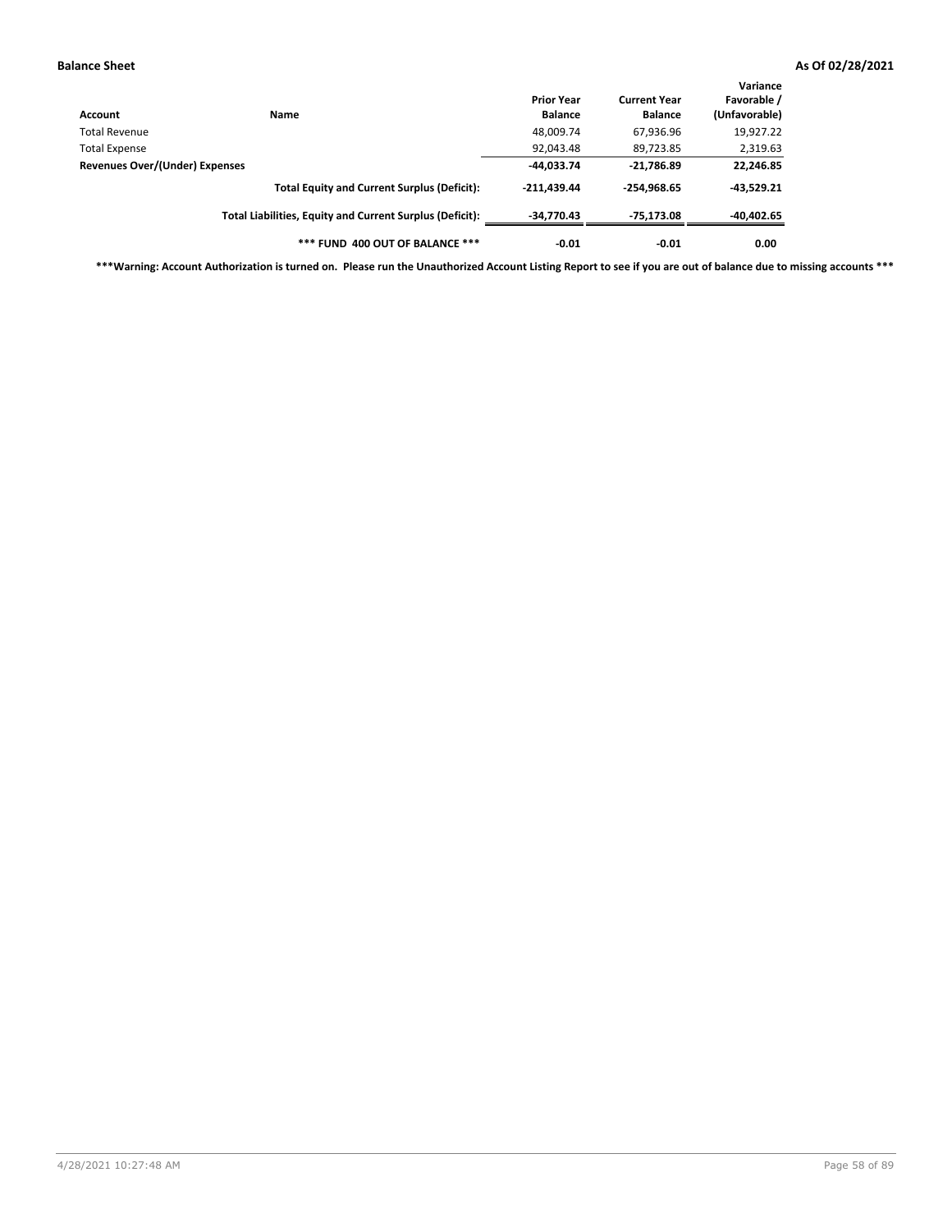**Balance Sheet** **As Of 02/28/2021**

| Account | Name | Prior Year Balance | Current Year Balance | Variance Favorable / (Unfavorable) |
|---|---|---|---|---|
| Total Revenue | | 48,009.74 | 67,936.96 | 19,927.22 |
| Total Expense | | 92,043.48 | 89,723.85 | 2,319.63 |
| **Revenues Over/(Under) Expenses** | | **-44,033.74** | **-21,786.89** | **22,246.85** |
| | **Total Equity and Current Surplus (Deficit):** | **-211,439.44** | **-254,968.65** | **-43,529.21** |
| | **Total Liabilities, Equity and Current Surplus (Deficit):** | **-34,770.43** | **-75,173.08** | **-40,402.65** |
| | **\*\*\* FUND 400 OUT OF BALANCE \*\*\*** | **-0.01** | **-0.01** | **0.00** |

**\*\*\*Warning: Account Authorization is turned on. Please run the Unauthorized Account Listing Report to see if you are out of balance due to missing accounts \*\*\***

4/28/2021 10:27:48 AM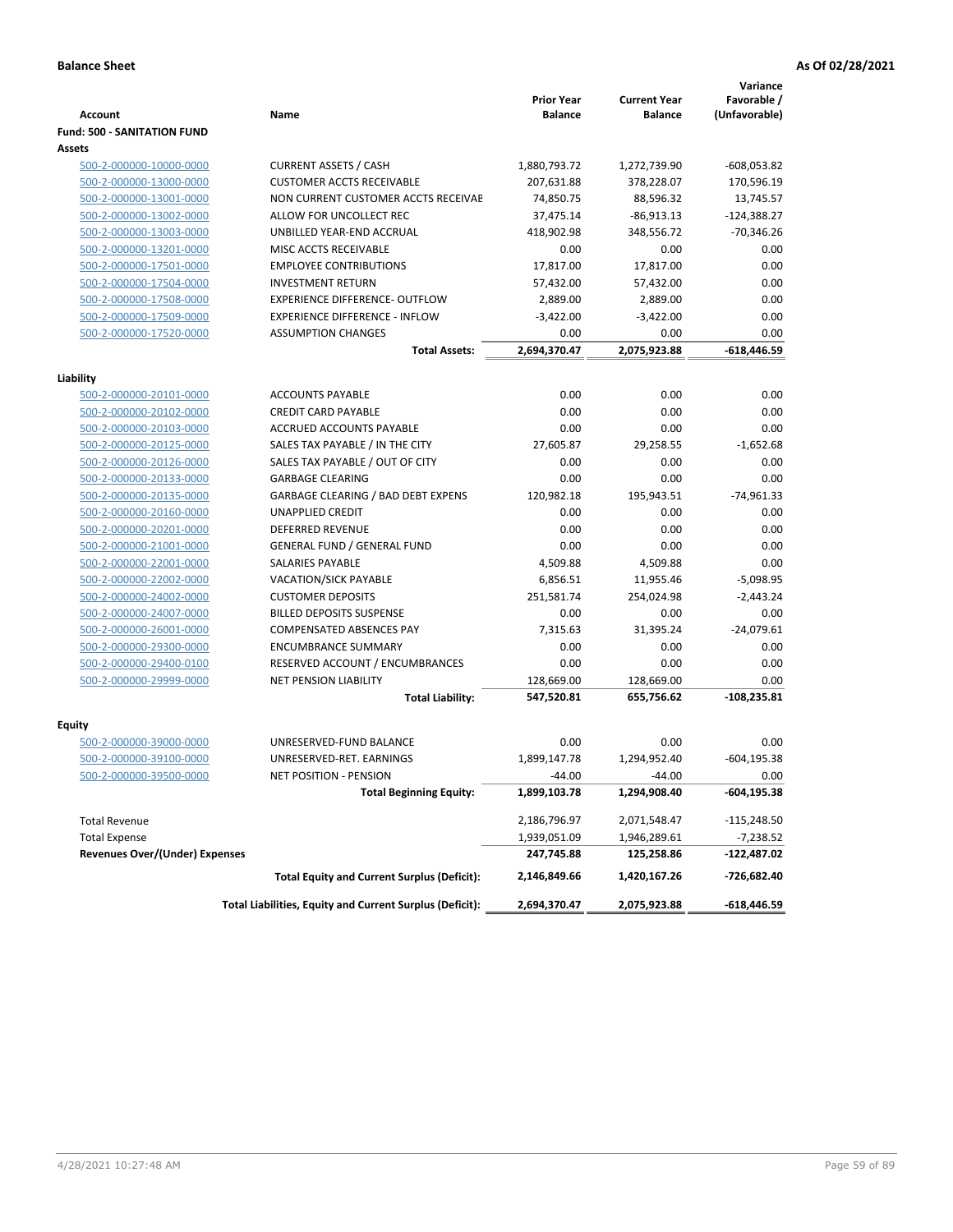**Balance Sheet** **As Of 02/28/2021**

| Account | Name | Prior Year Balance | Current Year Balance | Variance Favorable / (Unfavorable) |
|---|---|---|---|---|
| **Fund: 500 - SANITATION FUND** | | | | |
| **Assets** | | | | |
| 500-2-000000-10000-0000 | CURRENT ASSETS / CASH | 1,880,793.72 | 1,272,739.90 | -608,053.82 |
| 500-2-000000-13000-0000 | CUSTOMER ACCTS RECEIVABLE | 207,631.88 | 378,228.07 | 170,596.19 |
| 500-2-000000-13001-0000 | NON CURRENT CUSTOMER ACCTS RECEIVAE | 74,850.75 | 88,596.32 | 13,745.57 |
| 500-2-000000-13002-0000 | ALLOW FOR UNCOLLECT REC | 37,475.14 | -86,913.13 | -124,388.27 |
| 500-2-000000-13003-0000 | UNBILLED YEAR-END ACCRUAL | 418,902.98 | 348,556.72 | -70,346.26 |
| 500-2-000000-13201-0000 | MISC ACCTS RECEIVABLE | 0.00 | 0.00 | 0.00 |
| 500-2-000000-17501-0000 | EMPLOYEE CONTRIBUTIONS | 17,817.00 | 17,817.00 | 0.00 |
| 500-2-000000-17504-0000 | INVESTMENT RETURN | 57,432.00 | 57,432.00 | 0.00 |
| 500-2-000000-17508-0000 | EXPERIENCE DIFFERENCE- OUTFLOW | 2,889.00 | 2,889.00 | 0.00 |
| 500-2-000000-17509-0000 | EXPERIENCE DIFFERENCE - INFLOW | -3,422.00 | -3,422.00 | 0.00 |
| 500-2-000000-17520-0000 | ASSUMPTION CHANGES | 0.00 | 0.00 | 0.00 |
| | **Total Assets:** | **2,694,370.47** | **2,075,923.88** | **-618,446.59** |
| **Liability** | | | | |
| 500-2-000000-20101-0000 | ACCOUNTS PAYABLE | 0.00 | 0.00 | 0.00 |
| 500-2-000000-20102-0000 | CREDIT CARD PAYABLE | 0.00 | 0.00 | 0.00 |
| 500-2-000000-20103-0000 | ACCRUED ACCOUNTS PAYABLE | 0.00 | 0.00 | 0.00 |
| 500-2-000000-20125-0000 | SALES TAX PAYABLE / IN THE CITY | 27,605.87 | 29,258.55 | -1,652.68 |
| 500-2-000000-20126-0000 | SALES TAX PAYABLE / OUT OF CITY | 0.00 | 0.00 | 0.00 |
| 500-2-000000-20133-0000 | GARBAGE CLEARING | 0.00 | 0.00 | 0.00 |
| 500-2-000000-20135-0000 | GARBAGE CLEARING / BAD DEBT EXPENS | 120,982.18 | 195,943.51 | -74,961.33 |
| 500-2-000000-20160-0000 | UNAPPLIED CREDIT | 0.00 | 0.00 | 0.00 |
| 500-2-000000-20201-0000 | DEFERRED REVENUE | 0.00 | 0.00 | 0.00 |
| 500-2-000000-21001-0000 | GENERAL FUND / GENERAL FUND | 0.00 | 0.00 | 0.00 |
| 500-2-000000-22001-0000 | SALARIES PAYABLE | 4,509.88 | 4,509.88 | 0.00 |
| 500-2-000000-22002-0000 | VACATION/SICK PAYABLE | 6,856.51 | 11,955.46 | -5,098.95 |
| 500-2-000000-24002-0000 | CUSTOMER DEPOSITS | 251,581.74 | 254,024.98 | -2,443.24 |
| 500-2-000000-24007-0000 | BILLED DEPOSITS SUSPENSE | 0.00 | 0.00 | 0.00 |
| 500-2-000000-26001-0000 | COMPENSATED ABSENCES PAY | 7,315.63 | 31,395.24 | -24,079.61 |
| 500-2-000000-29300-0000 | ENCUMBRANCE SUMMARY | 0.00 | 0.00 | 0.00 |
| 500-2-000000-29400-0100 | RESERVED ACCOUNT / ENCUMBRANCES | 0.00 | 0.00 | 0.00 |
| 500-2-000000-29999-0000 | NET PENSION LIABILITY | 128,669.00 | 128,669.00 | 0.00 |
| | **Total Liability:** | **547,520.81** | **655,756.62** | **-108,235.81** |
| **Equity** | | | | |
| 500-2-000000-39000-0000 | UNRESERVED-FUND BALANCE | 0.00 | 0.00 | 0.00 |
| 500-2-000000-39100-0000 | UNRESERVED-RET. EARNINGS | 1,899,147.78 | 1,294,952.40 | -604,195.38 |
| 500-2-000000-39500-0000 | NET POSITION - PENSION | -44.00 | -44.00 | 0.00 |
| | **Total Beginning Equity:** | **1,899,103.78** | **1,294,908.40** | **-604,195.38** |
| Total Revenue | | 2,186,796.97 | 2,071,548.47 | -115,248.50 |
| Total Expense | | 1,939,051.09 | 1,946,289.61 | -7,238.52 |
| **Revenues Over/(Under) Expenses** | | **247,745.88** | **125,258.86** | **-122,487.02** |
| | **Total Equity and Current Surplus (Deficit):** | **2,146,849.66** | **1,420,167.26** | **-726,682.40** |
| | **Total Liabilities, Equity and Current Surplus (Deficit):** | **2,694,370.47** | **2,075,923.88** | **-618,446.59** |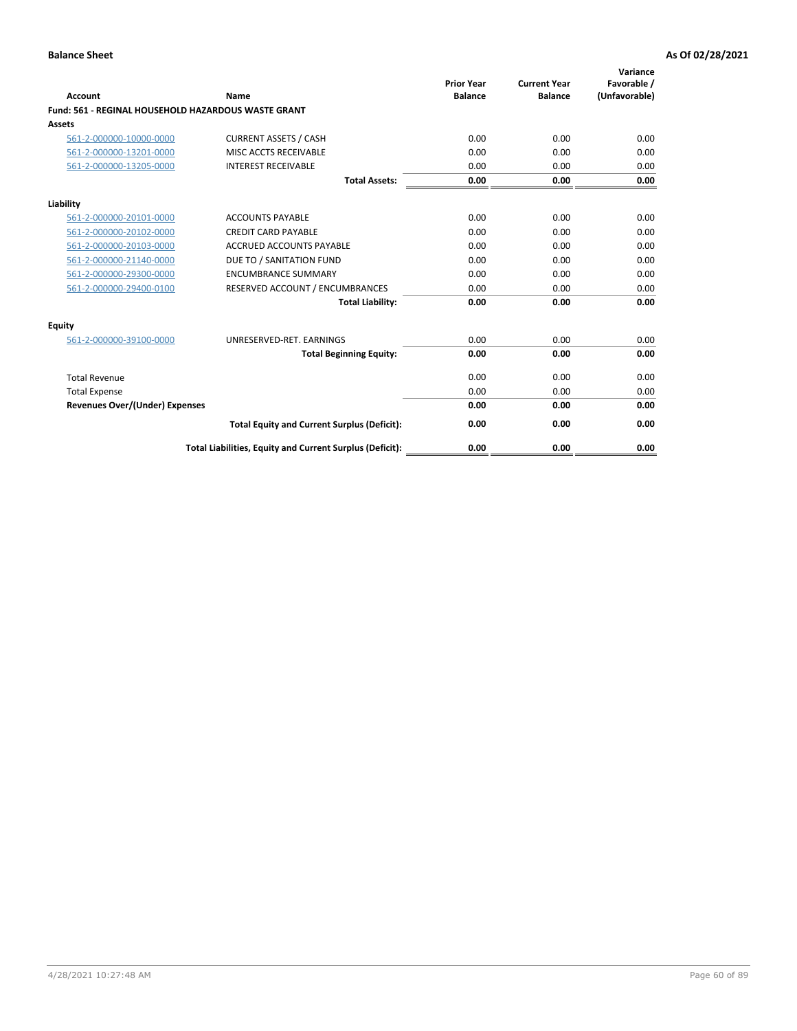**Balance Sheet** **As Of 02/28/2021**

| Account | Name | Prior Year Balance | Current Year Balance | Variance Favorable / (Unfavorable) |
|---|---|---|---|---|
| **Fund: 561 - REGINAL HOUSEHOLD HAZARDOUS WASTE GRANT** | | | | |
| **Assets** | | | | |
| 561-2-000000-10000-0000 | CURRENT ASSETS / CASH | 0.00 | 0.00 | 0.00 |
| 561-2-000000-13201-0000 | MISC ACCTS RECEIVABLE | 0.00 | 0.00 | 0.00 |
| 561-2-000000-13205-0000 | INTEREST RECEIVABLE | 0.00 | 0.00 | 0.00 |
| | **Total Assets:** | **0.00** | **0.00** | **0.00** |
| **Liability** | | | | |
| 561-2-000000-20101-0000 | ACCOUNTS PAYABLE | 0.00 | 0.00 | 0.00 |
| 561-2-000000-20102-0000 | CREDIT CARD PAYABLE | 0.00 | 0.00 | 0.00 |
| 561-2-000000-20103-0000 | ACCRUED ACCOUNTS PAYABLE | 0.00 | 0.00 | 0.00 |
| 561-2-000000-21140-0000 | DUE TO / SANITATION FUND | 0.00 | 0.00 | 0.00 |
| 561-2-000000-29300-0000 | ENCUMBRANCE SUMMARY | 0.00 | 0.00 | 0.00 |
| 561-2-000000-29400-0100 | RESERVED ACCOUNT / ENCUMBRANCES | 0.00 | 0.00 | 0.00 |
| | **Total Liability:** | **0.00** | **0.00** | **0.00** |
| **Equity** | | | | |
| 561-2-000000-39100-0000 | UNRESERVED-RET. EARNINGS | 0.00 | 0.00 | 0.00 |
| | **Total Beginning Equity:** | **0.00** | **0.00** | **0.00** |
| Total Revenue | | 0.00 | 0.00 | 0.00 |
| Total Expense | | 0.00 | 0.00 | 0.00 |
| **Revenues Over/(Under) Expenses** | | **0.00** | **0.00** | **0.00** |
| | **Total Equity and Current Surplus (Deficit):** | **0.00** | **0.00** | **0.00** |
| | **Total Liabilities, Equity and Current Surplus (Deficit):** | **0.00** | **0.00** | **0.00** |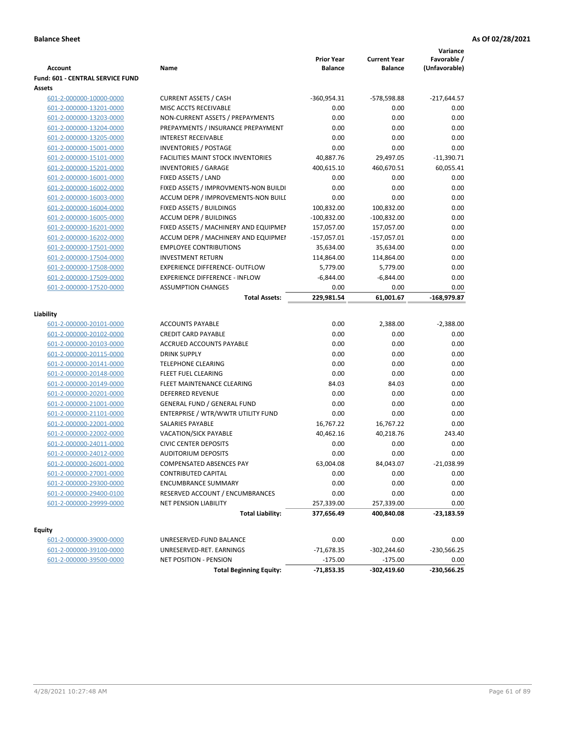**Balance Sheet** **As Of 02/28/2021**

| Account | Name | Prior Year Balance | Current Year Balance | Variance Favorable / (Unfavorable) |
|---|---|---|---|---|
| **Fund: 601 - CENTRAL SERVICE FUND** | | | | |
| **Assets** | | | | |
| 601-2-000000-10000-0000 | CURRENT ASSETS / CASH | -360,954.31 | -578,598.88 | -217,644.57 |
| 601-2-000000-13201-0000 | MISC ACCTS RECEIVABLE | 0.00 | 0.00 | 0.00 |
| 601-2-000000-13203-0000 | NON-CURRENT ASSETS / PREPAYMENTS | 0.00 | 0.00 | 0.00 |
| 601-2-000000-13204-0000 | PREPAYMENTS / INSURANCE PREPAYMENT | 0.00 | 0.00 | 0.00 |
| 601-2-000000-13205-0000 | INTEREST RECEIVABLE | 0.00 | 0.00 | 0.00 |
| 601-2-000000-15001-0000 | INVENTORIES / POSTAGE | 0.00 | 0.00 | 0.00 |
| 601-2-000000-15101-0000 | FACILITIES MAINT STOCK INVENTORIES | 40,887.76 | 29,497.05 | -11,390.71 |
| 601-2-000000-15201-0000 | INVENTORIES / GARAGE | 400,615.10 | 460,670.51 | 60,055.41 |
| 601-2-000000-16001-0000 | FIXED ASSETS / LAND | 0.00 | 0.00 | 0.00 |
| 601-2-000000-16002-0000 | FIXED ASSETS / IMPROVMENTS-NON BUILDI | 0.00 | 0.00 | 0.00 |
| 601-2-000000-16003-0000 | ACCUM DEPR / IMPROVEMENTS-NON BUILI | 0.00 | 0.00 | 0.00 |
| 601-2-000000-16004-0000 | FIXED ASSETS / BUILDINGS | 100,832.00 | 100,832.00 | 0.00 |
| 601-2-000000-16005-0000 | ACCUM DEPR / BUILDINGS | -100,832.00 | -100,832.00 | 0.00 |
| 601-2-000000-16201-0000 | FIXED ASSETS / MACHINERY AND EQUIPMEI | 157,057.00 | 157,057.00 | 0.00 |
| 601-2-000000-16202-0000 | ACCUM DEPR / MACHINERY AND EQUIPMEI | -157,057.01 | -157,057.01 | 0.00 |
| 601-2-000000-17501-0000 | EMPLOYEE CONTRIBUTIONS | 35,634.00 | 35,634.00 | 0.00 |
| 601-2-000000-17504-0000 | INVESTMENT RETURN | 114,864.00 | 114,864.00 | 0.00 |
| 601-2-000000-17508-0000 | EXPERIENCE DIFFERENCE- OUTFLOW | 5,779.00 | 5,779.00 | 0.00 |
| 601-2-000000-17509-0000 | EXPERIENCE DIFFERENCE - INFLOW | -6,844.00 | -6,844.00 | 0.00 |
| 601-2-000000-17520-0000 | ASSUMPTION CHANGES | 0.00 | 0.00 | 0.00 |
| | **Total Assets:** | **229,981.54** | **61,001.67** | **-168,979.87** |
| **Liability** | | | | |
| 601-2-000000-20101-0000 | ACCOUNTS PAYABLE | 0.00 | 2,388.00 | -2,388.00 |
| 601-2-000000-20102-0000 | CREDIT CARD PAYABLE | 0.00 | 0.00 | 0.00 |
| 601-2-000000-20103-0000 | ACCRUED ACCOUNTS PAYABLE | 0.00 | 0.00 | 0.00 |
| 601-2-000000-20115-0000 | DRINK SUPPLY | 0.00 | 0.00 | 0.00 |
| 601-2-000000-20141-0000 | TELEPHONE CLEARING | 0.00 | 0.00 | 0.00 |
| 601-2-000000-20148-0000 | FLEET FUEL CLEARING | 0.00 | 0.00 | 0.00 |
| 601-2-000000-20149-0000 | FLEET MAINTENANCE CLEARING | 84.03 | 84.03 | 0.00 |
| 601-2-000000-20201-0000 | DEFERRED REVENUE | 0.00 | 0.00 | 0.00 |
| 601-2-000000-21001-0000 | GENERAL FUND / GENERAL FUND | 0.00 | 0.00 | 0.00 |
| 601-2-000000-21101-0000 | ENTERPRISE / WTR/WWTR UTILITY FUND | 0.00 | 0.00 | 0.00 |
| 601-2-000000-22001-0000 | SALARIES PAYABLE | 16,767.22 | 16,767.22 | 0.00 |
| 601-2-000000-22002-0000 | VACATION/SICK PAYABLE | 40,462.16 | 40,218.76 | 243.40 |
| 601-2-000000-24011-0000 | CIVIC CENTER DEPOSITS | 0.00 | 0.00 | 0.00 |
| 601-2-000000-24012-0000 | AUDITORIUM DEPOSITS | 0.00 | 0.00 | 0.00 |
| 601-2-000000-26001-0000 | COMPENSATED ABSENCES PAY | 63,004.08 | 84,043.07 | -21,038.99 |
| 601-2-000000-27001-0000 | CONTRIBUTED CAPITAL | 0.00 | 0.00 | 0.00 |
| 601-2-000000-29300-0000 | ENCUMBRANCE SUMMARY | 0.00 | 0.00 | 0.00 |
| 601-2-000000-29400-0100 | RESERVED ACCOUNT / ENCUMBRANCES | 0.00 | 0.00 | 0.00 |
| 601-2-000000-29999-0000 | NET PENSION LIABILITY | 257,339.00 | 257,339.00 | 0.00 |
| | **Total Liability:** | **377,656.49** | **400,840.08** | **-23,183.59** |
| **Equity** | | | | |
| 601-2-000000-39000-0000 | UNRESERVED-FUND BALANCE | 0.00 | 0.00 | 0.00 |
| 601-2-000000-39100-0000 | UNRESERVED-RET. EARNINGS | -71,678.35 | -302,244.60 | -230,566.25 |
| 601-2-000000-39500-0000 | NET POSITION - PENSION | -175.00 | -175.00 | 0.00 |
| | **Total Beginning Equity:** | **-71,853.35** | **-302,419.60** | **-230,566.25** |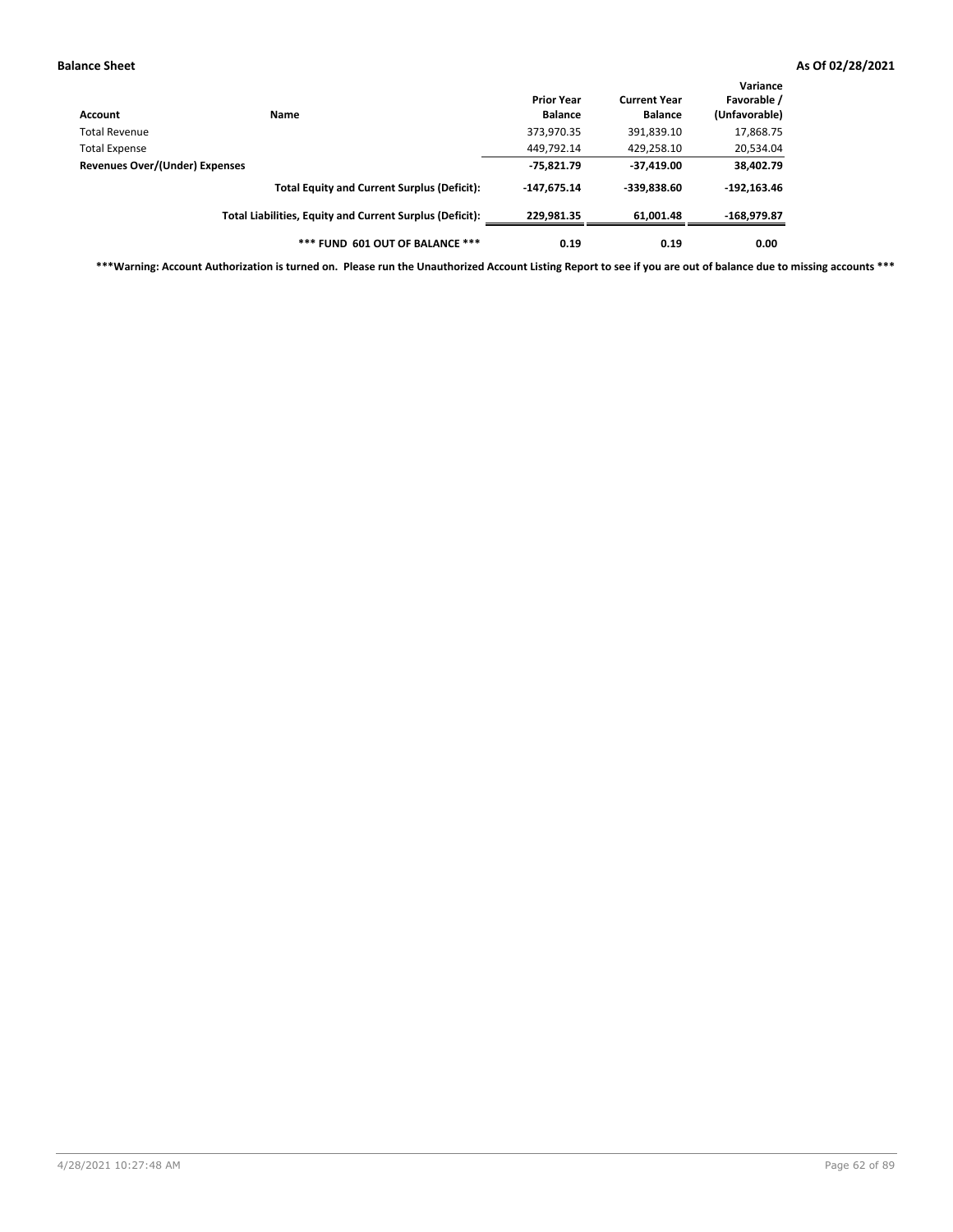| Account | Name | Prior Year Balance | Current Year Balance | Variance Favorable / (Unfavorable) |
| --- | --- | --- | --- | --- |
| Total Revenue | | 373,970.35 | 391,839.10 | 17,868.75 |
| Total Expense | | 449,792.14 | 429,258.10 | 20,534.04 |
| **Revenues Over/(Under) Expenses** | | **-75,821.79** | **-37,419.00** | **38,402.79** |
| | **Total Equity and Current Surplus (Deficit):** | **-147,675.14** | **-339,838.60** | **-192,163.46** |
| | **Total Liabilities, Equity and Current Surplus (Deficit):** | **229,981.35** | **61,001.48** | **-168,979.87** |
| | **\*\*\* FUND 601 OUT OF BALANCE \*\*\*** | **0.19** | **0.19** | **0.00** |

**\*\*\*Warning: Account Authorization is turned on. Please run the Unauthorized Account Listing Report to see if you are out of balance due to missing accounts \*\*\***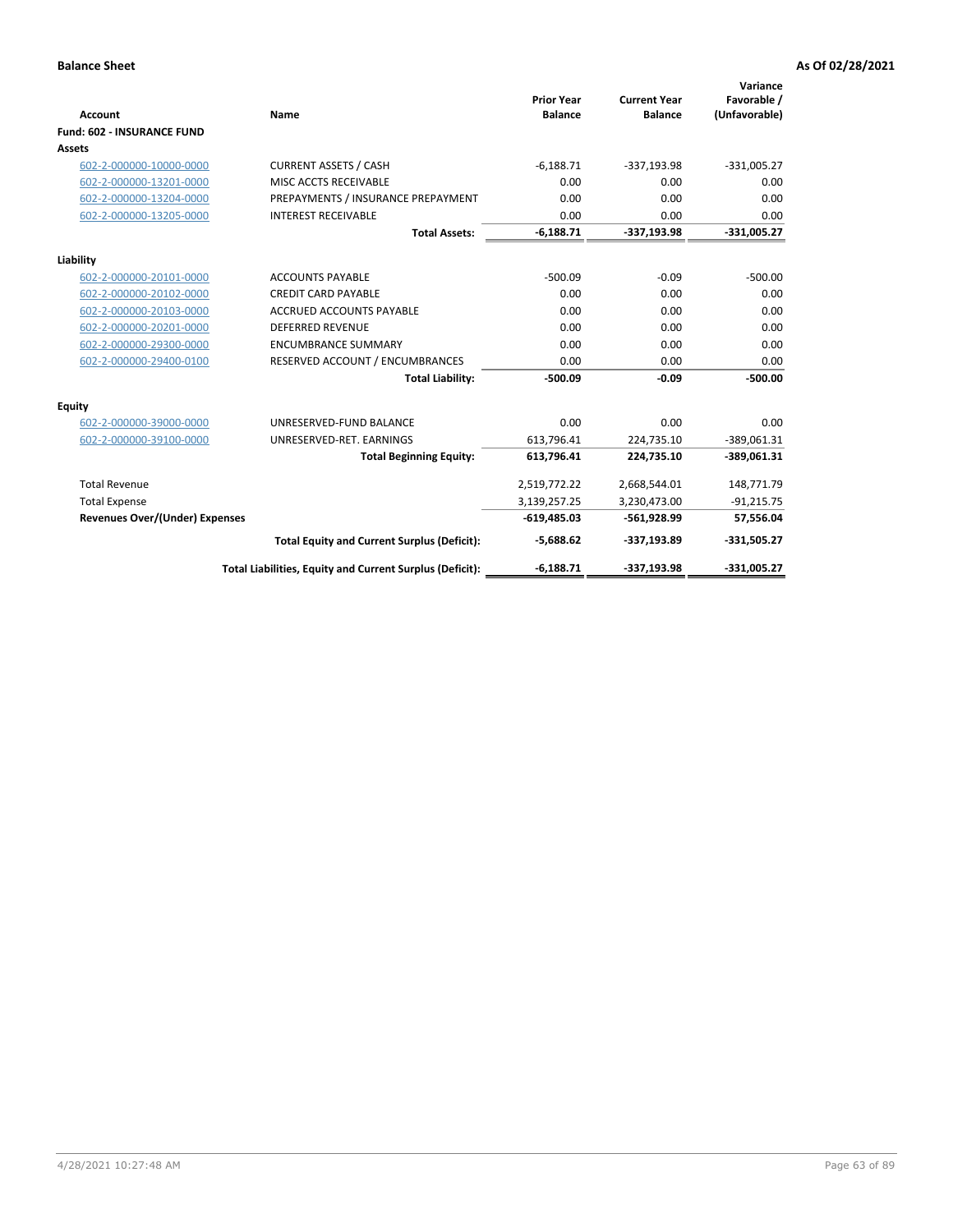**Balance Sheet** **As Of 02/28/2021**

| Account | Name | Prior Year Balance | Current Year Balance | Variance Favorable / (Unfavorable) |
|---|---|---|---|---|
| **Fund: 602 - INSURANCE FUND** | | | | |
| **Assets** | | | | |
| 602-2-000000-10000-0000 | CURRENT ASSETS / CASH | -6,188.71 | -337,193.98 | -331,005.27 |
| 602-2-000000-13201-0000 | MISC ACCTS RECEIVABLE | 0.00 | 0.00 | 0.00 |
| 602-2-000000-13204-0000 | PREPAYMENTS / INSURANCE PREPAYMENT | 0.00 | 0.00 | 0.00 |
| 602-2-000000-13205-0000 | INTEREST RECEIVABLE | 0.00 | 0.00 | 0.00 |
| | **Total Assets:** | **-6,188.71** | **-337,193.98** | **-331,005.27** |
| **Liability** | | | | |
| 602-2-000000-20101-0000 | ACCOUNTS PAYABLE | -500.09 | -0.09 | -500.00 |
| 602-2-000000-20102-0000 | CREDIT CARD PAYABLE | 0.00 | 0.00 | 0.00 |
| 602-2-000000-20103-0000 | ACCRUED ACCOUNTS PAYABLE | 0.00 | 0.00 | 0.00 |
| 602-2-000000-20201-0000 | DEFERRED REVENUE | 0.00 | 0.00 | 0.00 |
| 602-2-000000-29300-0000 | ENCUMBRANCE SUMMARY | 0.00 | 0.00 | 0.00 |
| 602-2-000000-29400-0100 | RESERVED ACCOUNT / ENCUMBRANCES | 0.00 | 0.00 | 0.00 |
| | **Total Liability:** | **-500.09** | **-0.09** | **-500.00** |
| **Equity** | | | | |
| 602-2-000000-39000-0000 | UNRESERVED-FUND BALANCE | 0.00 | 0.00 | 0.00 |
| 602-2-000000-39100-0000 | UNRESERVED-RET. EARNINGS | 613,796.41 | 224,735.10 | -389,061.31 |
| | **Total Beginning Equity:** | **613,796.41** | **224,735.10** | **-389,061.31** |
| Total Revenue | | 2,519,772.22 | 2,668,544.01 | 148,771.79 |
| Total Expense | | 3,139,257.25 | 3,230,473.00 | -91,215.75 |
| **Revenues Over/(Under) Expenses** | | **-619,485.03** | **-561,928.99** | **57,556.04** |
| | **Total Equity and Current Surplus (Deficit):** | **-5,688.62** | **-337,193.89** | **-331,505.27** |
| | **Total Liabilities, Equity and Current Surplus (Deficit):** | **-6,188.71** | **-337,193.98** | **-331,005.27** |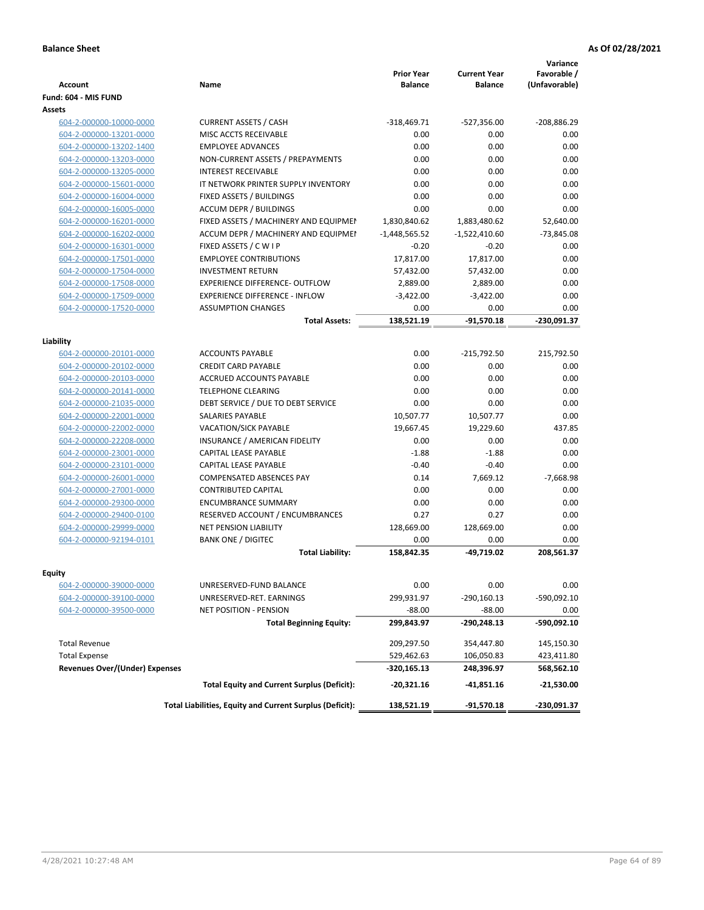**Balance Sheet** **As Of 02/28/2021**

| Account | Name | Prior Year Balance | Current Year Balance | Variance Favorable / (Unfavorable) |
|---|---|---|---|---|
| **Fund: 604 - MIS FUND** | | | | |
| **Assets** | | | | |
| 604-2-000000-10000-0000 | CURRENT ASSETS / CASH | -318,469.71 | -527,356.00 | -208,886.29 |
| 604-2-000000-13201-0000 | MISC ACCTS RECEIVABLE | 0.00 | 0.00 | 0.00 |
| 604-2-000000-13202-1400 | EMPLOYEE ADVANCES | 0.00 | 0.00 | 0.00 |
| 604-2-000000-13203-0000 | NON-CURRENT ASSETS / PREPAYMENTS | 0.00 | 0.00 | 0.00 |
| 604-2-000000-13205-0000 | INTEREST RECEIVABLE | 0.00 | 0.00 | 0.00 |
| 604-2-000000-15601-0000 | IT NETWORK PRINTER SUPPLY INVENTORY | 0.00 | 0.00 | 0.00 |
| 604-2-000000-16004-0000 | FIXED ASSETS / BUILDINGS | 0.00 | 0.00 | 0.00 |
| 604-2-000000-16005-0000 | ACCUM DEPR / BUILDINGS | 0.00 | 0.00 | 0.00 |
| 604-2-000000-16201-0000 | FIXED ASSETS / MACHINERY AND EQUIPMEI | 1,830,840.62 | 1,883,480.62 | 52,640.00 |
| 604-2-000000-16202-0000 | ACCUM DEPR / MACHINERY AND EQUIPMEI | -1,448,565.52 | -1,522,410.60 | -73,845.08 |
| 604-2-000000-16301-0000 | FIXED ASSETS / C W I P | -0.20 | -0.20 | 0.00 |
| 604-2-000000-17501-0000 | EMPLOYEE CONTRIBUTIONS | 17,817.00 | 17,817.00 | 0.00 |
| 604-2-000000-17504-0000 | INVESTMENT RETURN | 57,432.00 | 57,432.00 | 0.00 |
| 604-2-000000-17508-0000 | EXPERIENCE DIFFERENCE- OUTFLOW | 2,889.00 | 2,889.00 | 0.00 |
| 604-2-000000-17509-0000 | EXPERIENCE DIFFERENCE - INFLOW | -3,422.00 | -3,422.00 | 0.00 |
| 604-2-000000-17520-0000 | ASSUMPTION CHANGES | 0.00 | 0.00 | 0.00 |
| | **Total Assets:** | **138,521.19** | **-91,570.18** | **-230,091.37** |
| **Liability** | | | | |
| 604-2-000000-20101-0000 | ACCOUNTS PAYABLE | 0.00 | -215,792.50 | 215,792.50 |
| 604-2-000000-20102-0000 | CREDIT CARD PAYABLE | 0.00 | 0.00 | 0.00 |
| 604-2-000000-20103-0000 | ACCRUED ACCOUNTS PAYABLE | 0.00 | 0.00 | 0.00 |
| 604-2-000000-20141-0000 | TELEPHONE CLEARING | 0.00 | 0.00 | 0.00 |
| 604-2-000000-21035-0000 | DEBT SERVICE / DUE TO DEBT SERVICE | 0.00 | 0.00 | 0.00 |
| 604-2-000000-22001-0000 | SALARIES PAYABLE | 10,507.77 | 10,507.77 | 0.00 |
| 604-2-000000-22002-0000 | VACATION/SICK PAYABLE | 19,667.45 | 19,229.60 | 437.85 |
| 604-2-000000-22208-0000 | INSURANCE / AMERICAN FIDELITY | 0.00 | 0.00 | 0.00 |
| 604-2-000000-23001-0000 | CAPITAL LEASE PAYABLE | -1.88 | -1.88 | 0.00 |
| 604-2-000000-23101-0000 | CAPITAL LEASE PAYABLE | -0.40 | -0.40 | 0.00 |
| 604-2-000000-26001-0000 | COMPENSATED ABSENCES PAY | 0.14 | 7,669.12 | -7,668.98 |
| 604-2-000000-27001-0000 | CONTRIBUTED CAPITAL | 0.00 | 0.00 | 0.00 |
| 604-2-000000-29300-0000 | ENCUMBRANCE SUMMARY | 0.00 | 0.00 | 0.00 |
| 604-2-000000-29400-0100 | RESERVED ACCOUNT / ENCUMBRANCES | 0.27 | 0.27 | 0.00 |
| 604-2-000000-29999-0000 | NET PENSION LIABILITY | 128,669.00 | 128,669.00 | 0.00 |
| 604-2-000000-92194-0101 | BANK ONE / DIGITEC | 0.00 | 0.00 | 0.00 |
| | **Total Liability:** | **158,842.35** | **-49,719.02** | **208,561.37** |
| **Equity** | | | | |
| 604-2-000000-39000-0000 | UNRESERVED-FUND BALANCE | 0.00 | 0.00 | 0.00 |
| 604-2-000000-39100-0000 | UNRESERVED-RET. EARNINGS | 299,931.97 | -290,160.13 | -590,092.10 |
| 604-2-000000-39500-0000 | NET POSITION - PENSION | -88.00 | -88.00 | 0.00 |
| | **Total Beginning Equity:** | **299,843.97** | **-290,248.13** | **-590,092.10** |
| Total Revenue | | 209,297.50 | 354,447.80 | 145,150.30 |
| Total Expense | | 529,462.63 | 106,050.83 | 423,411.80 |
| **Revenues Over/(Under) Expenses** | | **-320,165.13** | **248,396.97** | **568,562.10** |
| | **Total Equity and Current Surplus (Deficit):** | **-20,321.16** | **-41,851.16** | **-21,530.00** |
| | **Total Liabilities, Equity and Current Surplus (Deficit):** | **138,521.19** | **-91,570.18** | **-230,091.37** |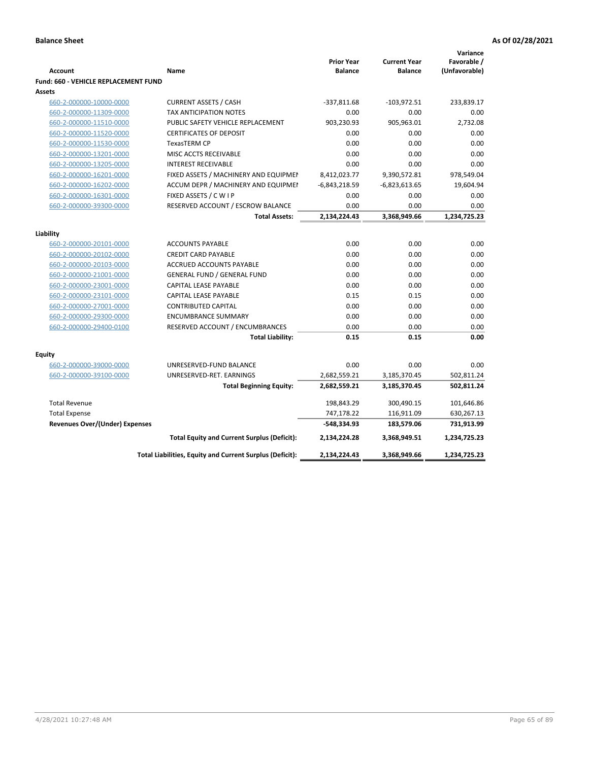**Balance Sheet** **As Of 02/28/2021**

| Account | Name | Prior Year Balance | Current Year Balance | Variance Favorable / (Unfavorable) |
|---|---|---|---|---|
| **Fund: 660 - VEHICLE REPLACEMENT FUND** | | | | |
| **Assets** | | | | |
| 660-2-000000-10000-0000 | CURRENT ASSETS / CASH | -337,811.68 | -103,972.51 | 233,839.17 |
| 660-2-000000-11309-0000 | TAX ANTICIPATION NOTES | 0.00 | 0.00 | 0.00 |
| 660-2-000000-11510-0000 | PUBLIC SAFETY VEHICLE REPLACEMENT | 903,230.93 | 905,963.01 | 2,732.08 |
| 660-2-000000-11520-0000 | CERTIFICATES OF DEPOSIT | 0.00 | 0.00 | 0.00 |
| 660-2-000000-11530-0000 | TexasTERM CP | 0.00 | 0.00 | 0.00 |
| 660-2-000000-13201-0000 | MISC ACCTS RECEIVABLE | 0.00 | 0.00 | 0.00 |
| 660-2-000000-13205-0000 | INTEREST RECEIVABLE | 0.00 | 0.00 | 0.00 |
| 660-2-000000-16201-0000 | FIXED ASSETS / MACHINERY AND EQUIPMEN | 8,412,023.77 | 9,390,572.81 | 978,549.04 |
| 660-2-000000-16202-0000 | ACCUM DEPR / MACHINERY AND EQUIPMEI | -6,843,218.59 | -6,823,613.65 | 19,604.94 |
| 660-2-000000-16301-0000 | FIXED ASSETS / C W I P | 0.00 | 0.00 | 0.00 |
| 660-2-000000-39300-0000 | RESERVED ACCOUNT / ESCROW BALANCE | 0.00 | 0.00 | 0.00 |
| | **Total Assets:** | **2,134,224.43** | **3,368,949.66** | **1,234,725.23** |
| **Liability** | | | | |
| 660-2-000000-20101-0000 | ACCOUNTS PAYABLE | 0.00 | 0.00 | 0.00 |
| 660-2-000000-20102-0000 | CREDIT CARD PAYABLE | 0.00 | 0.00 | 0.00 |
| 660-2-000000-20103-0000 | ACCRUED ACCOUNTS PAYABLE | 0.00 | 0.00 | 0.00 |
| 660-2-000000-21001-0000 | GENERAL FUND / GENERAL FUND | 0.00 | 0.00 | 0.00 |
| 660-2-000000-23001-0000 | CAPITAL LEASE PAYABLE | 0.00 | 0.00 | 0.00 |
| 660-2-000000-23101-0000 | CAPITAL LEASE PAYABLE | 0.15 | 0.15 | 0.00 |
| 660-2-000000-27001-0000 | CONTRIBUTED CAPITAL | 0.00 | 0.00 | 0.00 |
| 660-2-000000-29300-0000 | ENCUMBRANCE SUMMARY | 0.00 | 0.00 | 0.00 |
| 660-2-000000-29400-0100 | RESERVED ACCOUNT / ENCUMBRANCES | 0.00 | 0.00 | 0.00 |
| | **Total Liability:** | **0.15** | **0.15** | **0.00** |
| **Equity** | | | | |
| 660-2-000000-39000-0000 | UNRESERVED-FUND BALANCE | 0.00 | 0.00 | 0.00 |
| 660-2-000000-39100-0000 | UNRESERVED-RET. EARNINGS | 2,682,559.21 | 3,185,370.45 | 502,811.24 |
| | **Total Beginning Equity:** | **2,682,559.21** | **3,185,370.45** | **502,811.24** |
| Total Revenue | | 198,843.29 | 300,490.15 | 101,646.86 |
| Total Expense | | 747,178.22 | 116,911.09 | 630,267.13 |
| **Revenues Over/(Under) Expenses** | | **-548,334.93** | **183,579.06** | **731,913.99** |
| | **Total Equity and Current Surplus (Deficit):** | **2,134,224.28** | **3,368,949.51** | **1,234,725.23** |
| | **Total Liabilities, Equity and Current Surplus (Deficit):** | **2,134,224.43** | **3,368,949.66** | **1,234,725.23** |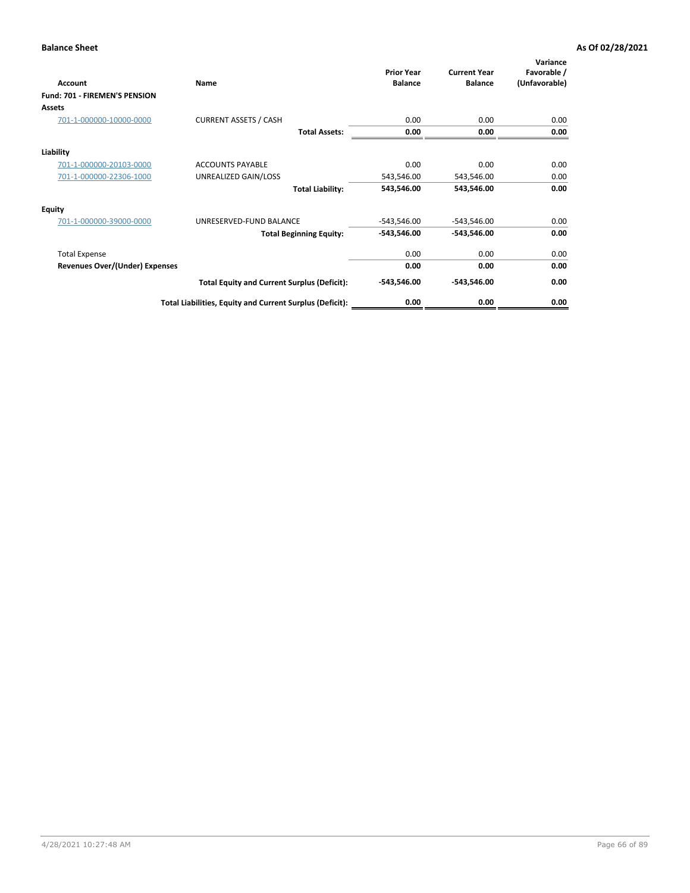**Balance Sheet** | **As Of 02/28/2021**

| Account | Name | Prior Year Balance | Current Year Balance | Variance Favorable / (Unfavorable) |
|---|---|---|---|---|
| **Fund: 701 - FIREMEN'S PENSION** | | | | |
| **Assets** | | | | |
| 701-1-000000-10000-0000 | CURRENT ASSETS / CASH | 0.00 | 0.00 | 0.00 |
| | **Total Assets:** | **0.00** | **0.00** | **0.00** |
| **Liability** | | | | |
| 701-1-000000-20103-0000 | ACCOUNTS PAYABLE | 0.00 | 0.00 | 0.00 |
| 701-1-000000-22306-1000 | UNREALIZED GAIN/LOSS | 543,546.00 | 543,546.00 | 0.00 |
| | **Total Liability:** | **543,546.00** | **543,546.00** | **0.00** |
| **Equity** | | | | |
| 701-1-000000-39000-0000 | UNRESERVED-FUND BALANCE | -543,546.00 | -543,546.00 | 0.00 |
| | **Total Beginning Equity:** | **-543,546.00** | **-543,546.00** | **0.00** |
| Total Expense | | 0.00 | 0.00 | 0.00 |
| **Revenues Over/(Under) Expenses** | | **0.00** | **0.00** | **0.00** |
| | **Total Equity and Current Surplus (Deficit):** | **-543,546.00** | **-543,546.00** | **0.00** |
| | **Total Liabilities, Equity and Current Surplus (Deficit):** | **0.00** | **0.00** | **0.00** |

4/28/2021 10:27:48 AM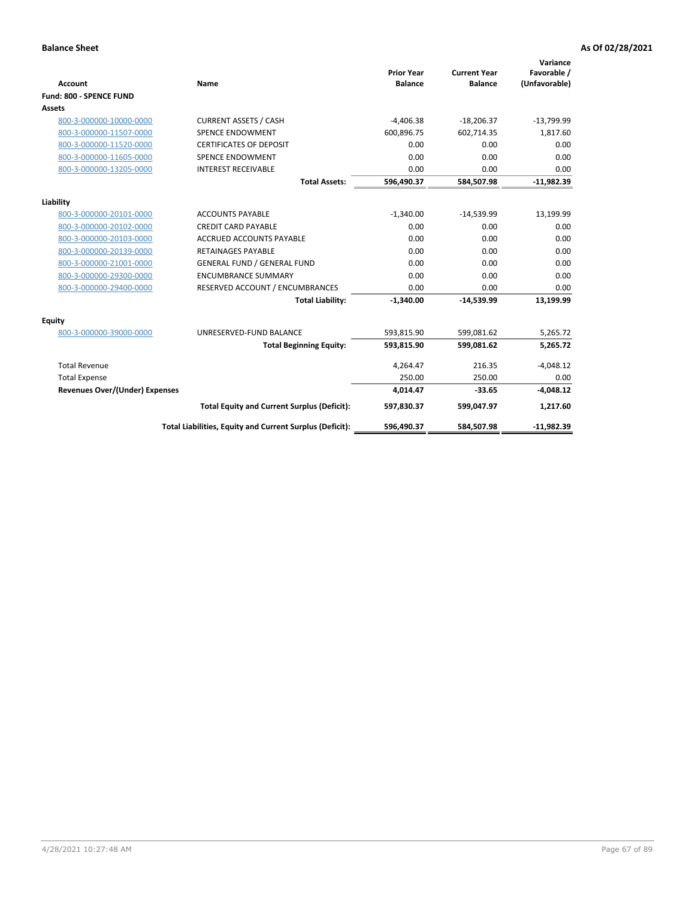**Balance Sheet** | **As Of 02/28/2021**

| Account | Name | Prior Year Balance | Current Year Balance | Variance Favorable / (Unfavorable) |
|---|---|---|---|---|
| **Fund: 800 - SPENCE FUND** | | | | |
| **Assets** | | | | |
| 800-3-000000-10000-0000 | CURRENT ASSETS / CASH | -4,406.38 | -18,206.37 | -13,799.99 |
| 800-3-000000-11507-0000 | SPENCE ENDOWMENT | 600,896.75 | 602,714.35 | 1,817.60 |
| 800-3-000000-11520-0000 | CERTIFICATES OF DEPOSIT | 0.00 | 0.00 | 0.00 |
| 800-3-000000-11605-0000 | SPENCE ENDOWMENT | 0.00 | 0.00 | 0.00 |
| 800-3-000000-13205-0000 | INTEREST RECEIVABLE | 0.00 | 0.00 | 0.00 |
| | **Total Assets:** | **596,490.37** | **584,507.98** | **-11,982.39** |
| **Liability** | | | | |
| 800-3-000000-20101-0000 | ACCOUNTS PAYABLE | -1,340.00 | -14,539.99 | 13,199.99 |
| 800-3-000000-20102-0000 | CREDIT CARD PAYABLE | 0.00 | 0.00 | 0.00 |
| 800-3-000000-20103-0000 | ACCRUED ACCOUNTS PAYABLE | 0.00 | 0.00 | 0.00 |
| 800-3-000000-20139-0000 | RETAINAGES PAYABLE | 0.00 | 0.00 | 0.00 |
| 800-3-000000-21001-0000 | GENERAL FUND / GENERAL FUND | 0.00 | 0.00 | 0.00 |
| 800-3-000000-29300-0000 | ENCUMBRANCE SUMMARY | 0.00 | 0.00 | 0.00 |
| 800-3-000000-29400-0000 | RESERVED ACCOUNT / ENCUMBRANCES | 0.00 | 0.00 | 0.00 |
| | **Total Liability:** | **-1,340.00** | **-14,539.99** | **13,199.99** |
| **Equity** | | | | |
| 800-3-000000-39000-0000 | UNRESERVED-FUND BALANCE | 593,815.90 | 599,081.62 | 5,265.72 |
| | **Total Beginning Equity:** | **593,815.90** | **599,081.62** | **5,265.72** |
| Total Revenue | | 4,264.47 | 216.35 | -4,048.12 |
| Total Expense | | 250.00 | 250.00 | 0.00 |
| **Revenues Over/(Under) Expenses** | | **4,014.47** | **-33.65** | **-4,048.12** |
| | **Total Equity and Current Surplus (Deficit):** | **597,830.37** | **599,047.97** | **1,217.60** |
| | **Total Liabilities, Equity and Current Surplus (Deficit):** | **596,490.37** | **584,507.98** | **-11,982.39** |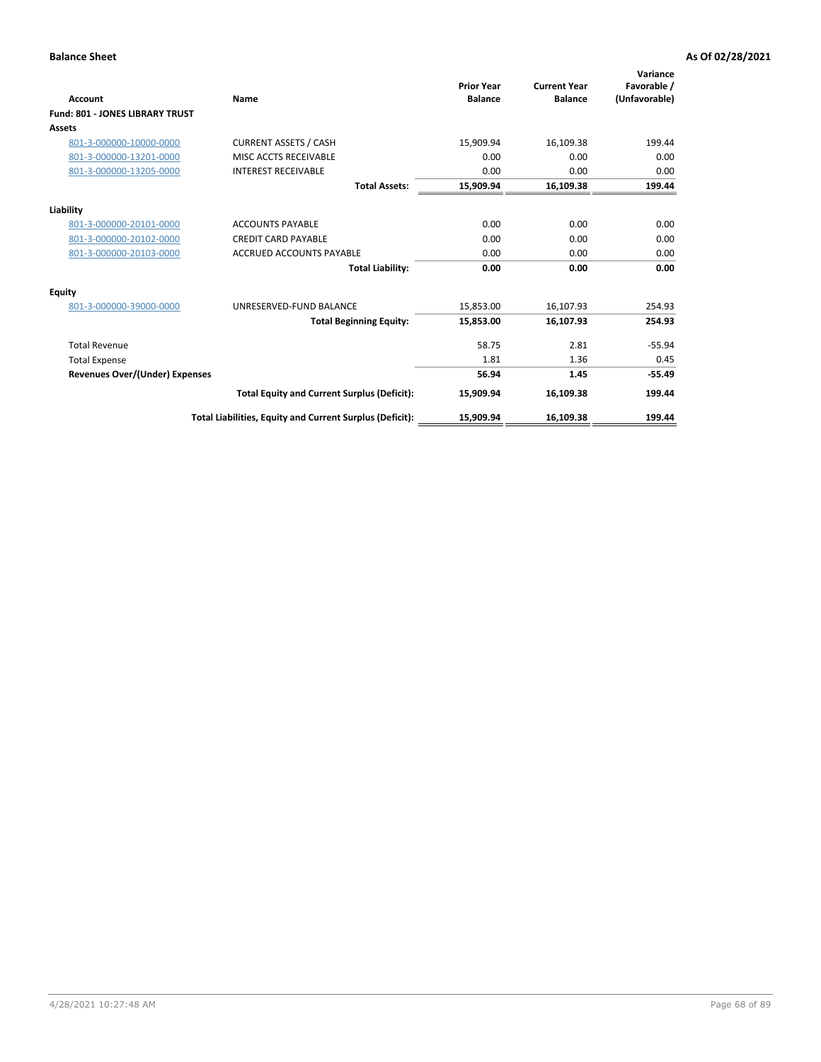**Balance Sheet** **As Of 02/28/2021**

| Account | Name | Prior Year Balance | Current Year Balance | Variance Favorable / (Unfavorable) |
|---|---|---|---|---|
| **Fund: 801 - JONES LIBRARY TRUST** | | | | |
| **Assets** | | | | |
| 801-3-000000-10000-0000 | CURRENT ASSETS / CASH | 15,909.94 | 16,109.38 | 199.44 |
| 801-3-000000-13201-0000 | MISC ACCTS RECEIVABLE | 0.00 | 0.00 | 0.00 |
| 801-3-000000-13205-0000 | INTEREST RECEIVABLE | 0.00 | 0.00 | 0.00 |
| | **Total Assets:** | **15,909.94** | **16,109.38** | **199.44** |
| **Liability** | | | | |
| 801-3-000000-20101-0000 | ACCOUNTS PAYABLE | 0.00 | 0.00 | 0.00 |
| 801-3-000000-20102-0000 | CREDIT CARD PAYABLE | 0.00 | 0.00 | 0.00 |
| 801-3-000000-20103-0000 | ACCRUED ACCOUNTS PAYABLE | 0.00 | 0.00 | 0.00 |
| | **Total Liability:** | **0.00** | **0.00** | **0.00** |
| **Equity** | | | | |
| 801-3-000000-39000-0000 | UNRESERVED-FUND BALANCE | 15,853.00 | 16,107.93 | 254.93 |
| | **Total Beginning Equity:** | **15,853.00** | **16,107.93** | **254.93** |
| Total Revenue | | 58.75 | 2.81 | -55.94 |
| Total Expense | | 1.81 | 1.36 | 0.45 |
| **Revenues Over/(Under) Expenses** | | **56.94** | **1.45** | **-55.49** |
| | **Total Equity and Current Surplus (Deficit):** | **15,909.94** | **16,109.38** | **199.44** |
| | **Total Liabilities, Equity and Current Surplus (Deficit):** | **15,909.94** | **16,109.38** | **199.44** |

4/28/2021 10:27:48 AM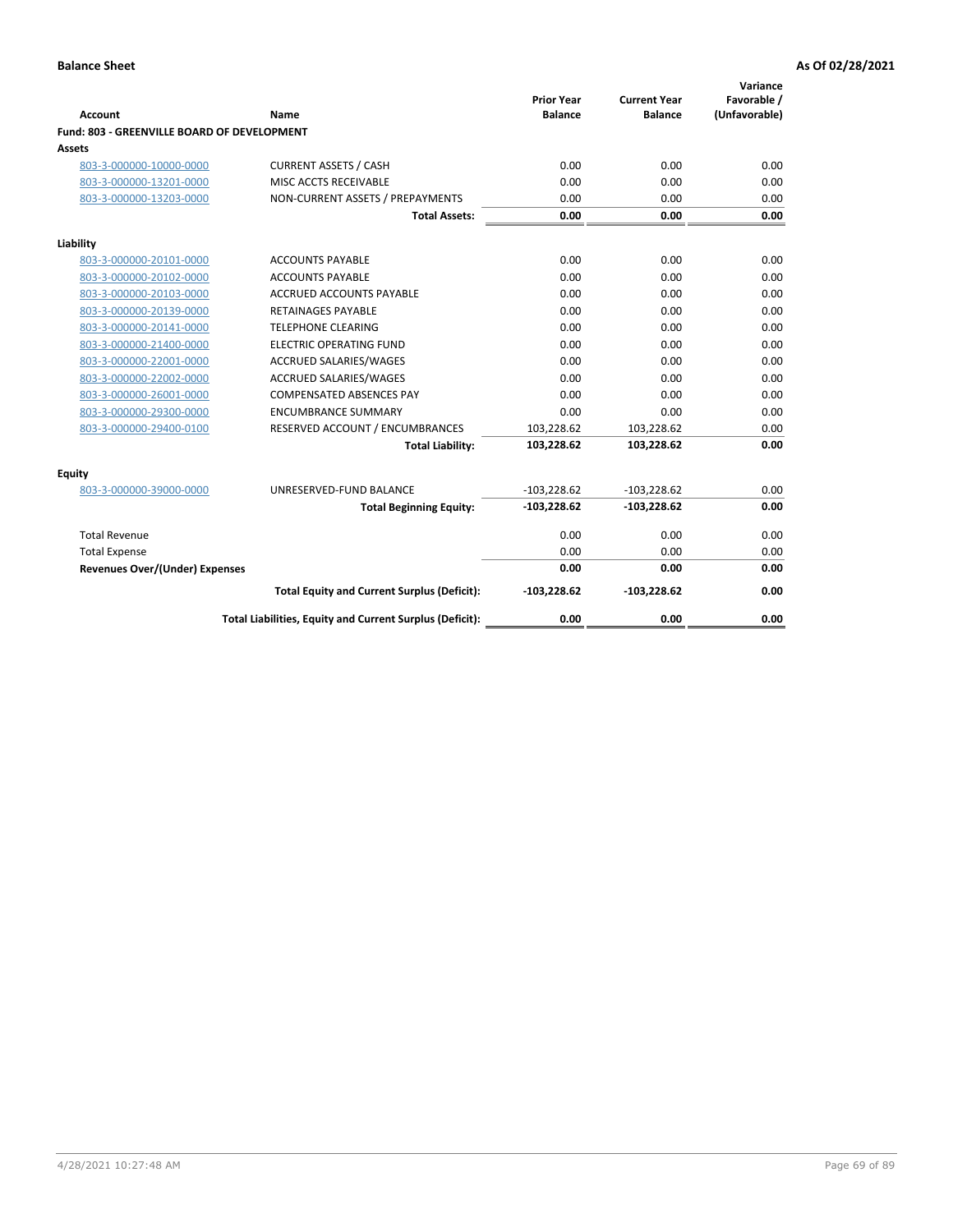**Balance Sheet** **As Of 02/28/2021**

| Account | Name | Prior Year Balance | Current Year Balance | Variance Favorable / (Unfavorable) |
|---|---|---|---|---|
| **Fund: 803 - GREENVILLE BOARD OF DEVELOPMENT** | | | | |
| **Assets** | | | | |
| 803-3-000000-10000-0000 | CURRENT ASSETS / CASH | 0.00 | 0.00 | 0.00 |
| 803-3-000000-13201-0000 | MISC ACCTS RECEIVABLE | 0.00 | 0.00 | 0.00 |
| 803-3-000000-13203-0000 | NON-CURRENT ASSETS / PREPAYMENTS | 0.00 | 0.00 | 0.00 |
| | **Total Assets:** | **0.00** | **0.00** | **0.00** |
| **Liability** | | | | |
| 803-3-000000-20101-0000 | ACCOUNTS PAYABLE | 0.00 | 0.00 | 0.00 |
| 803-3-000000-20102-0000 | ACCOUNTS PAYABLE | 0.00 | 0.00 | 0.00 |
| 803-3-000000-20103-0000 | ACCRUED ACCOUNTS PAYABLE | 0.00 | 0.00 | 0.00 |
| 803-3-000000-20139-0000 | RETAINAGES PAYABLE | 0.00 | 0.00 | 0.00 |
| 803-3-000000-20141-0000 | TELEPHONE CLEARING | 0.00 | 0.00 | 0.00 |
| 803-3-000000-21400-0000 | ELECTRIC OPERATING FUND | 0.00 | 0.00 | 0.00 |
| 803-3-000000-22001-0000 | ACCRUED SALARIES/WAGES | 0.00 | 0.00 | 0.00 |
| 803-3-000000-22002-0000 | ACCRUED SALARIES/WAGES | 0.00 | 0.00 | 0.00 |
| 803-3-000000-26001-0000 | COMPENSATED ABSENCES PAY | 0.00 | 0.00 | 0.00 |
| 803-3-000000-29300-0000 | ENCUMBRANCE SUMMARY | 0.00 | 0.00 | 0.00 |
| 803-3-000000-29400-0100 | RESERVED ACCOUNT / ENCUMBRANCES | 103,228.62 | 103,228.62 | 0.00 |
| | **Total Liability:** | **103,228.62** | **103,228.62** | **0.00** |
| **Equity** | | | | |
| 803-3-000000-39000-0000 | UNRESERVED-FUND BALANCE | -103,228.62 | -103,228.62 | 0.00 |
| | **Total Beginning Equity:** | **-103,228.62** | **-103,228.62** | **0.00** |
| Total Revenue | | 0.00 | 0.00 | 0.00 |
| Total Expense | | 0.00 | 0.00 | 0.00 |
| **Revenues Over/(Under) Expenses** | | **0.00** | **0.00** | **0.00** |
| | **Total Equity and Current Surplus (Deficit):** | **-103,228.62** | **-103,228.62** | **0.00** |
| | **Total Liabilities, Equity and Current Surplus (Deficit):** | **0.00** | **0.00** | **0.00** |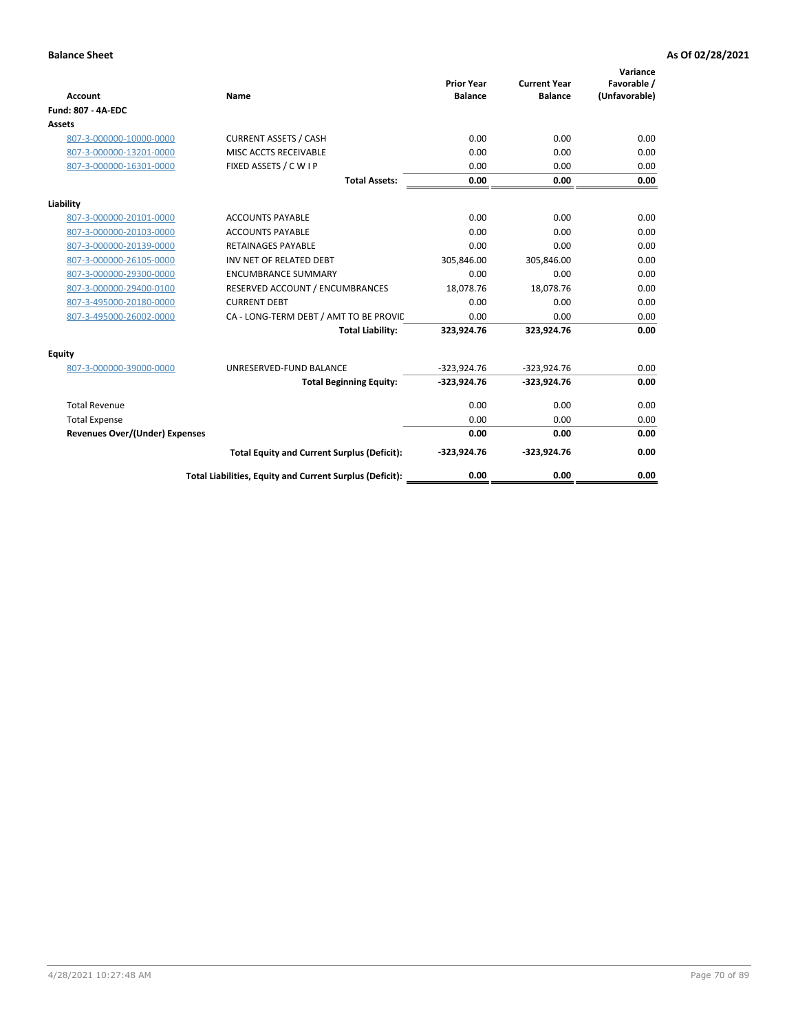**Balance Sheet** **As Of 02/28/2021**

| Account | Name | Prior Year Balance | Current Year Balance | Variance Favorable / (Unfavorable) |
|---|---|---|---|---|
| **Fund: 807 - 4A-EDC** | | | | |
| **Assets** | | | | |
| 807-3-000000-10000-0000 | CURRENT ASSETS / CASH | 0.00 | 0.00 | 0.00 |
| 807-3-000000-13201-0000 | MISC ACCTS RECEIVABLE | 0.00 | 0.00 | 0.00 |
| 807-3-000000-16301-0000 | FIXED ASSETS / C W I P | 0.00 | 0.00 | 0.00 |
| | **Total Assets:** | **0.00** | **0.00** | **0.00** |
| **Liability** | | | | |
| 807-3-000000-20101-0000 | ACCOUNTS PAYABLE | 0.00 | 0.00 | 0.00 |
| 807-3-000000-20103-0000 | ACCOUNTS PAYABLE | 0.00 | 0.00 | 0.00 |
| 807-3-000000-20139-0000 | RETAINAGES PAYABLE | 0.00 | 0.00 | 0.00 |
| 807-3-000000-26105-0000 | INV NET OF RELATED DEBT | 305,846.00 | 305,846.00 | 0.00 |
| 807-3-000000-29300-0000 | ENCUMBRANCE SUMMARY | 0.00 | 0.00 | 0.00 |
| 807-3-000000-29400-0100 | RESERVED ACCOUNT / ENCUMBRANCES | 18,078.76 | 18,078.76 | 0.00 |
| 807-3-495000-20180-0000 | CURRENT DEBT | 0.00 | 0.00 | 0.00 |
| 807-3-495000-26002-0000 | CA - LONG-TERM DEBT / AMT TO BE PROVIC | 0.00 | 0.00 | 0.00 |
| | **Total Liability:** | **323,924.76** | **323,924.76** | **0.00** |
| **Equity** | | | | |
| 807-3-000000-39000-0000 | UNRESERVED-FUND BALANCE | -323,924.76 | -323,924.76 | 0.00 |
| | **Total Beginning Equity:** | **-323,924.76** | **-323,924.76** | **0.00** |
| Total Revenue | | 0.00 | 0.00 | 0.00 |
| Total Expense | | 0.00 | 0.00 | 0.00 |
| **Revenues Over/(Under) Expenses** | | **0.00** | **0.00** | **0.00** |
| | **Total Equity and Current Surplus (Deficit):** | **-323,924.76** | **-323,924.76** | **0.00** |
| | **Total Liabilities, Equity and Current Surplus (Deficit):** | **0.00** | **0.00** | **0.00** |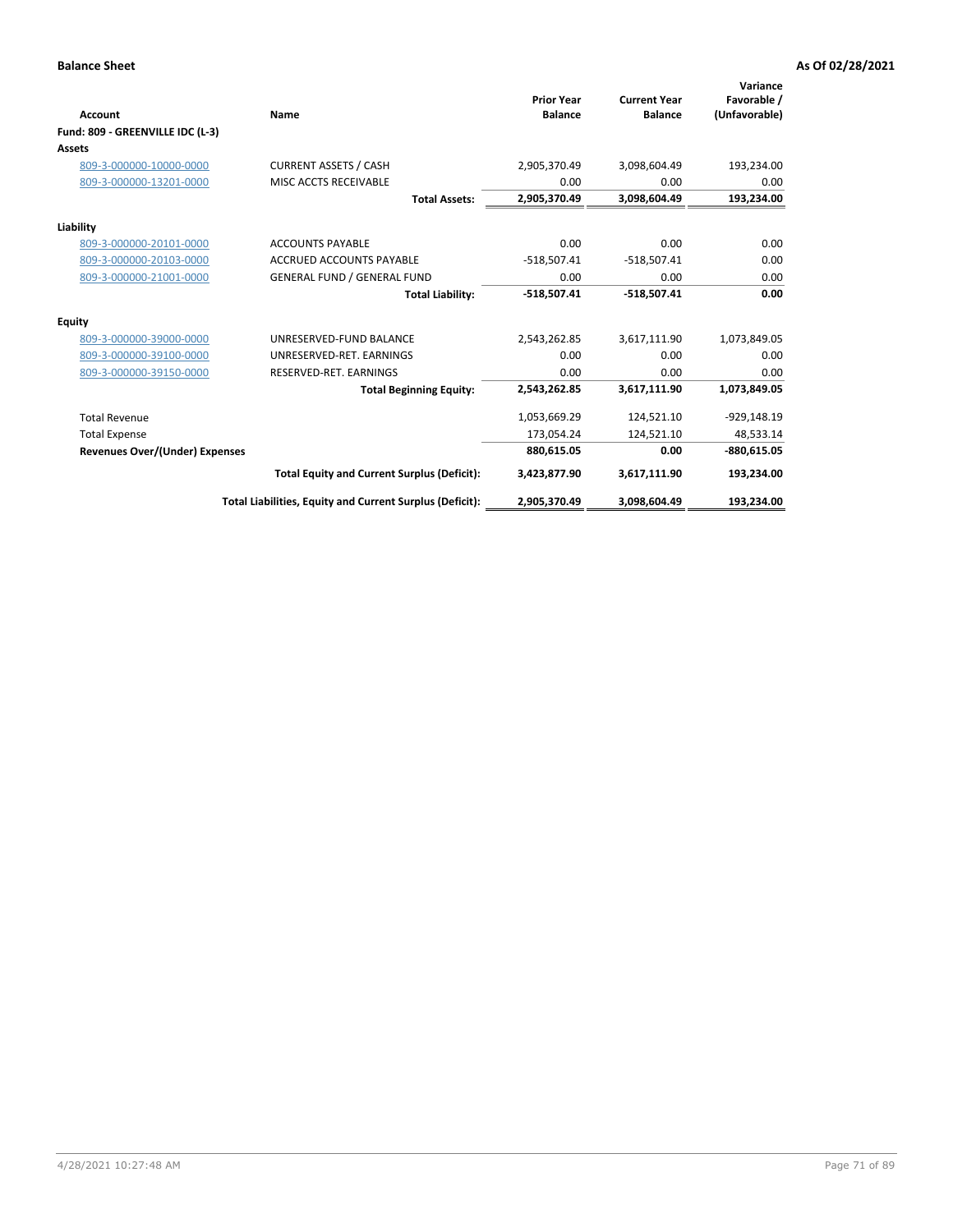**Balance Sheet** **As Of 02/28/2021**

| Account | Name | Prior Year Balance | Current Year Balance | Variance Favorable / (Unfavorable) |
|---|---|---|---|---|
| **Fund: 809 - GREENVILLE IDC (L-3)** | | | | |
| **Assets** | | | | |
| 809-3-000000-10000-0000 | CURRENT ASSETS / CASH | 2,905,370.49 | 3,098,604.49 | 193,234.00 |
| 809-3-000000-13201-0000 | MISC ACCTS RECEIVABLE | 0.00 | 0.00 | 0.00 |
| | **Total Assets:** | **2,905,370.49** | **3,098,604.49** | **193,234.00** |
| **Liability** | | | | |
| 809-3-000000-20101-0000 | ACCOUNTS PAYABLE | 0.00 | 0.00 | 0.00 |
| 809-3-000000-20103-0000 | ACCRUED ACCOUNTS PAYABLE | -518,507.41 | -518,507.41 | 0.00 |
| 809-3-000000-21001-0000 | GENERAL FUND / GENERAL FUND | 0.00 | 0.00 | 0.00 |
| | **Total Liability:** | **-518,507.41** | **-518,507.41** | **0.00** |
| **Equity** | | | | |
| 809-3-000000-39000-0000 | UNRESERVED-FUND BALANCE | 2,543,262.85 | 3,617,111.90 | 1,073,849.05 |
| 809-3-000000-39100-0000 | UNRESERVED-RET. EARNINGS | 0.00 | 0.00 | 0.00 |
| 809-3-000000-39150-0000 | RESERVED-RET. EARNINGS | 0.00 | 0.00 | 0.00 |
| | **Total Beginning Equity:** | **2,543,262.85** | **3,617,111.90** | **1,073,849.05** |
| Total Revenue | | 1,053,669.29 | 124,521.10 | -929,148.19 |
| Total Expense | | 173,054.24 | 124,521.10 | 48,533.14 |
| **Revenues Over/(Under) Expenses** | | **880,615.05** | **0.00** | **-880,615.05** |
| | **Total Equity and Current Surplus (Deficit):** | **3,423,877.90** | **3,617,111.90** | **193,234.00** |
| | **Total Liabilities, Equity and Current Surplus (Deficit):** | **2,905,370.49** | **3,098,604.49** | **193,234.00** |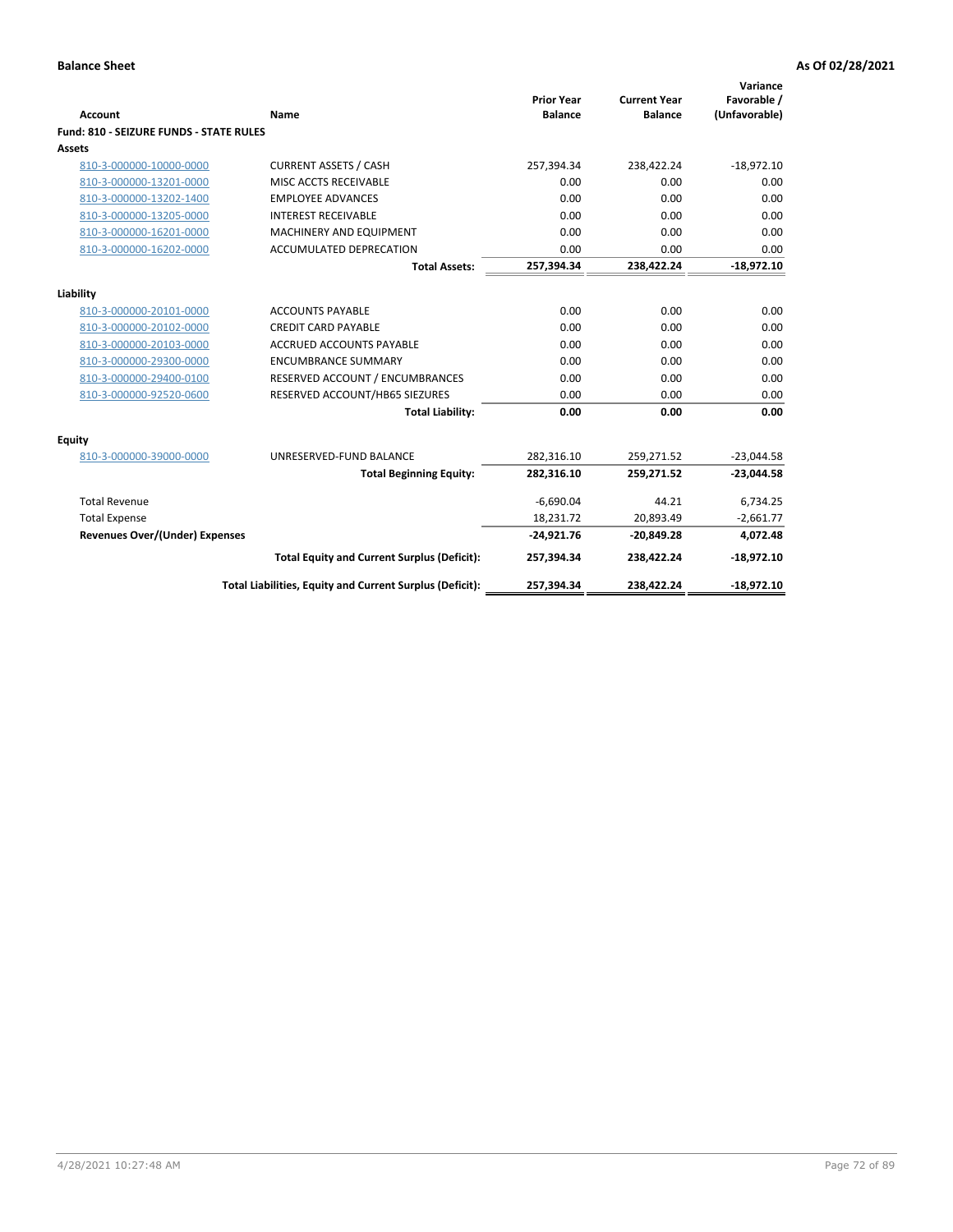**Balance Sheet** **As Of 02/28/2021**

| Account | Name | Prior Year Balance | Current Year Balance | Variance Favorable / (Unfavorable) |
|---|---|---|---|---|
| **Fund: 810 - SEIZURE FUNDS - STATE RULES** | | | | |
| **Assets** | | | | |
| 810-3-000000-10000-0000 | CURRENT ASSETS / CASH | 257,394.34 | 238,422.24 | -18,972.10 |
| 810-3-000000-13201-0000 | MISC ACCTS RECEIVABLE | 0.00 | 0.00 | 0.00 |
| 810-3-000000-13202-1400 | EMPLOYEE ADVANCES | 0.00 | 0.00 | 0.00 |
| 810-3-000000-13205-0000 | INTEREST RECEIVABLE | 0.00 | 0.00 | 0.00 |
| 810-3-000000-16201-0000 | MACHINERY AND EQUIPMENT | 0.00 | 0.00 | 0.00 |
| 810-3-000000-16202-0000 | ACCUMULATED DEPRECATION | 0.00 | 0.00 | 0.00 |
| | **Total Assets:** | **257,394.34** | **238,422.24** | **-18,972.10** |
| **Liability** | | | | |
| 810-3-000000-20101-0000 | ACCOUNTS PAYABLE | 0.00 | 0.00 | 0.00 |
| 810-3-000000-20102-0000 | CREDIT CARD PAYABLE | 0.00 | 0.00 | 0.00 |
| 810-3-000000-20103-0000 | ACCRUED ACCOUNTS PAYABLE | 0.00 | 0.00 | 0.00 |
| 810-3-000000-29300-0000 | ENCUMBRANCE SUMMARY | 0.00 | 0.00 | 0.00 |
| 810-3-000000-29400-0100 | RESERVED ACCOUNT / ENCUMBRANCES | 0.00 | 0.00 | 0.00 |
| 810-3-000000-92520-0600 | RESERVED ACCOUNT/HB65 SIEZURES | 0.00 | 0.00 | 0.00 |
| | **Total Liability:** | **0.00** | **0.00** | **0.00** |
| **Equity** | | | | |
| 810-3-000000-39000-0000 | UNRESERVED-FUND BALANCE | 282,316.10 | 259,271.52 | -23,044.58 |
| | **Total Beginning Equity:** | **282,316.10** | **259,271.52** | **-23,044.58** |
| Total Revenue | | -6,690.04 | 44.21 | 6,734.25 |
| Total Expense | | 18,231.72 | 20,893.49 | -2,661.77 |
| **Revenues Over/(Under) Expenses** | | **-24,921.76** | **-20,849.28** | **4,072.48** |
| | **Total Equity and Current Surplus (Deficit):** | **257,394.34** | **238,422.24** | **-18,972.10** |
| | **Total Liabilities, Equity and Current Surplus (Deficit):** | **257,394.34** | **238,422.24** | **-18,972.10** |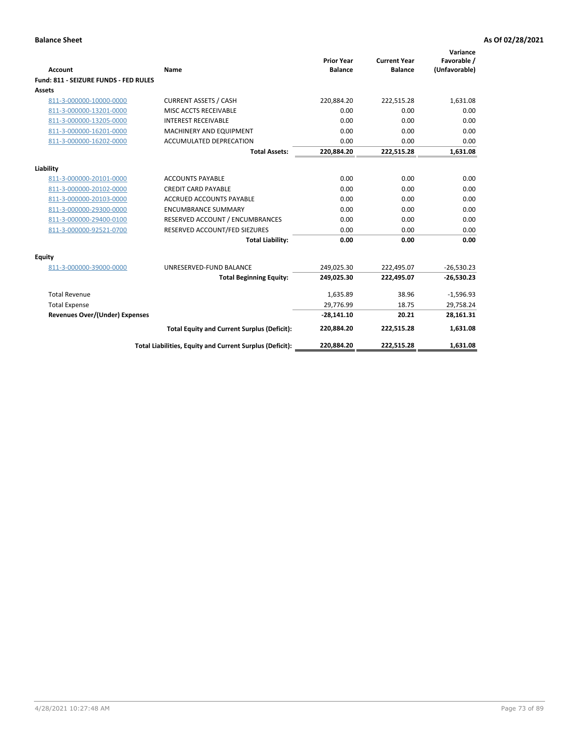**Balance Sheet** | **As Of 02/28/2021**

| Account | Name | Prior Year Balance | Current Year Balance | Variance Favorable / (Unfavorable) |
|---|---|---|---|---|
| **Fund: 811 - SEIZURE FUNDS - FED RULES** | | | | |
| **Assets** | | | | |
| 811-3-000000-10000-0000 | CURRENT ASSETS / CASH | 220,884.20 | 222,515.28 | 1,631.08 |
| 811-3-000000-13201-0000 | MISC ACCTS RECEIVABLE | 0.00 | 0.00 | 0.00 |
| 811-3-000000-13205-0000 | INTEREST RECEIVABLE | 0.00 | 0.00 | 0.00 |
| 811-3-000000-16201-0000 | MACHINERY AND EQUIPMENT | 0.00 | 0.00 | 0.00 |
| 811-3-000000-16202-0000 | ACCUMULATED DEPRECATION | 0.00 | 0.00 | 0.00 |
| | **Total Assets:** | **220,884.20** | **222,515.28** | **1,631.08** |
| **Liability** | | | | |
| 811-3-000000-20101-0000 | ACCOUNTS PAYABLE | 0.00 | 0.00 | 0.00 |
| 811-3-000000-20102-0000 | CREDIT CARD PAYABLE | 0.00 | 0.00 | 0.00 |
| 811-3-000000-20103-0000 | ACCRUED ACCOUNTS PAYABLE | 0.00 | 0.00 | 0.00 |
| 811-3-000000-29300-0000 | ENCUMBRANCE SUMMARY | 0.00 | 0.00 | 0.00 |
| 811-3-000000-29400-0100 | RESERVED ACCOUNT / ENCUMBRANCES | 0.00 | 0.00 | 0.00 |
| 811-3-000000-92521-0700 | RESERVED ACCOUNT/FED SIEZURES | 0.00 | 0.00 | 0.00 |
| | **Total Liability:** | **0.00** | **0.00** | **0.00** |
| **Equity** | | | | |
| 811-3-000000-39000-0000 | UNRESERVED-FUND BALANCE | 249,025.30 | 222,495.07 | -26,530.23 |
| | **Total Beginning Equity:** | **249,025.30** | **222,495.07** | **-26,530.23** |
| Total Revenue | | 1,635.89 | 38.96 | -1,596.93 |
| Total Expense | | 29,776.99 | 18.75 | 29,758.24 |
| **Revenues Over/(Under) Expenses** | | **-28,141.10** | **20.21** | **28,161.31** |
| | **Total Equity and Current Surplus (Deficit):** | **220,884.20** | **222,515.28** | **1,631.08** |
| | **Total Liabilities, Equity and Current Surplus (Deficit):** | **220,884.20** | **222,515.28** | **1,631.08** |

4/28/2021 10:27:48 AM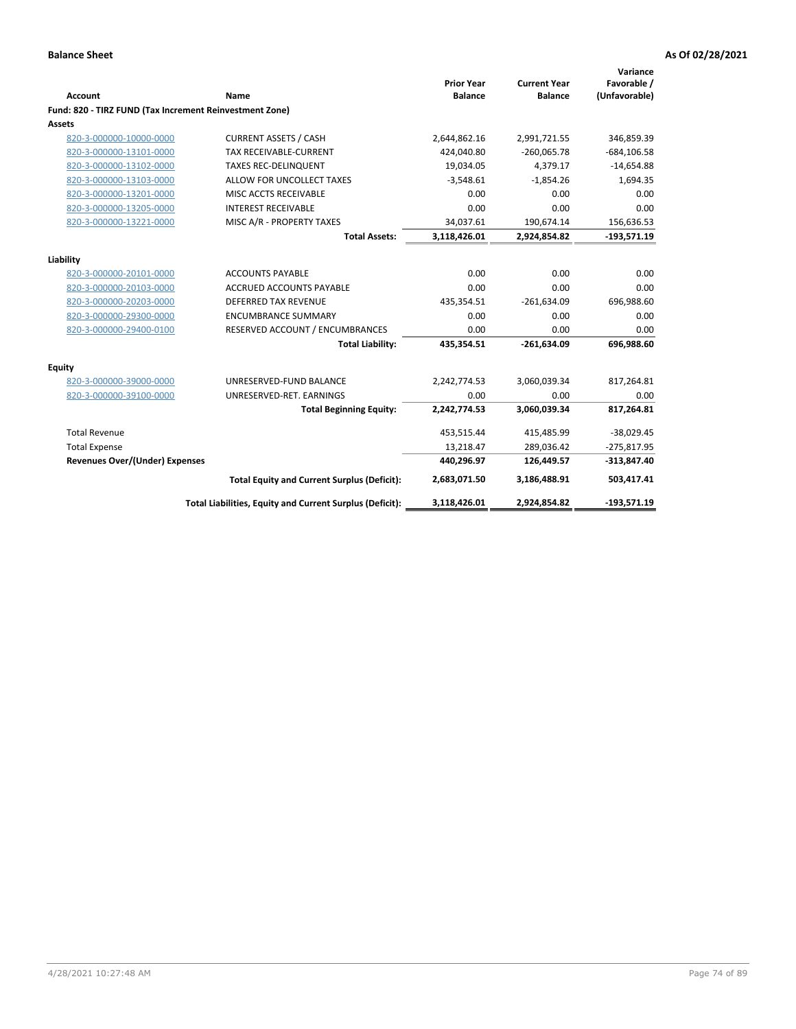**Balance Sheet** **As Of 02/28/2021**

| Account | Name | Prior Year Balance | Current Year Balance | Variance Favorable / (Unfavorable) |
|---|---|---|---|---|
| **Fund: 820 - TIRZ FUND (Tax Increment Reinvestment Zone)** | | | | |
| **Assets** | | | | |
| 820-3-000000-10000-0000 | CURRENT ASSETS / CASH | 2,644,862.16 | 2,991,721.55 | 346,859.39 |
| 820-3-000000-13101-0000 | TAX RECEIVABLE-CURRENT | 424,040.80 | -260,065.78 | -684,106.58 |
| 820-3-000000-13102-0000 | TAXES REC-DELINQUENT | 19,034.05 | 4,379.17 | -14,654.88 |
| 820-3-000000-13103-0000 | ALLOW FOR UNCOLLECT TAXES | -3,548.61 | -1,854.26 | 1,694.35 |
| 820-3-000000-13201-0000 | MISC ACCTS RECEIVABLE | 0.00 | 0.00 | 0.00 |
| 820-3-000000-13205-0000 | INTEREST RECEIVABLE | 0.00 | 0.00 | 0.00 |
| 820-3-000000-13221-0000 | MISC A/R - PROPERTY TAXES | 34,037.61 | 190,674.14 | 156,636.53 |
| | **Total Assets:** | **3,118,426.01** | **2,924,854.82** | **-193,571.19** |
| **Liability** | | | | |
| 820-3-000000-20101-0000 | ACCOUNTS PAYABLE | 0.00 | 0.00 | 0.00 |
| 820-3-000000-20103-0000 | ACCRUED ACCOUNTS PAYABLE | 0.00 | 0.00 | 0.00 |
| 820-3-000000-20203-0000 | DEFERRED TAX REVENUE | 435,354.51 | -261,634.09 | 696,988.60 |
| 820-3-000000-29300-0000 | ENCUMBRANCE SUMMARY | 0.00 | 0.00 | 0.00 |
| 820-3-000000-29400-0100 | RESERVED ACCOUNT / ENCUMBRANCES | 0.00 | 0.00 | 0.00 |
| | **Total Liability:** | **435,354.51** | **-261,634.09** | **696,988.60** |
| **Equity** | | | | |
| 820-3-000000-39000-0000 | UNRESERVED-FUND BALANCE | 2,242,774.53 | 3,060,039.34 | 817,264.81 |
| 820-3-000000-39100-0000 | UNRESERVED-RET. EARNINGS | 0.00 | 0.00 | 0.00 |
| | **Total Beginning Equity:** | **2,242,774.53** | **3,060,039.34** | **817,264.81** |
| Total Revenue | | 453,515.44 | 415,485.99 | -38,029.45 |
| Total Expense | | 13,218.47 | 289,036.42 | -275,817.95 |
| **Revenues Over/(Under) Expenses** | | **440,296.97** | **126,449.57** | **-313,847.40** |
| | **Total Equity and Current Surplus (Deficit):** | **2,683,071.50** | **3,186,488.91** | **503,417.41** |
| | **Total Liabilities, Equity and Current Surplus (Deficit):** | **3,118,426.01** | **2,924,854.82** | **-193,571.19** |

4/28/2021 10:27:48 AM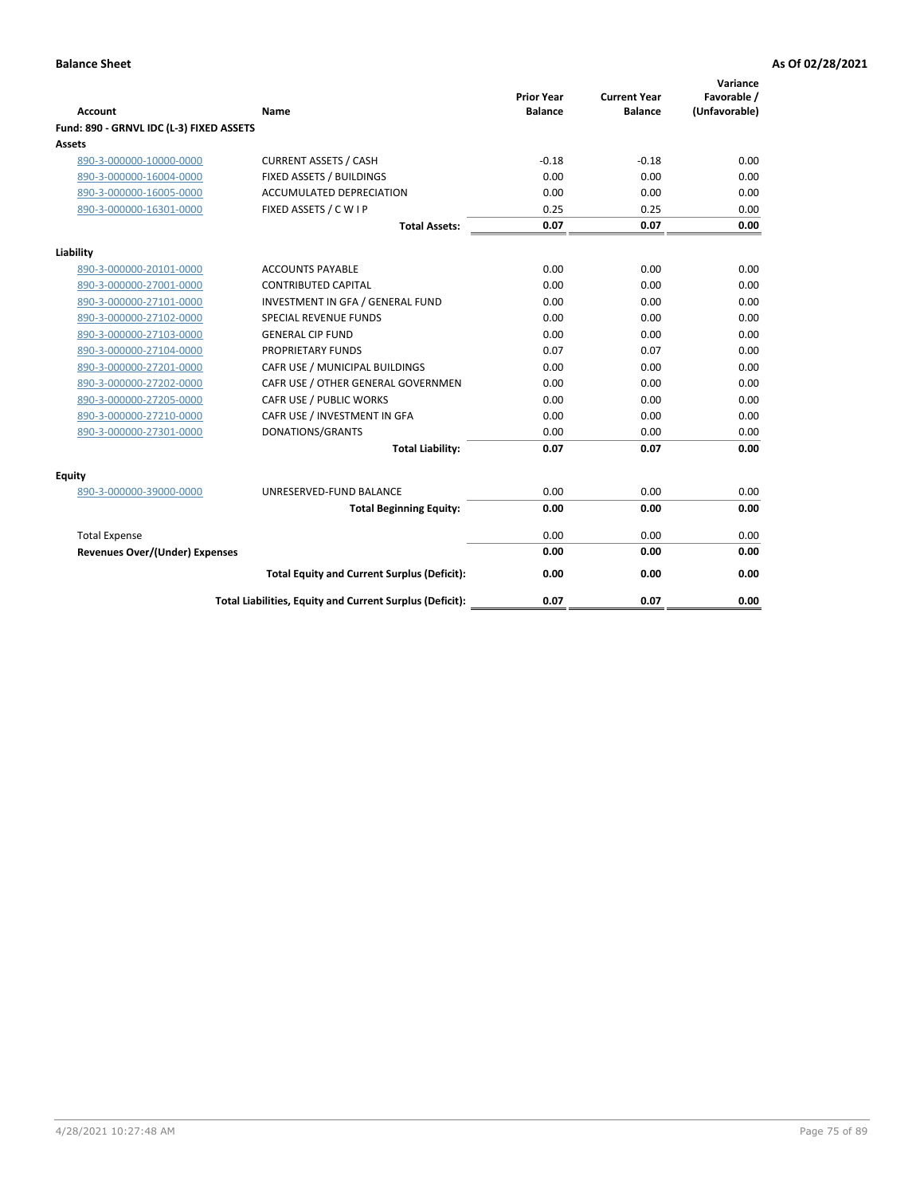**Balance Sheet** — **As Of 02/28/2021**

| Account | Name | Prior Year Balance | Current Year Balance | Variance Favorable / (Unfavorable) |
|---|---|---|---|---|
| **Fund: 890 - GRNVL IDC (L-3) FIXED ASSETS** | | | | |
| **Assets** | | | | |
| 890-3-000000-10000-0000 | CURRENT ASSETS / CASH | -0.18 | -0.18 | 0.00 |
| 890-3-000000-16004-0000 | FIXED ASSETS / BUILDINGS | 0.00 | 0.00 | 0.00 |
| 890-3-000000-16005-0000 | ACCUMULATED DEPRECIATION | 0.00 | 0.00 | 0.00 |
| 890-3-000000-16301-0000 | FIXED ASSETS / C W I P | 0.25 | 0.25 | 0.00 |
| | **Total Assets:** | **0.07** | **0.07** | **0.00** |
| **Liability** | | | | |
| 890-3-000000-20101-0000 | ACCOUNTS PAYABLE | 0.00 | 0.00 | 0.00 |
| 890-3-000000-27001-0000 | CONTRIBUTED CAPITAL | 0.00 | 0.00 | 0.00 |
| 890-3-000000-27101-0000 | INVESTMENT IN GFA / GENERAL FUND | 0.00 | 0.00 | 0.00 |
| 890-3-000000-27102-0000 | SPECIAL REVENUE FUNDS | 0.00 | 0.00 | 0.00 |
| 890-3-000000-27103-0000 | GENERAL CIP FUND | 0.00 | 0.00 | 0.00 |
| 890-3-000000-27104-0000 | PROPRIETARY FUNDS | 0.07 | 0.07 | 0.00 |
| 890-3-000000-27201-0000 | CAFR USE / MUNICIPAL BUILDINGS | 0.00 | 0.00 | 0.00 |
| 890-3-000000-27202-0000 | CAFR USE / OTHER GENERAL GOVERNMEN | 0.00 | 0.00 | 0.00 |
| 890-3-000000-27205-0000 | CAFR USE / PUBLIC WORKS | 0.00 | 0.00 | 0.00 |
| 890-3-000000-27210-0000 | CAFR USE / INVESTMENT IN GFA | 0.00 | 0.00 | 0.00 |
| 890-3-000000-27301-0000 | DONATIONS/GRANTS | 0.00 | 0.00 | 0.00 |
| | **Total Liability:** | **0.07** | **0.07** | **0.00** |
| **Equity** | | | | |
| 890-3-000000-39000-0000 | UNRESERVED-FUND BALANCE | 0.00 | 0.00 | 0.00 |
| | **Total Beginning Equity:** | **0.00** | **0.00** | **0.00** |
| Total Expense | | 0.00 | 0.00 | 0.00 |
| **Revenues Over/(Under) Expenses** | | **0.00** | **0.00** | **0.00** |
| | **Total Equity and Current Surplus (Deficit):** | **0.00** | **0.00** | **0.00** |
| | **Total Liabilities, Equity and Current Surplus (Deficit):** | **0.07** | **0.07** | **0.00** |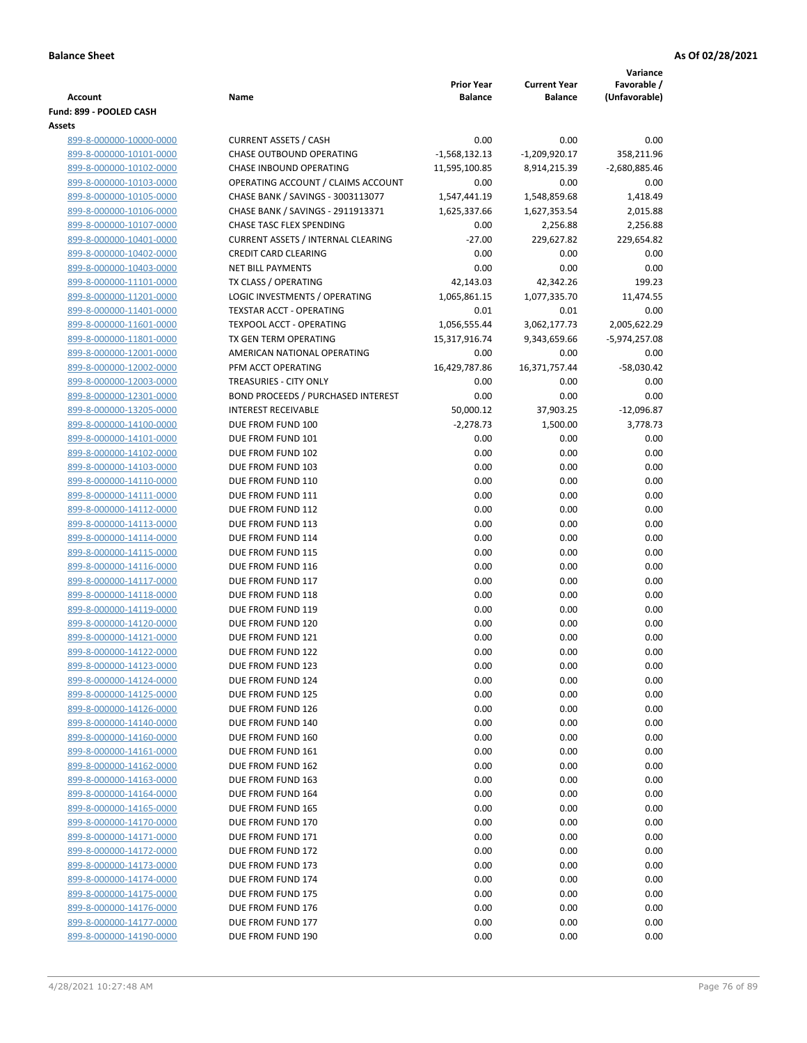**Balance Sheet** **As Of 02/28/2021**

| Account | Name | Prior Year Balance | Current Year Balance | Variance Favorable / (Unfavorable) |
|---|---|---|---|---|
| **Fund: 899 - POOLED CASH** | | | | |
| **Assets** | | | | |
| 899-8-000000-10000-0000 | CURRENT ASSETS / CASH | 0.00 | 0.00 | 0.00 |
| 899-8-000000-10101-0000 | CHASE OUTBOUND OPERATING | -1,568,132.13 | -1,209,920.17 | 358,211.96 |
| 899-8-000000-10102-0000 | CHASE INBOUND OPERATING | 11,595,100.85 | 8,914,215.39 | -2,680,885.46 |
| 899-8-000000-10103-0000 | OPERATING ACCOUNT / CLAIMS ACCOUNT | 0.00 | 0.00 | 0.00 |
| 899-8-000000-10105-0000 | CHASE BANK / SAVINGS - 3003113077 | 1,547,441.19 | 1,548,859.68 | 1,418.49 |
| 899-8-000000-10106-0000 | CHASE BANK / SAVINGS - 2911913371 | 1,625,337.66 | 1,627,353.54 | 2,015.88 |
| 899-8-000000-10107-0000 | CHASE TASC FLEX SPENDING | 0.00 | 2,256.88 | 2,256.88 |
| 899-8-000000-10401-0000 | CURRENT ASSETS / INTERNAL CLEARING | -27.00 | 229,627.82 | 229,654.82 |
| 899-8-000000-10402-0000 | CREDIT CARD CLEARING | 0.00 | 0.00 | 0.00 |
| 899-8-000000-10403-0000 | NET BILL PAYMENTS | 0.00 | 0.00 | 0.00 |
| 899-8-000000-11101-0000 | TX CLASS / OPERATING | 42,143.03 | 42,342.26 | 199.23 |
| 899-8-000000-11201-0000 | LOGIC INVESTMENTS / OPERATING | 1,065,861.15 | 1,077,335.70 | 11,474.55 |
| 899-8-000000-11401-0000 | TEXSTAR ACCT - OPERATING | 0.01 | 0.01 | 0.00 |
| 899-8-000000-11601-0000 | TEXPOOL ACCT - OPERATING | 1,056,555.44 | 3,062,177.73 | 2,005,622.29 |
| 899-8-000000-11801-0000 | TX GEN TERM OPERATING | 15,317,916.74 | 9,343,659.66 | -5,974,257.08 |
| 899-8-000000-12001-0000 | AMERICAN NATIONAL OPERATING | 0.00 | 0.00 | 0.00 |
| 899-8-000000-12002-0000 | PFM ACCT OPERATING | 16,429,787.86 | 16,371,757.44 | -58,030.42 |
| 899-8-000000-12003-0000 | TREASURIES - CITY ONLY | 0.00 | 0.00 | 0.00 |
| 899-8-000000-12301-0000 | BOND PROCEEDS / PURCHASED INTEREST | 0.00 | 0.00 | 0.00 |
| 899-8-000000-13205-0000 | INTEREST RECEIVABLE | 50,000.12 | 37,903.25 | -12,096.87 |
| 899-8-000000-14100-0000 | DUE FROM FUND 100 | -2,278.73 | 1,500.00 | 3,778.73 |
| 899-8-000000-14101-0000 | DUE FROM FUND 101 | 0.00 | 0.00 | 0.00 |
| 899-8-000000-14102-0000 | DUE FROM FUND 102 | 0.00 | 0.00 | 0.00 |
| 899-8-000000-14103-0000 | DUE FROM FUND 103 | 0.00 | 0.00 | 0.00 |
| 899-8-000000-14110-0000 | DUE FROM FUND 110 | 0.00 | 0.00 | 0.00 |
| 899-8-000000-14111-0000 | DUE FROM FUND 111 | 0.00 | 0.00 | 0.00 |
| 899-8-000000-14112-0000 | DUE FROM FUND 112 | 0.00 | 0.00 | 0.00 |
| 899-8-000000-14113-0000 | DUE FROM FUND 113 | 0.00 | 0.00 | 0.00 |
| 899-8-000000-14114-0000 | DUE FROM FUND 114 | 0.00 | 0.00 | 0.00 |
| 899-8-000000-14115-0000 | DUE FROM FUND 115 | 0.00 | 0.00 | 0.00 |
| 899-8-000000-14116-0000 | DUE FROM FUND 116 | 0.00 | 0.00 | 0.00 |
| 899-8-000000-14117-0000 | DUE FROM FUND 117 | 0.00 | 0.00 | 0.00 |
| 899-8-000000-14118-0000 | DUE FROM FUND 118 | 0.00 | 0.00 | 0.00 |
| 899-8-000000-14119-0000 | DUE FROM FUND 119 | 0.00 | 0.00 | 0.00 |
| 899-8-000000-14120-0000 | DUE FROM FUND 120 | 0.00 | 0.00 | 0.00 |
| 899-8-000000-14121-0000 | DUE FROM FUND 121 | 0.00 | 0.00 | 0.00 |
| 899-8-000000-14122-0000 | DUE FROM FUND 122 | 0.00 | 0.00 | 0.00 |
| 899-8-000000-14123-0000 | DUE FROM FUND 123 | 0.00 | 0.00 | 0.00 |
| 899-8-000000-14124-0000 | DUE FROM FUND 124 | 0.00 | 0.00 | 0.00 |
| 899-8-000000-14125-0000 | DUE FROM FUND 125 | 0.00 | 0.00 | 0.00 |
| 899-8-000000-14126-0000 | DUE FROM FUND 126 | 0.00 | 0.00 | 0.00 |
| 899-8-000000-14140-0000 | DUE FROM FUND 140 | 0.00 | 0.00 | 0.00 |
| 899-8-000000-14160-0000 | DUE FROM FUND 160 | 0.00 | 0.00 | 0.00 |
| 899-8-000000-14161-0000 | DUE FROM FUND 161 | 0.00 | 0.00 | 0.00 |
| 899-8-000000-14162-0000 | DUE FROM FUND 162 | 0.00 | 0.00 | 0.00 |
| 899-8-000000-14163-0000 | DUE FROM FUND 163 | 0.00 | 0.00 | 0.00 |
| 899-8-000000-14164-0000 | DUE FROM FUND 164 | 0.00 | 0.00 | 0.00 |
| 899-8-000000-14165-0000 | DUE FROM FUND 165 | 0.00 | 0.00 | 0.00 |
| 899-8-000000-14170-0000 | DUE FROM FUND 170 | 0.00 | 0.00 | 0.00 |
| 899-8-000000-14171-0000 | DUE FROM FUND 171 | 0.00 | 0.00 | 0.00 |
| 899-8-000000-14172-0000 | DUE FROM FUND 172 | 0.00 | 0.00 | 0.00 |
| 899-8-000000-14173-0000 | DUE FROM FUND 173 | 0.00 | 0.00 | 0.00 |
| 899-8-000000-14174-0000 | DUE FROM FUND 174 | 0.00 | 0.00 | 0.00 |
| 899-8-000000-14175-0000 | DUE FROM FUND 175 | 0.00 | 0.00 | 0.00 |
| 899-8-000000-14176-0000 | DUE FROM FUND 176 | 0.00 | 0.00 | 0.00 |
| 899-8-000000-14177-0000 | DUE FROM FUND 177 | 0.00 | 0.00 | 0.00 |
| 899-8-000000-14190-0000 | DUE FROM FUND 190 | 0.00 | 0.00 | 0.00 |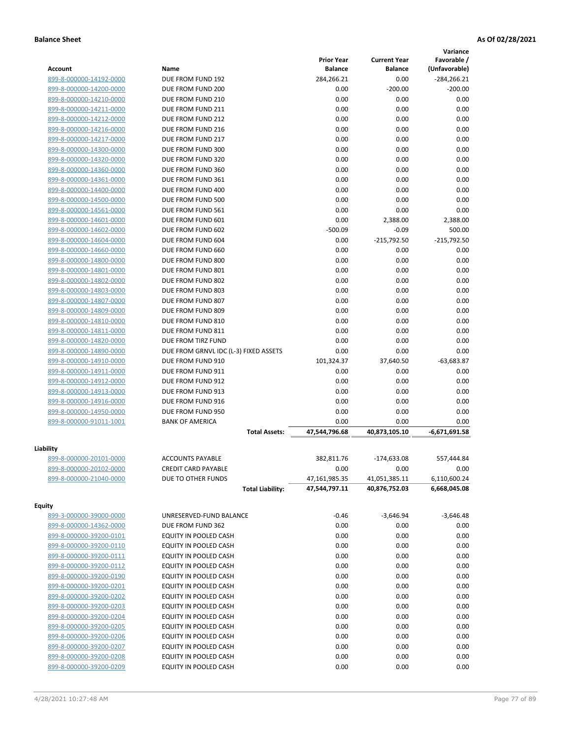**Balance Sheet** **As Of 02/28/2021**

| Account | Name | Prior Year Balance | Current Year Balance | Variance Favorable / (Unfavorable) |
|---|---|---|---|---|
| 899-8-000000-14192-0000 | DUE FROM FUND 192 | 284,266.21 | 0.00 | -284,266.21 |
| 899-8-000000-14200-0000 | DUE FROM FUND 200 | 0.00 | -200.00 | -200.00 |
| 899-8-000000-14210-0000 | DUE FROM FUND 210 | 0.00 | 0.00 | 0.00 |
| 899-8-000000-14211-0000 | DUE FROM FUND 211 | 0.00 | 0.00 | 0.00 |
| 899-8-000000-14212-0000 | DUE FROM FUND 212 | 0.00 | 0.00 | 0.00 |
| 899-8-000000-14216-0000 | DUE FROM FUND 216 | 0.00 | 0.00 | 0.00 |
| 899-8-000000-14217-0000 | DUE FROM FUND 217 | 0.00 | 0.00 | 0.00 |
| 899-8-000000-14300-0000 | DUE FROM FUND 300 | 0.00 | 0.00 | 0.00 |
| 899-8-000000-14320-0000 | DUE FROM FUND 320 | 0.00 | 0.00 | 0.00 |
| 899-8-000000-14360-0000 | DUE FROM FUND 360 | 0.00 | 0.00 | 0.00 |
| 899-8-000000-14361-0000 | DUE FROM FUND 361 | 0.00 | 0.00 | 0.00 |
| 899-8-000000-14400-0000 | DUE FROM FUND 400 | 0.00 | 0.00 | 0.00 |
| 899-8-000000-14500-0000 | DUE FROM FUND 500 | 0.00 | 0.00 | 0.00 |
| 899-8-000000-14561-0000 | DUE FROM FUND 561 | 0.00 | 0.00 | 0.00 |
| 899-8-000000-14601-0000 | DUE FROM FUND 601 | 0.00 | 2,388.00 | 2,388.00 |
| 899-8-000000-14602-0000 | DUE FROM FUND 602 | -500.09 | -0.09 | 500.00 |
| 899-8-000000-14604-0000 | DUE FROM FUND 604 | 0.00 | -215,792.50 | -215,792.50 |
| 899-8-000000-14660-0000 | DUE FROM FUND 660 | 0.00 | 0.00 | 0.00 |
| 899-8-000000-14800-0000 | DUE FROM FUND 800 | 0.00 | 0.00 | 0.00 |
| 899-8-000000-14801-0000 | DUE FROM FUND 801 | 0.00 | 0.00 | 0.00 |
| 899-8-000000-14802-0000 | DUE FROM FUND 802 | 0.00 | 0.00 | 0.00 |
| 899-8-000000-14803-0000 | DUE FROM FUND 803 | 0.00 | 0.00 | 0.00 |
| 899-8-000000-14807-0000 | DUE FROM FUND 807 | 0.00 | 0.00 | 0.00 |
| 899-8-000000-14809-0000 | DUE FROM FUND 809 | 0.00 | 0.00 | 0.00 |
| 899-8-000000-14810-0000 | DUE FROM FUND 810 | 0.00 | 0.00 | 0.00 |
| 899-8-000000-14811-0000 | DUE FROM FUND 811 | 0.00 | 0.00 | 0.00 |
| 899-8-000000-14820-0000 | DUE FROM TIRZ FUND | 0.00 | 0.00 | 0.00 |
| 899-8-000000-14890-0000 | DUE FROM GRNVL IDC (L-3) FIXED ASSETS | 0.00 | 0.00 | 0.00 |
| 899-8-000000-14910-0000 | DUE FROM FUND 910 | 101,324.37 | 37,640.50 | -63,683.87 |
| 899-8-000000-14911-0000 | DUE FROM FUND 911 | 0.00 | 0.00 | 0.00 |
| 899-8-000000-14912-0000 | DUE FROM FUND 912 | 0.00 | 0.00 | 0.00 |
| 899-8-000000-14913-0000 | DUE FROM FUND 913 | 0.00 | 0.00 | 0.00 |
| 899-8-000000-14916-0000 | DUE FROM FUND 916 | 0.00 | 0.00 | 0.00 |
| 899-8-000000-14950-0000 | DUE FROM FUND 950 | 0.00 | 0.00 | 0.00 |
| 899-8-000000-91011-1001 | BANK OF AMERICA | 0.00 | 0.00 | 0.00 |
| | **Total Assets:** | **47,544,796.68** | **40,873,105.10** | **-6,671,691.58** |
| **Liability** | | | | |
| 899-8-000000-20101-0000 | ACCOUNTS PAYABLE | 382,811.76 | -174,633.08 | 557,444.84 |
| 899-8-000000-20102-0000 | CREDIT CARD PAYABLE | 0.00 | 0.00 | 0.00 |
| 899-8-000000-21040-0000 | DUE TO OTHER FUNDS | 47,161,985.35 | 41,051,385.11 | 6,110,600.24 |
| | **Total Liability:** | **47,544,797.11** | **40,876,752.03** | **6,668,045.08** |
| **Equity** | | | | |
| 899-3-000000-39000-0000 | UNRESERVED-FUND BALANCE | -0.46 | -3,646.94 | -3,646.48 |
| 899-8-000000-14362-0000 | DUE FROM FUND 362 | 0.00 | 0.00 | 0.00 |
| 899-8-000000-39200-0101 | EQUITY IN POOLED CASH | 0.00 | 0.00 | 0.00 |
| 899-8-000000-39200-0110 | EQUITY IN POOLED CASH | 0.00 | 0.00 | 0.00 |
| 899-8-000000-39200-0111 | EQUITY IN POOLED CASH | 0.00 | 0.00 | 0.00 |
| 899-8-000000-39200-0112 | EQUITY IN POOLED CASH | 0.00 | 0.00 | 0.00 |
| 899-8-000000-39200-0190 | EQUITY IN POOLED CASH | 0.00 | 0.00 | 0.00 |
| 899-8-000000-39200-0201 | EQUITY IN POOLED CASH | 0.00 | 0.00 | 0.00 |
| 899-8-000000-39200-0202 | EQUITY IN POOLED CASH | 0.00 | 0.00 | 0.00 |
| 899-8-000000-39200-0203 | EQUITY IN POOLED CASH | 0.00 | 0.00 | 0.00 |
| 899-8-000000-39200-0204 | EQUITY IN POOLED CASH | 0.00 | 0.00 | 0.00 |
| 899-8-000000-39200-0205 | EQUITY IN POOLED CASH | 0.00 | 0.00 | 0.00 |
| 899-8-000000-39200-0206 | EQUITY IN POOLED CASH | 0.00 | 0.00 | 0.00 |
| 899-8-000000-39200-0207 | EQUITY IN POOLED CASH | 0.00 | 0.00 | 0.00 |
| 899-8-000000-39200-0208 | EQUITY IN POOLED CASH | 0.00 | 0.00 | 0.00 |
| 899-8-000000-39200-0209 | EQUITY IN POOLED CASH | 0.00 | 0.00 | 0.00 |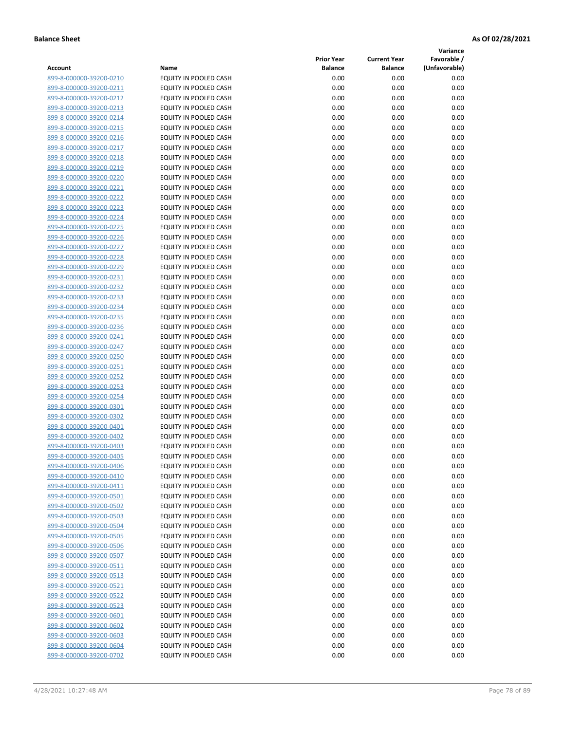**Balance Sheet** **As Of 02/28/2021**

| Account | Name | Prior Year Balance | Current Year Balance | Variance Favorable / (Unfavorable) |
|---|---|---|---|---|
| 899-8-000000-39200-0210 | EQUITY IN POOLED CASH | 0.00 | 0.00 | 0.00 |
| 899-8-000000-39200-0211 | EQUITY IN POOLED CASH | 0.00 | 0.00 | 0.00 |
| 899-8-000000-39200-0212 | EQUITY IN POOLED CASH | 0.00 | 0.00 | 0.00 |
| 899-8-000000-39200-0213 | EQUITY IN POOLED CASH | 0.00 | 0.00 | 0.00 |
| 899-8-000000-39200-0214 | EQUITY IN POOLED CASH | 0.00 | 0.00 | 0.00 |
| 899-8-000000-39200-0215 | EQUITY IN POOLED CASH | 0.00 | 0.00 | 0.00 |
| 899-8-000000-39200-0216 | EQUITY IN POOLED CASH | 0.00 | 0.00 | 0.00 |
| 899-8-000000-39200-0217 | EQUITY IN POOLED CASH | 0.00 | 0.00 | 0.00 |
| 899-8-000000-39200-0218 | EQUITY IN POOLED CASH | 0.00 | 0.00 | 0.00 |
| 899-8-000000-39200-0219 | EQUITY IN POOLED CASH | 0.00 | 0.00 | 0.00 |
| 899-8-000000-39200-0220 | EQUITY IN POOLED CASH | 0.00 | 0.00 | 0.00 |
| 899-8-000000-39200-0221 | EQUITY IN POOLED CASH | 0.00 | 0.00 | 0.00 |
| 899-8-000000-39200-0222 | EQUITY IN POOLED CASH | 0.00 | 0.00 | 0.00 |
| 899-8-000000-39200-0223 | EQUITY IN POOLED CASH | 0.00 | 0.00 | 0.00 |
| 899-8-000000-39200-0224 | EQUITY IN POOLED CASH | 0.00 | 0.00 | 0.00 |
| 899-8-000000-39200-0225 | EQUITY IN POOLED CASH | 0.00 | 0.00 | 0.00 |
| 899-8-000000-39200-0226 | EQUITY IN POOLED CASH | 0.00 | 0.00 | 0.00 |
| 899-8-000000-39200-0227 | EQUITY IN POOLED CASH | 0.00 | 0.00 | 0.00 |
| 899-8-000000-39200-0228 | EQUITY IN POOLED CASH | 0.00 | 0.00 | 0.00 |
| 899-8-000000-39200-0229 | EQUITY IN POOLED CASH | 0.00 | 0.00 | 0.00 |
| 899-8-000000-39200-0231 | EQUITY IN POOLED CASH | 0.00 | 0.00 | 0.00 |
| 899-8-000000-39200-0232 | EQUITY IN POOLED CASH | 0.00 | 0.00 | 0.00 |
| 899-8-000000-39200-0233 | EQUITY IN POOLED CASH | 0.00 | 0.00 | 0.00 |
| 899-8-000000-39200-0234 | EQUITY IN POOLED CASH | 0.00 | 0.00 | 0.00 |
| 899-8-000000-39200-0235 | EQUITY IN POOLED CASH | 0.00 | 0.00 | 0.00 |
| 899-8-000000-39200-0236 | EQUITY IN POOLED CASH | 0.00 | 0.00 | 0.00 |
| 899-8-000000-39200-0241 | EQUITY IN POOLED CASH | 0.00 | 0.00 | 0.00 |
| 899-8-000000-39200-0247 | EQUITY IN POOLED CASH | 0.00 | 0.00 | 0.00 |
| 899-8-000000-39200-0250 | EQUITY IN POOLED CASH | 0.00 | 0.00 | 0.00 |
| 899-8-000000-39200-0251 | EQUITY IN POOLED CASH | 0.00 | 0.00 | 0.00 |
| 899-8-000000-39200-0252 | EQUITY IN POOLED CASH | 0.00 | 0.00 | 0.00 |
| 899-8-000000-39200-0253 | EQUITY IN POOLED CASH | 0.00 | 0.00 | 0.00 |
| 899-8-000000-39200-0254 | EQUITY IN POOLED CASH | 0.00 | 0.00 | 0.00 |
| 899-8-000000-39200-0301 | EQUITY IN POOLED CASH | 0.00 | 0.00 | 0.00 |
| 899-8-000000-39200-0302 | EQUITY IN POOLED CASH | 0.00 | 0.00 | 0.00 |
| 899-8-000000-39200-0401 | EQUITY IN POOLED CASH | 0.00 | 0.00 | 0.00 |
| 899-8-000000-39200-0402 | EQUITY IN POOLED CASH | 0.00 | 0.00 | 0.00 |
| 899-8-000000-39200-0403 | EQUITY IN POOLED CASH | 0.00 | 0.00 | 0.00 |
| 899-8-000000-39200-0405 | EQUITY IN POOLED CASH | 0.00 | 0.00 | 0.00 |
| 899-8-000000-39200-0406 | EQUITY IN POOLED CASH | 0.00 | 0.00 | 0.00 |
| 899-8-000000-39200-0410 | EQUITY IN POOLED CASH | 0.00 | 0.00 | 0.00 |
| 899-8-000000-39200-0411 | EQUITY IN POOLED CASH | 0.00 | 0.00 | 0.00 |
| 899-8-000000-39200-0501 | EQUITY IN POOLED CASH | 0.00 | 0.00 | 0.00 |
| 899-8-000000-39200-0502 | EQUITY IN POOLED CASH | 0.00 | 0.00 | 0.00 |
| 899-8-000000-39200-0503 | EQUITY IN POOLED CASH | 0.00 | 0.00 | 0.00 |
| 899-8-000000-39200-0504 | EQUITY IN POOLED CASH | 0.00 | 0.00 | 0.00 |
| 899-8-000000-39200-0505 | EQUITY IN POOLED CASH | 0.00 | 0.00 | 0.00 |
| 899-8-000000-39200-0506 | EQUITY IN POOLED CASH | 0.00 | 0.00 | 0.00 |
| 899-8-000000-39200-0507 | EQUITY IN POOLED CASH | 0.00 | 0.00 | 0.00 |
| 899-8-000000-39200-0511 | EQUITY IN POOLED CASH | 0.00 | 0.00 | 0.00 |
| 899-8-000000-39200-0513 | EQUITY IN POOLED CASH | 0.00 | 0.00 | 0.00 |
| 899-8-000000-39200-0521 | EQUITY IN POOLED CASH | 0.00 | 0.00 | 0.00 |
| 899-8-000000-39200-0522 | EQUITY IN POOLED CASH | 0.00 | 0.00 | 0.00 |
| 899-8-000000-39200-0523 | EQUITY IN POOLED CASH | 0.00 | 0.00 | 0.00 |
| 899-8-000000-39200-0601 | EQUITY IN POOLED CASH | 0.00 | 0.00 | 0.00 |
| 899-8-000000-39200-0602 | EQUITY IN POOLED CASH | 0.00 | 0.00 | 0.00 |
| 899-8-000000-39200-0603 | EQUITY IN POOLED CASH | 0.00 | 0.00 | 0.00 |
| 899-8-000000-39200-0604 | EQUITY IN POOLED CASH | 0.00 | 0.00 | 0.00 |
| 899-8-000000-39200-0702 | EQUITY IN POOLED CASH | 0.00 | 0.00 | 0.00 |

4/28/2021 10:27:48 AM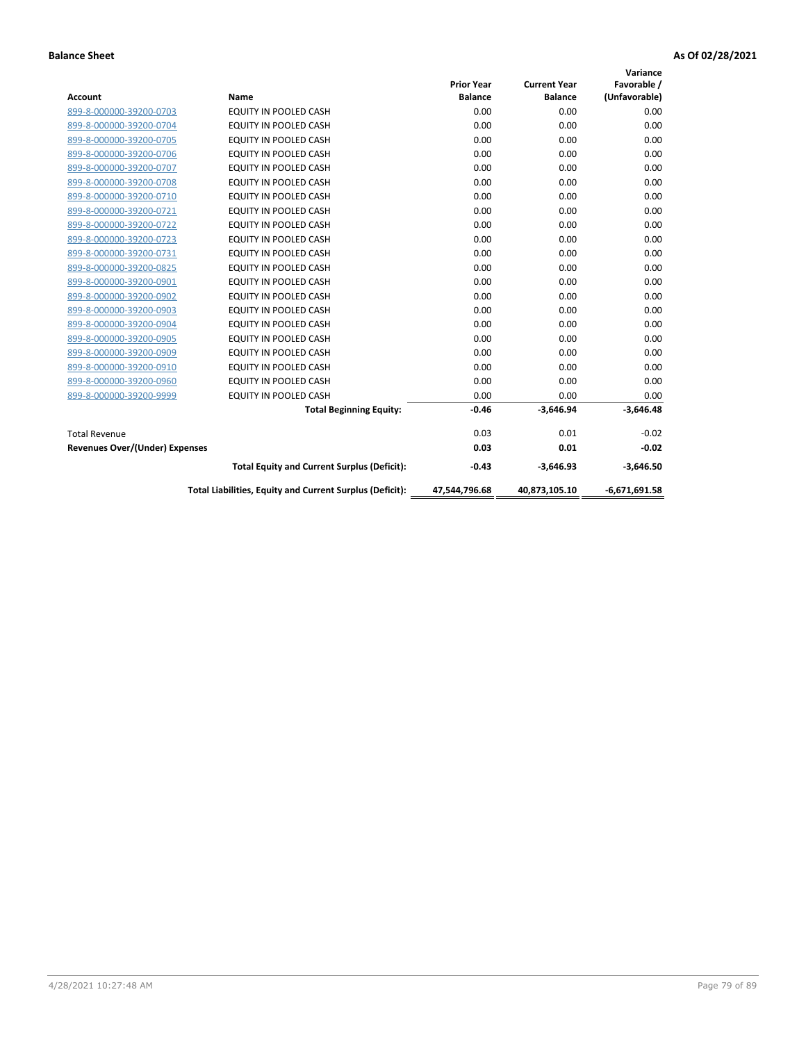**Balance Sheet** **As Of 02/28/2021**

| Account | Name | Prior Year Balance | Current Year Balance | Variance Favorable / (Unfavorable) |
|---|---|---|---|---|
| 899-8-000000-39200-0703 | EQUITY IN POOLED CASH | 0.00 | 0.00 | 0.00 |
| 899-8-000000-39200-0704 | EQUITY IN POOLED CASH | 0.00 | 0.00 | 0.00 |
| 899-8-000000-39200-0705 | EQUITY IN POOLED CASH | 0.00 | 0.00 | 0.00 |
| 899-8-000000-39200-0706 | EQUITY IN POOLED CASH | 0.00 | 0.00 | 0.00 |
| 899-8-000000-39200-0707 | EQUITY IN POOLED CASH | 0.00 | 0.00 | 0.00 |
| 899-8-000000-39200-0708 | EQUITY IN POOLED CASH | 0.00 | 0.00 | 0.00 |
| 899-8-000000-39200-0710 | EQUITY IN POOLED CASH | 0.00 | 0.00 | 0.00 |
| 899-8-000000-39200-0721 | EQUITY IN POOLED CASH | 0.00 | 0.00 | 0.00 |
| 899-8-000000-39200-0722 | EQUITY IN POOLED CASH | 0.00 | 0.00 | 0.00 |
| 899-8-000000-39200-0723 | EQUITY IN POOLED CASH | 0.00 | 0.00 | 0.00 |
| 899-8-000000-39200-0731 | EQUITY IN POOLED CASH | 0.00 | 0.00 | 0.00 |
| 899-8-000000-39200-0825 | EQUITY IN POOLED CASH | 0.00 | 0.00 | 0.00 |
| 899-8-000000-39200-0901 | EQUITY IN POOLED CASH | 0.00 | 0.00 | 0.00 |
| 899-8-000000-39200-0902 | EQUITY IN POOLED CASH | 0.00 | 0.00 | 0.00 |
| 899-8-000000-39200-0903 | EQUITY IN POOLED CASH | 0.00 | 0.00 | 0.00 |
| 899-8-000000-39200-0904 | EQUITY IN POOLED CASH | 0.00 | 0.00 | 0.00 |
| 899-8-000000-39200-0905 | EQUITY IN POOLED CASH | 0.00 | 0.00 | 0.00 |
| 899-8-000000-39200-0909 | EQUITY IN POOLED CASH | 0.00 | 0.00 | 0.00 |
| 899-8-000000-39200-0910 | EQUITY IN POOLED CASH | 0.00 | 0.00 | 0.00 |
| 899-8-000000-39200-0960 | EQUITY IN POOLED CASH | 0.00 | 0.00 | 0.00 |
| 899-8-000000-39200-9999 | EQUITY IN POOLED CASH | 0.00 | 0.00 | 0.00 |
| | **Total Beginning Equity:** | **-0.46** | **-3,646.94** | **-3,646.48** |
| Total Revenue | | 0.03 | 0.01 | -0.02 |
| **Revenues Over/(Under) Expenses** | | **0.03** | **0.01** | **-0.02** |
| | **Total Equity and Current Surplus (Deficit):** | **-0.43** | **-3,646.93** | **-3,646.50** |
| | **Total Liabilities, Equity and Current Surplus (Deficit):** | **47,544,796.68** | **40,873,105.10** | **-6,671,691.58** |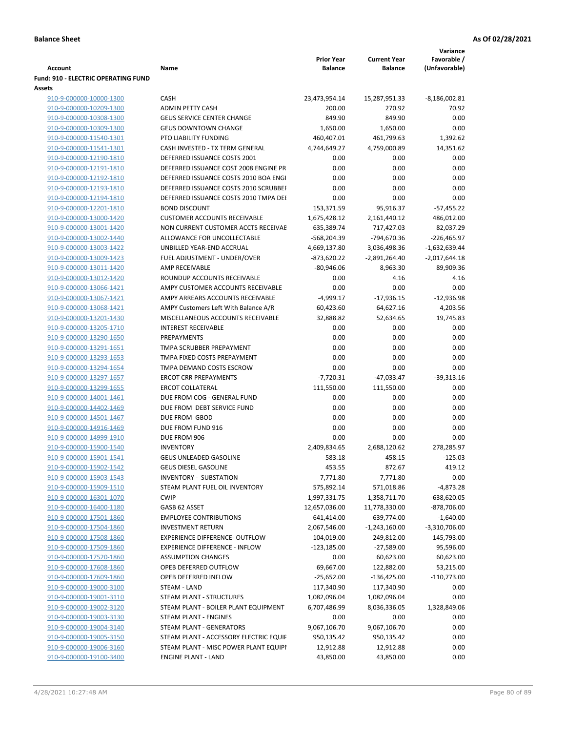**Balance Sheet** **As Of 02/28/2021**

| Account | Name | Prior Year Balance | Current Year Balance | Variance Favorable / (Unfavorable) |
|---|---|---|---|---|
| **Fund: 910 - ELECTRIC OPERATING FUND** | | | | |
| **Assets** | | | | |
| 910-9-000000-10000-1300 | CASH | 23,473,954.14 | 15,287,951.33 | -8,186,002.81 |
| 910-9-000000-10209-1300 | ADMIN PETTY CASH | 200.00 | 270.92 | 70.92 |
| 910-9-000000-10308-1300 | GEUS SERVICE CENTER CHANGE | 849.90 | 849.90 | 0.00 |
| 910-9-000000-10309-1300 | GEUS DOWNTOWN CHANGE | 1,650.00 | 1,650.00 | 0.00 |
| 910-9-000000-11540-1301 | PTO LIABILITY FUNDING | 460,407.01 | 461,799.63 | 1,392.62 |
| 910-9-000000-11541-1301 | CASH INVESTED - TX TERM GENERAL | 4,744,649.27 | 4,759,000.89 | 14,351.62 |
| 910-9-000000-12190-1810 | DEFERRED ISSUANCE COSTS 2001 | 0.00 | 0.00 | 0.00 |
| 910-9-000000-12191-1810 | DEFERRED ISSUANCE COST 2008 ENGINE PR | 0.00 | 0.00 | 0.00 |
| 910-9-000000-12192-1810 | DEFERRED ISSUANCE COSTS 2010 BOA ENGI | 0.00 | 0.00 | 0.00 |
| 910-9-000000-12193-1810 | DEFERRED ISSUANCE COSTS 2010 SCRUBBEI | 0.00 | 0.00 | 0.00 |
| 910-9-000000-12194-1810 | DEFERRED ISSUANCE COSTS 2010 TMPA DEI | 0.00 | 0.00 | 0.00 |
| 910-9-000000-12201-1810 | BOND DISCOUNT | 153,371.59 | 95,916.37 | -57,455.22 |
| 910-9-000000-13000-1420 | CUSTOMER ACCOUNTS RECEIVABLE | 1,675,428.12 | 2,161,440.12 | 486,012.00 |
| 910-9-000000-13001-1420 | NON CURRENT CUSTOMER ACCTS RECEIVAE | 635,389.74 | 717,427.03 | 82,037.29 |
| 910-9-000000-13002-1440 | ALLOWANCE FOR UNCOLLECTABLE | -568,204.39 | -794,670.36 | -226,465.97 |
| 910-9-000000-13003-1422 | UNBILLED YEAR-END ACCRUAL | 4,669,137.80 | 3,036,498.36 | -1,632,639.44 |
| 910-9-000000-13009-1423 | FUEL ADJUSTMENT - UNDER/OVER | -873,620.22 | -2,891,264.40 | -2,017,644.18 |
| 910-9-000000-13011-1420 | AMP RECEIVABLE | -80,946.06 | 8,963.30 | 89,909.36 |
| 910-9-000000-13012-1420 | ROUNDUP ACCOUNTS RECEIVABLE | 0.00 | 4.16 | 4.16 |
| 910-9-000000-13066-1421 | AMPY CUSTOMER ACCOUNTS RECEIVABLE | 0.00 | 0.00 | 0.00 |
| 910-9-000000-13067-1421 | AMPY ARREARS ACCOUNTS RECEIVABLE | -4,999.17 | -17,936.15 | -12,936.98 |
| 910-9-000000-13068-1421 | AMPY Customers Left With Balance A/R | 60,423.60 | 64,627.16 | 4,203.56 |
| 910-9-000000-13201-1430 | MISCELLANEOUS ACCOUNTS RECEIVABLE | 32,888.82 | 52,634.65 | 19,745.83 |
| 910-9-000000-13205-1710 | INTEREST RECEIVABLE | 0.00 | 0.00 | 0.00 |
| 910-9-000000-13290-1650 | PREPAYMENTS | 0.00 | 0.00 | 0.00 |
| 910-9-000000-13291-1651 | TMPA SCRUBBER PREPAYMENT | 0.00 | 0.00 | 0.00 |
| 910-9-000000-13293-1653 | TMPA FIXED COSTS PREPAYMENT | 0.00 | 0.00 | 0.00 |
| 910-9-000000-13294-1654 | TMPA DEMAND COSTS ESCROW | 0.00 | 0.00 | 0.00 |
| 910-9-000000-13297-1657 | ERCOT CRR PREPAYMENTS | -7,720.31 | -47,033.47 | -39,313.16 |
| 910-9-000000-13299-1655 | ERCOT COLLATERAL | 111,550.00 | 111,550.00 | 0.00 |
| 910-9-000000-14001-1461 | DUE FROM COG - GENERAL FUND | 0.00 | 0.00 | 0.00 |
| 910-9-000000-14402-1469 | DUE FROM DEBT SERVICE FUND | 0.00 | 0.00 | 0.00 |
| 910-9-000000-14501-1467 | DUE FROM GBOD | 0.00 | 0.00 | 0.00 |
| 910-9-000000-14916-1469 | DUE FROM FUND 916 | 0.00 | 0.00 | 0.00 |
| 910-9-000000-14999-1910 | DUE FROM 906 | 0.00 | 0.00 | 0.00 |
| 910-9-000000-15900-1540 | INVENTORY | 2,409,834.65 | 2,688,120.62 | 278,285.97 |
| 910-9-000000-15901-1541 | GEUS UNLEADED GASOLINE | 583.18 | 458.15 | -125.03 |
| 910-9-000000-15902-1542 | GEUS DIESEL GASOLINE | 453.55 | 872.67 | 419.12 |
| 910-9-000000-15903-1543 | INVENTORY - SUBSTATION | 7,771.80 | 7,771.80 | 0.00 |
| 910-9-000000-15909-1510 | STEAM PLANT FUEL OIL INVENTORY | 575,892.14 | 571,018.86 | -4,873.28 |
| 910-9-000000-16301-1070 | CWIP | 1,997,331.75 | 1,358,711.70 | -638,620.05 |
| 910-9-000000-16400-1180 | GASB 62 ASSET | 12,657,036.00 | 11,778,330.00 | -878,706.00 |
| 910-9-000000-17501-1860 | EMPLOYEE CONTRIBUTIONS | 641,414.00 | 639,774.00 | -1,640.00 |
| 910-9-000000-17504-1860 | INVESTMENT RETURN | 2,067,546.00 | -1,243,160.00 | -3,310,706.00 |
| 910-9-000000-17508-1860 | EXPERIENCE DIFFERENCE- OUTFLOW | 104,019.00 | 249,812.00 | 145,793.00 |
| 910-9-000000-17509-1860 | EXPERIENCE DIFFERENCE - INFLOW | -123,185.00 | -27,589.00 | 95,596.00 |
| 910-9-000000-17520-1860 | ASSUMPTION CHANGES | 0.00 | 60,623.00 | 60,623.00 |
| 910-9-000000-17608-1860 | OPEB DEFERRED OUTFLOW | 69,667.00 | 122,882.00 | 53,215.00 |
| 910-9-000000-17609-1860 | OPEB DEFERRED INFLOW | -25,652.00 | -136,425.00 | -110,773.00 |
| 910-9-000000-19000-3100 | STEAM - LAND | 117,340.90 | 117,340.90 | 0.00 |
| 910-9-000000-19001-3110 | STEAM PLANT - STRUCTURES | 1,082,096.04 | 1,082,096.04 | 0.00 |
| 910-9-000000-19002-3120 | STEAM PLANT - BOILER PLANT EQUIPMENT | 6,707,486.99 | 8,036,336.05 | 1,328,849.06 |
| 910-9-000000-19003-3130 | STEAM PLANT - ENGINES | 0.00 | 0.00 | 0.00 |
| 910-9-000000-19004-3140 | STEAM PLANT - GENERATORS | 9,067,106.70 | 9,067,106.70 | 0.00 |
| 910-9-000000-19005-3150 | STEAM PLANT - ACCESSORY ELECTRIC EQUIF | 950,135.42 | 950,135.42 | 0.00 |
| 910-9-000000-19006-3160 | STEAM PLANT - MISC POWER PLANT EQUIPI | 12,912.88 | 12,912.88 | 0.00 |
| 910-9-000000-19100-3400 | ENGINE PLANT - LAND | 43,850.00 | 43,850.00 | 0.00 |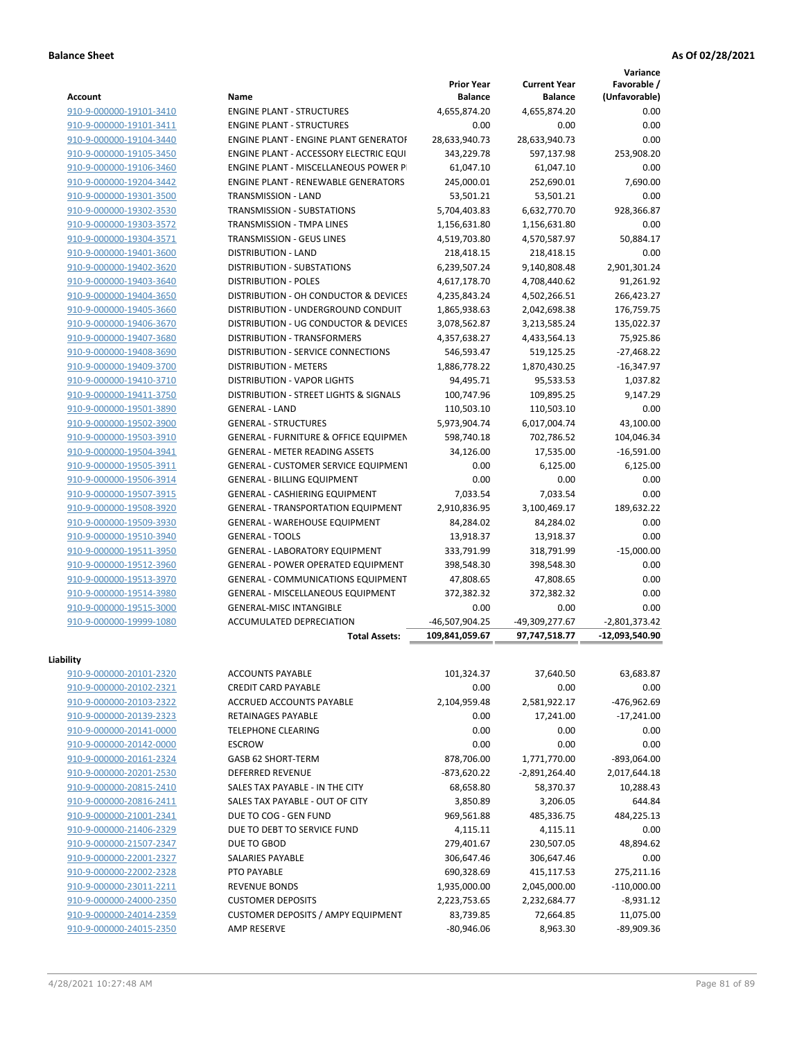**Balance Sheet** **As Of 02/28/2021**

| Account | Name | Prior Year Balance | Current Year Balance | Variance Favorable / (Unfavorable) |
|---|---|---|---|---|
| 910-9-000000-19101-3410 | ENGINE PLANT - STRUCTURES | 4,655,874.20 | 4,655,874.20 | 0.00 |
| 910-9-000000-19101-3411 | ENGINE PLANT - STRUCTURES | 0.00 | 0.00 | 0.00 |
| 910-9-000000-19104-3440 | ENGINE PLANT - ENGINE PLANT GENERATOF | 28,633,940.73 | 28,633,940.73 | 0.00 |
| 910-9-000000-19105-3450 | ENGINE PLANT - ACCESSORY ELECTRIC EQUI | 343,229.78 | 597,137.98 | 253,908.20 |
| 910-9-000000-19106-3460 | ENGINE PLANT - MISCELLANEOUS POWER P | 61,047.10 | 61,047.10 | 0.00 |
| 910-9-000000-19204-3442 | ENGINE PLANT - RENEWABLE GENERATORS | 245,000.01 | 252,690.01 | 7,690.00 |
| 910-9-000000-19301-3500 | TRANSMISSION - LAND | 53,501.21 | 53,501.21 | 0.00 |
| 910-9-000000-19302-3530 | TRANSMISSION - SUBSTATIONS | 5,704,403.83 | 6,632,770.70 | 928,366.87 |
| 910-9-000000-19303-3572 | TRANSMISSION - TMPA LINES | 1,156,631.80 | 1,156,631.80 | 0.00 |
| 910-9-000000-19304-3571 | TRANSMISSION - GEUS LINES | 4,519,703.80 | 4,570,587.97 | 50,884.17 |
| 910-9-000000-19401-3600 | DISTRIBUTION - LAND | 218,418.15 | 218,418.15 | 0.00 |
| 910-9-000000-19402-3620 | DISTRIBUTION - SUBSTATIONS | 6,239,507.24 | 9,140,808.48 | 2,901,301.24 |
| 910-9-000000-19403-3640 | DISTRIBUTION - POLES | 4,617,178.70 | 4,708,440.62 | 91,261.92 |
| 910-9-000000-19404-3650 | DISTRIBUTION - OH CONDUCTOR & DEVICES | 4,235,843.24 | 4,502,266.51 | 266,423.27 |
| 910-9-000000-19405-3660 | DISTRIBUTION - UNDERGROUND CONDUIT | 1,865,938.63 | 2,042,698.38 | 176,759.75 |
| 910-9-000000-19406-3670 | DISTRIBUTION - UG CONDUCTOR & DEVICES | 3,078,562.87 | 3,213,585.24 | 135,022.37 |
| 910-9-000000-19407-3680 | DISTRIBUTION - TRANSFORMERS | 4,357,638.27 | 4,433,564.13 | 75,925.86 |
| 910-9-000000-19408-3690 | DISTRIBUTION - SERVICE CONNECTIONS | 546,593.47 | 519,125.25 | -27,468.22 |
| 910-9-000000-19409-3700 | DISTRIBUTION - METERS | 1,886,778.22 | 1,870,430.25 | -16,347.97 |
| 910-9-000000-19410-3710 | DISTRIBUTION - VAPOR LIGHTS | 94,495.71 | 95,533.53 | 1,037.82 |
| 910-9-000000-19411-3750 | DISTRIBUTION - STREET LIGHTS & SIGNALS | 100,747.96 | 109,895.25 | 9,147.29 |
| 910-9-000000-19501-3890 | GENERAL - LAND | 110,503.10 | 110,503.10 | 0.00 |
| 910-9-000000-19502-3900 | GENERAL - STRUCTURES | 5,973,904.74 | 6,017,004.74 | 43,100.00 |
| 910-9-000000-19503-3910 | GENERAL - FURNITURE & OFFICE EQUIPMEN | 598,740.18 | 702,786.52 | 104,046.34 |
| 910-9-000000-19504-3941 | GENERAL - METER READING ASSETS | 34,126.00 | 17,535.00 | -16,591.00 |
| 910-9-000000-19505-3911 | GENERAL - CUSTOMER SERVICE EQUIPMENT | 0.00 | 6,125.00 | 6,125.00 |
| 910-9-000000-19506-3914 | GENERAL - BILLING EQUIPMENT | 0.00 | 0.00 | 0.00 |
| 910-9-000000-19507-3915 | GENERAL - CASHIERING EQUIPMENT | 7,033.54 | 7,033.54 | 0.00 |
| 910-9-000000-19508-3920 | GENERAL - TRANSPORTATION EQUIPMENT | 2,910,836.95 | 3,100,469.17 | 189,632.22 |
| 910-9-000000-19509-3930 | GENERAL - WAREHOUSE EQUIPMENT | 84,284.02 | 84,284.02 | 0.00 |
| 910-9-000000-19510-3940 | GENERAL - TOOLS | 13,918.37 | 13,918.37 | 0.00 |
| 910-9-000000-19511-3950 | GENERAL - LABORATORY EQUIPMENT | 333,791.99 | 318,791.99 | -15,000.00 |
| 910-9-000000-19512-3960 | GENERAL - POWER OPERATED EQUIPMENT | 398,548.30 | 398,548.30 | 0.00 |
| 910-9-000000-19513-3970 | GENERAL - COMMUNICATIONS EQUIPMENT | 47,808.65 | 47,808.65 | 0.00 |
| 910-9-000000-19514-3980 | GENERAL - MISCELLANEOUS EQUIPMENT | 372,382.32 | 372,382.32 | 0.00 |
| 910-9-000000-19515-3000 | GENERAL-MISC INTANGIBLE | 0.00 | 0.00 | 0.00 |
| 910-9-000000-19999-1080 | ACCUMULATED DEPRECIATION | -46,507,904.25 | -49,309,277.67 | -2,801,373.42 |
| | **Total Assets:** | **109,841,059.67** | **97,747,518.77** | **-12,093,540.90** |

**Liability**

| Account | Name | Prior Year Balance | Current Year Balance | Variance Favorable / (Unfavorable) |
|---|---|---|---|---|
| 910-9-000000-20101-2320 | ACCOUNTS PAYABLE | 101,324.37 | 37,640.50 | 63,683.87 |
| 910-9-000000-20102-2321 | CREDIT CARD PAYABLE | 0.00 | 0.00 | 0.00 |
| 910-9-000000-20103-2322 | ACCRUED ACCOUNTS PAYABLE | 2,104,959.48 | 2,581,922.17 | -476,962.69 |
| 910-9-000000-20139-2323 | RETAINAGES PAYABLE | 0.00 | 17,241.00 | -17,241.00 |
| 910-9-000000-20141-0000 | TELEPHONE CLEARING | 0.00 | 0.00 | 0.00 |
| 910-9-000000-20142-0000 | ESCROW | 0.00 | 0.00 | 0.00 |
| 910-9-000000-20161-2324 | GASB 62 SHORT-TERM | 878,706.00 | 1,771,770.00 | -893,064.00 |
| 910-9-000000-20201-2530 | DEFERRED REVENUE | -873,620.22 | -2,891,264.40 | 2,017,644.18 |
| 910-9-000000-20815-2410 | SALES TAX PAYABLE - IN THE CITY | 68,658.80 | 58,370.37 | 10,288.43 |
| 910-9-000000-20816-2411 | SALES TAX PAYABLE - OUT OF CITY | 3,850.89 | 3,206.05 | 644.84 |
| 910-9-000000-21001-2341 | DUE TO COG - GEN FUND | 969,561.88 | 485,336.75 | 484,225.13 |
| 910-9-000000-21406-2329 | DUE TO DEBT TO SERVICE FUND | 4,115.11 | 4,115.11 | 0.00 |
| 910-9-000000-21507-2347 | DUE TO GBOD | 279,401.67 | 230,507.05 | 48,894.62 |
| 910-9-000000-22001-2327 | SALARIES PAYABLE | 306,647.46 | 306,647.46 | 0.00 |
| 910-9-000000-22002-2328 | PTO PAYABLE | 690,328.69 | 415,117.53 | 275,211.16 |
| 910-9-000000-23011-2211 | REVENUE BONDS | 1,935,000.00 | 2,045,000.00 | -110,000.00 |
| 910-9-000000-24000-2350 | CUSTOMER DEPOSITS | 2,223,753.65 | 2,232,684.77 | -8,931.12 |
| 910-9-000000-24014-2359 | CUSTOMER DEPOSITS / AMPY EQUIPMENT | 83,739.85 | 72,664.85 | 11,075.00 |
| 910-9-000000-24015-2350 | AMP RESERVE | -80,946.06 | 8,963.30 | -89,909.36 |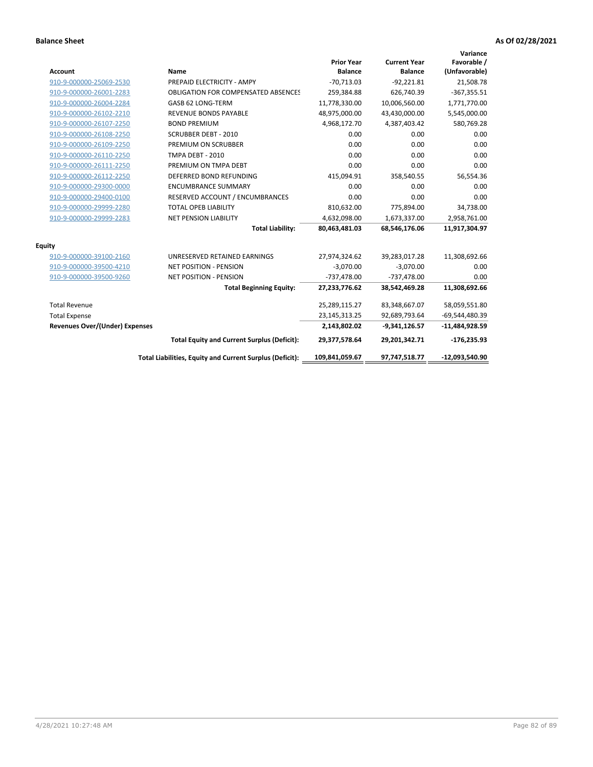**Balance Sheet** **As Of 02/28/2021**

| Account | Name | Prior Year Balance | Current Year Balance | Variance Favorable / (Unfavorable) |
|---|---|---|---|---|
| 910-9-000000-25069-2530 | PREPAID ELECTRICITY - AMPY | -70,713.03 | -92,221.81 | 21,508.78 |
| 910-9-000000-26001-2283 | OBLIGATION FOR COMPENSATED ABSENCES | 259,384.88 | 626,740.39 | -367,355.51 |
| 910-9-000000-26004-2284 | GASB 62 LONG-TERM | 11,778,330.00 | 10,006,560.00 | 1,771,770.00 |
| 910-9-000000-26102-2210 | REVENUE BONDS PAYABLE | 48,975,000.00 | 43,430,000.00 | 5,545,000.00 |
| 910-9-000000-26107-2250 | BOND PREMIUM | 4,968,172.70 | 4,387,403.42 | 580,769.28 |
| 910-9-000000-26108-2250 | SCRUBBER DEBT - 2010 | 0.00 | 0.00 | 0.00 |
| 910-9-000000-26109-2250 | PREMIUM ON SCRUBBER | 0.00 | 0.00 | 0.00 |
| 910-9-000000-26110-2250 | TMPA DEBT - 2010 | 0.00 | 0.00 | 0.00 |
| 910-9-000000-26111-2250 | PREMIUM ON TMPA DEBT | 0.00 | 0.00 | 0.00 |
| 910-9-000000-26112-2250 | DEFERRED BOND REFUNDING | 415,094.91 | 358,540.55 | 56,554.36 |
| 910-9-000000-29300-0000 | ENCUMBRANCE SUMMARY | 0.00 | 0.00 | 0.00 |
| 910-9-000000-29400-0100 | RESERVED ACCOUNT / ENCUMBRANCES | 0.00 | 0.00 | 0.00 |
| 910-9-000000-29999-2280 | TOTAL OPEB LIABILITY | 810,632.00 | 775,894.00 | 34,738.00 |
| 910-9-000000-29999-2283 | NET PENSION LIABILITY | 4,632,098.00 | 1,673,337.00 | 2,958,761.00 |
| | **Total Liability:** | **80,463,481.03** | **68,546,176.06** | **11,917,304.97** |
| **Equity** | | | | |
| 910-9-000000-39100-2160 | UNRESERVED RETAINED EARNINGS | 27,974,324.62 | 39,283,017.28 | 11,308,692.66 |
| 910-9-000000-39500-4210 | NET POSITION - PENSION | -3,070.00 | -3,070.00 | 0.00 |
| 910-9-000000-39500-9260 | NET POSITION - PENSION | -737,478.00 | -737,478.00 | 0.00 |
| | **Total Beginning Equity:** | **27,233,776.62** | **38,542,469.28** | **11,308,692.66** |
| Total Revenue | | 25,289,115.27 | 83,348,667.07 | 58,059,551.80 |
| Total Expense | | 23,145,313.25 | 92,689,793.64 | -69,544,480.39 |
| **Revenues Over/(Under) Expenses** | | **2,143,802.02** | **-9,341,126.57** | **-11,484,928.59** |
| | **Total Equity and Current Surplus (Deficit):** | **29,377,578.64** | **29,201,342.71** | **-176,235.93** |
| | **Total Liabilities, Equity and Current Surplus (Deficit):** | **109,841,059.67** | **97,747,518.77** | **-12,093,540.90** |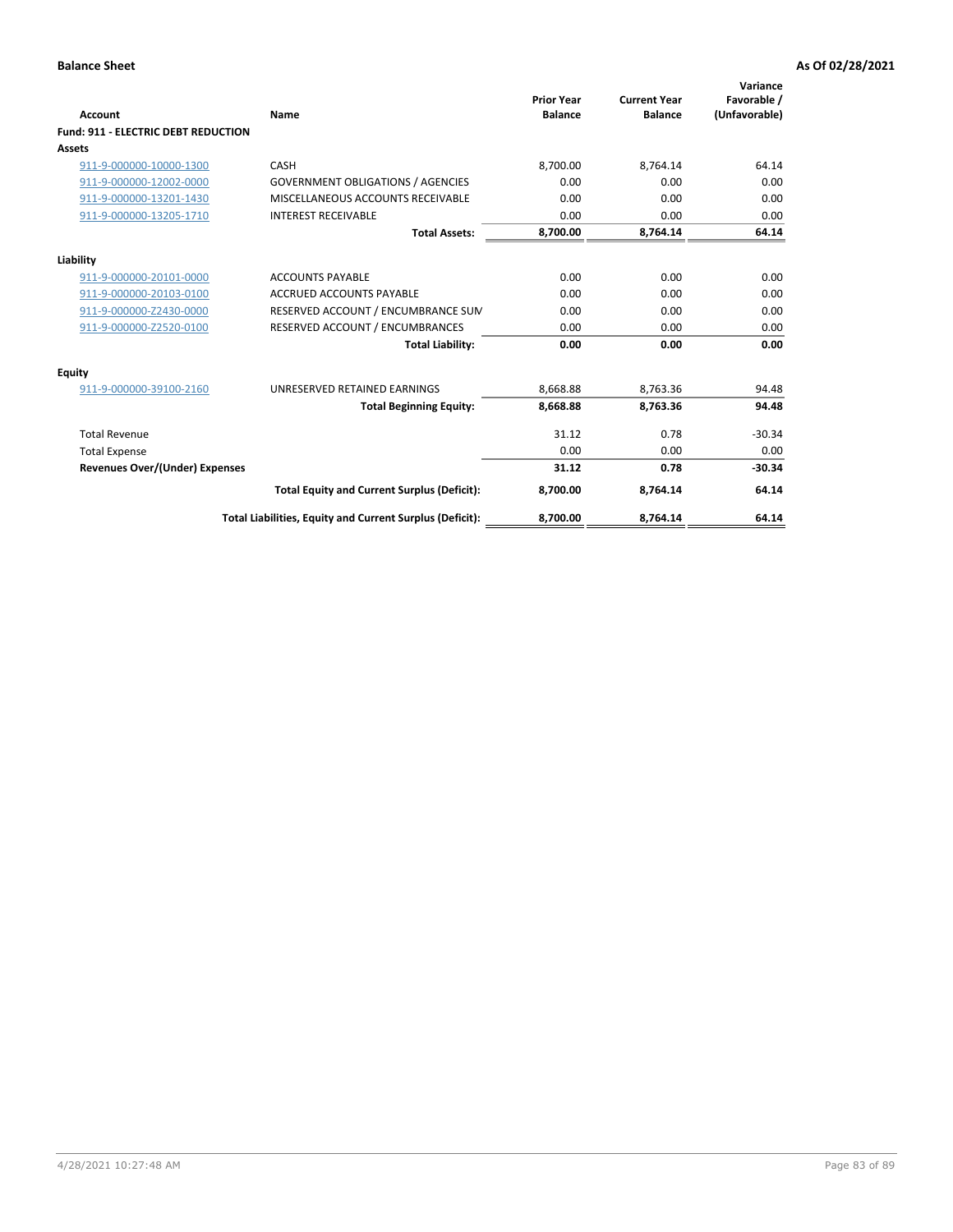**Balance Sheet** **As Of 02/28/2021**

| Account | Name | Prior Year Balance | Current Year Balance | Variance Favorable / (Unfavorable) |
|---|---|---|---|---|
| **Fund: 911 - ELECTRIC DEBT REDUCTION** | | | | |
| **Assets** | | | | |
| 911-9-000000-10000-1300 | CASH | 8,700.00 | 8,764.14 | 64.14 |
| 911-9-000000-12002-0000 | GOVERNMENT OBLIGATIONS / AGENCIES | 0.00 | 0.00 | 0.00 |
| 911-9-000000-13201-1430 | MISCELLANEOUS ACCOUNTS RECEIVABLE | 0.00 | 0.00 | 0.00 |
| 911-9-000000-13205-1710 | INTEREST RECEIVABLE | 0.00 | 0.00 | 0.00 |
| | **Total Assets:** | **8,700.00** | **8,764.14** | **64.14** |
| **Liability** | | | | |
| 911-9-000000-20101-0000 | ACCOUNTS PAYABLE | 0.00 | 0.00 | 0.00 |
| 911-9-000000-20103-0100 | ACCRUED ACCOUNTS PAYABLE | 0.00 | 0.00 | 0.00 |
| 911-9-000000-Z2430-0000 | RESERVED ACCOUNT / ENCUMBRANCE SUM | 0.00 | 0.00 | 0.00 |
| 911-9-000000-Z2520-0100 | RESERVED ACCOUNT / ENCUMBRANCES | 0.00 | 0.00 | 0.00 |
| | **Total Liability:** | **0.00** | **0.00** | **0.00** |
| **Equity** | | | | |
| 911-9-000000-39100-2160 | UNRESERVED RETAINED EARNINGS | 8,668.88 | 8,763.36 | 94.48 |
| | **Total Beginning Equity:** | **8,668.88** | **8,763.36** | **94.48** |
| Total Revenue | | 31.12 | 0.78 | -30.34 |
| Total Expense | | 0.00 | 0.00 | 0.00 |
| **Revenues Over/(Under) Expenses** | | **31.12** | **0.78** | **-30.34** |
| | **Total Equity and Current Surplus (Deficit):** | **8,700.00** | **8,764.14** | **64.14** |
| | **Total Liabilities, Equity and Current Surplus (Deficit):** | **8,700.00** | **8,764.14** | **64.14** |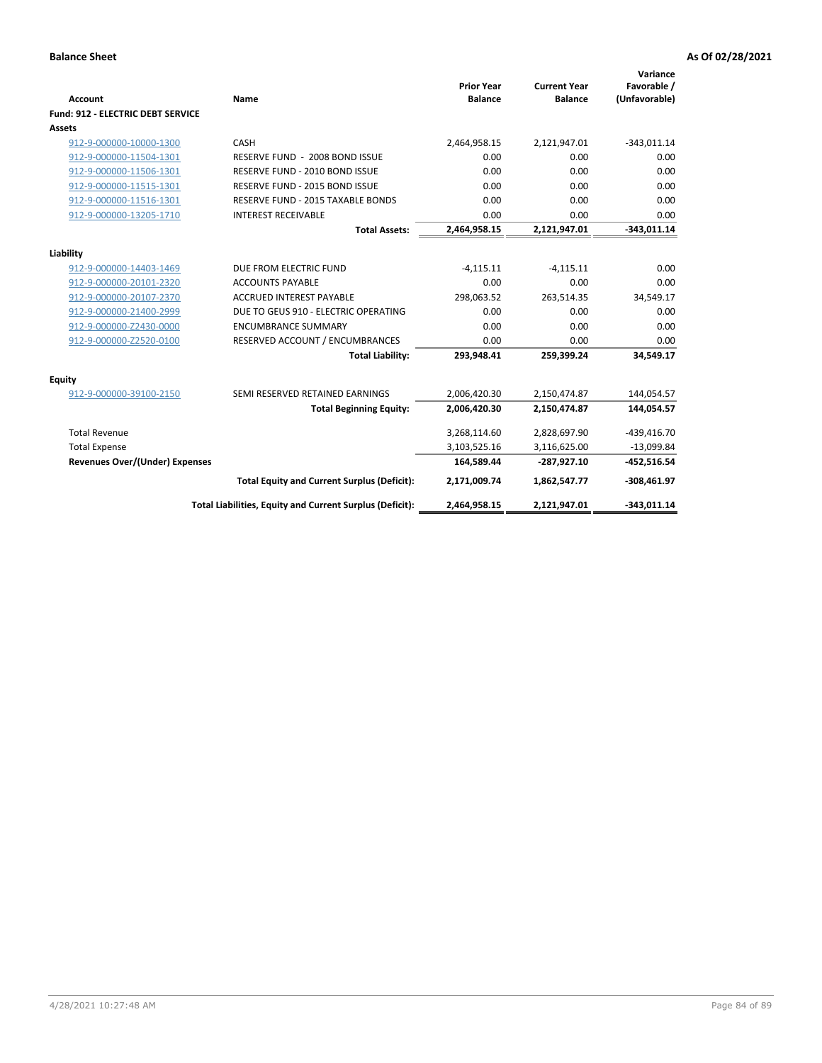**Balance Sheet** **As Of 02/28/2021**

| Account | Name | Prior Year Balance | Current Year Balance | Variance Favorable / (Unfavorable) |
|---|---|---|---|---|
| **Fund: 912 - ELECTRIC DEBT SERVICE** | | | | |
| **Assets** | | | | |
| 912-9-000000-10000-1300 | CASH | 2,464,958.15 | 2,121,947.01 | -343,011.14 |
| 912-9-000000-11504-1301 | RESERVE FUND - 2008 BOND ISSUE | 0.00 | 0.00 | 0.00 |
| 912-9-000000-11506-1301 | RESERVE FUND - 2010 BOND ISSUE | 0.00 | 0.00 | 0.00 |
| 912-9-000000-11515-1301 | RESERVE FUND - 2015 BOND ISSUE | 0.00 | 0.00 | 0.00 |
| 912-9-000000-11516-1301 | RESERVE FUND - 2015 TAXABLE BONDS | 0.00 | 0.00 | 0.00 |
| 912-9-000000-13205-1710 | INTEREST RECEIVABLE | 0.00 | 0.00 | 0.00 |
| | **Total Assets:** | **2,464,958.15** | **2,121,947.01** | **-343,011.14** |
| **Liability** | | | | |
| 912-9-000000-14403-1469 | DUE FROM ELECTRIC FUND | -4,115.11 | -4,115.11 | 0.00 |
| 912-9-000000-20101-2320 | ACCOUNTS PAYABLE | 0.00 | 0.00 | 0.00 |
| 912-9-000000-20107-2370 | ACCRUED INTEREST PAYABLE | 298,063.52 | 263,514.35 | 34,549.17 |
| 912-9-000000-21400-2999 | DUE TO GEUS 910 - ELECTRIC OPERATING | 0.00 | 0.00 | 0.00 |
| 912-9-000000-Z2430-0000 | ENCUMBRANCE SUMMARY | 0.00 | 0.00 | 0.00 |
| 912-9-000000-Z2520-0100 | RESERVED ACCOUNT / ENCUMBRANCES | 0.00 | 0.00 | 0.00 |
| | **Total Liability:** | **293,948.41** | **259,399.24** | **34,549.17** |
| **Equity** | | | | |
| 912-9-000000-39100-2150 | SEMI RESERVED RETAINED EARNINGS | 2,006,420.30 | 2,150,474.87 | 144,054.57 |
| | **Total Beginning Equity:** | **2,006,420.30** | **2,150,474.87** | **144,054.57** |
| Total Revenue | | 3,268,114.60 | 2,828,697.90 | -439,416.70 |
| Total Expense | | 3,103,525.16 | 3,116,625.00 | -13,099.84 |
| **Revenues Over/(Under) Expenses** | | **164,589.44** | **-287,927.10** | **-452,516.54** |
| | **Total Equity and Current Surplus (Deficit):** | **2,171,009.74** | **1,862,547.77** | **-308,461.97** |
| | **Total Liabilities, Equity and Current Surplus (Deficit):** | **2,464,958.15** | **2,121,947.01** | **-343,011.14** |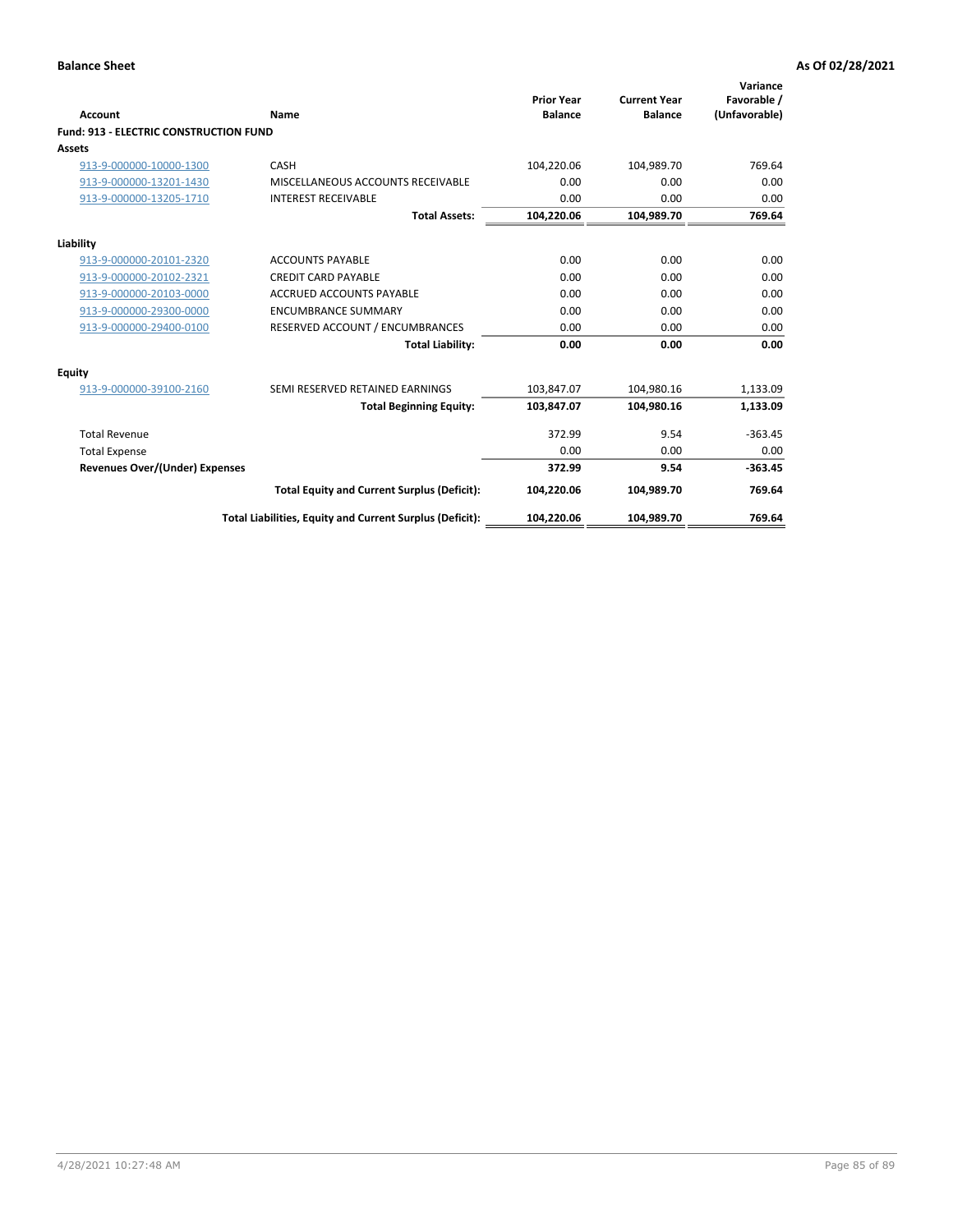**Balance Sheet** **As Of 02/28/2021**

| Account | Name | Prior Year Balance | Current Year Balance | Variance Favorable / (Unfavorable) |
|---|---|---|---|---|
| **Fund: 913 - ELECTRIC CONSTRUCTION FUND** | | | | |
| **Assets** | | | | |
| 913-9-000000-10000-1300 | CASH | 104,220.06 | 104,989.70 | 769.64 |
| 913-9-000000-13201-1430 | MISCELLANEOUS ACCOUNTS RECEIVABLE | 0.00 | 0.00 | 0.00 |
| 913-9-000000-13205-1710 | INTEREST RECEIVABLE | 0.00 | 0.00 | 0.00 |
| | **Total Assets:** | **104,220.06** | **104,989.70** | **769.64** |
| **Liability** | | | | |
| 913-9-000000-20101-2320 | ACCOUNTS PAYABLE | 0.00 | 0.00 | 0.00 |
| 913-9-000000-20102-2321 | CREDIT CARD PAYABLE | 0.00 | 0.00 | 0.00 |
| 913-9-000000-20103-0000 | ACCRUED ACCOUNTS PAYABLE | 0.00 | 0.00 | 0.00 |
| 913-9-000000-29300-0000 | ENCUMBRANCE SUMMARY | 0.00 | 0.00 | 0.00 |
| 913-9-000000-29400-0100 | RESERVED ACCOUNT / ENCUMBRANCES | 0.00 | 0.00 | 0.00 |
| | **Total Liability:** | **0.00** | **0.00** | **0.00** |
| **Equity** | | | | |
| 913-9-000000-39100-2160 | SEMI RESERVED RETAINED EARNINGS | 103,847.07 | 104,980.16 | 1,133.09 |
| | **Total Beginning Equity:** | **103,847.07** | **104,980.16** | **1,133.09** |
| Total Revenue | | 372.99 | 9.54 | -363.45 |
| Total Expense | | 0.00 | 0.00 | 0.00 |
| **Revenues Over/(Under) Expenses** | | **372.99** | **9.54** | **-363.45** |
| | **Total Equity and Current Surplus (Deficit):** | **104,220.06** | **104,989.70** | **769.64** |
| | **Total Liabilities, Equity and Current Surplus (Deficit):** | **104,220.06** | **104,989.70** | **769.64** |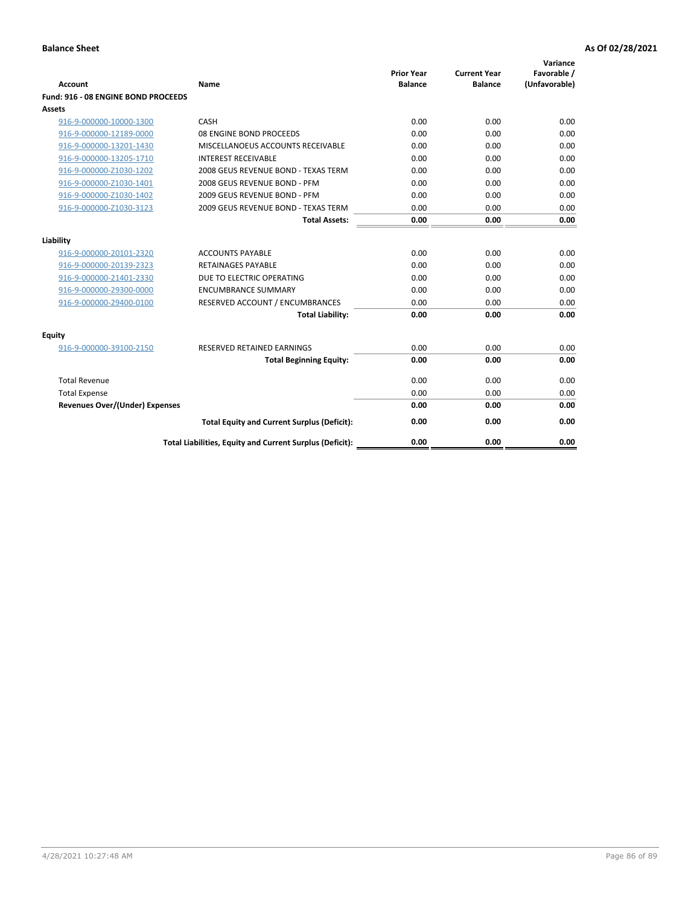**Balance Sheet** **As Of 02/28/2021**

| Account | Name | Prior Year Balance | Current Year Balance | Variance Favorable / (Unfavorable) |
|---|---|---|---|---|
| **Fund: 916 - 08 ENGINE BOND PROCEEDS** | | | | |
| **Assets** | | | | |
| 916-9-000000-10000-1300 | CASH | 0.00 | 0.00 | 0.00 |
| 916-9-000000-12189-0000 | 08 ENGINE BOND PROCEEDS | 0.00 | 0.00 | 0.00 |
| 916-9-000000-13201-1430 | MISCELLANOEUS ACCOUNTS RECEIVABLE | 0.00 | 0.00 | 0.00 |
| 916-9-000000-13205-1710 | INTEREST RECEIVABLE | 0.00 | 0.00 | 0.00 |
| 916-9-000000-Z1030-1202 | 2008 GEUS REVENUE BOND - TEXAS TERM | 0.00 | 0.00 | 0.00 |
| 916-9-000000-Z1030-1401 | 2008 GEUS REVENUE BOND - PFM | 0.00 | 0.00 | 0.00 |
| 916-9-000000-Z1030-1402 | 2009 GEUS REVENUE BOND - PFM | 0.00 | 0.00 | 0.00 |
| 916-9-000000-Z1030-3123 | 2009 GEUS REVENUE BOND - TEXAS TERM | 0.00 | 0.00 | 0.00 |
| | **Total Assets:** | **0.00** | **0.00** | **0.00** |
| **Liability** | | | | |
| 916-9-000000-20101-2320 | ACCOUNTS PAYABLE | 0.00 | 0.00 | 0.00 |
| 916-9-000000-20139-2323 | RETAINAGES PAYABLE | 0.00 | 0.00 | 0.00 |
| 916-9-000000-21401-2330 | DUE TO ELECTRIC OPERATING | 0.00 | 0.00 | 0.00 |
| 916-9-000000-29300-0000 | ENCUMBRANCE SUMMARY | 0.00 | 0.00 | 0.00 |
| 916-9-000000-29400-0100 | RESERVED ACCOUNT / ENCUMBRANCES | 0.00 | 0.00 | 0.00 |
| | **Total Liability:** | **0.00** | **0.00** | **0.00** |
| **Equity** | | | | |
| 916-9-000000-39100-2150 | RESERVED RETAINED EARNINGS | 0.00 | 0.00 | 0.00 |
| | **Total Beginning Equity:** | **0.00** | **0.00** | **0.00** |
| Total Revenue | | 0.00 | 0.00 | 0.00 |
| Total Expense | | 0.00 | 0.00 | 0.00 |
| **Revenues Over/(Under) Expenses** | | **0.00** | **0.00** | **0.00** |
| | **Total Equity and Current Surplus (Deficit):** | **0.00** | **0.00** | **0.00** |
| | **Total Liabilities, Equity and Current Surplus (Deficit):** | **0.00** | **0.00** | **0.00** |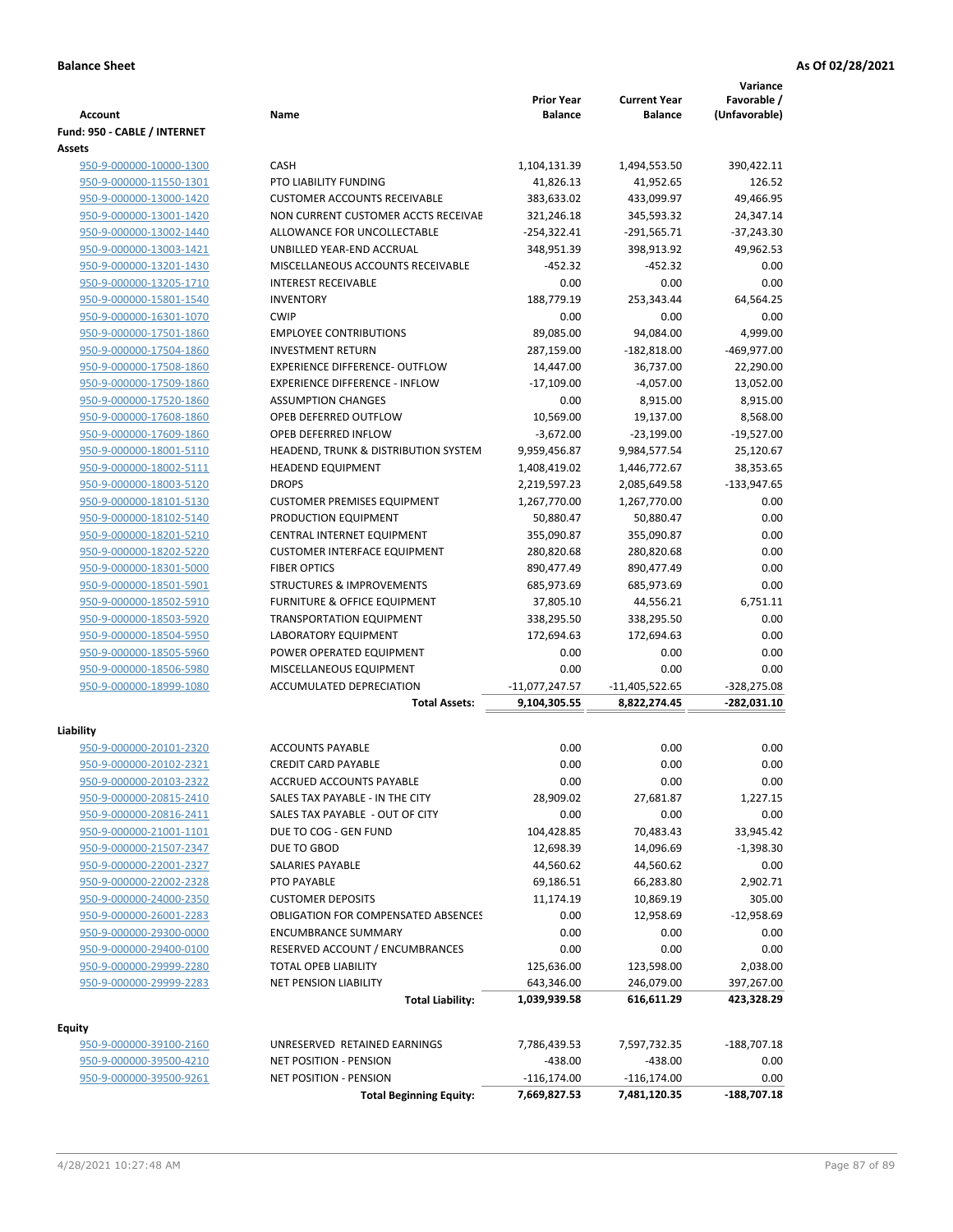**Balance Sheet** **As Of 02/28/2021**

| Account | Name | Prior Year Balance | Current Year Balance | Variance Favorable / (Unfavorable) |
|---|---|---|---|---|
| **Fund: 950 - CABLE / INTERNET** | | | | |
| **Assets** | | | | |
| 950-9-000000-10000-1300 | CASH | 1,104,131.39 | 1,494,553.50 | 390,422.11 |
| 950-9-000000-11550-1301 | PTO LIABILITY FUNDING | 41,826.13 | 41,952.65 | 126.52 |
| 950-9-000000-13000-1420 | CUSTOMER ACCOUNTS RECEIVABLE | 383,633.02 | 433,099.97 | 49,466.95 |
| 950-9-000000-13001-1420 | NON CURRENT CUSTOMER ACCTS RECEIVAE | 321,246.18 | 345,593.32 | 24,347.14 |
| 950-9-000000-13002-1440 | ALLOWANCE FOR UNCOLLECTABLE | -254,322.41 | -291,565.71 | -37,243.30 |
| 950-9-000000-13003-1421 | UNBILLED YEAR-END ACCRUAL | 348,951.39 | 398,913.92 | 49,962.53 |
| 950-9-000000-13201-1430 | MISCELLANEOUS ACCOUNTS RECEIVABLE | -452.32 | -452.32 | 0.00 |
| 950-9-000000-13205-1710 | INTEREST RECEIVABLE | 0.00 | 0.00 | 0.00 |
| 950-9-000000-15801-1540 | INVENTORY | 188,779.19 | 253,343.44 | 64,564.25 |
| 950-9-000000-16301-1070 | CWIP | 0.00 | 0.00 | 0.00 |
| 950-9-000000-17501-1860 | EMPLOYEE CONTRIBUTIONS | 89,085.00 | 94,084.00 | 4,999.00 |
| 950-9-000000-17504-1860 | INVESTMENT RETURN | 287,159.00 | -182,818.00 | -469,977.00 |
| 950-9-000000-17508-1860 | EXPERIENCE DIFFERENCE- OUTFLOW | 14,447.00 | 36,737.00 | 22,290.00 |
| 950-9-000000-17509-1860 | EXPERIENCE DIFFERENCE - INFLOW | -17,109.00 | -4,057.00 | 13,052.00 |
| 950-9-000000-17520-1860 | ASSUMPTION CHANGES | 0.00 | 8,915.00 | 8,915.00 |
| 950-9-000000-17608-1860 | OPEB DEFERRED OUTFLOW | 10,569.00 | 19,137.00 | 8,568.00 |
| 950-9-000000-17609-1860 | OPEB DEFERRED INFLOW | -3,672.00 | -23,199.00 | -19,527.00 |
| 950-9-000000-18001-5110 | HEADEND, TRUNK & DISTRIBUTION SYSTEM | 9,959,456.87 | 9,984,577.54 | 25,120.67 |
| 950-9-000000-18002-5111 | HEADEND EQUIPMENT | 1,408,419.02 | 1,446,772.67 | 38,353.65 |
| 950-9-000000-18003-5120 | DROPS | 2,219,597.23 | 2,085,649.58 | -133,947.65 |
| 950-9-000000-18101-5130 | CUSTOMER PREMISES EQUIPMENT | 1,267,770.00 | 1,267,770.00 | 0.00 |
| 950-9-000000-18102-5140 | PRODUCTION EQUIPMENT | 50,880.47 | 50,880.47 | 0.00 |
| 950-9-000000-18201-5210 | CENTRAL INTERNET EQUIPMENT | 355,090.87 | 355,090.87 | 0.00 |
| 950-9-000000-18202-5220 | CUSTOMER INTERFACE EQUIPMENT | 280,820.68 | 280,820.68 | 0.00 |
| 950-9-000000-18301-5000 | FIBER OPTICS | 890,477.49 | 890,477.49 | 0.00 |
| 950-9-000000-18501-5901 | STRUCTURES & IMPROVEMENTS | 685,973.69 | 685,973.69 | 0.00 |
| 950-9-000000-18502-5910 | FURNITURE & OFFICE EQUIPMENT | 37,805.10 | 44,556.21 | 6,751.11 |
| 950-9-000000-18503-5920 | TRANSPORTATION EQUIPMENT | 338,295.50 | 338,295.50 | 0.00 |
| 950-9-000000-18504-5950 | LABORATORY EQUIPMENT | 172,694.63 | 172,694.63 | 0.00 |
| 950-9-000000-18505-5960 | POWER OPERATED EQUIPMENT | 0.00 | 0.00 | 0.00 |
| 950-9-000000-18506-5980 | MISCELLANEOUS EQUIPMENT | 0.00 | 0.00 | 0.00 |
| 950-9-000000-18999-1080 | ACCUMULATED DEPRECIATION | -11,077,247.57 | -11,405,522.65 | -328,275.08 |
| | **Total Assets:** | **9,104,305.55** | **8,822,274.45** | **-282,031.10** |
| **Liability** | | | | |
| 950-9-000000-20101-2320 | ACCOUNTS PAYABLE | 0.00 | 0.00 | 0.00 |
| 950-9-000000-20102-2321 | CREDIT CARD PAYABLE | 0.00 | 0.00 | 0.00 |
| 950-9-000000-20103-2322 | ACCRUED ACCOUNTS PAYABLE | 0.00 | 0.00 | 0.00 |
| 950-9-000000-20815-2410 | SALES TAX PAYABLE - IN THE CITY | 28,909.02 | 27,681.87 | 1,227.15 |
| 950-9-000000-20816-2411 | SALES TAX PAYABLE - OUT OF CITY | 0.00 | 0.00 | 0.00 |
| 950-9-000000-21001-1101 | DUE TO COG - GEN FUND | 104,428.85 | 70,483.43 | 33,945.42 |
| 950-9-000000-21507-2347 | DUE TO GBOD | 12,698.39 | 14,096.69 | -1,398.30 |
| 950-9-000000-22001-2327 | SALARIES PAYABLE | 44,560.62 | 44,560.62 | 0.00 |
| 950-9-000000-22002-2328 | PTO PAYABLE | 69,186.51 | 66,283.80 | 2,902.71 |
| 950-9-000000-24000-2350 | CUSTOMER DEPOSITS | 11,174.19 | 10,869.19 | 305.00 |
| 950-9-000000-26001-2283 | OBLIGATION FOR COMPENSATED ABSENCES | 0.00 | 12,958.69 | -12,958.69 |
| 950-9-000000-29300-0000 | ENCUMBRANCE SUMMARY | 0.00 | 0.00 | 0.00 |
| 950-9-000000-29400-0100 | RESERVED ACCOUNT / ENCUMBRANCES | 0.00 | 0.00 | 0.00 |
| 950-9-000000-29999-2280 | TOTAL OPEB LIABILITY | 125,636.00 | 123,598.00 | 2,038.00 |
| 950-9-000000-29999-2283 | NET PENSION LIABILITY | 643,346.00 | 246,079.00 | 397,267.00 |
| | **Total Liability:** | **1,039,939.58** | **616,611.29** | **423,328.29** |
| **Equity** | | | | |
| 950-9-000000-39100-2160 | UNRESERVED RETAINED EARNINGS | 7,786,439.53 | 7,597,732.35 | -188,707.18 |
| 950-9-000000-39500-4210 | NET POSITION - PENSION | -438.00 | -438.00 | 0.00 |
| 950-9-000000-39500-9261 | NET POSITION - PENSION | -116,174.00 | -116,174.00 | 0.00 |
| | **Total Beginning Equity:** | **7,669,827.53** | **7,481,120.35** | **-188,707.18** |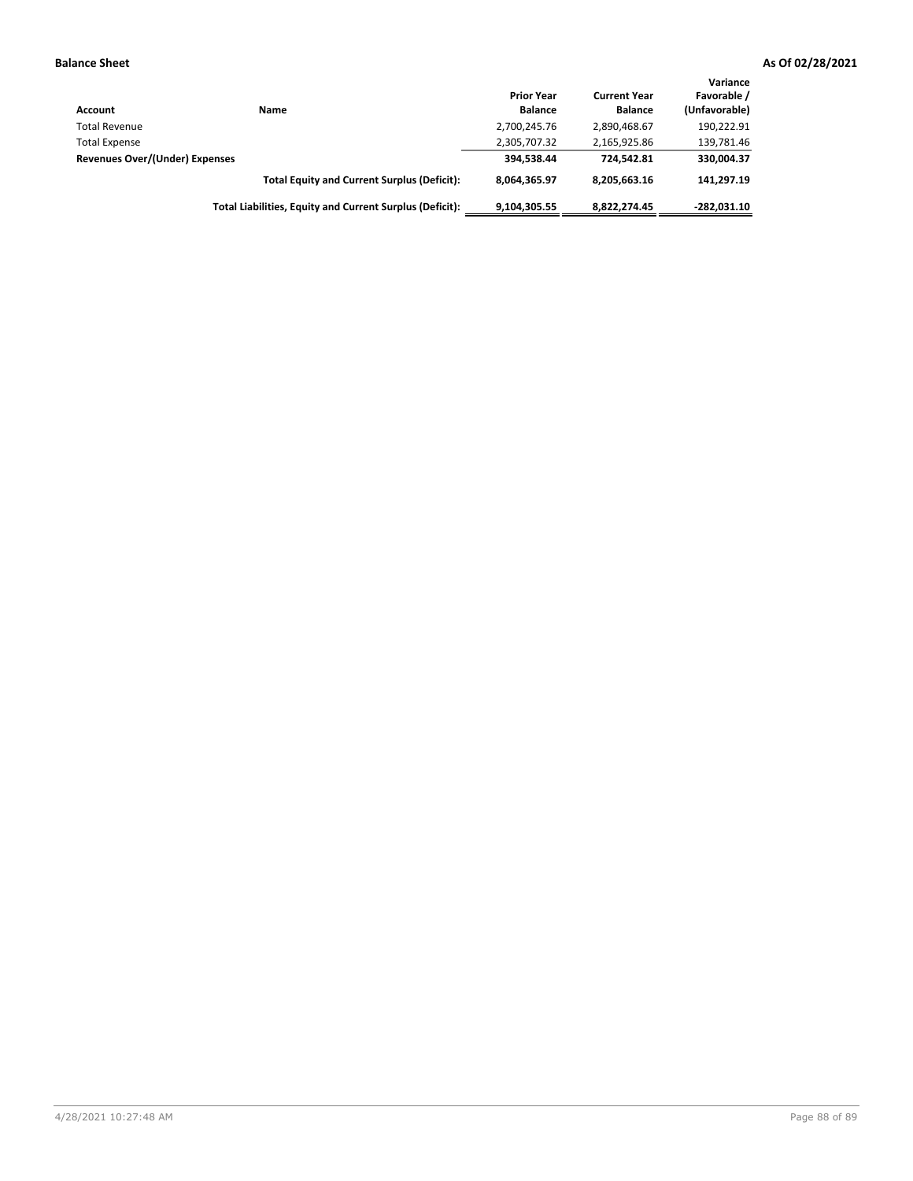| Account | Name | Prior Year Balance | Current Year Balance | Variance Favorable / (Unfavorable) |
|---|---|---|---|---|
| Total Revenue | | 2,700,245.76 | 2,890,468.67 | 190,222.91 |
| Total Expense | | 2,305,707.32 | 2,165,925.86 | 139,781.46 |
| **Revenues Over/(Under) Expenses** | | **394,538.44** | **724,542.81** | **330,004.37** |
| | **Total Equity and Current Surplus (Deficit):** | **8,064,365.97** | **8,205,663.16** | **141,297.19** |
| | **Total Liabilities, Equity and Current Surplus (Deficit):** | **9,104,305.55** | **8,822,274.45** | **-282,031.10** |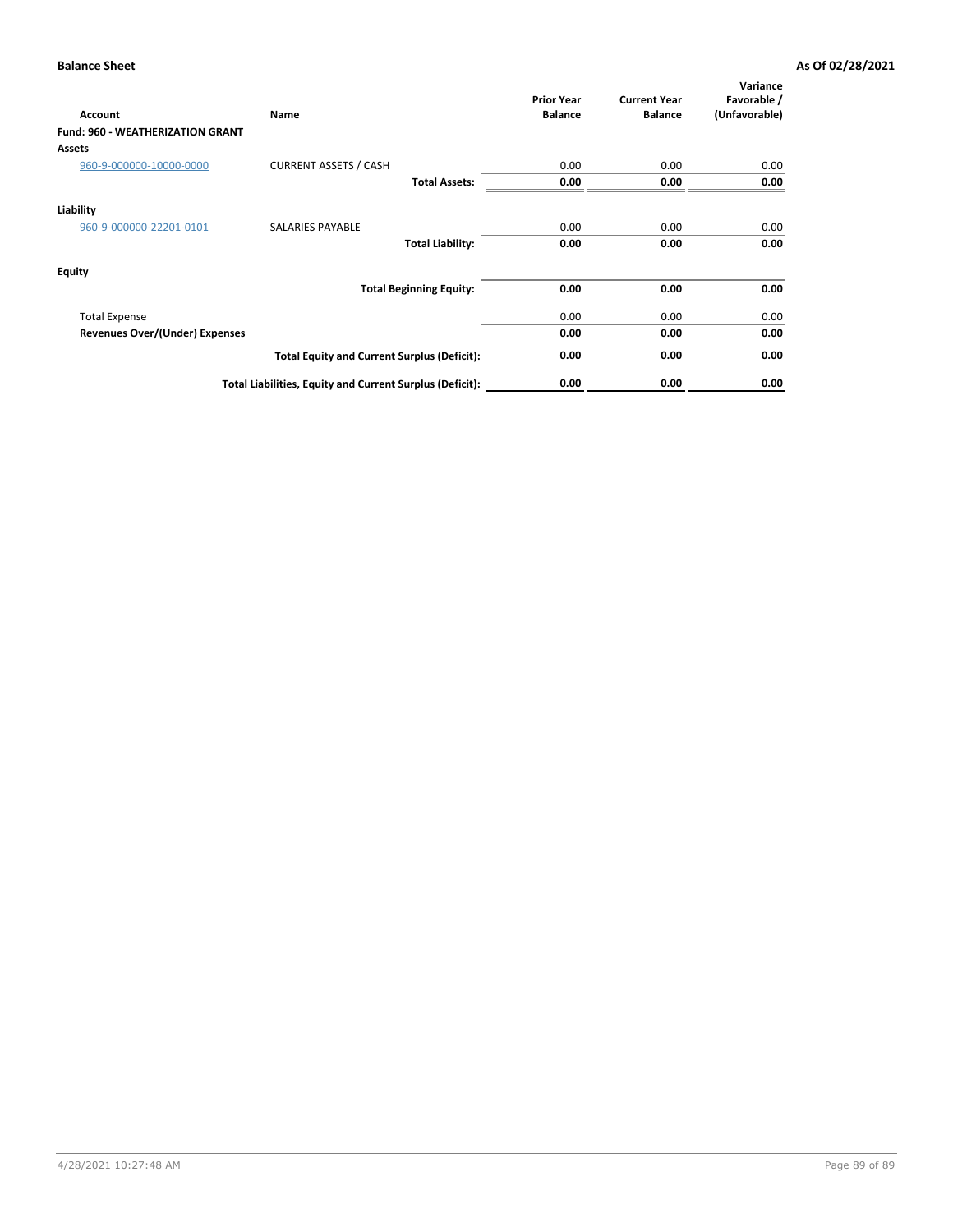**Balance Sheet** **As Of 02/28/2021**

| Account | Name | Prior Year Balance | Current Year Balance | Variance Favorable / (Unfavorable) |
|---|---|---|---|---|
| **Fund: 960 - WEATHERIZATION GRANT** | | | | |
| **Assets** | | | | |
| 960-9-000000-10000-0000 | CURRENT ASSETS / CASH | 0.00 | 0.00 | 0.00 |
| | **Total Assets:** | **0.00** | **0.00** | **0.00** |
| **Liability** | | | | |
| 960-9-000000-22201-0101 | SALARIES PAYABLE | 0.00 | 0.00 | 0.00 |
| | **Total Liability:** | **0.00** | **0.00** | **0.00** |
| **Equity** | | | | |
| | **Total Beginning Equity:** | **0.00** | **0.00** | **0.00** |
| Total Expense | | 0.00 | 0.00 | 0.00 |
| **Revenues Over/(Under) Expenses** | | **0.00** | **0.00** | **0.00** |
| | **Total Equity and Current Surplus (Deficit):** | **0.00** | **0.00** | **0.00** |
| | **Total Liabilities, Equity and Current Surplus (Deficit):** | **0.00** | **0.00** | **0.00** |